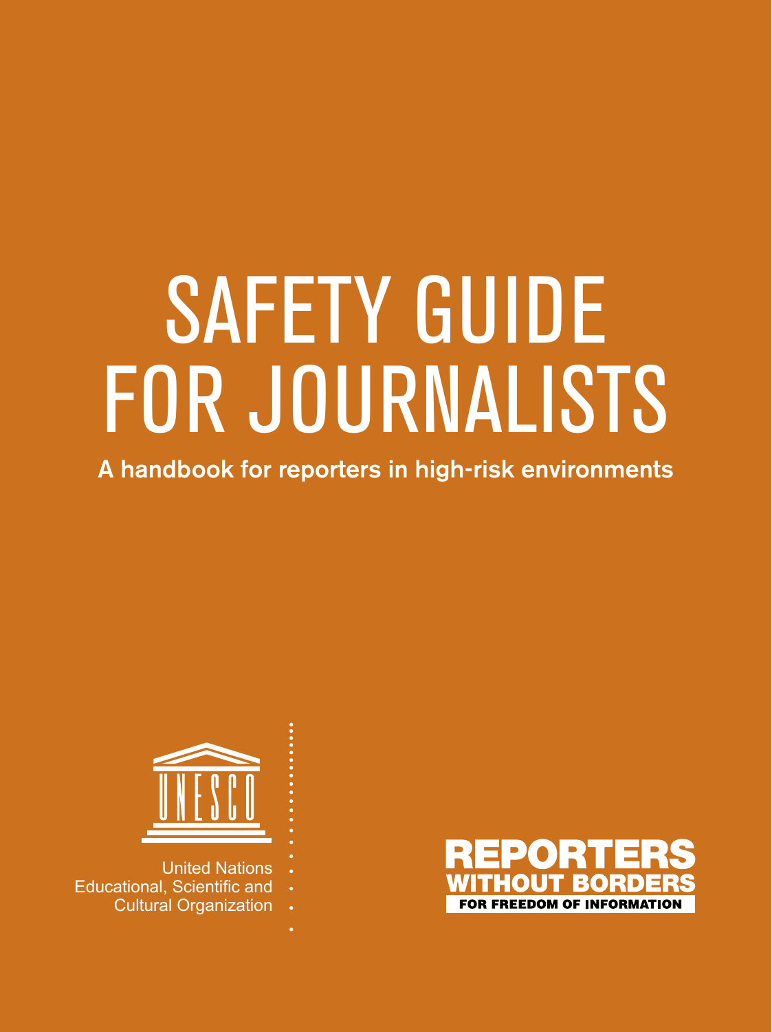# SAFETY GUIDE FOR JOURNALISTS

**A handbook for reporters in high-risk environments**

UNESCO

United Nations
Educational, Scientific and
Cultural Organization

REPORTERS WITHOUT BORDERS

FOR FREEDOM OF INFORMATION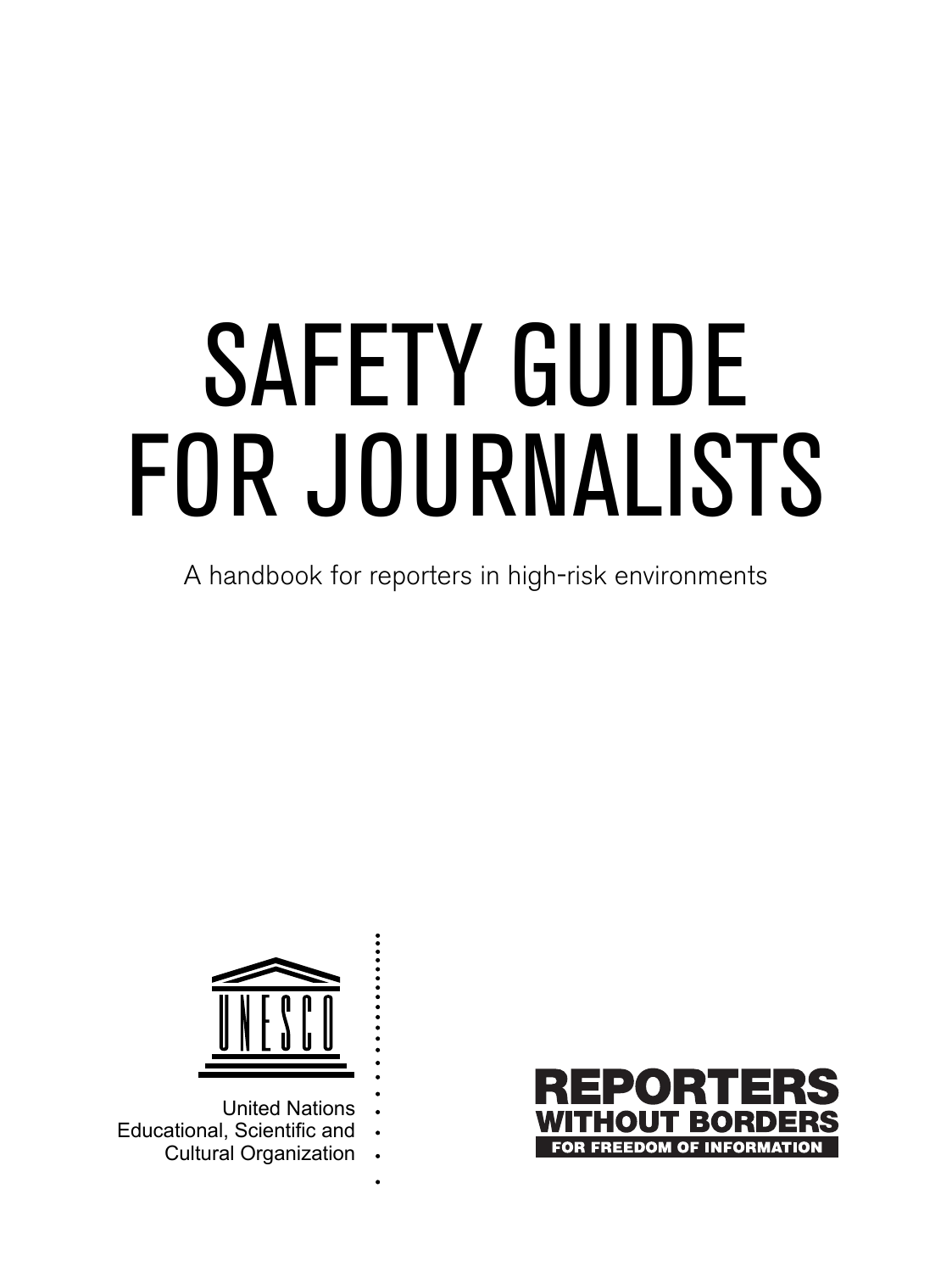# SAFETY GUIDE FOR JOURNALISTS

A handbook for reporters in high-risk environments

UNESCO

United Nations
Educational, Scientific and
Cultural Organization

REPORTERS WITHOUT BORDERS
FOR FREEDOM OF INFORMATION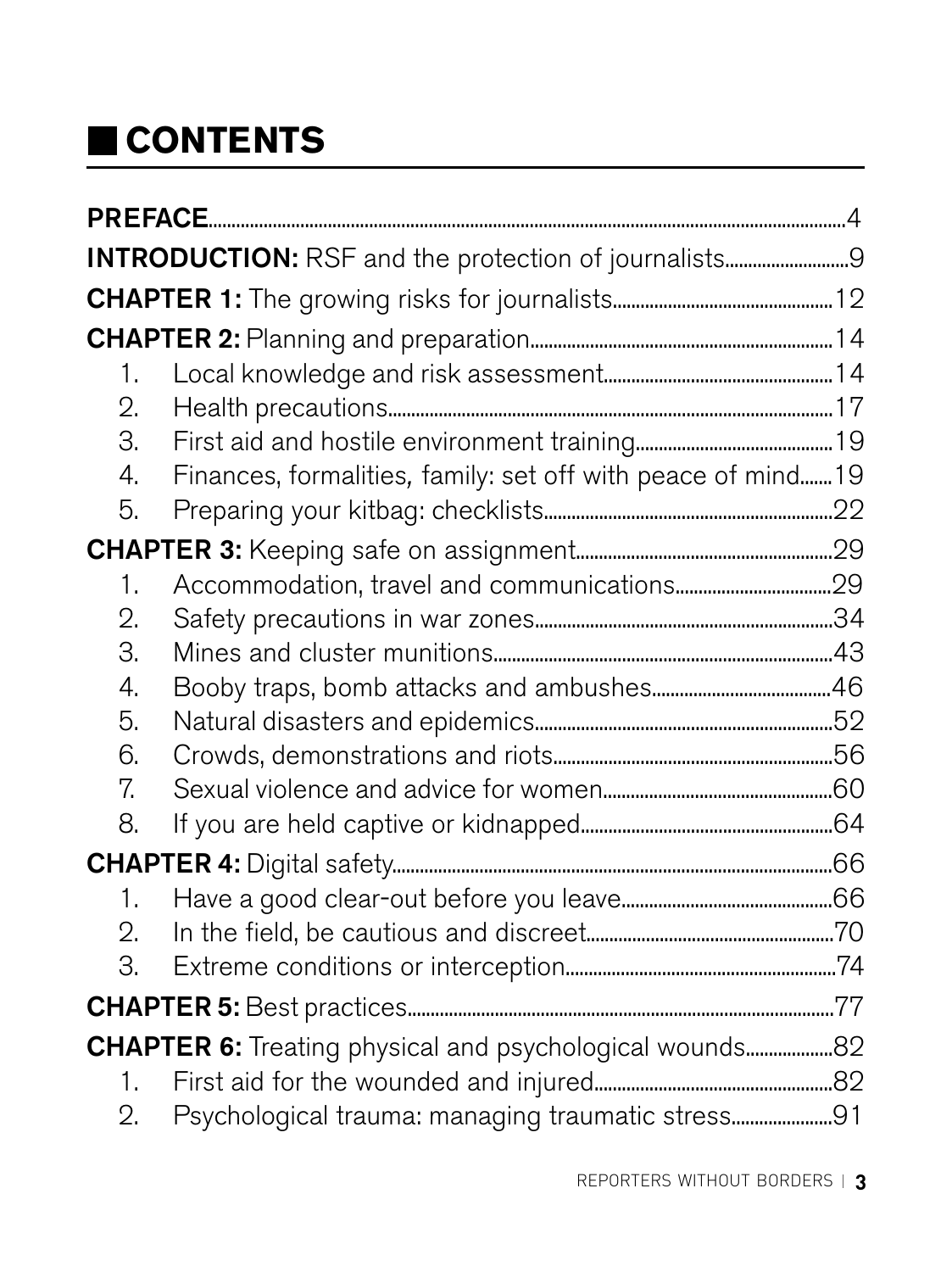# CONTENTS

**PREFACE** ... 4

**INTRODUCTION:** RSF and the protection of journalists ... 9

**CHAPTER 1:** The growing risks for journalists ... 12

**CHAPTER 2:** Planning and preparation ... 14

1. Local knowledge and risk assessment ... 14
2. Health precautions ... 17
3. First aid and hostile environment training ... 19
4. Finances, formalities, family: set off with peace of mind ... 19
5. Preparing your kitbag: checklists ... 22

**CHAPTER 3:** Keeping safe on assignment ... 29

1. Accommodation, travel and communications ... 29
2. Safety precautions in war zones ... 34
3. Mines and cluster munitions ... 43
4. Booby traps, bomb attacks and ambushes ... 46
5. Natural disasters and epidemics ... 52
6. Crowds, demonstrations and riots ... 56
7. Sexual violence and advice for women ... 60
8. If you are held captive or kidnapped ... 64

**CHAPTER 4:** Digital safety ... 66

1. Have a good clear-out before you leave ... 66
2. In the field, be cautious and discreet ... 70
3. Extreme conditions or interception ... 74

**CHAPTER 5:** Best practices ... 77

**CHAPTER 6:** Treating physical and psychological wounds ... 82

1. First aid for the wounded and injured ... 82
2. Psychological trauma: managing traumatic stress ... 91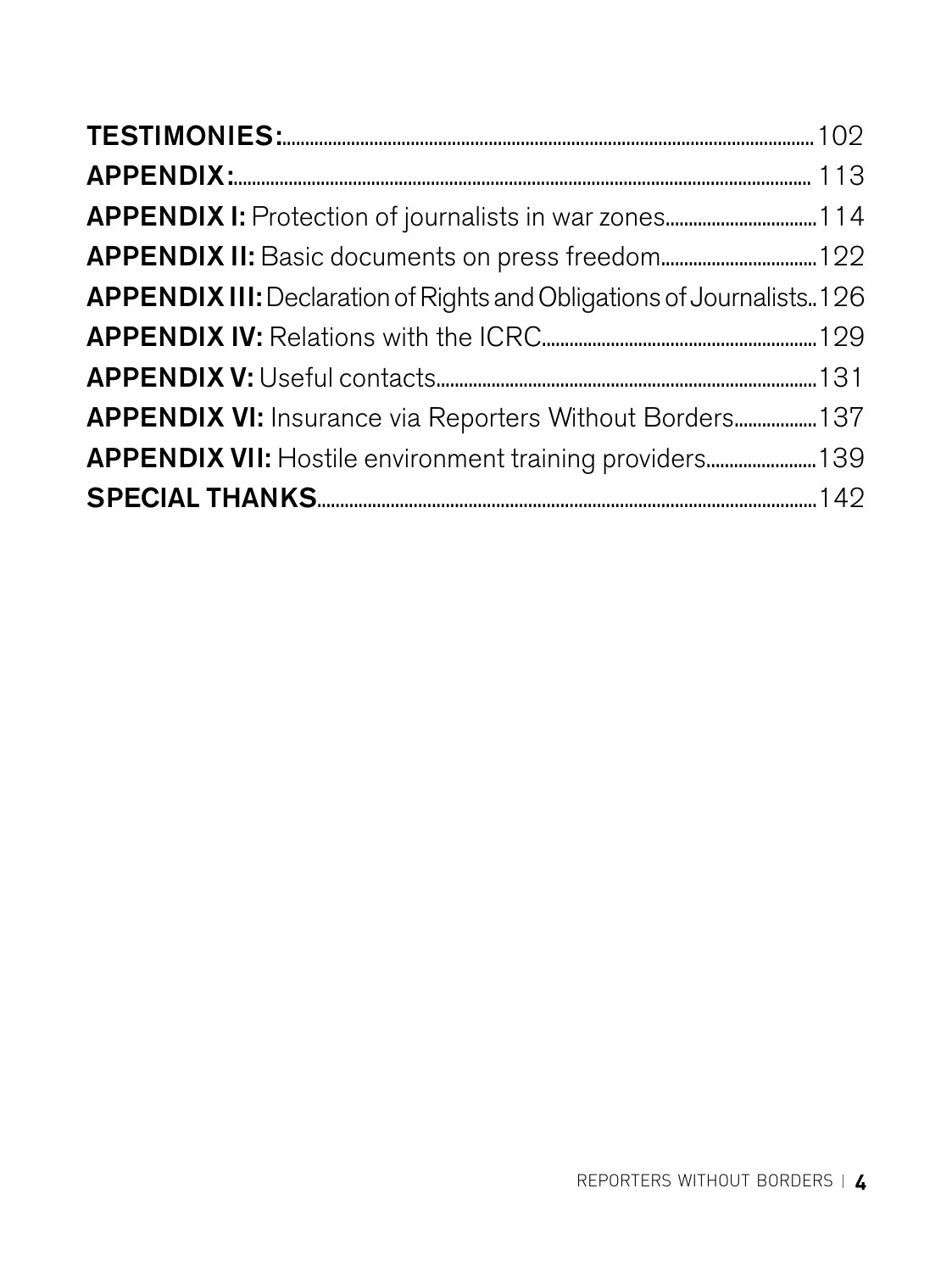**TESTIMONIES:** 102

**APPENDIX:** 113

**APPENDIX I:** Protection of journalists in war zones 114

**APPENDIX II:** Basic documents on press freedom 122

**APPENDIX III:** Declaration of Rights and Obligations of Journalists 126

**APPENDIX IV:** Relations with the ICRC 129

**APPENDIX V:** Useful contacts 131

**APPENDIX VI:** Insurance via Reporters Without Borders 137

**APPENDIX VII:** Hostile environment training providers 139

**SPECIAL THANKS** 142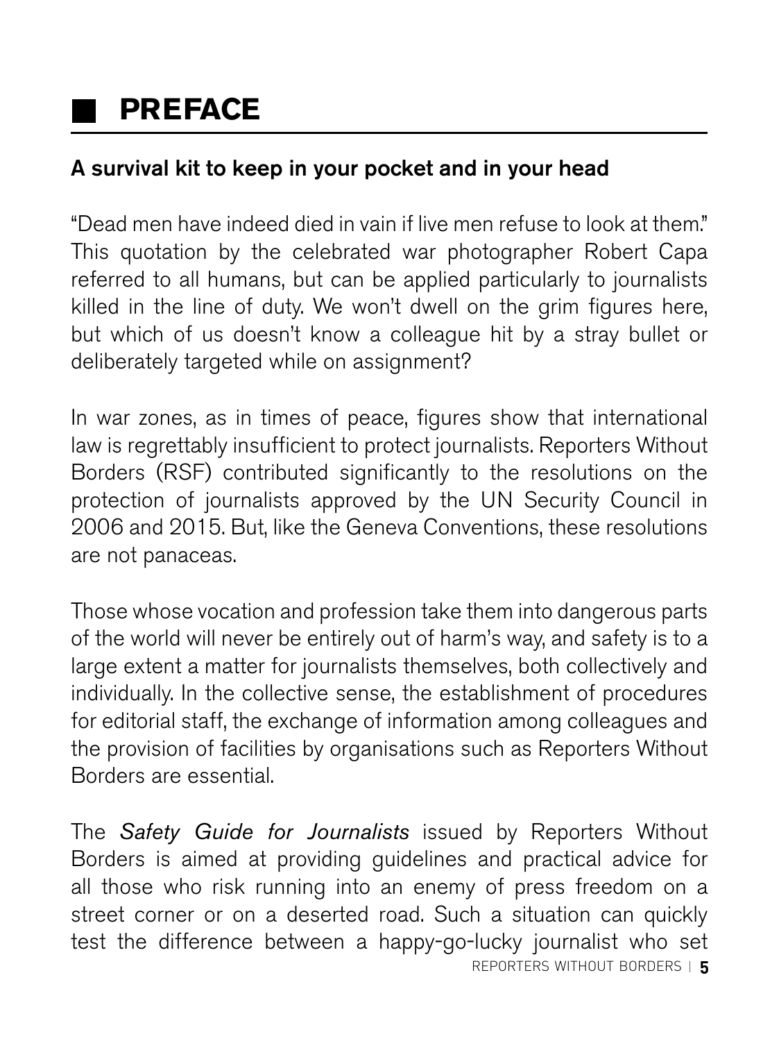# PREFACE

### A survival kit to keep in your pocket and in your head

"Dead men have indeed died in vain if live men refuse to look at them." This quotation by the celebrated war photographer Robert Capa referred to all humans, but can be applied particularly to journalists killed in the line of duty. We won't dwell on the grim figures here, but which of us doesn't know a colleague hit by a stray bullet or deliberately targeted while on assignment?

In war zones, as in times of peace, figures show that international law is regrettably insufficient to protect journalists. Reporters Without Borders (RSF) contributed significantly to the resolutions on the protection of journalists approved by the UN Security Council in 2006 and 2015. But, like the Geneva Conventions, these resolutions are not panaceas.

Those whose vocation and profession take them into dangerous parts of the world will never be entirely out of harm's way, and safety is to a large extent a matter for journalists themselves, both collectively and individually. In the collective sense, the establishment of procedures for editorial staff, the exchange of information among colleagues and the provision of facilities by organisations such as Reporters Without Borders are essential.

The *Safety Guide for Journalists* issued by Reporters Without Borders is aimed at providing guidelines and practical advice for all those who risk running into an enemy of press freedom on a street corner or on a deserted road. Such a situation can quickly test the difference between a happy-go-lucky journalist who set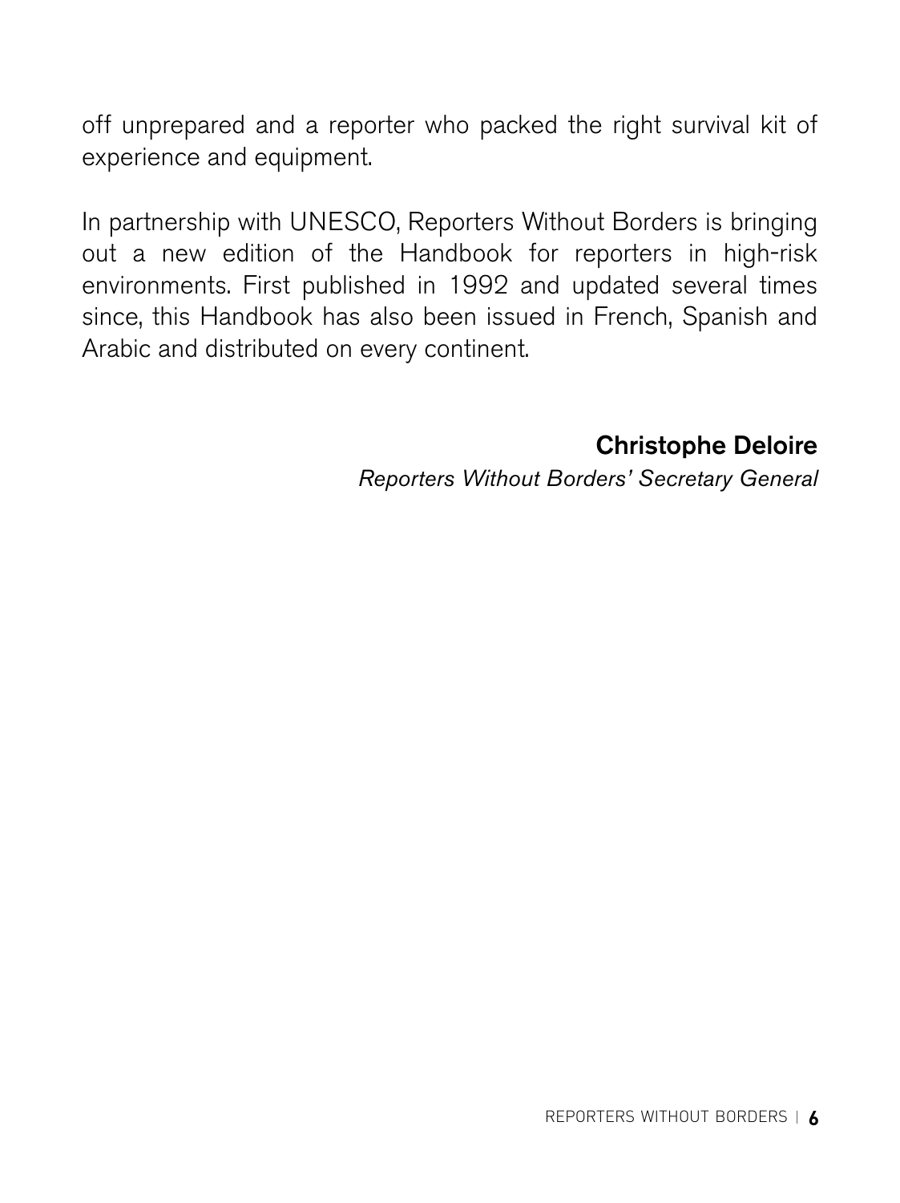off unprepared and a reporter who packed the right survival kit of experience and equipment.

In partnership with UNESCO, Reporters Without Borders is bringing out a new edition of the Handbook for reporters in high-risk environments. First published in 1992 and updated several times since, this Handbook has also been issued in French, Spanish and Arabic and distributed on every continent.

**Christophe Deloire**
*Reporters Without Borders' Secretary General*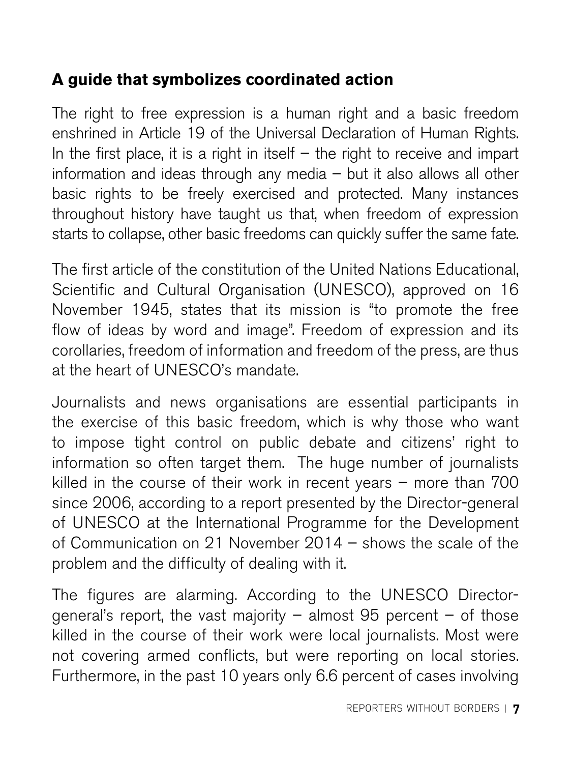## A guide that symbolizes coordinated action

The right to free expression is a human right and a basic freedom enshrined in Article 19 of the Universal Declaration of Human Rights. In the first place, it is a right in itself – the right to receive and impart information and ideas through any media – but it also allows all other basic rights to be freely exercised and protected. Many instances throughout history have taught us that, when freedom of expression starts to collapse, other basic freedoms can quickly suffer the same fate.

The first article of the constitution of the United Nations Educational, Scientific and Cultural Organisation (UNESCO), approved on 16 November 1945, states that its mission is "to promote the free flow of ideas by word and image". Freedom of expression and its corollaries, freedom of information and freedom of the press, are thus at the heart of UNESCO's mandate.

Journalists and news organisations are essential participants in the exercise of this basic freedom, which is why those who want to impose tight control on public debate and citizens' right to information so often target them. The huge number of journalists killed in the course of their work in recent years – more than 700 since 2006, according to a report presented by the Director-general of UNESCO at the International Programme for the Development of Communication on 21 November 2014 – shows the scale of the problem and the difficulty of dealing with it.

The figures are alarming. According to the UNESCO Director-general's report, the vast majority – almost 95 percent – of those killed in the course of their work were local journalists. Most were not covering armed conflicts, but were reporting on local stories. Furthermore, in the past 10 years only 6.6 percent of cases involving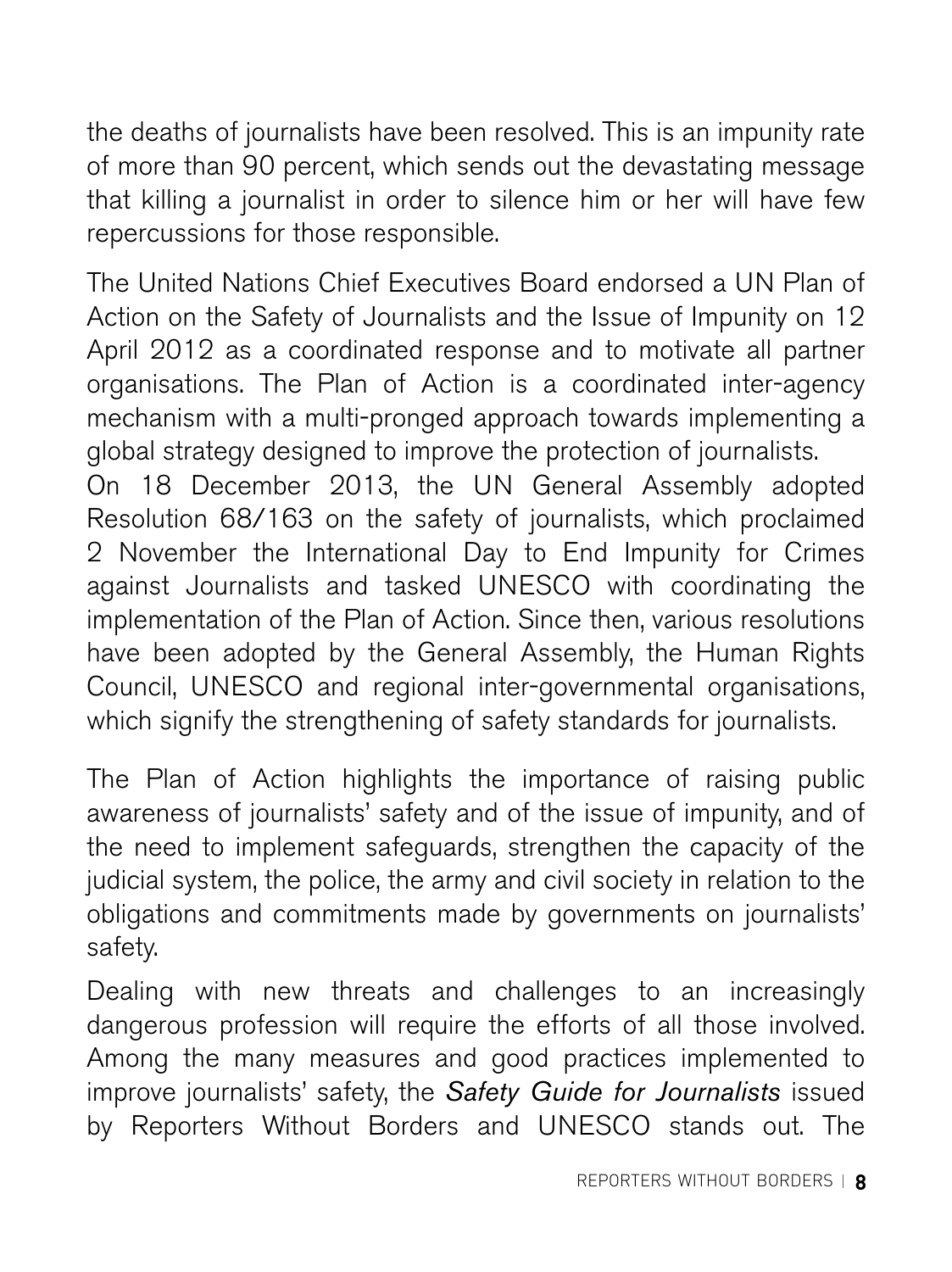the deaths of journalists have been resolved. This is an impunity rate of more than 90 percent, which sends out the devastating message that killing a journalist in order to silence him or her will have few repercussions for those responsible.

The United Nations Chief Executives Board endorsed a UN Plan of Action on the Safety of Journalists and the Issue of Impunity on 12 April 2012 as a coordinated response and to motivate all partner organisations. The Plan of Action is a coordinated inter-agency mechanism with a multi-pronged approach towards implementing a global strategy designed to improve the protection of journalists.

On 18 December 2013, the UN General Assembly adopted Resolution 68/163 on the safety of journalists, which proclaimed 2 November the International Day to End Impunity for Crimes against Journalists and tasked UNESCO with coordinating the implementation of the Plan of Action. Since then, various resolutions have been adopted by the General Assembly, the Human Rights Council, UNESCO and regional inter-governmental organisations, which signify the strengthening of safety standards for journalists.

The Plan of Action highlights the importance of raising public awareness of journalists' safety and of the issue of impunity, and of the need to implement safeguards, strengthen the capacity of the judicial system, the police, the army and civil society in relation to the obligations and commitments made by governments on journalists' safety.

Dealing with new threats and challenges to an increasingly dangerous profession will require the efforts of all those involved. Among the many measures and good practices implemented to improve journalists' safety, the *Safety Guide for Journalists* issued by Reporters Without Borders and UNESCO stands out. The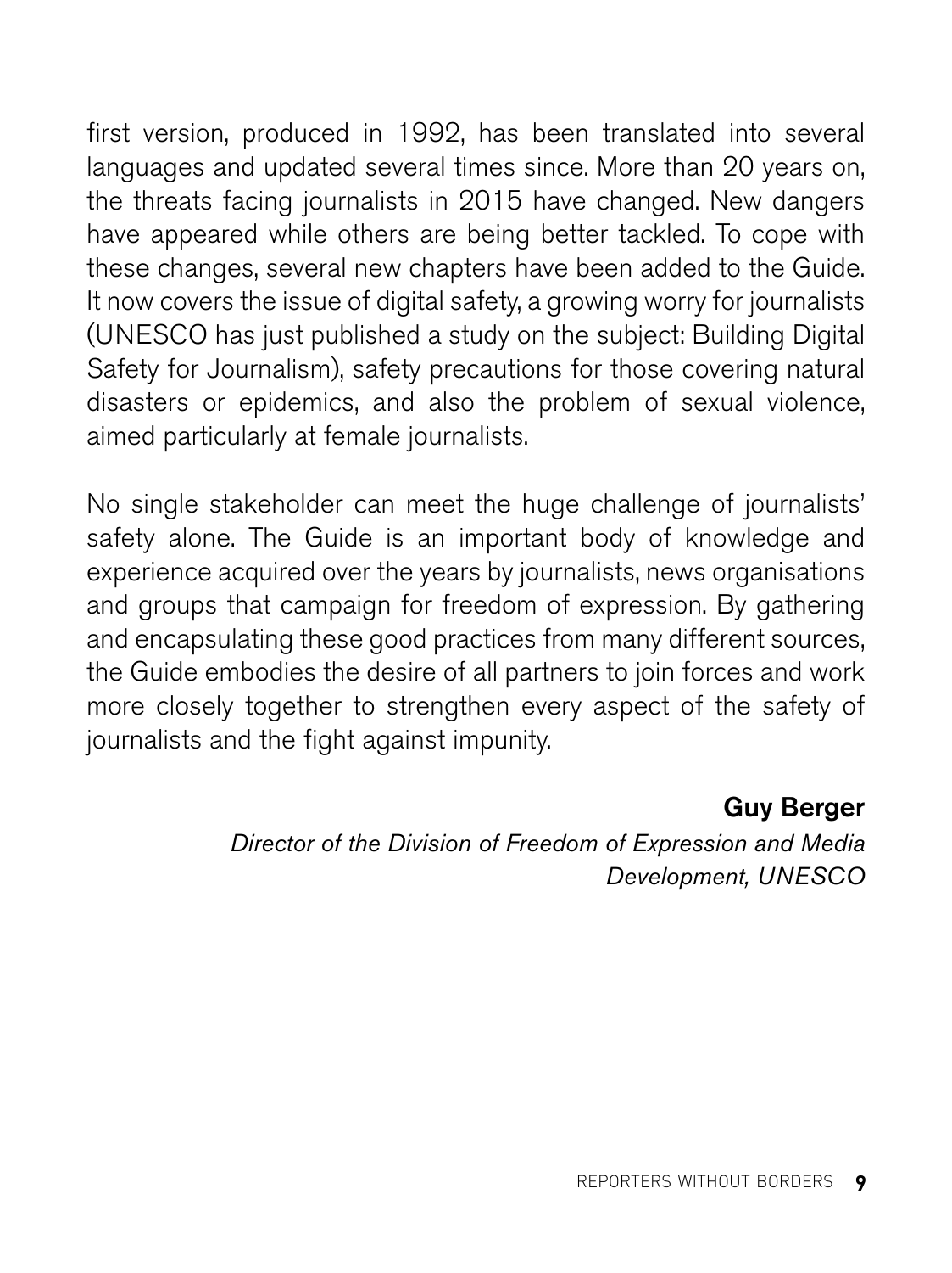first version, produced in 1992, has been translated into several languages and updated several times since. More than 20 years on, the threats facing journalists in 2015 have changed. New dangers have appeared while others are being better tackled. To cope with these changes, several new chapters have been added to the Guide. It now covers the issue of digital safety, a growing worry for journalists (UNESCO has just published a study on the subject: Building Digital Safety for Journalism), safety precautions for those covering natural disasters or epidemics, and also the problem of sexual violence, aimed particularly at female journalists.

No single stakeholder can meet the huge challenge of journalists' safety alone. The Guide is an important body of knowledge and experience acquired over the years by journalists, news organisations and groups that campaign for freedom of expression. By gathering and encapsulating these good practices from many different sources, the Guide embodies the desire of all partners to join forces and work more closely together to strengthen every aspect of the safety of journalists and the fight against impunity.

**Guy Berger**

*Director of the Division of Freedom of Expression and Media Development, UNESCO*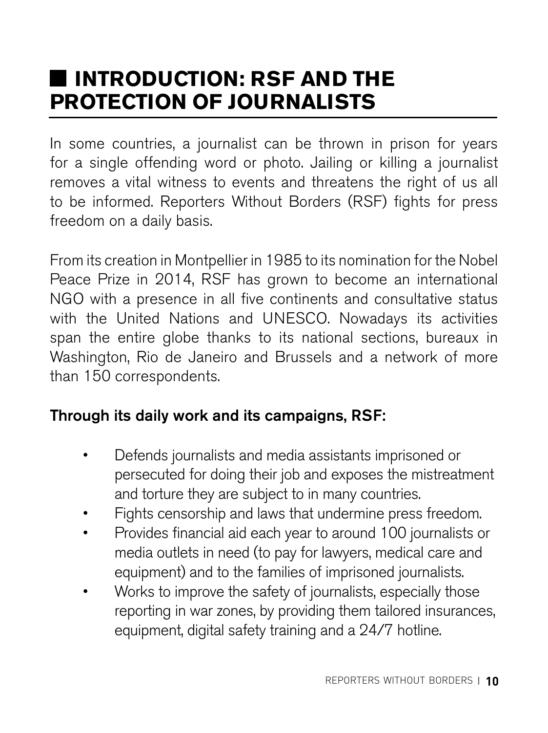## INTRODUCTION: RSF AND THE PROTECTION OF JOURNALISTS

In some countries, a journalist can be thrown in prison for years for a single offending word or photo. Jailing or killing a journalist removes a vital witness to events and threatens the right of us all to be informed. Reporters Without Borders (RSF) fights for press freedom on a daily basis.

From its creation in Montpellier in 1985 to its nomination for the Nobel Peace Prize in 2014, RSF has grown to become an international NGO with a presence in all five continents and consultative status with the United Nations and UNESCO. Nowadays its activities span the entire globe thanks to its national sections, bureaux in Washington, Rio de Janeiro and Brussels and a network of more than 150 correspondents.

**Through its daily work and its campaigns, RSF:**

- Defends journalists and media assistants imprisoned or persecuted for doing their job and exposes the mistreatment and torture they are subject to in many countries.
- Fights censorship and laws that undermine press freedom.
- Provides financial aid each year to around 100 journalists or media outlets in need (to pay for lawyers, medical care and equipment) and to the families of imprisoned journalists.
- Works to improve the safety of journalists, especially those reporting in war zones, by providing them tailored insurances, equipment, digital safety training and a 24/7 hotline.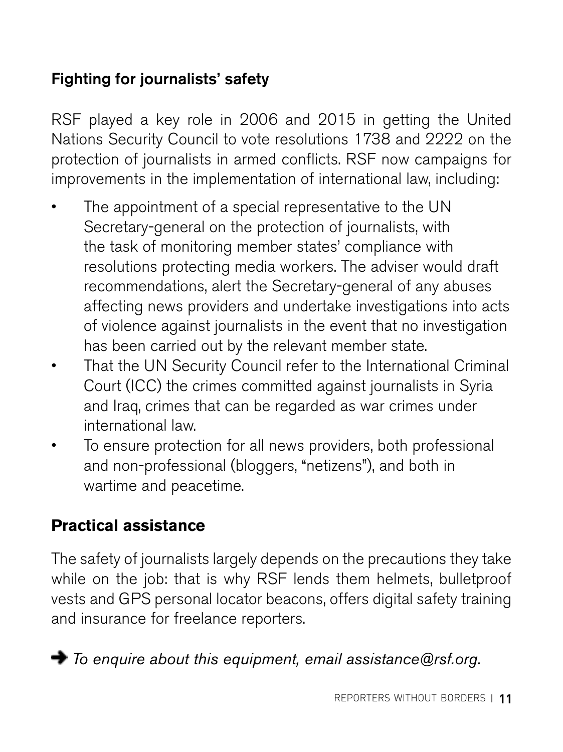## Fighting for journalists' safety

RSF played a key role in 2006 and 2015 in getting the United Nations Security Council to vote resolutions 1738 and 2222 on the protection of journalists in armed conflicts. RSF now campaigns for improvements in the implementation of international law, including:

- The appointment of a special representative to the UN Secretary-general on the protection of journalists, with the task of monitoring member states' compliance with resolutions protecting media workers. The adviser would draft recommendations, alert the Secretary-general of any abuses affecting news providers and undertake investigations into acts of violence against journalists in the event that no investigation has been carried out by the relevant member state.
- That the UN Security Council refer to the International Criminal Court (ICC) the crimes committed against journalists in Syria and Iraq, crimes that can be regarded as war crimes under international law.
- To ensure protection for all news providers, both professional and non-professional (bloggers, "netizens"), and both in wartime and peacetime.

## Practical assistance

The safety of journalists largely depends on the precautions they take while on the job: that is why RSF lends them helmets, bulletproof vests and GPS personal locator beacons, offers digital safety training and insurance for freelance reporters.

➔ *To enquire about this equipment, email assistance@rsf.org.*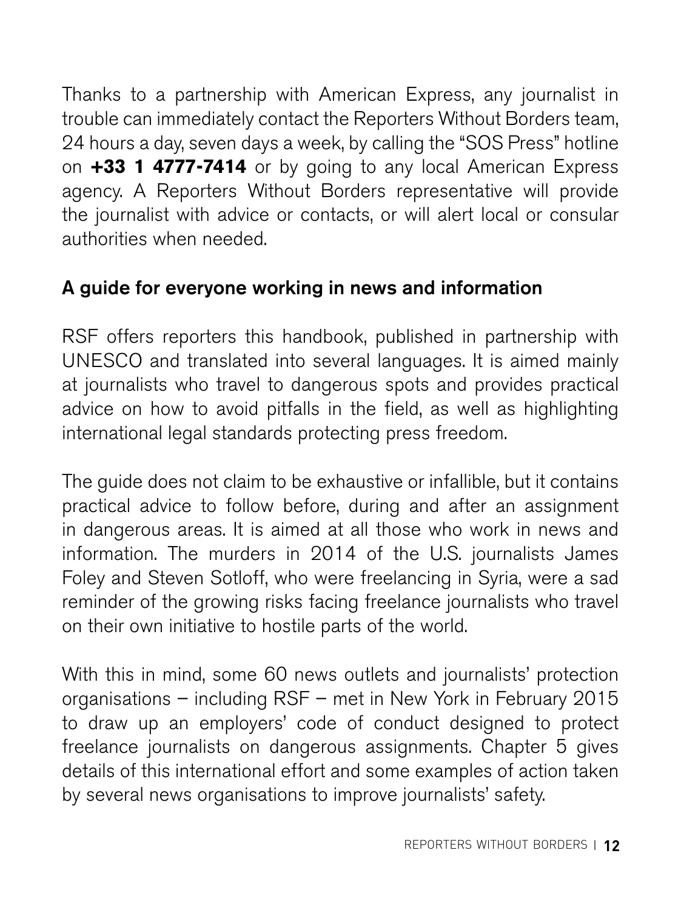Thanks to a partnership with American Express, any journalist in trouble can immediately contact the Reporters Without Borders team, 24 hours a day, seven days a week, by calling the "SOS Press" hotline on **+33 1 4777-7414** or by going to any local American Express agency. A Reporters Without Borders representative will provide the journalist with advice or contacts, or will alert local or consular authorities when needed.

## A guide for everyone working in news and information

RSF offers reporters this handbook, published in partnership with UNESCO and translated into several languages. It is aimed mainly at journalists who travel to dangerous spots and provides practical advice on how to avoid pitfalls in the field, as well as highlighting international legal standards protecting press freedom.

The guide does not claim to be exhaustive or infallible, but it contains practical advice to follow before, during and after an assignment in dangerous areas. It is aimed at all those who work in news and information. The murders in 2014 of the U.S. journalists James Foley and Steven Sotloff, who were freelancing in Syria, were a sad reminder of the growing risks facing freelance journalists who travel on their own initiative to hostile parts of the world.

With this in mind, some 60 news outlets and journalists' protection organisations – including RSF – met in New York in February 2015 to draw up an employers' code of conduct designed to protect freelance journalists on dangerous assignments. Chapter 5 gives details of this international effort and some examples of action taken by several news organisations to improve journalists' safety.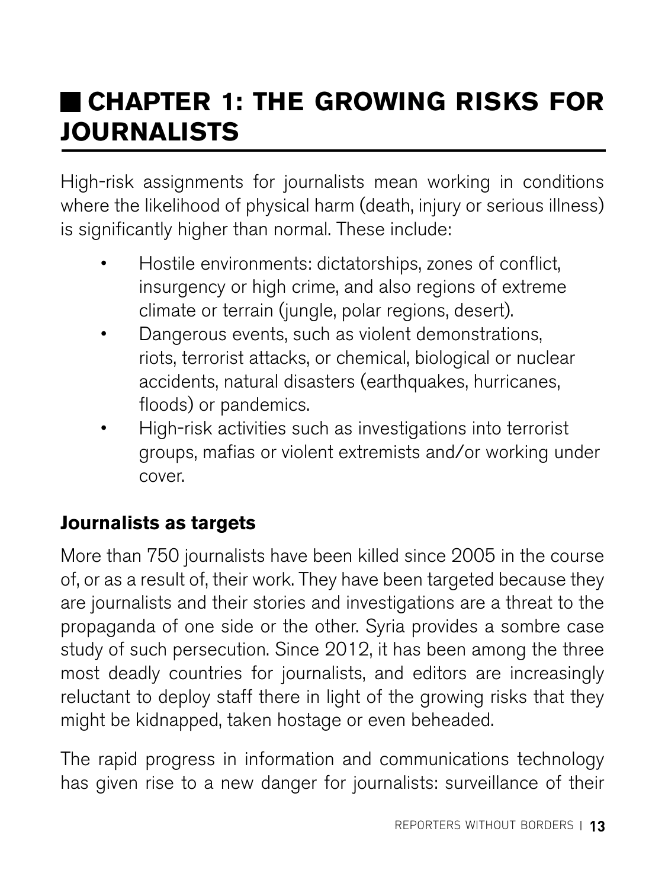# CHAPTER 1: THE GROWING RISKS FOR JOURNALISTS

High-risk assignments for journalists mean working in conditions where the likelihood of physical harm (death, injury or serious illness) is significantly higher than normal. These include:

- Hostile environments: dictatorships, zones of conflict, insurgency or high crime, and also regions of extreme climate or terrain (jungle, polar regions, desert).
- Dangerous events, such as violent demonstrations, riots, terrorist attacks, or chemical, biological or nuclear accidents, natural disasters (earthquakes, hurricanes, floods) or pandemics.
- High-risk activities such as investigations into terrorist groups, mafias or violent extremists and/or working under cover.

## Journalists as targets

More than 750 journalists have been killed since 2005 in the course of, or as a result of, their work. They have been targeted because they are journalists and their stories and investigations are a threat to the propaganda of one side or the other. Syria provides a sombre case study of such persecution. Since 2012, it has been among the three most deadly countries for journalists, and editors are increasingly reluctant to deploy staff there in light of the growing risks that they might be kidnapped, taken hostage or even beheaded.

The rapid progress in information and communications technology has given rise to a new danger for journalists: surveillance of their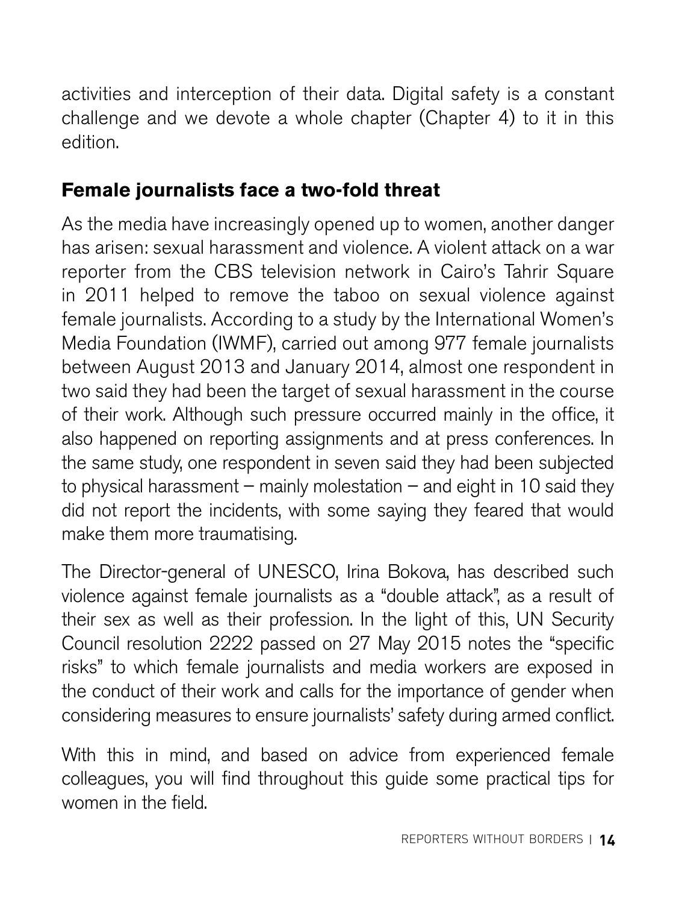activities and interception of their data. Digital safety is a constant challenge and we devote a whole chapter (Chapter 4) to it in this edition.

## Female journalists face a two-fold threat

As the media have increasingly opened up to women, another danger has arisen: sexual harassment and violence. A violent attack on a war reporter from the CBS television network in Cairo's Tahrir Square in 2011 helped to remove the taboo on sexual violence against female journalists. According to a study by the International Women's Media Foundation (IWMF), carried out among 977 female journalists between August 2013 and January 2014, almost one respondent in two said they had been the target of sexual harassment in the course of their work. Although such pressure occurred mainly in the office, it also happened on reporting assignments and at press conferences. In the same study, one respondent in seven said they had been subjected to physical harassment – mainly molestation – and eight in 10 said they did not report the incidents, with some saying they feared that would make them more traumatising.

The Director-general of UNESCO, Irina Bokova, has described such violence against female journalists as a "double attack", as a result of their sex as well as their profession. In the light of this, UN Security Council resolution 2222 passed on 27 May 2015 notes the "specific risks" to which female journalists and media workers are exposed in the conduct of their work and calls for the importance of gender when considering measures to ensure journalists' safety during armed conflict.

With this in mind, and based on advice from experienced female colleagues, you will find throughout this guide some practical tips for women in the field.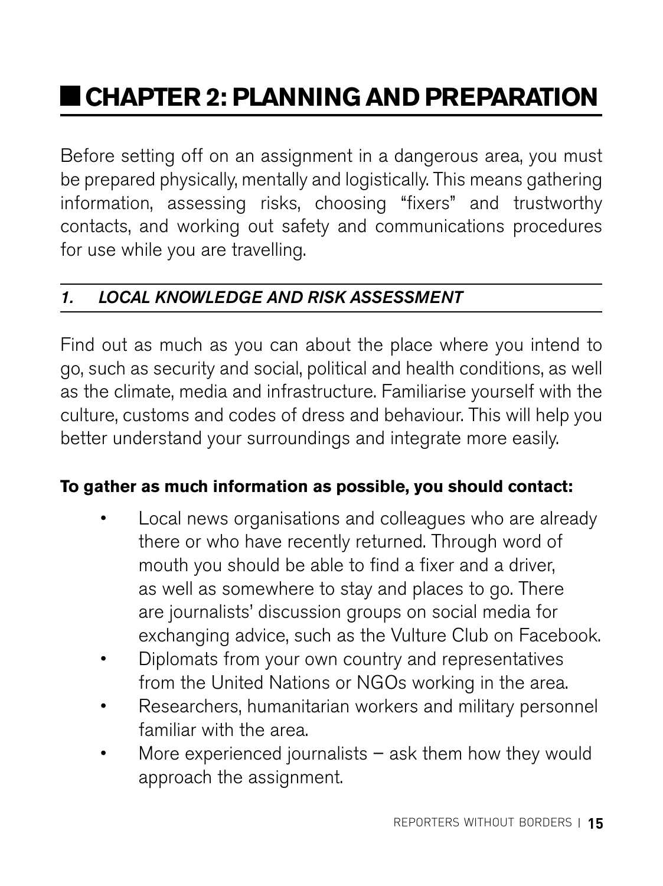# CHAPTER 2: PLANNING AND PREPARATION

Before setting off on an assignment in a dangerous area, you must be prepared physically, mentally and logistically. This means gathering information, assessing risks, choosing "fixers" and trustworthy contacts, and working out safety and communications procedures for use while you are travelling.

## *1. LOCAL KNOWLEDGE AND RISK ASSESSMENT*

Find out as much as you can about the place where you intend to go, such as security and social, political and health conditions, as well as the climate, media and infrastructure. Familiarise yourself with the culture, customs and codes of dress and behaviour. This will help you better understand your surroundings and integrate more easily.

**To gather as much information as possible, you should contact:**

- Local news organisations and colleagues who are already there or who have recently returned. Through word of mouth you should be able to find a fixer and a driver, as well as somewhere to stay and places to go. There are journalists' discussion groups on social media for exchanging advice, such as the Vulture Club on Facebook.
- Diplomats from your own country and representatives from the United Nations or NGOs working in the area.
- Researchers, humanitarian workers and military personnel familiar with the area.
- More experienced journalists – ask them how they would approach the assignment.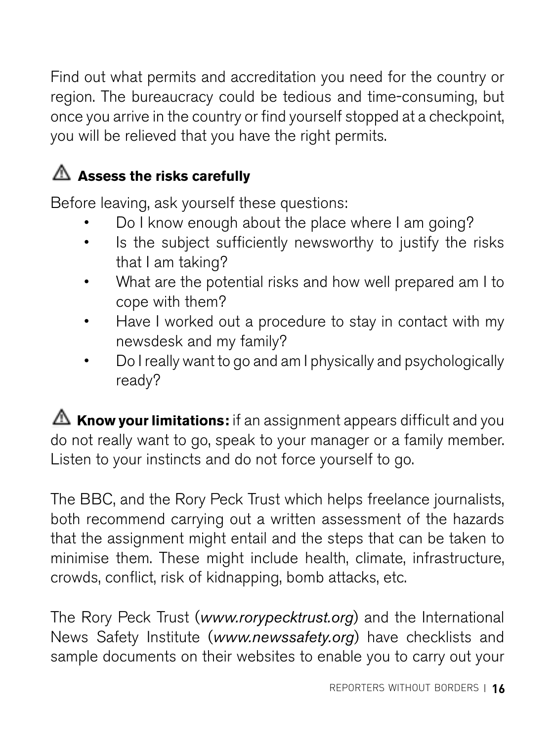Find out what permits and accreditation you need for the country or region. The bureaucracy could be tedious and time-consuming, but once you arrive in the country or find yourself stopped at a checkpoint, you will be relieved that you have the right permits.

### ⚠ Assess the risks carefully

Before leaving, ask yourself these questions:

- Do I know enough about the place where I am going?
- Is the subject sufficiently newsworthy to justify the risks that I am taking?
- What are the potential risks and how well prepared am I to cope with them?
- Have I worked out a procedure to stay in contact with my newsdesk and my family?
- Do I really want to go and am I physically and psychologically ready?

⚠ **Know your limitations:** if an assignment appears difficult and you do not really want to go, speak to your manager or a family member. Listen to your instincts and do not force yourself to go.

The BBC, and the Rory Peck Trust which helps freelance journalists, both recommend carrying out a written assessment of the hazards that the assignment might entail and the steps that can be taken to minimise them. These might include health, climate, infrastructure, crowds, conflict, risk of kidnapping, bomb attacks, etc.

The Rory Peck Trust (*www.rorypecktrust.org*) and the International News Safety Institute (*www.newssafety.org*) have checklists and sample documents on their websites to enable you to carry out your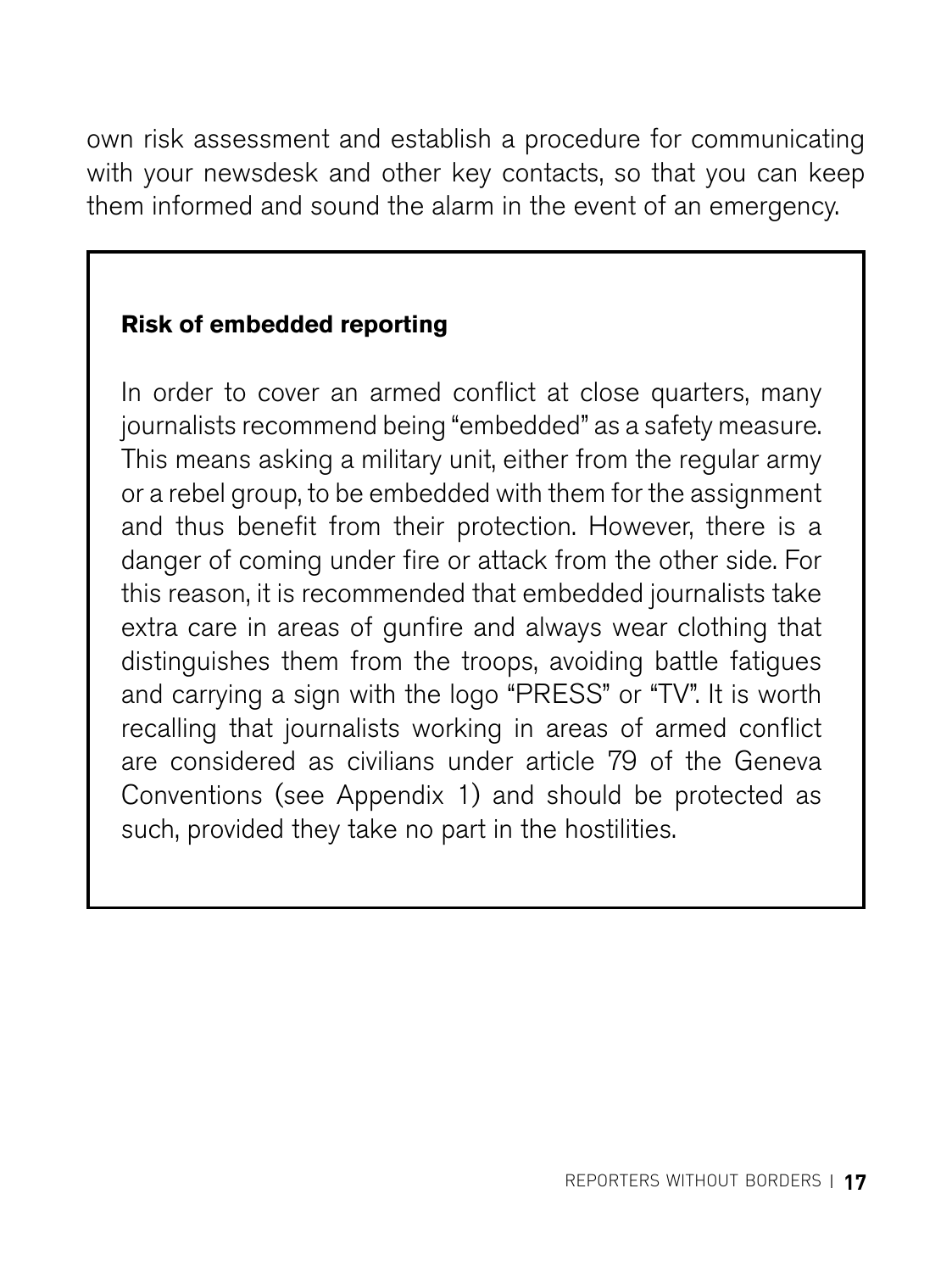own risk assessment and establish a procedure for communicating with your newsdesk and other key contacts, so that you can keep them informed and sound the alarm in the event of an emergency.

**Risk of embedded reporting**

In order to cover an armed conflict at close quarters, many journalists recommend being "embedded" as a safety measure. This means asking a military unit, either from the regular army or a rebel group, to be embedded with them for the assignment and thus benefit from their protection. However, there is a danger of coming under fire or attack from the other side. For this reason, it is recommended that embedded journalists take extra care in areas of gunfire and always wear clothing that distinguishes them from the troops, avoiding battle fatigues and carrying a sign with the logo "PRESS" or "TV". It is worth recalling that journalists working in areas of armed conflict are considered as civilians under article 79 of the Geneva Conventions (see Appendix 1) and should be protected as such, provided they take no part in the hostilities.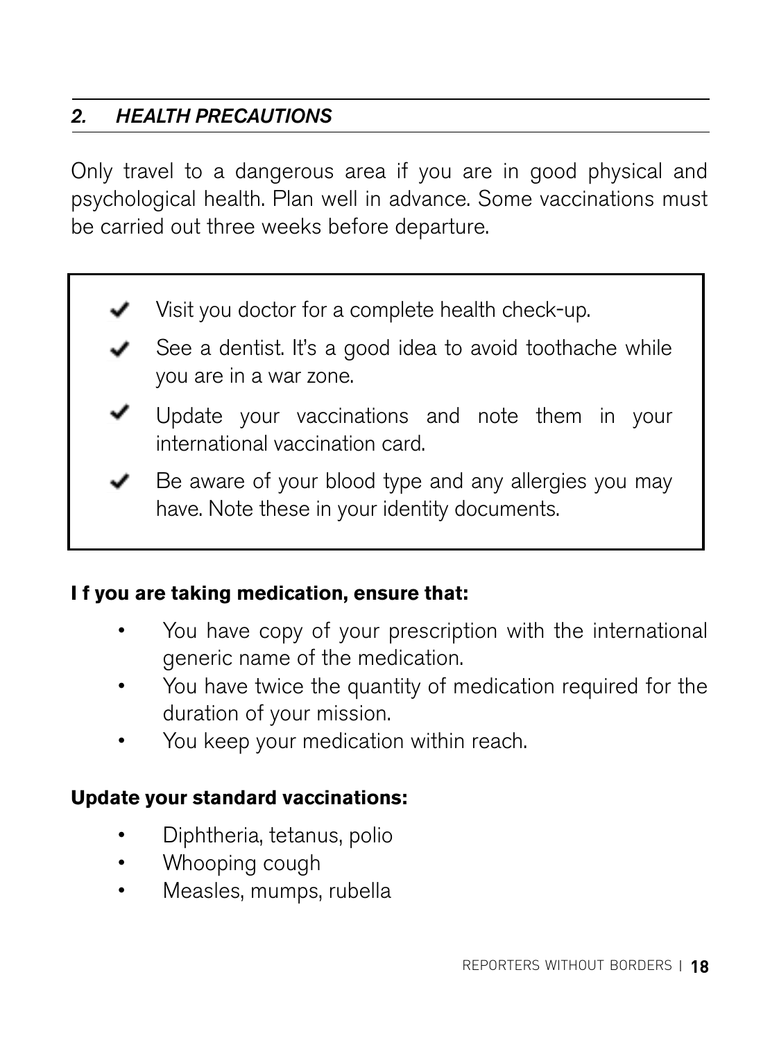## *2. HEALTH PRECAUTIONS*

Only travel to a dangerous area if you are in good physical and psychological health. Plan well in advance. Some vaccinations must be carried out three weeks before departure.

- ✔ Visit you doctor for a complete health check-up.
- ✔ See a dentist. It's a good idea to avoid toothache while you are in a war zone.
- ✔ Update your vaccinations and note them in your international vaccination card.
- ✔ Be aware of your blood type and any allergies you may have. Note these in your identity documents.

**I f you are taking medication, ensure that:**

- You have copy of your prescription with the international generic name of the medication.
- You have twice the quantity of medication required for the duration of your mission.
- You keep your medication within reach.

**Update your standard vaccinations:**

- Diphtheria, tetanus, polio
- Whooping cough
- Measles, mumps, rubella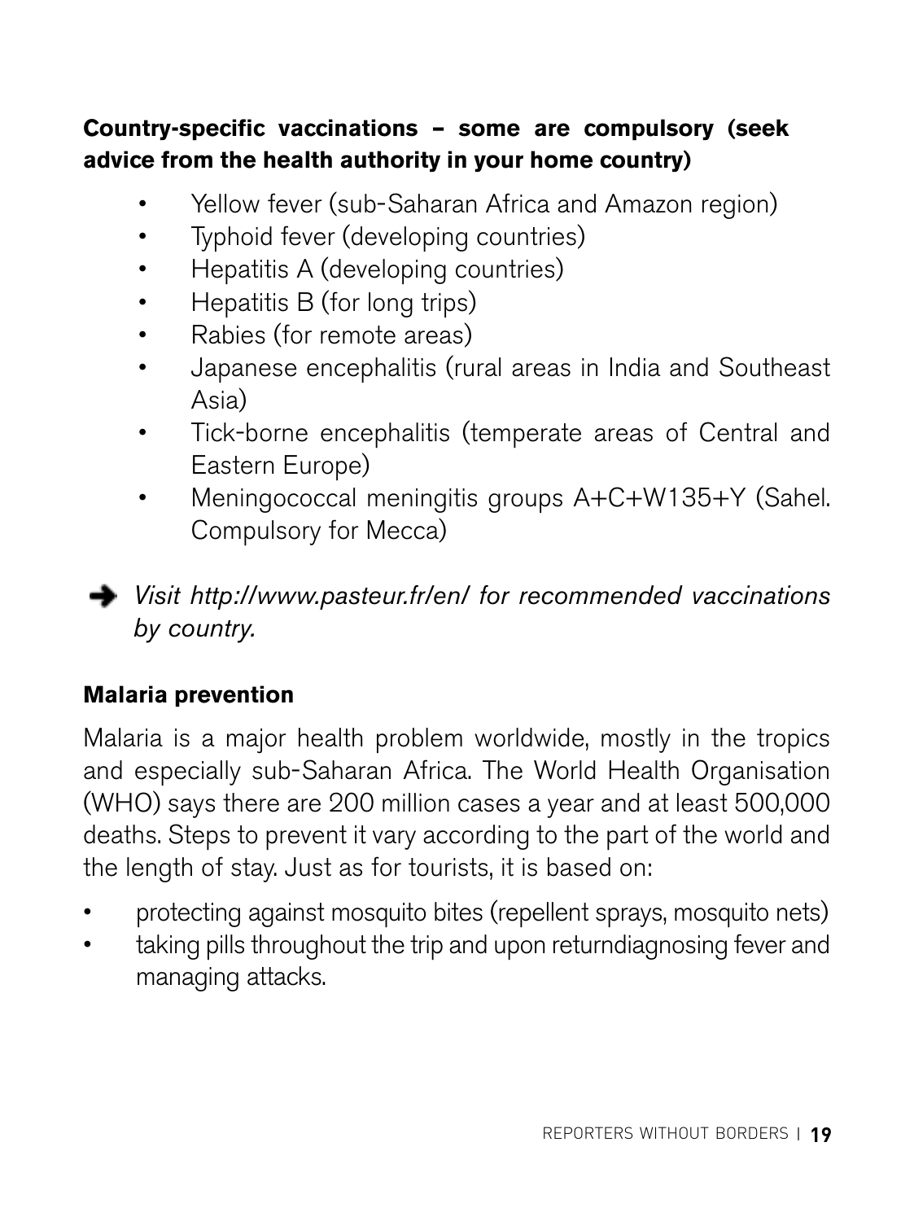**Country-specific vaccinations – some are compulsory (seek advice from the health authority in your home country)**

- Yellow fever (sub-Saharan Africa and Amazon region)
- Typhoid fever (developing countries)
- Hepatitis A (developing countries)
- Hepatitis B (for long trips)
- Rabies (for remote areas)
- Japanese encephalitis (rural areas in India and Southeast Asia)
- Tick-borne encephalitis (temperate areas of Central and Eastern Europe)
- Meningococcal meningitis groups A+C+W135+Y (Sahel. Compulsory for Mecca)

➔ *Visit http://www.pasteur.fr/en/ for recommended vaccinations by country.*

**Malaria prevention**

Malaria is a major health problem worldwide, mostly in the tropics and especially sub-Saharan Africa. The World Health Organisation (WHO) says there are 200 million cases a year and at least 500,000 deaths. Steps to prevent it vary according to the part of the world and the length of stay. Just as for tourists, it is based on:

- protecting against mosquito bites (repellent sprays, mosquito nets)
- taking pills throughout the trip and upon returndiagnosing fever and managing attacks.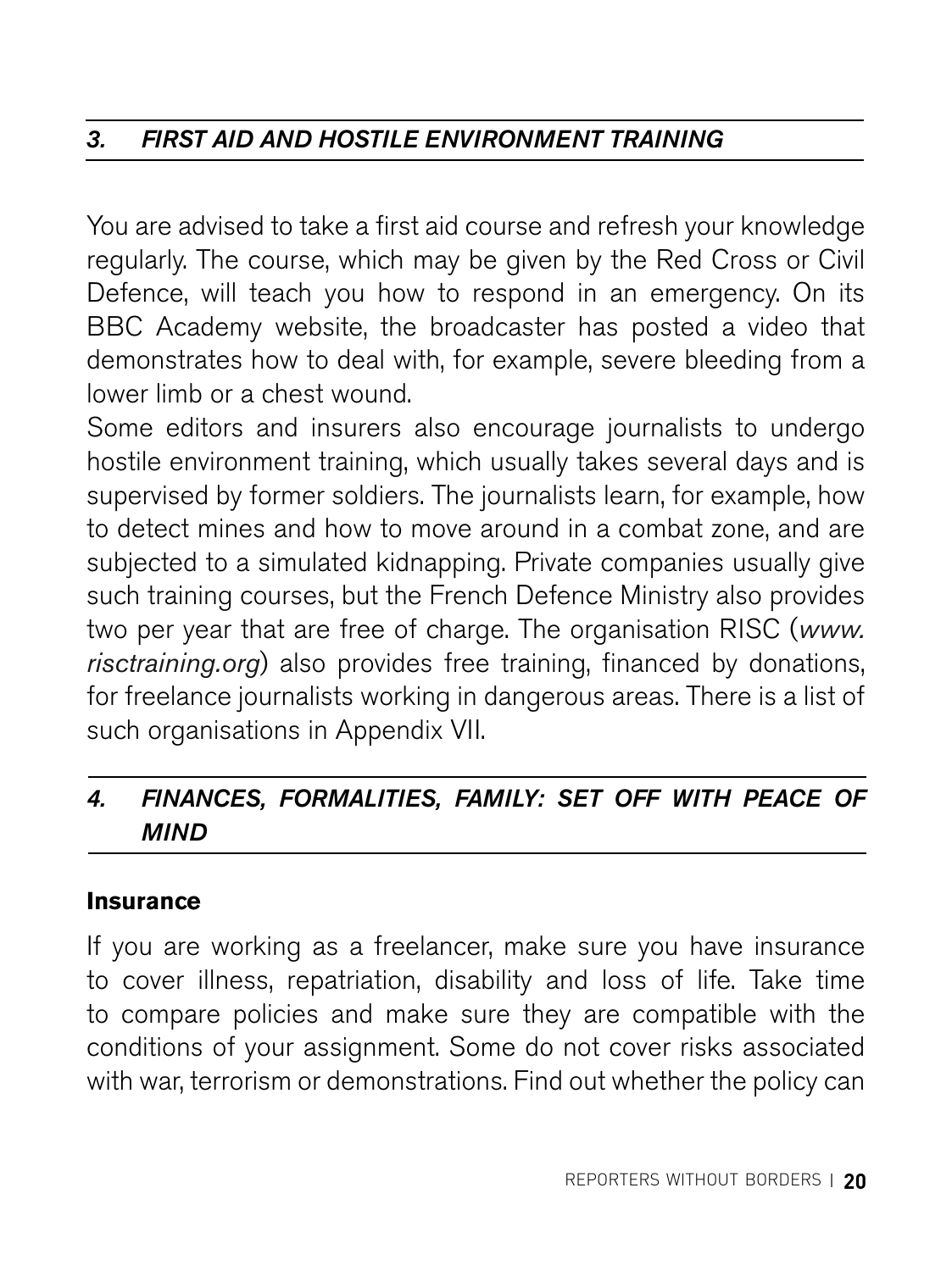## *3. FIRST AID AND HOSTILE ENVIRONMENT TRAINING*

You are advised to take a first aid course and refresh your knowledge regularly. The course, which may be given by the Red Cross or Civil Defence, will teach you how to respond in an emergency. On its BBC Academy website, the broadcaster has posted a video that demonstrates how to deal with, for example, severe bleeding from a lower limb or a chest wound.

Some editors and insurers also encourage journalists to undergo hostile environment training, which usually takes several days and is supervised by former soldiers. The journalists learn, for example, how to detect mines and how to move around in a combat zone, and are subjected to a simulated kidnapping. Private companies usually give such training courses, but the French Defence Ministry also provides two per year that are free of charge. The organisation RISC (*www.risctraining.org*) also provides free training, financed by donations, for freelance journalists working in dangerous areas. There is a list of such organisations in Appendix VII.

## *4. FINANCES, FORMALITIES, FAMILY: SET OFF WITH PEACE OF MIND*

### Insurance

If you are working as a freelancer, make sure you have insurance to cover illness, repatriation, disability and loss of life. Take time to compare policies and make sure they are compatible with the conditions of your assignment. Some do not cover risks associated with war, terrorism or demonstrations. Find out whether the policy can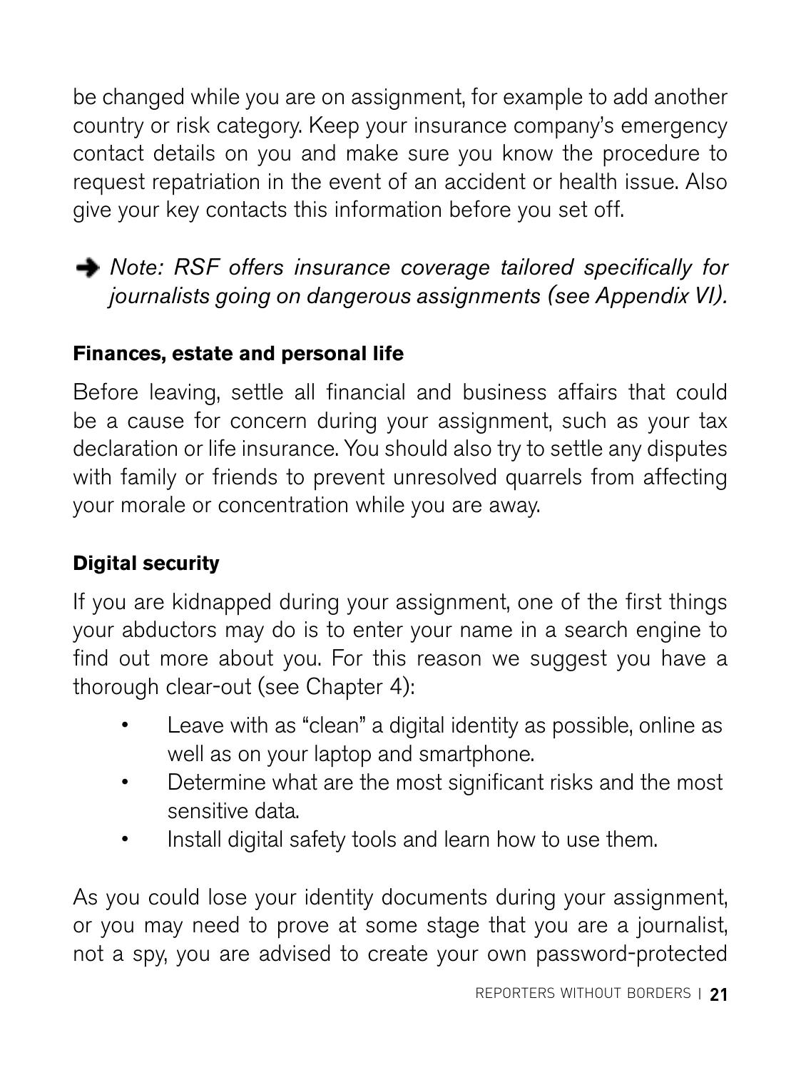be changed while you are on assignment, for example to add another country or risk category. Keep your insurance company's emergency contact details on you and make sure you know the procedure to request repatriation in the event of an accident or health issue. Also give your key contacts this information before you set off.

➔ *Note: RSF offers insurance coverage tailored specifically for journalists going on dangerous assignments (see Appendix VI).*

### Finances, estate and personal life

Before leaving, settle all financial and business affairs that could be a cause for concern during your assignment, such as your tax declaration or life insurance. You should also try to settle any disputes with family or friends to prevent unresolved quarrels from affecting your morale or concentration while you are away.

### Digital security

If you are kidnapped during your assignment, one of the first things your abductors may do is to enter your name in a search engine to find out more about you. For this reason we suggest you have a thorough clear-out (see Chapter 4):

- Leave with as "clean" a digital identity as possible, online as well as on your laptop and smartphone.
- Determine what are the most significant risks and the most sensitive data.
- Install digital safety tools and learn how to use them.

As you could lose your identity documents during your assignment, or you may need to prove at some stage that you are a journalist, not a spy, you are advised to create your own password-protected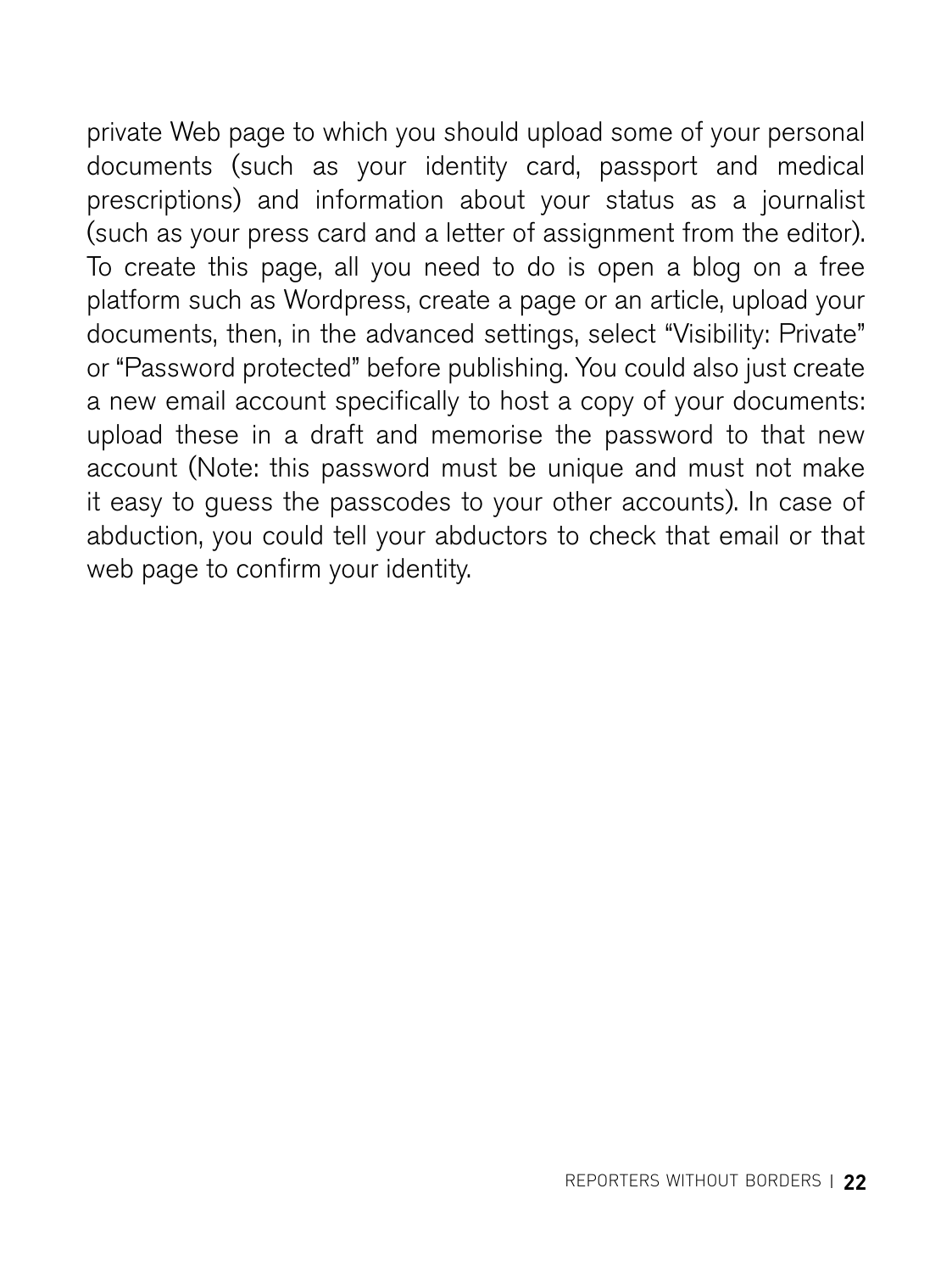private Web page to which you should upload some of your personal documents (such as your identity card, passport and medical prescriptions) and information about your status as a journalist (such as your press card and a letter of assignment from the editor). To create this page, all you need to do is open a blog on a free platform such as Wordpress, create a page or an article, upload your documents, then, in the advanced settings, select "Visibility: Private" or "Password protected" before publishing. You could also just create a new email account specifically to host a copy of your documents: upload these in a draft and memorise the password to that new account (Note: this password must be unique and must not make it easy to guess the passcodes to your other accounts). In case of abduction, you could tell your abductors to check that email or that web page to confirm your identity.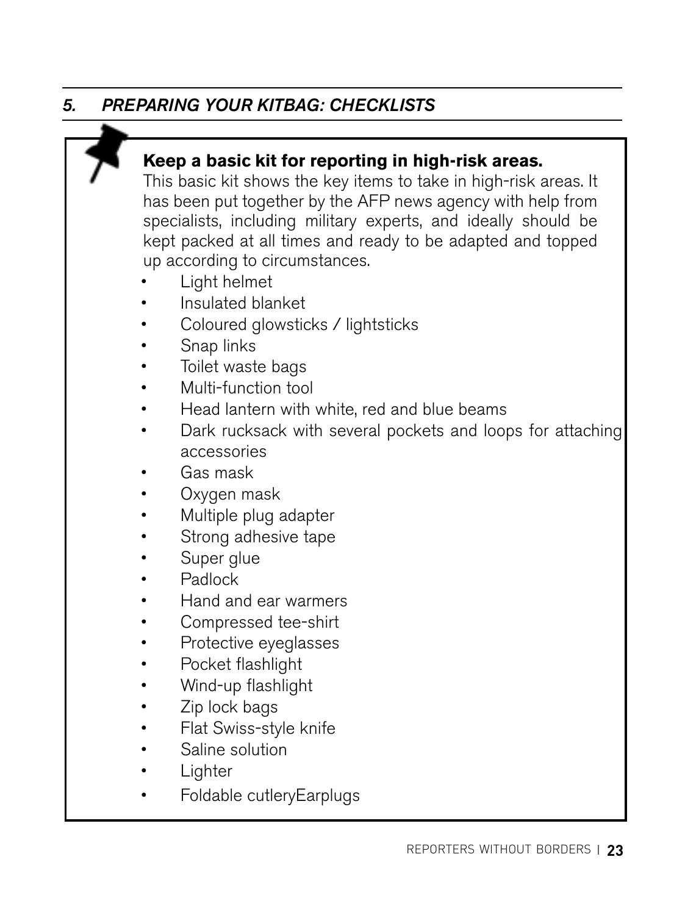## *5. PREPARING YOUR KITBAG: CHECKLISTS*

**Keep a basic kit for reporting in high-risk areas.**
This basic kit shows the key items to take in high-risk areas. It has been put together by the AFP news agency with help from specialists, including military experts, and ideally should be kept packed at all times and ready to be adapted and topped up according to circumstances.

- Light helmet
- Insulated blanket
- Coloured glowsticks / lightsticks
- Snap links
- Toilet waste bags
- Multi-function tool
- Head lantern with white, red and blue beams
- Dark rucksack with several pockets and loops for attaching accessories
- Gas mask
- Oxygen mask
- Multiple plug adapter
- Strong adhesive tape
- Super glue
- Padlock
- Hand and ear warmers
- Compressed tee-shirt
- Protective eyeglasses
- Pocket flashlight
- Wind-up flashlight
- Zip lock bags
- Flat Swiss-style knife
- Saline solution
- Lighter
- Foldable cutleryEarplugs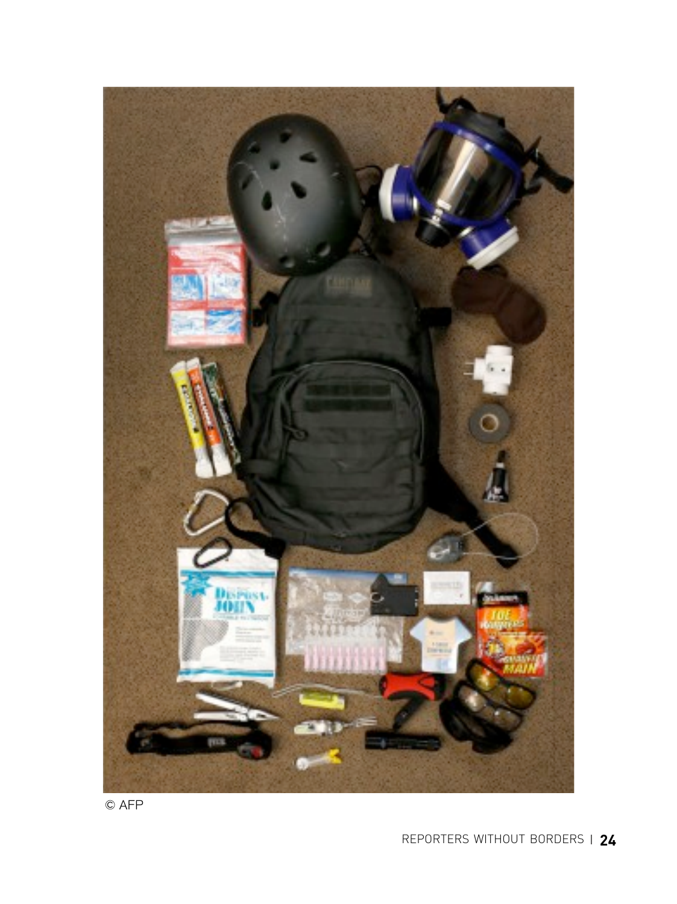© AFP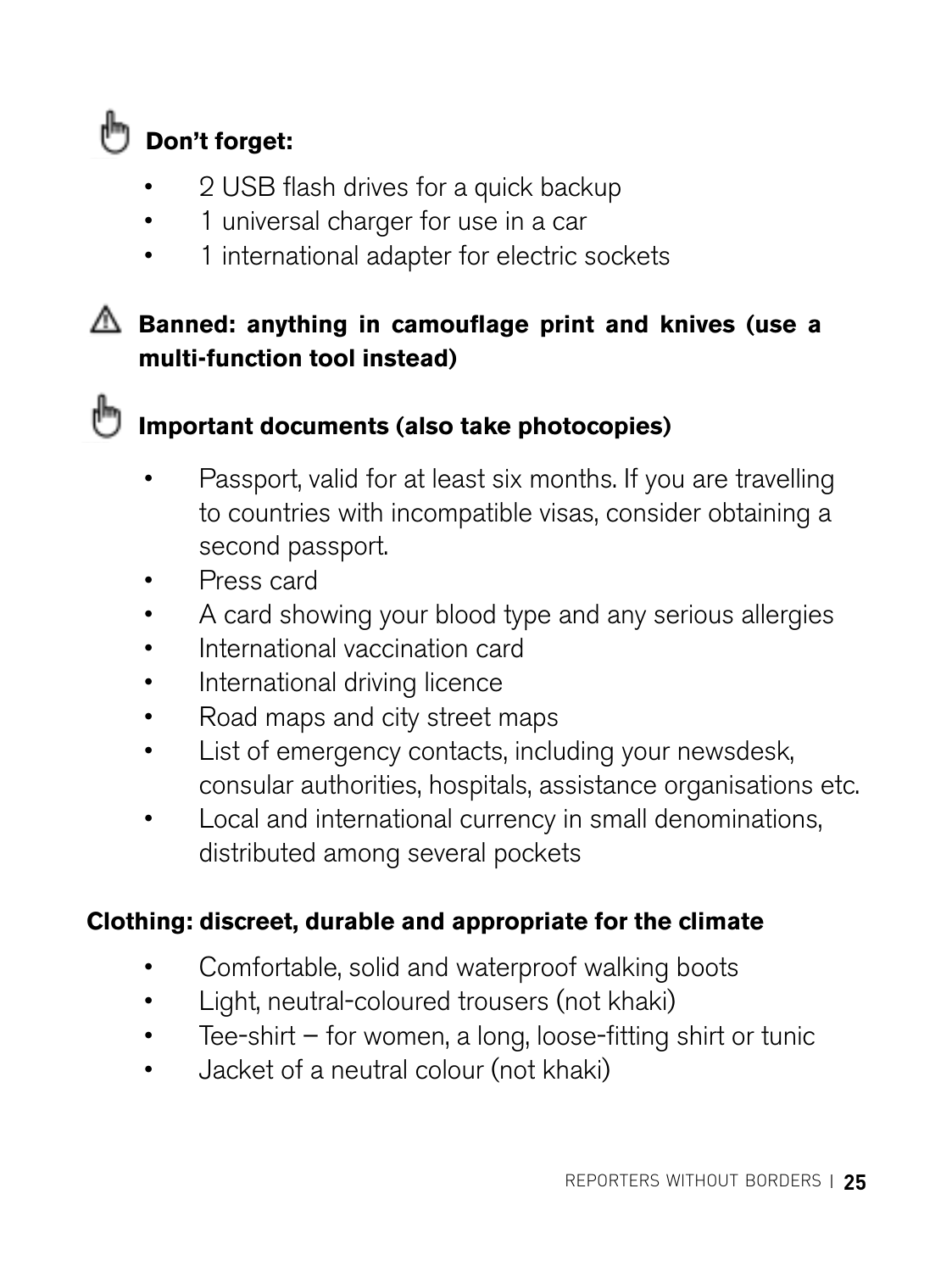**Don't forget:**

- 2 USB flash drives for a quick backup
- 1 universal charger for use in a car
- 1 international adapter for electric sockets

**Banned: anything in camouflage print and knives (use a multi-function tool instead)**

**Important documents (also take photocopies)**

- Passport, valid for at least six months. If you are travelling to countries with incompatible visas, consider obtaining a second passport.
- Press card
- A card showing your blood type and any serious allergies
- International vaccination card
- International driving licence
- Road maps and city street maps
- List of emergency contacts, including your newsdesk, consular authorities, hospitals, assistance organisations etc.
- Local and international currency in small denominations, distributed among several pockets

**Clothing: discreet, durable and appropriate for the climate**

- Comfortable, solid and waterproof walking boots
- Light, neutral-coloured trousers (not khaki)
- Tee-shirt – for women, a long, loose-fitting shirt or tunic
- Jacket of a neutral colour (not khaki)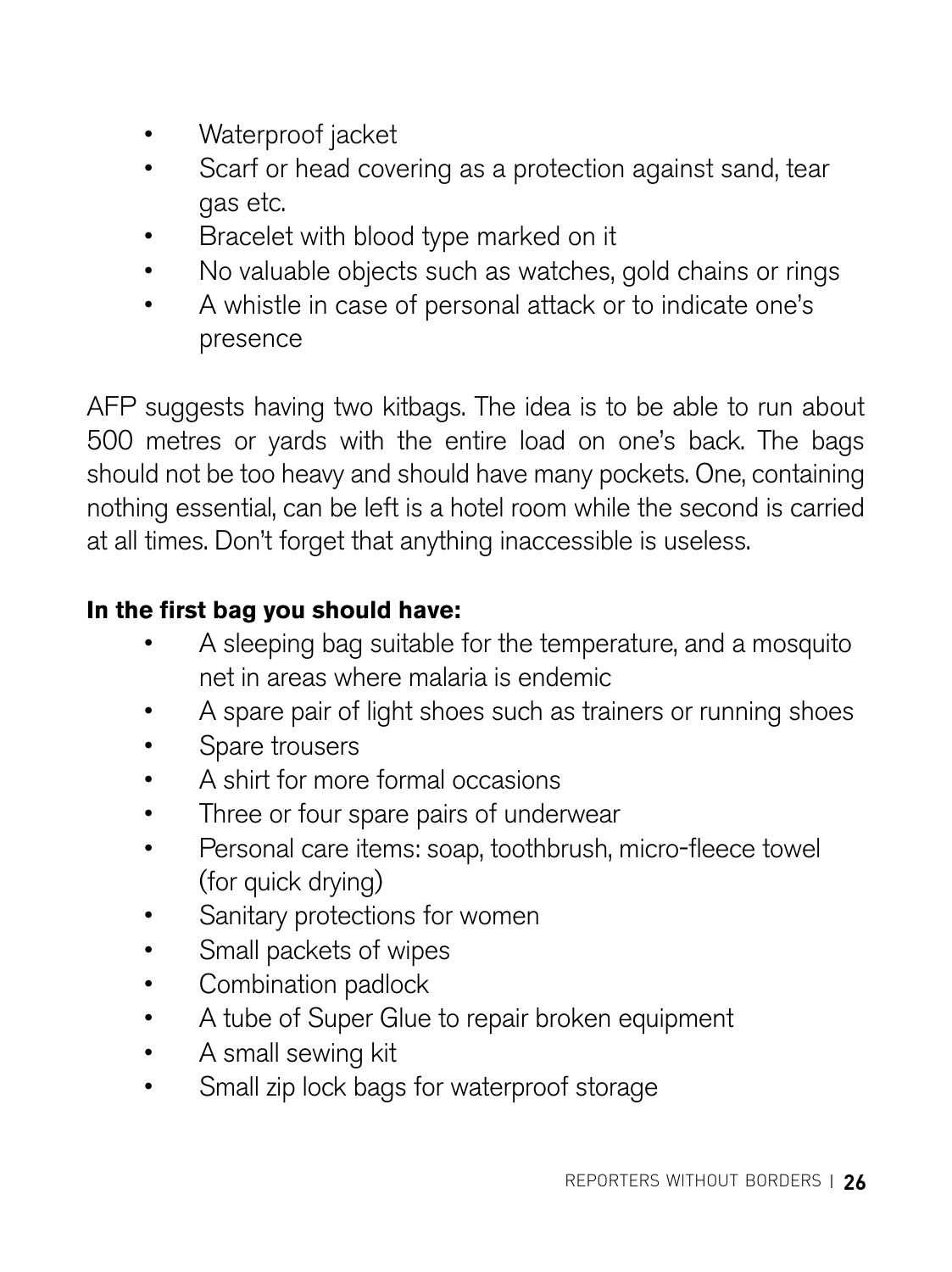- Waterproof jacket
- Scarf or head covering as a protection against sand, tear gas etc.
- Bracelet with blood type marked on it
- No valuable objects such as watches, gold chains or rings
- A whistle in case of personal attack or to indicate one's presence

AFP suggests having two kitbags. The idea is to be able to run about 500 metres or yards with the entire load on one's back. The bags should not be too heavy and should have many pockets. One, containing nothing essential, can be left is a hotel room while the second is carried at all times. Don't forget that anything inaccessible is useless.

**In the first bag you should have:**

- A sleeping bag suitable for the temperature, and a mosquito net in areas where malaria is endemic
- A spare pair of light shoes such as trainers or running shoes
- Spare trousers
- A shirt for more formal occasions
- Three or four spare pairs of underwear
- Personal care items: soap, toothbrush, micro-fleece towel (for quick drying)
- Sanitary protections for women
- Small packets of wipes
- Combination padlock
- A tube of Super Glue to repair broken equipment
- A small sewing kit
- Small zip lock bags for waterproof storage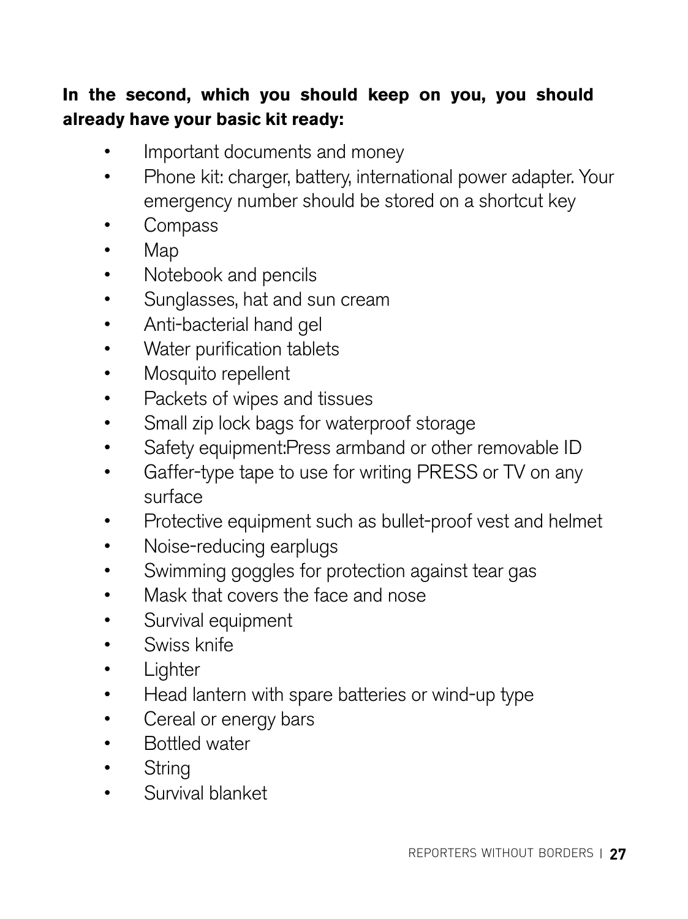**In the second, which you should keep on you, you should already have your basic kit ready:**

- Important documents and money
- Phone kit: charger, battery, international power adapter. Your emergency number should be stored on a shortcut key
- Compass
- Map
- Notebook and pencils
- Sunglasses, hat and sun cream
- Anti-bacterial hand gel
- Water purification tablets
- Mosquito repellent
- Packets of wipes and tissues
- Small zip lock bags for waterproof storage
- Safety equipment:Press armband or other removable ID
- Gaffer-type tape to use for writing PRESS or TV on any surface
- Protective equipment such as bullet-proof vest and helmet
- Noise-reducing earplugs
- Swimming goggles for protection against tear gas
- Mask that covers the face and nose
- Survival equipment
- Swiss knife
- Lighter
- Head lantern with spare batteries or wind-up type
- Cereal or energy bars
- Bottled water
- String
- Survival blanket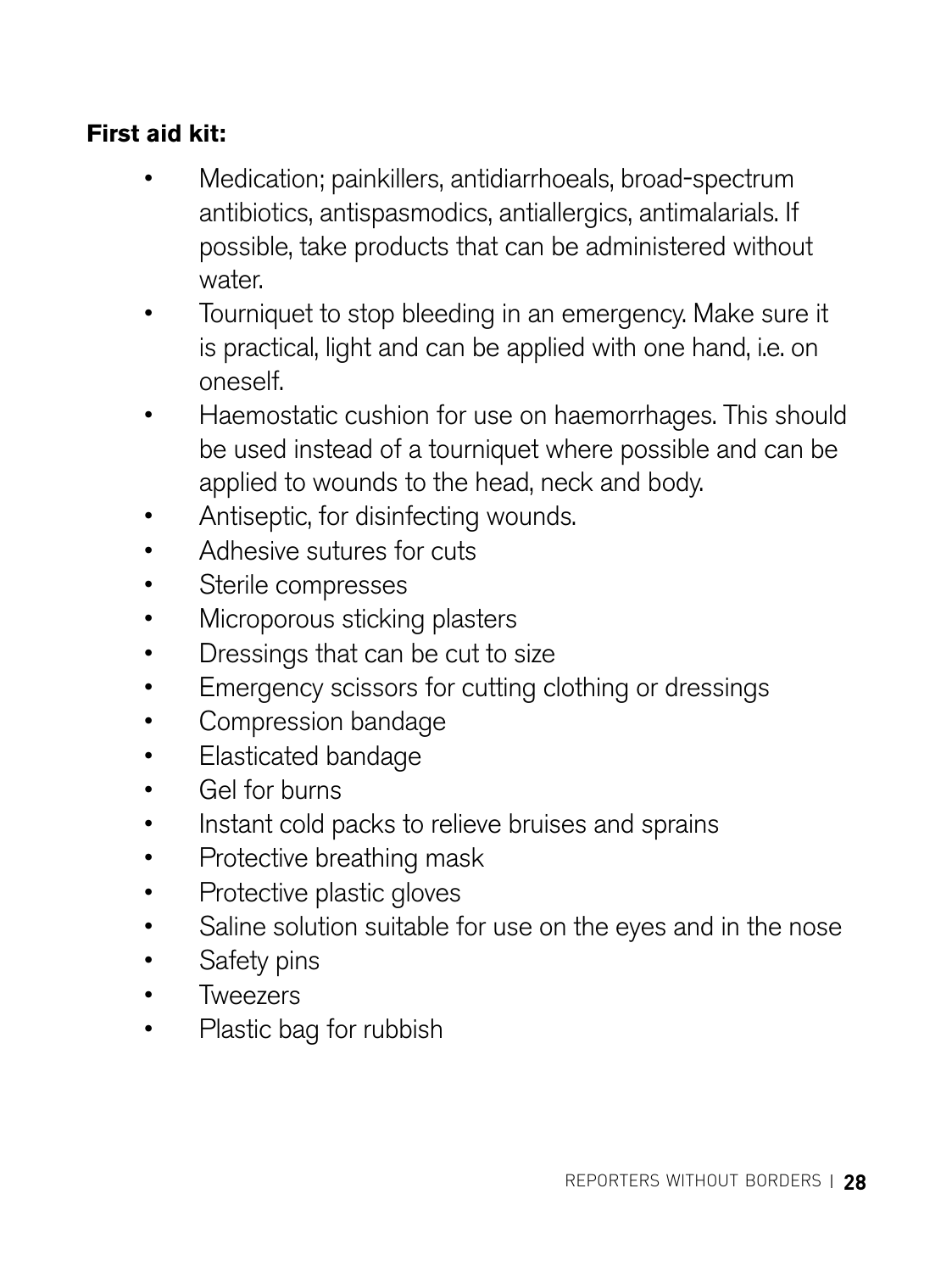**First aid kit:**

- Medication; painkillers, antidiarrhoeals, broad-spectrum antibiotics, antispasmodics, antiallergics, antimalarials. If possible, take products that can be administered without water.
- Tourniquet to stop bleeding in an emergency. Make sure it is practical, light and can be applied with one hand, i.e. on oneself.
- Haemostatic cushion for use on haemorrhages. This should be used instead of a tourniquet where possible and can be applied to wounds to the head, neck and body.
- Antiseptic, for disinfecting wounds.
- Adhesive sutures for cuts
- Sterile compresses
- Microporous sticking plasters
- Dressings that can be cut to size
- Emergency scissors for cutting clothing or dressings
- Compression bandage
- Elasticated bandage
- Gel for burns
- Instant cold packs to relieve bruises and sprains
- Protective breathing mask
- Protective plastic gloves
- Saline solution suitable for use on the eyes and in the nose
- Safety pins
- Tweezers
- Plastic bag for rubbish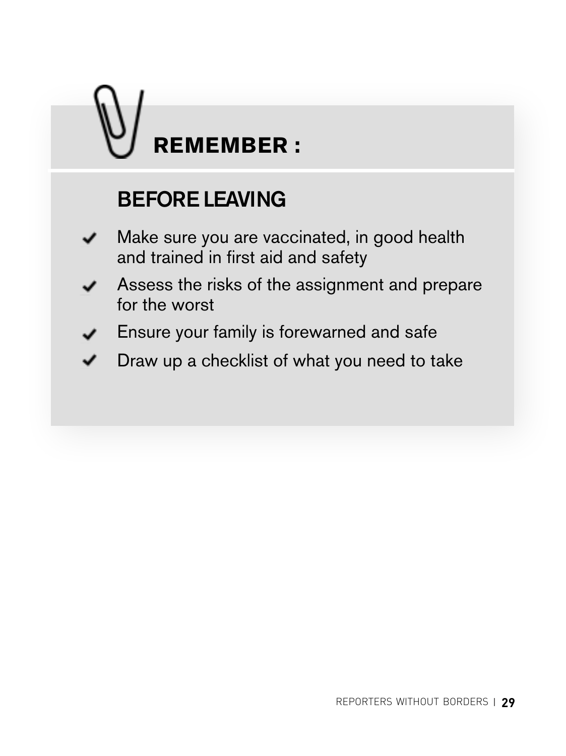## REMEMBER :

### BEFORE LEAVING

- Make sure you are vaccinated, in good health and trained in first aid and safety
- Assess the risks of the assignment and prepare for the worst
- Ensure your family is forewarned and safe
- Draw up a checklist of what you need to take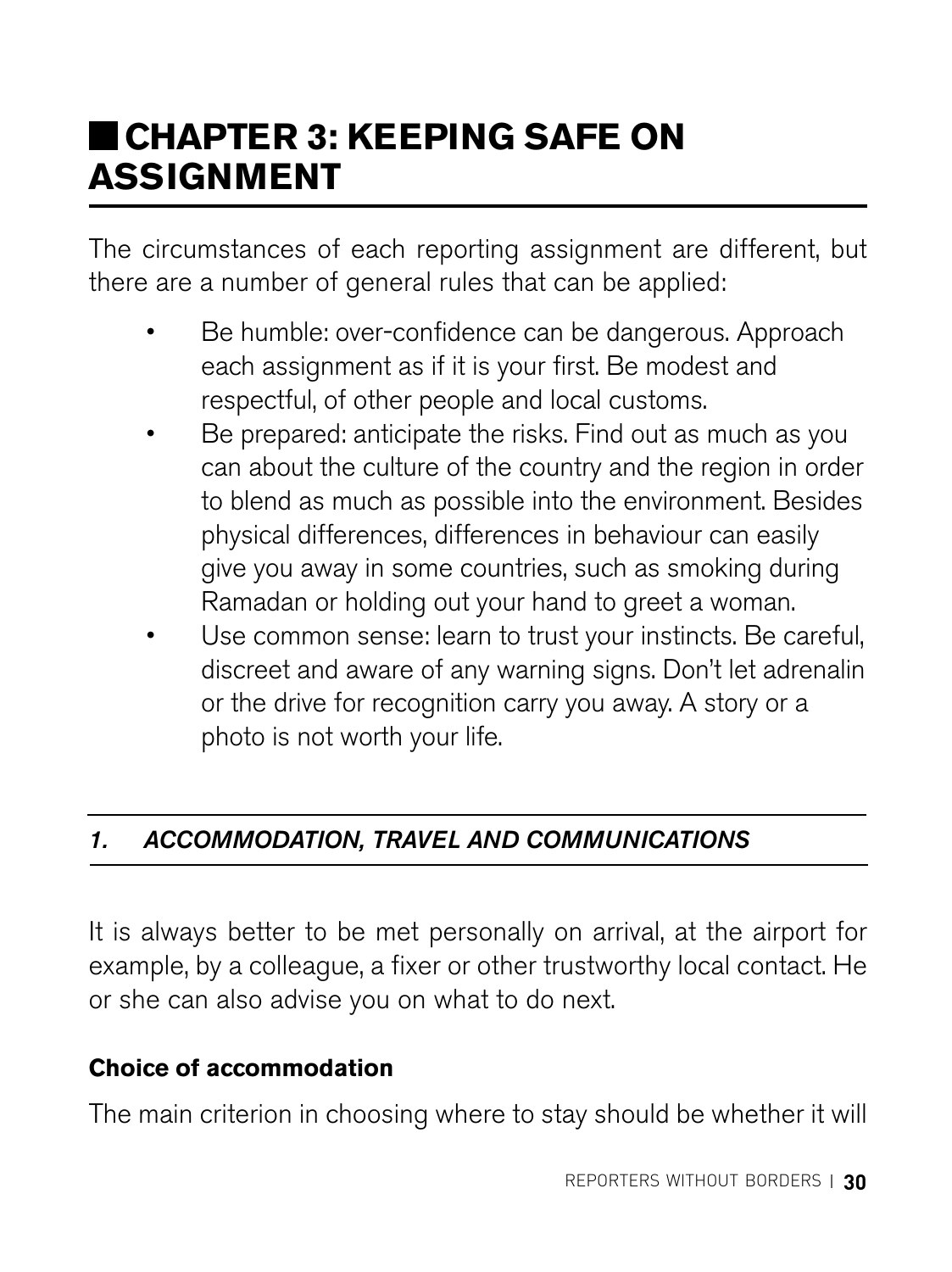# CHAPTER 3: KEEPING SAFE ON ASSIGNMENT

The circumstances of each reporting assignment are different, but there are a number of general rules that can be applied:

- Be humble: over-confidence can be dangerous. Approach each assignment as if it is your first. Be modest and respectful, of other people and local customs.
- Be prepared: anticipate the risks. Find out as much as you can about the culture of the country and the region in order to blend as much as possible into the environment. Besides physical differences, differences in behaviour can easily give you away in some countries, such as smoking during Ramadan or holding out your hand to greet a woman.
- Use common sense: learn to trust your instincts. Be careful, discreet and aware of any warning signs. Don't let adrenalin or the drive for recognition carry you away. A story or a photo is not worth your life.

## *1. ACCOMMODATION, TRAVEL AND COMMUNICATIONS*

It is always better to be met personally on arrival, at the airport for example, by a colleague, a fixer or other trustworthy local contact. He or she can also advise you on what to do next.

**Choice of accommodation**

The main criterion in choosing where to stay should be whether it will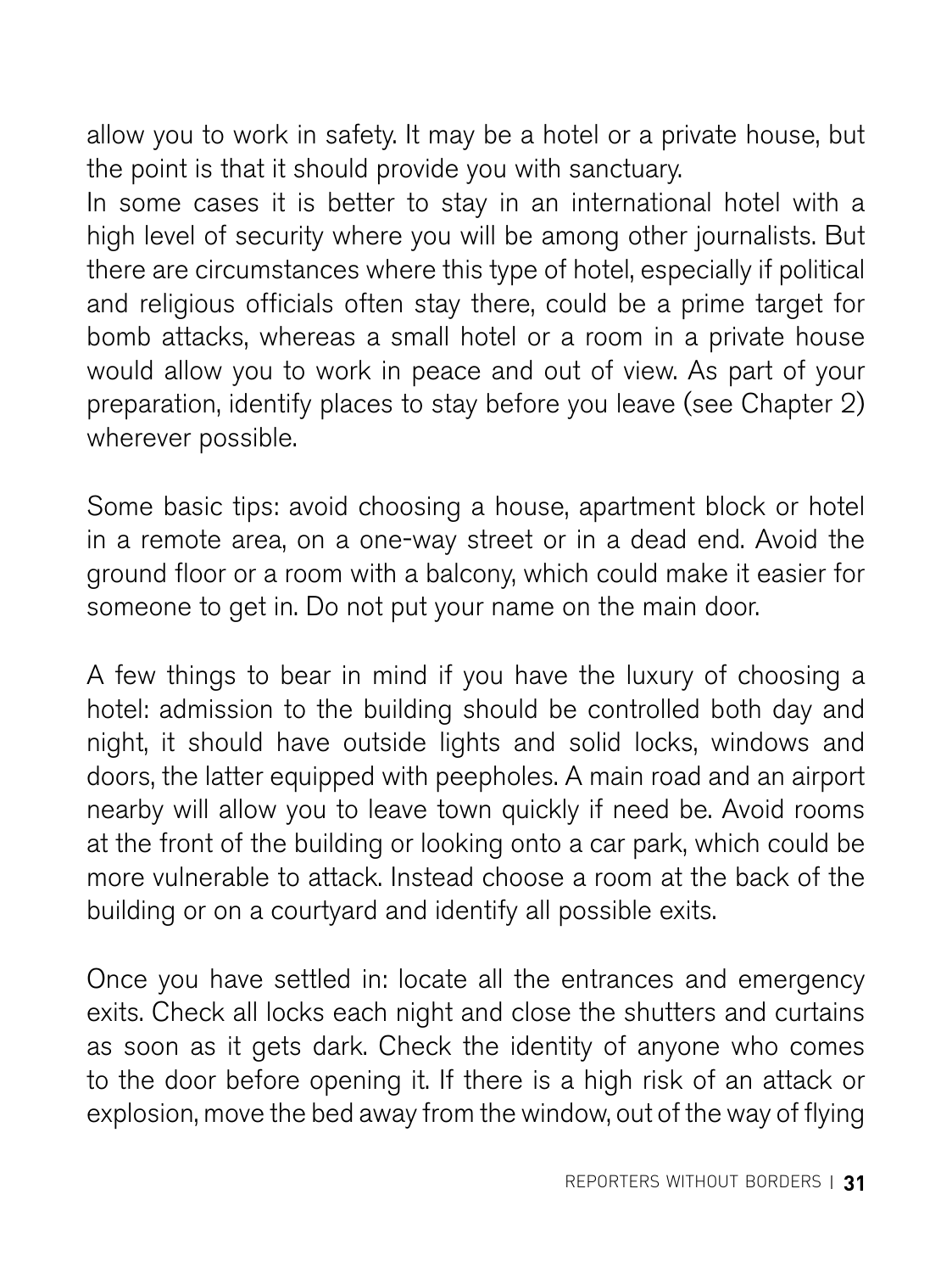allow you to work in safety. It may be a hotel or a private house, but the point is that it should provide you with sanctuary.

In some cases it is better to stay in an international hotel with a high level of security where you will be among other journalists. But there are circumstances where this type of hotel, especially if political and religious officials often stay there, could be a prime target for bomb attacks, whereas a small hotel or a room in a private house would allow you to work in peace and out of view. As part of your preparation, identify places to stay before you leave (see Chapter 2) wherever possible.

Some basic tips: avoid choosing a house, apartment block or hotel in a remote area, on a one-way street or in a dead end. Avoid the ground floor or a room with a balcony, which could make it easier for someone to get in. Do not put your name on the main door.

A few things to bear in mind if you have the luxury of choosing a hotel: admission to the building should be controlled both day and night, it should have outside lights and solid locks, windows and doors, the latter equipped with peepholes. A main road and an airport nearby will allow you to leave town quickly if need be. Avoid rooms at the front of the building or looking onto a car park, which could be more vulnerable to attack. Instead choose a room at the back of the building or on a courtyard and identify all possible exits.

Once you have settled in: locate all the entrances and emergency exits. Check all locks each night and close the shutters and curtains as soon as it gets dark. Check the identity of anyone who comes to the door before opening it. If there is a high risk of an attack or explosion, move the bed away from the window, out of the way of flying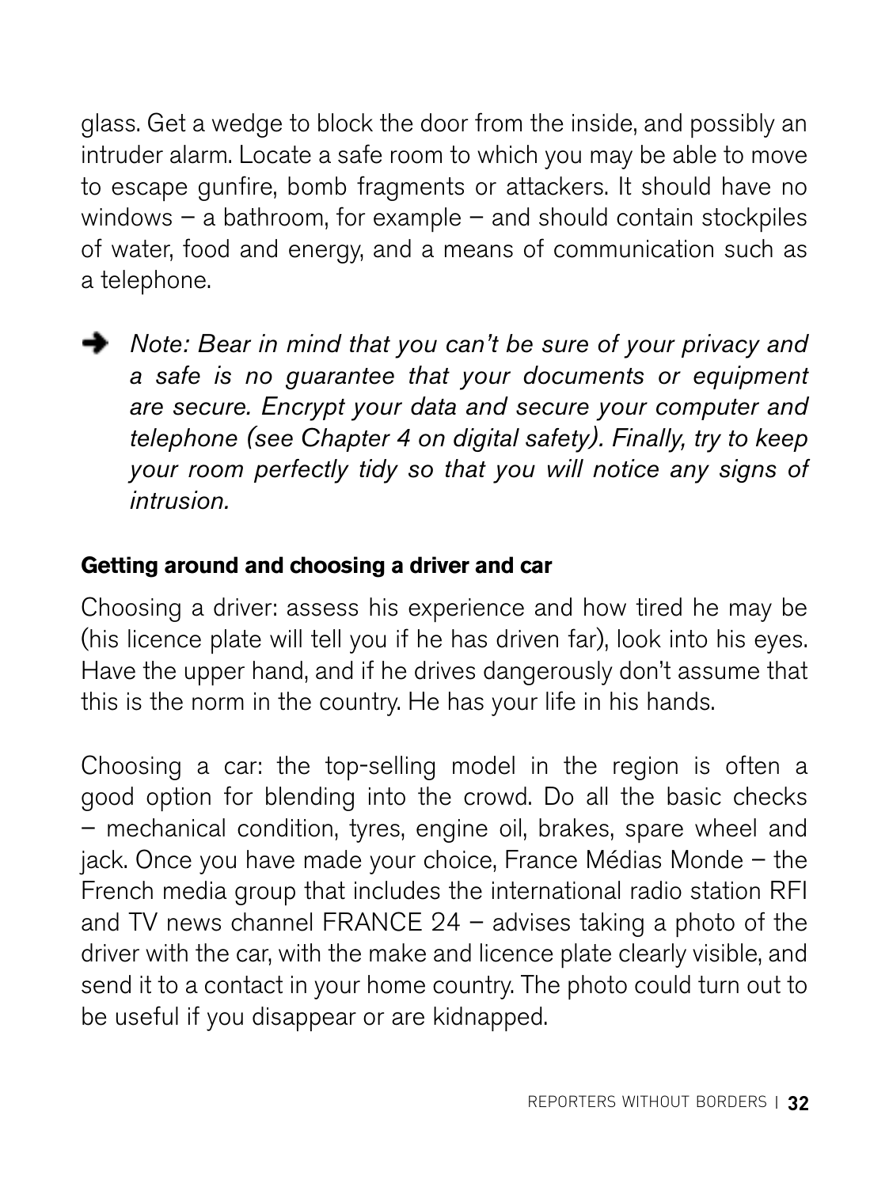glass. Get a wedge to block the door from the inside, and possibly an intruder alarm. Locate a safe room to which you may be able to move to escape gunfire, bomb fragments or attackers. It should have no windows – a bathroom, for example – and should contain stockpiles of water, food and energy, and a means of communication such as a telephone.

➔ *Note: Bear in mind that you can't be sure of your privacy and a safe is no guarantee that your documents or equipment are secure. Encrypt your data and secure your computer and telephone (see Chapter 4 on digital safety). Finally, try to keep your room perfectly tidy so that you will notice any signs of intrusion.*

**Getting around and choosing a driver and car**

Choosing a driver: assess his experience and how tired he may be (his licence plate will tell you if he has driven far), look into his eyes. Have the upper hand, and if he drives dangerously don't assume that this is the norm in the country. He has your life in his hands.

Choosing a car: the top-selling model in the region is often a good option for blending into the crowd. Do all the basic checks – mechanical condition, tyres, engine oil, brakes, spare wheel and jack. Once you have made your choice, France Médias Monde – the French media group that includes the international radio station RFI and TV news channel FRANCE 24 – advises taking a photo of the driver with the car, with the make and licence plate clearly visible, and send it to a contact in your home country. The photo could turn out to be useful if you disappear or are kidnapped.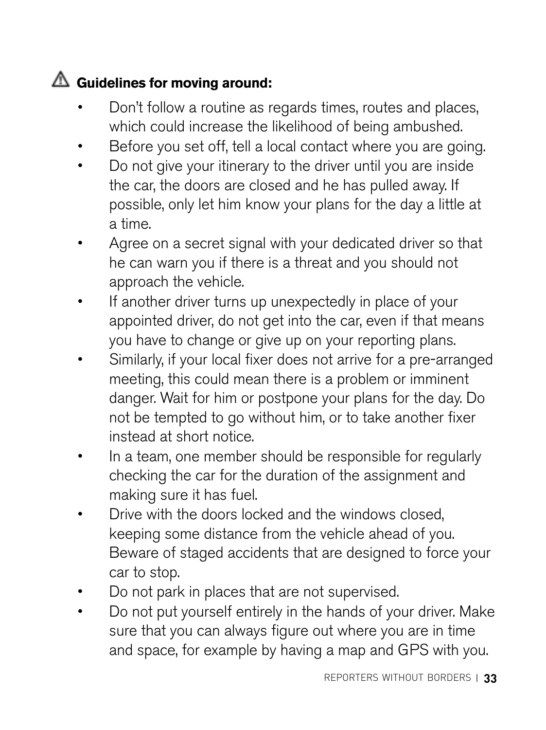### ⚠ Guidelines for moving around:

- Don't follow a routine as regards times, routes and places, which could increase the likelihood of being ambushed.
- Before you set off, tell a local contact where you are going.
- Do not give your itinerary to the driver until you are inside the car, the doors are closed and he has pulled away. If possible, only let him know your plans for the day a little at a time.
- Agree on a secret signal with your dedicated driver so that he can warn you if there is a threat and you should not approach the vehicle.
- If another driver turns up unexpectedly in place of your appointed driver, do not get into the car, even if that means you have to change or give up on your reporting plans.
- Similarly, if your local fixer does not arrive for a pre-arranged meeting, this could mean there is a problem or imminent danger. Wait for him or postpone your plans for the day. Do not be tempted to go without him, or to take another fixer instead at short notice.
- In a team, one member should be responsible for regularly checking the car for the duration of the assignment and making sure it has fuel.
- Drive with the doors locked and the windows closed, keeping some distance from the vehicle ahead of you. Beware of staged accidents that are designed to force your car to stop.
- Do not park in places that are not supervised.
- Do not put yourself entirely in the hands of your driver. Make sure that you can always figure out where you are in time and space, for example by having a map and GPS with you.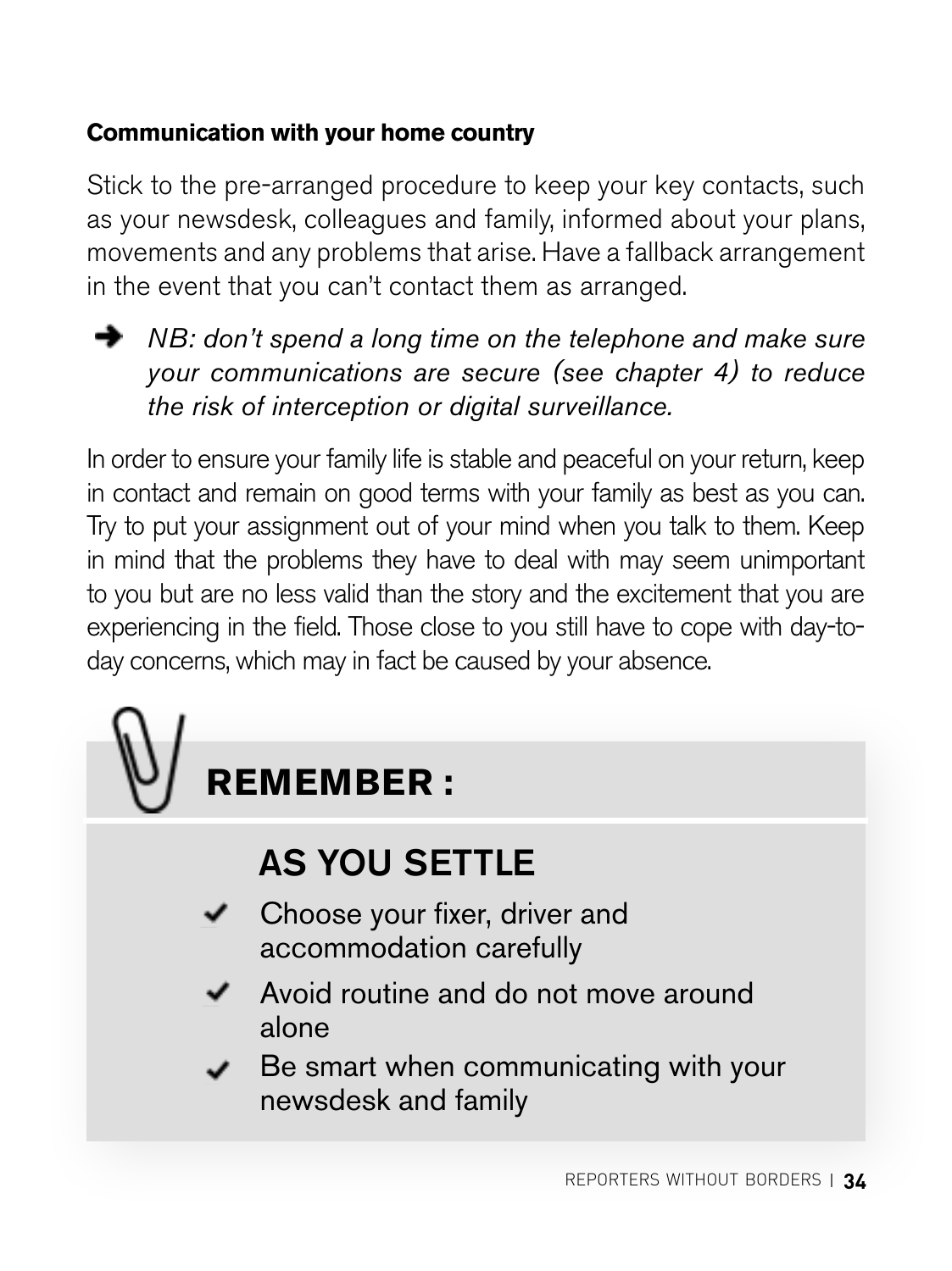**Communication with your home country**

Stick to the pre-arranged procedure to keep your key contacts, such as your newsdesk, colleagues and family, informed about your plans, movements and any problems that arise. Have a fallback arrangement in the event that you can't contact them as arranged.

➔ *NB: don't spend a long time on the telephone and make sure your communications are secure (see chapter 4) to reduce the risk of interception or digital surveillance.*

In order to ensure your family life is stable and peaceful on your return, keep in contact and remain on good terms with your family as best as you can. Try to put your assignment out of your mind when you talk to them. Keep in mind that the problems they have to deal with may seem unimportant to you but are no less valid than the story and the excitement that you are experiencing in the field. Those close to you still have to cope with day-to-day concerns, which may in fact be caused by your absence.

## REMEMBER :

### AS YOU SETTLE

- ✔ Choose your fixer, driver and accommodation carefully
- ✔ Avoid routine and do not move around alone
- ✔ Be smart when communicating with your newsdesk and family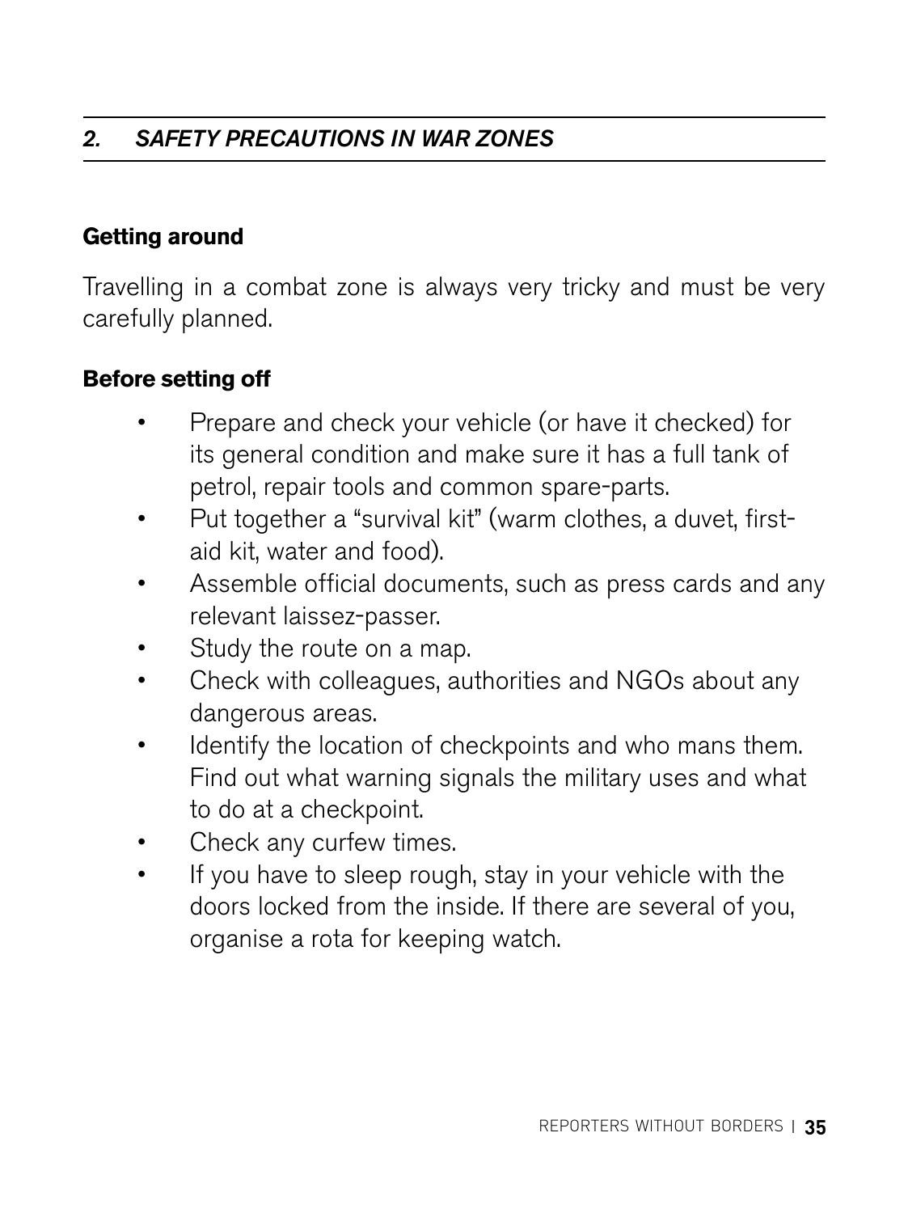## 2. SAFETY PRECAUTIONS IN WAR ZONES

### Getting around

Travelling in a combat zone is always very tricky and must be very carefully planned.

### Before setting off

- Prepare and check your vehicle (or have it checked) for its general condition and make sure it has a full tank of petrol, repair tools and common spare-parts.
- Put together a "survival kit" (warm clothes, a duvet, first-aid kit, water and food).
- Assemble official documents, such as press cards and any relevant laissez-passer.
- Study the route on a map.
- Check with colleagues, authorities and NGOs about any dangerous areas.
- Identify the location of checkpoints and who mans them. Find out what warning signals the military uses and what to do at a checkpoint.
- Check any curfew times.
- If you have to sleep rough, stay in your vehicle with the doors locked from the inside. If there are several of you, organise a rota for keeping watch.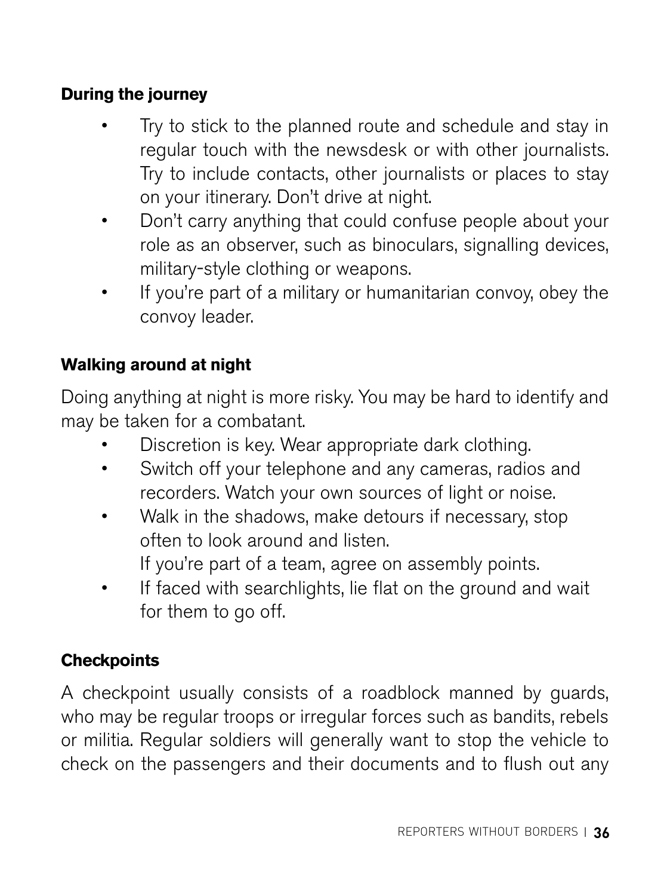**During the journey**

- Try to stick to the planned route and schedule and stay in regular touch with the newsdesk or with other journalists. Try to include contacts, other journalists or places to stay on your itinerary. Don't drive at night.
- Don't carry anything that could confuse people about your role as an observer, such as binoculars, signalling devices, military-style clothing or weapons.
- If you're part of a military or humanitarian convoy, obey the convoy leader.

**Walking around at night**

Doing anything at night is more risky. You may be hard to identify and may be taken for a combatant.

- Discretion is key. Wear appropriate dark clothing.
- Switch off your telephone and any cameras, radios and recorders. Watch your own sources of light or noise.
- Walk in the shadows, make detours if necessary, stop often to look around and listen.
  If you're part of a team, agree on assembly points.
- If faced with searchlights, lie flat on the ground and wait for them to go off.

**Checkpoints**

A checkpoint usually consists of a roadblock manned by guards, who may be regular troops or irregular forces such as bandits, rebels or militia. Regular soldiers will generally want to stop the vehicle to check on the passengers and their documents and to flush out any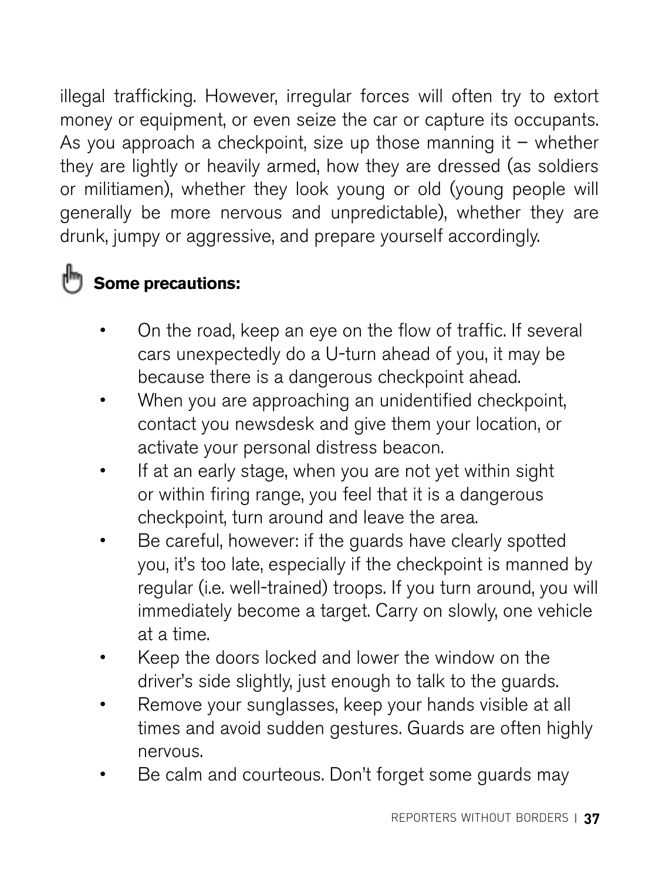illegal trafficking. However, irregular forces will often try to extort money or equipment, or even seize the car or capture its occupants. As you approach a checkpoint, size up those manning it – whether they are lightly or heavily armed, how they are dressed (as soldiers or militiamen), whether they look young or old (young people will generally be more nervous and unpredictable), whether they are drunk, jumpy or aggressive, and prepare yourself accordingly.

**Some precautions:**

- On the road, keep an eye on the flow of traffic. If several cars unexpectedly do a U-turn ahead of you, it may be because there is a dangerous checkpoint ahead.
- When you are approaching an unidentified checkpoint, contact you newsdesk and give them your location, or activate your personal distress beacon.
- If at an early stage, when you are not yet within sight or within firing range, you feel that it is a dangerous checkpoint, turn around and leave the area.
- Be careful, however: if the guards have clearly spotted you, it's too late, especially if the checkpoint is manned by regular (i.e. well-trained) troops. If you turn around, you will immediately become a target. Carry on slowly, one vehicle at a time.
- Keep the doors locked and lower the window on the driver's side slightly, just enough to talk to the guards.
- Remove your sunglasses, keep your hands visible at all times and avoid sudden gestures. Guards are often highly nervous.
- Be calm and courteous. Don't forget some guards may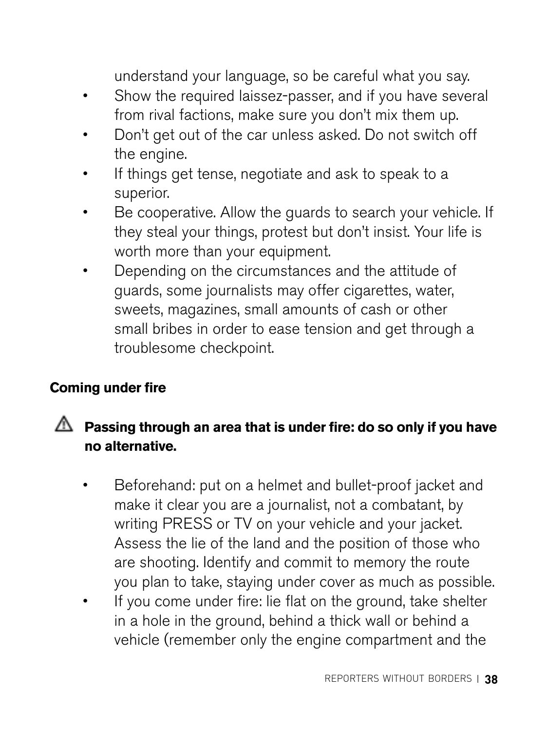understand your language, so be careful what you say.

- Show the required laissez-passer, and if you have several from rival factions, make sure you don't mix them up.
- Don't get out of the car unless asked. Do not switch off the engine.
- If things get tense, negotiate and ask to speak to a superior.
- Be cooperative. Allow the guards to search your vehicle. If they steal your things, protest but don't insist. Your life is worth more than your equipment.
- Depending on the circumstances and the attitude of guards, some journalists may offer cigarettes, water, sweets, magazines, small amounts of cash or other small bribes in order to ease tension and get through a troublesome checkpoint.

**Coming under fire**

⚠ **Passing through an area that is under fire: do so only if you have no alternative.**

- Beforehand: put on a helmet and bullet-proof jacket and make it clear you are a journalist, not a combatant, by writing PRESS or TV on your vehicle and your jacket. Assess the lie of the land and the position of those who are shooting. Identify and commit to memory the route you plan to take, staying under cover as much as possible.
- If you come under fire: lie flat on the ground, take shelter in a hole in the ground, behind a thick wall or behind a vehicle (remember only the engine compartment and the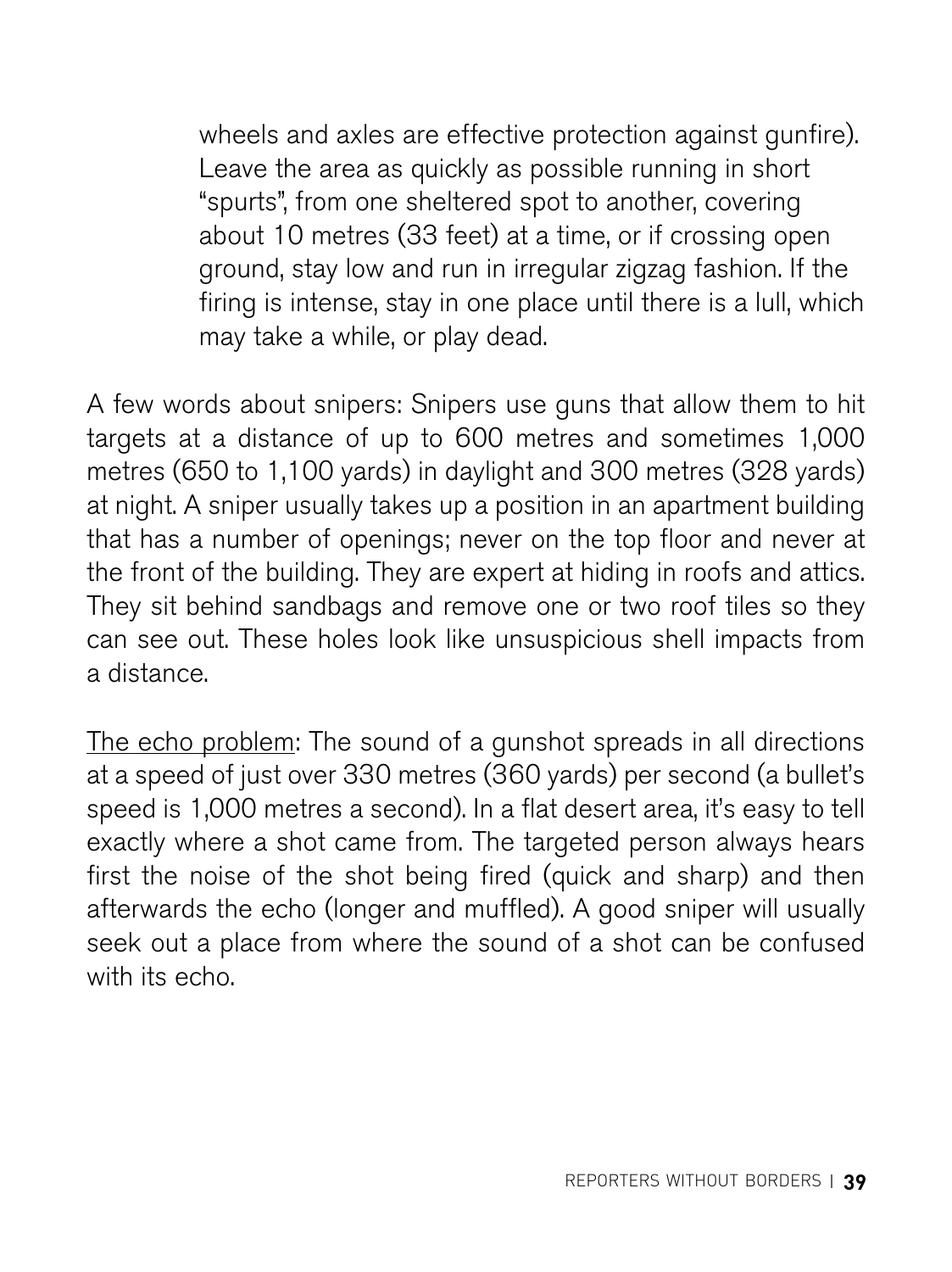wheels and axles are effective protection against gunfire). Leave the area as quickly as possible running in short "spurts", from one sheltered spot to another, covering about 10 metres (33 feet) at a time, or if crossing open ground, stay low and run in irregular zigzag fashion. If the firing is intense, stay in one place until there is a lull, which may take a while, or play dead.

A few words about snipers: Snipers use guns that allow them to hit targets at a distance of up to 600 metres and sometimes 1,000 metres (650 to 1,100 yards) in daylight and 300 metres (328 yards) at night. A sniper usually takes up a position in an apartment building that has a number of openings; never on the top floor and never at the front of the building. They are expert at hiding in roofs and attics. They sit behind sandbags and remove one or two roof tiles so they can see out. These holes look like unsuspicious shell impacts from a distance.

<u>The echo problem</u>: The sound of a gunshot spreads in all directions at a speed of just over 330 metres (360 yards) per second (a bullet's speed is 1,000 metres a second). In a flat desert area, it's easy to tell exactly where a shot came from. The targeted person always hears first the noise of the shot being fired (quick and sharp) and then afterwards the echo (longer and muffled). A good sniper will usually seek out a place from where the sound of a shot can be confused with its echo.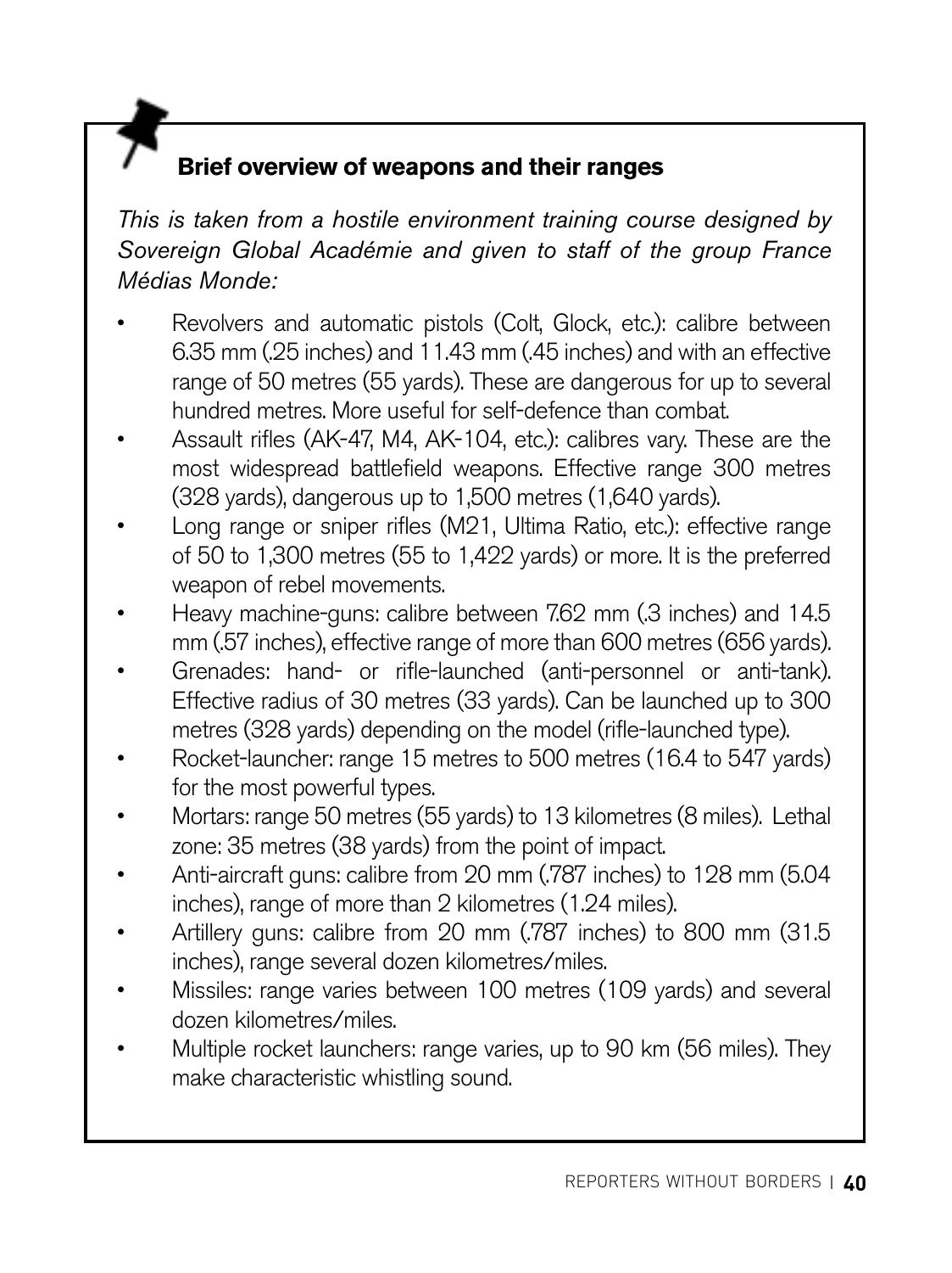### Brief overview of weapons and their ranges

*This is taken from a hostile environment training course designed by Sovereign Global Académie and given to staff of the group France Médias Monde:*

- Revolvers and automatic pistols (Colt, Glock, etc.): calibre between 6.35 mm (.25 inches) and 11.43 mm (.45 inches) and with an effective range of 50 metres (55 yards). These are dangerous for up to several hundred metres. More useful for self-defence than combat.
- Assault rifles (AK-47, M4, AK-104, etc.): calibres vary. These are the most widespread battlefield weapons. Effective range 300 metres (328 yards), dangerous up to 1,500 metres (1,640 yards).
- Long range or sniper rifles (M21, Ultima Ratio, etc.): effective range of 50 to 1,300 metres (55 to 1,422 yards) or more. It is the preferred weapon of rebel movements.
- Heavy machine-guns: calibre between 7.62 mm (.3 inches) and 14.5 mm (.57 inches), effective range of more than 600 metres (656 yards).
- Grenades: hand- or rifle-launched (anti-personnel or anti-tank). Effective radius of 30 metres (33 yards). Can be launched up to 300 metres (328 yards) depending on the model (rifle-launched type).
- Rocket-launcher: range 15 metres to 500 metres (16.4 to 547 yards) for the most powerful types.
- Mortars: range 50 metres (55 yards) to 13 kilometres (8 miles). Lethal zone: 35 metres (38 yards) from the point of impact.
- Anti-aircraft guns: calibre from 20 mm (.787 inches) to 128 mm (5.04 inches), range of more than 2 kilometres (1.24 miles).
- Artillery guns: calibre from 20 mm (.787 inches) to 800 mm (31.5 inches), range several dozen kilometres/miles.
- Missiles: range varies between 100 metres (109 yards) and several dozen kilometres/miles.
- Multiple rocket launchers: range varies, up to 90 km (56 miles). They make characteristic whistling sound.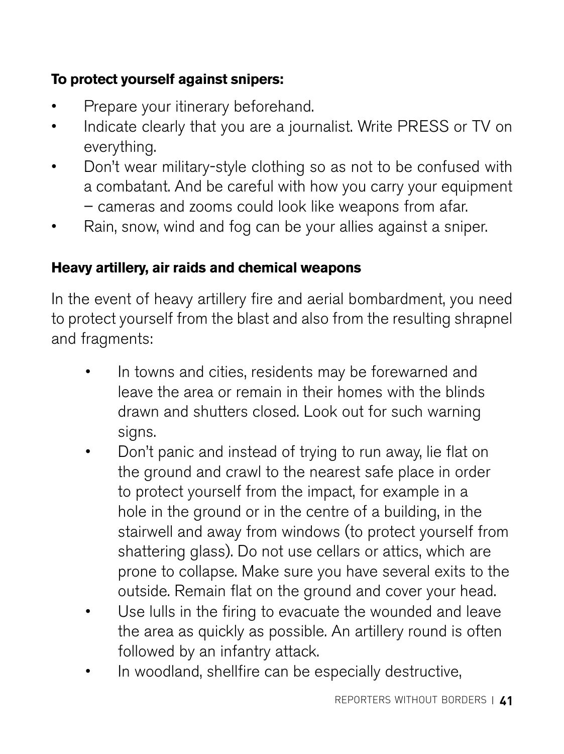**To protect yourself against snipers:**

- Prepare your itinerary beforehand.
- Indicate clearly that you are a journalist. Write PRESS or TV on everything.
- Don't wear military-style clothing so as not to be confused with a combatant. And be careful with how you carry your equipment – cameras and zooms could look like weapons from afar.
- Rain, snow, wind and fog can be your allies against a sniper.

**Heavy artillery, air raids and chemical weapons**

In the event of heavy artillery fire and aerial bombardment, you need to protect yourself from the blast and also from the resulting shrapnel and fragments:

- In towns and cities, residents may be forewarned and leave the area or remain in their homes with the blinds drawn and shutters closed. Look out for such warning signs.
- Don't panic and instead of trying to run away, lie flat on the ground and crawl to the nearest safe place in order to protect yourself from the impact, for example in a hole in the ground or in the centre of a building, in the stairwell and away from windows (to protect yourself from shattering glass). Do not use cellars or attics, which are prone to collapse. Make sure you have several exits to the outside. Remain flat on the ground and cover your head.
- Use lulls in the firing to evacuate the wounded and leave the area as quickly as possible. An artillery round is often followed by an infantry attack.
- In woodland, shellfire can be especially destructive,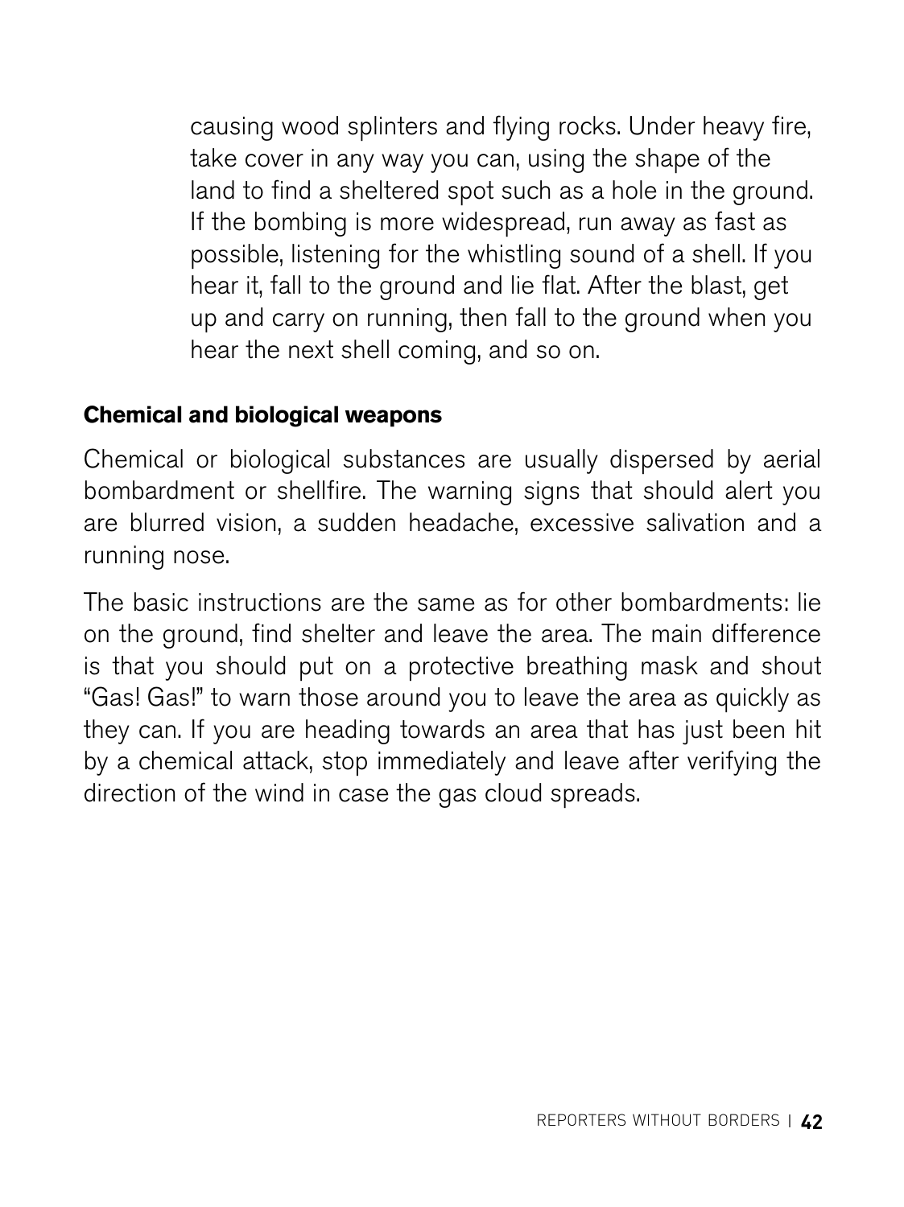causing wood splinters and flying rocks. Under heavy fire, take cover in any way you can, using the shape of the land to find a sheltered spot such as a hole in the ground. If the bombing is more widespread, run away as fast as possible, listening for the whistling sound of a shell. If you hear it, fall to the ground and lie flat. After the blast, get up and carry on running, then fall to the ground when you hear the next shell coming, and so on.

**Chemical and biological weapons**

Chemical or biological substances are usually dispersed by aerial bombardment or shellfire. The warning signs that should alert you are blurred vision, a sudden headache, excessive salivation and a running nose.

The basic instructions are the same as for other bombardments: lie on the ground, find shelter and leave the area. The main difference is that you should put on a protective breathing mask and shout "Gas! Gas!" to warn those around you to leave the area as quickly as they can. If you are heading towards an area that has just been hit by a chemical attack, stop immediately and leave after verifying the direction of the wind in case the gas cloud spreads.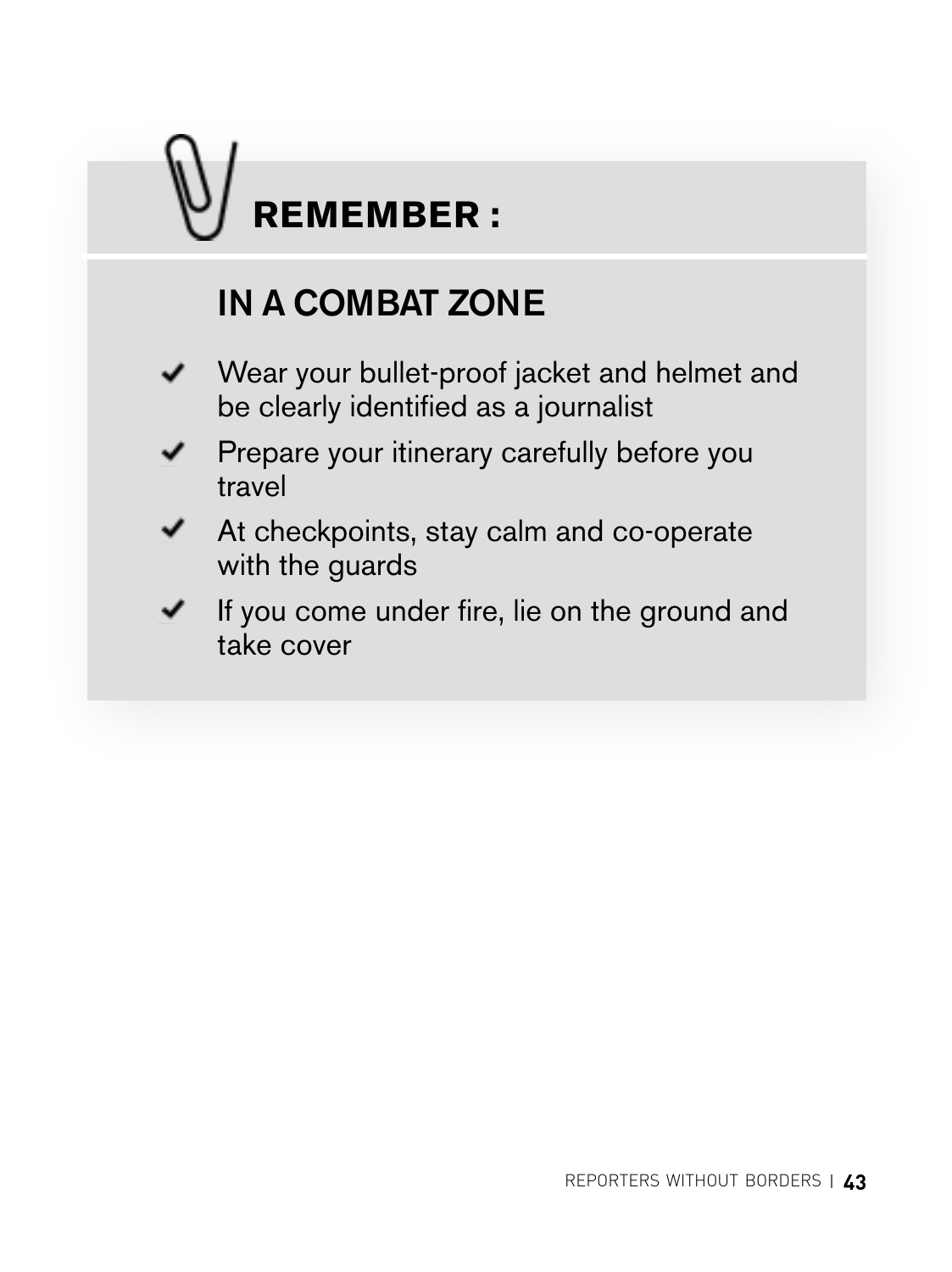**REMEMBER :**

## IN A COMBAT ZONE

- ✔ Wear your bullet-proof jacket and helmet and be clearly identified as a journalist
- ✔ Prepare your itinerary carefully before you travel
- ✔ At checkpoints, stay calm and co-operate with the guards
- ✔ If you come under fire, lie on the ground and take cover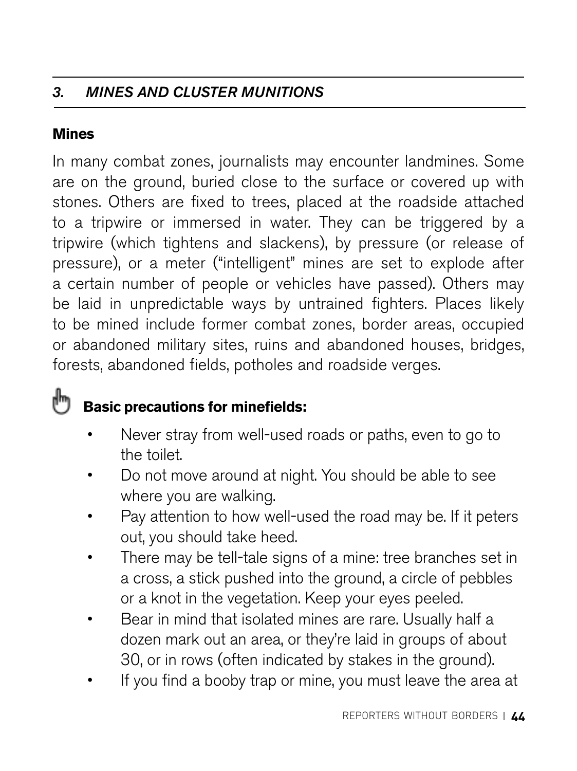## *3. MINES AND CLUSTER MUNITIONS*

### Mines

In many combat zones, journalists may encounter landmines. Some are on the ground, buried close to the surface or covered up with stones. Others are fixed to trees, placed at the roadside attached to a tripwire or immersed in water. They can be triggered by a tripwire (which tightens and slackens), by pressure (or release of pressure), or a meter ("intelligent" mines are set to explode after a certain number of people or vehicles have passed). Others may be laid in unpredictable ways by untrained fighters. Places likely to be mined include former combat zones, border areas, occupied or abandoned military sites, ruins and abandoned houses, bridges, forests, abandoned fields, potholes and roadside verges.

**Basic precautions for minefields:**

- Never stray from well-used roads or paths, even to go to the toilet.
- Do not move around at night. You should be able to see where you are walking.
- Pay attention to how well-used the road may be. If it peters out, you should take heed.
- There may be tell-tale signs of a mine: tree branches set in a cross, a stick pushed into the ground, a circle of pebbles or a knot in the vegetation. Keep your eyes peeled.
- Bear in mind that isolated mines are rare. Usually half a dozen mark out an area, or they're laid in groups of about 30, or in rows (often indicated by stakes in the ground).
- If you find a booby trap or mine, you must leave the area at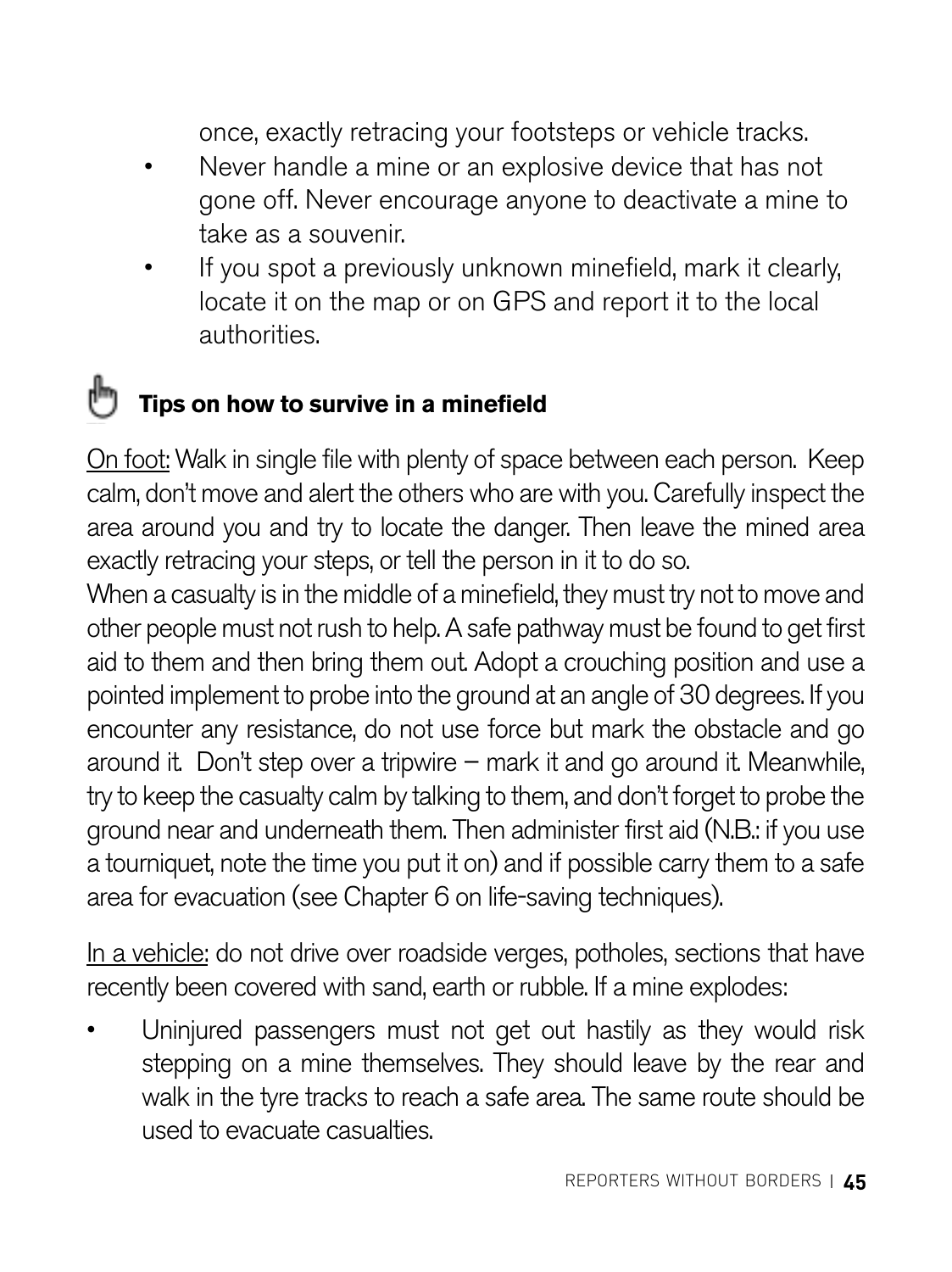once, exactly retracing your footsteps or vehicle tracks.

- Never handle a mine or an explosive device that has not gone off. Never encourage anyone to deactivate a mine to take as a souvenir.
- If you spot a previously unknown minefield, mark it clearly, locate it on the map or on GPS and report it to the local authorities.

### Tips on how to survive in a minefield

On foot: Walk in single file with plenty of space between each person. Keep calm, don't move and alert the others who are with you. Carefully inspect the area around you and try to locate the danger. Then leave the mined area exactly retracing your steps, or tell the person in it to do so.

When a casualty is in the middle of a minefield, they must try not to move and other people must not rush to help. A safe pathway must be found to get first aid to them and then bring them out. Adopt a crouching position and use a pointed implement to probe into the ground at an angle of 30 degrees. If you encounter any resistance, do not use force but mark the obstacle and go around it. Don't step over a tripwire – mark it and go around it. Meanwhile, try to keep the casualty calm by talking to them, and don't forget to probe the ground near and underneath them. Then administer first aid (N.B.: if you use a tourniquet, note the time you put it on) and if possible carry them to a safe area for evacuation (see Chapter 6 on life-saving techniques).

In a vehicle: do not drive over roadside verges, potholes, sections that have recently been covered with sand, earth or rubble. If a mine explodes:

- Uninjured passengers must not get out hastily as they would risk stepping on a mine themselves. They should leave by the rear and walk in the tyre tracks to reach a safe area. The same route should be used to evacuate casualties.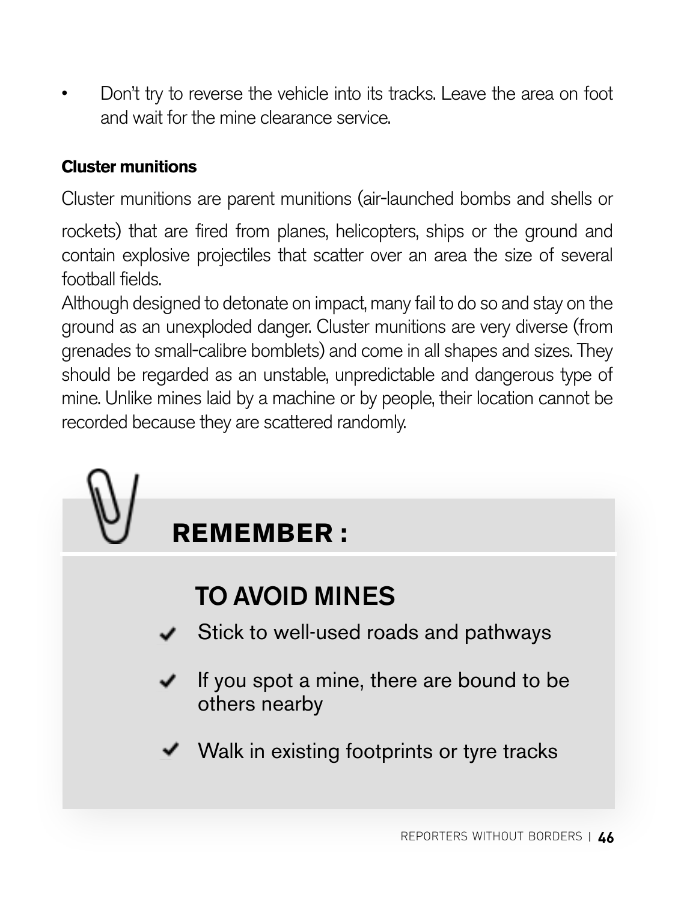- Don't try to reverse the vehicle into its tracks. Leave the area on foot and wait for the mine clearance service.

**Cluster munitions**

Cluster munitions are parent munitions (air-launched bombs and shells or rockets) that are fired from planes, helicopters, ships or the ground and contain explosive projectiles that scatter over an area the size of several football fields.

Although designed to detonate on impact, many fail to do so and stay on the ground as an unexploded danger. Cluster munitions are very diverse (from grenades to small-calibre bomblets) and come in all shapes and sizes. They should be regarded as an unstable, unpredictable and dangerous type of mine. Unlike mines laid by a machine or by people, their location cannot be recorded because they are scattered randomly.

**REMEMBER :**

**TO AVOID MINES**

- ✔ Stick to well-used roads and pathways
- ✔ If you spot a mine, there are bound to be others nearby
- ✔ Walk in existing footprints or tyre tracks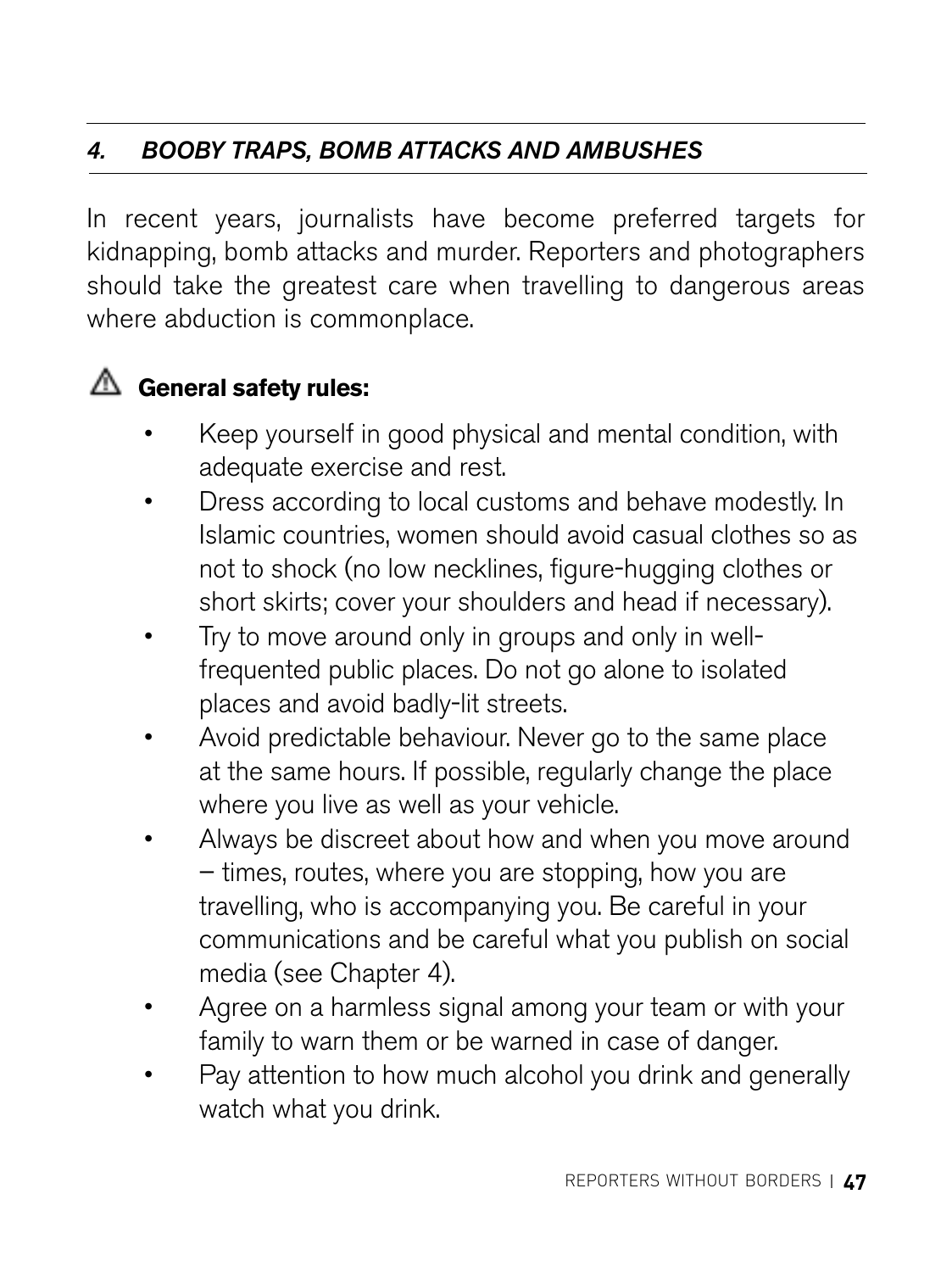## *4. BOOBY TRAPS, BOMB ATTACKS AND AMBUSHES*

In recent years, journalists have become preferred targets for kidnapping, bomb attacks and murder. Reporters and photographers should take the greatest care when travelling to dangerous areas where abduction is commonplace.

⚠ **General safety rules:**

- Keep yourself in good physical and mental condition, with adequate exercise and rest.
- Dress according to local customs and behave modestly. In Islamic countries, women should avoid casual clothes so as not to shock (no low necklines, figure-hugging clothes or short skirts; cover your shoulders and head if necessary).
- Try to move around only in groups and only in well-frequented public places. Do not go alone to isolated places and avoid badly-lit streets.
- Avoid predictable behaviour. Never go to the same place at the same hours. If possible, regularly change the place where you live as well as your vehicle.
- Always be discreet about how and when you move around – times, routes, where you are stopping, how you are travelling, who is accompanying you. Be careful in your communications and be careful what you publish on social media (see Chapter 4).
- Agree on a harmless signal among your team or with your family to warn them or be warned in case of danger.
- Pay attention to how much alcohol you drink and generally watch what you drink.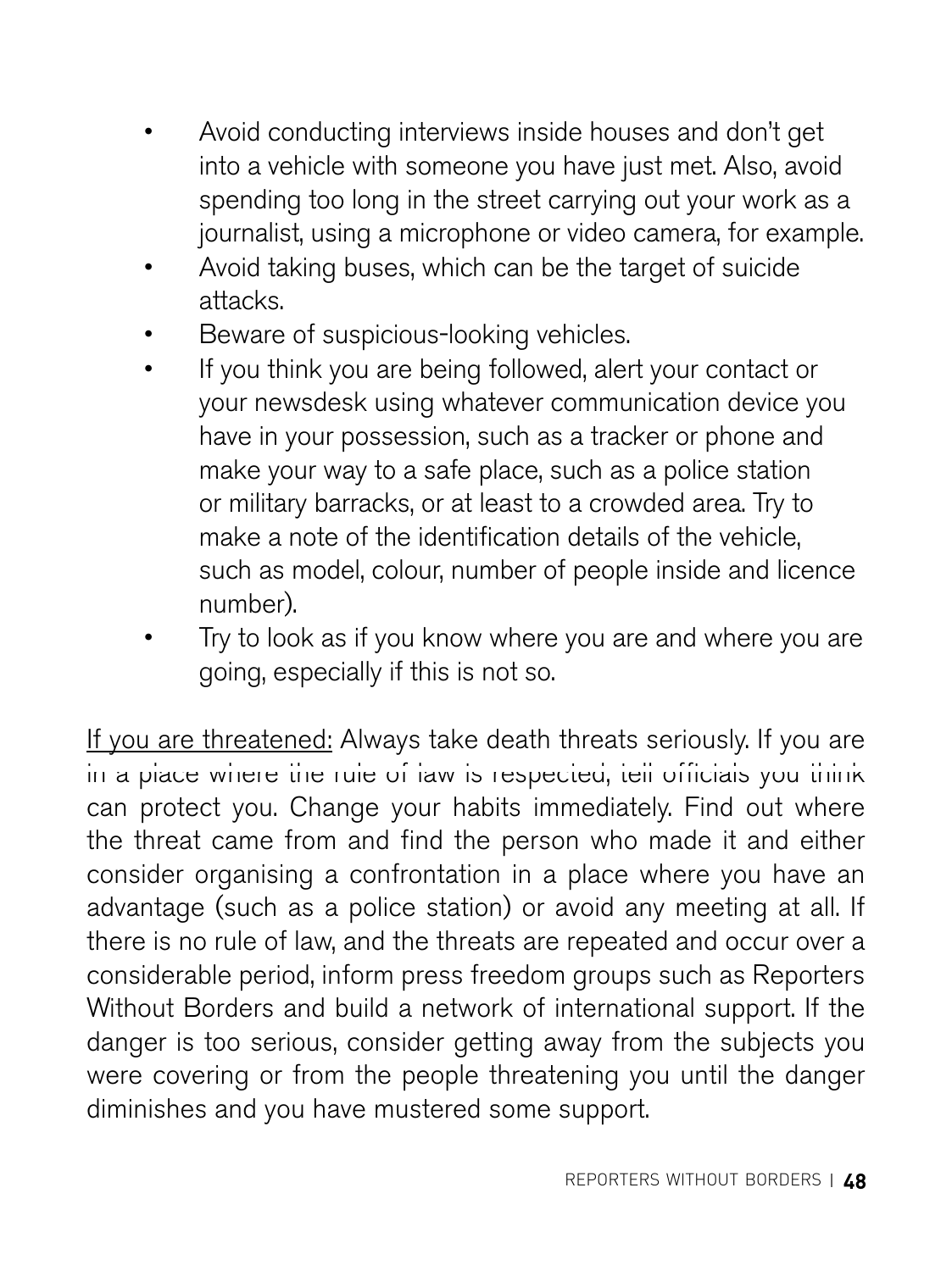- Avoid conducting interviews inside houses and don't get into a vehicle with someone you have just met. Also, avoid spending too long in the street carrying out your work as a journalist, using a microphone or video camera, for example.
- Avoid taking buses, which can be the target of suicide attacks.
- Beware of suspicious-looking vehicles.
- If you think you are being followed, alert your contact or your newsdesk using whatever communication device you have in your possession, such as a tracker or phone and make your way to a safe place, such as a police station or military barracks, or at least to a crowded area. Try to make a note of the identification details of the vehicle, such as model, colour, number of people inside and licence number).
- Try to look as if you know where you are and where you are going, especially if this is not so.

<u>If you are threatened:</u> Always take death threats seriously. If you are in a place where the rule of law is respected, tell officials you think can protect you. Change your habits immediately. Find out where the threat came from and find the person who made it and either consider organising a confrontation in a place where you have an advantage (such as a police station) or avoid any meeting at all. If there is no rule of law, and the threats are repeated and occur over a considerable period, inform press freedom groups such as Reporters Without Borders and build a network of international support. If the danger is too serious, consider getting away from the subjects you were covering or from the people threatening you until the danger diminishes and you have mustered some support.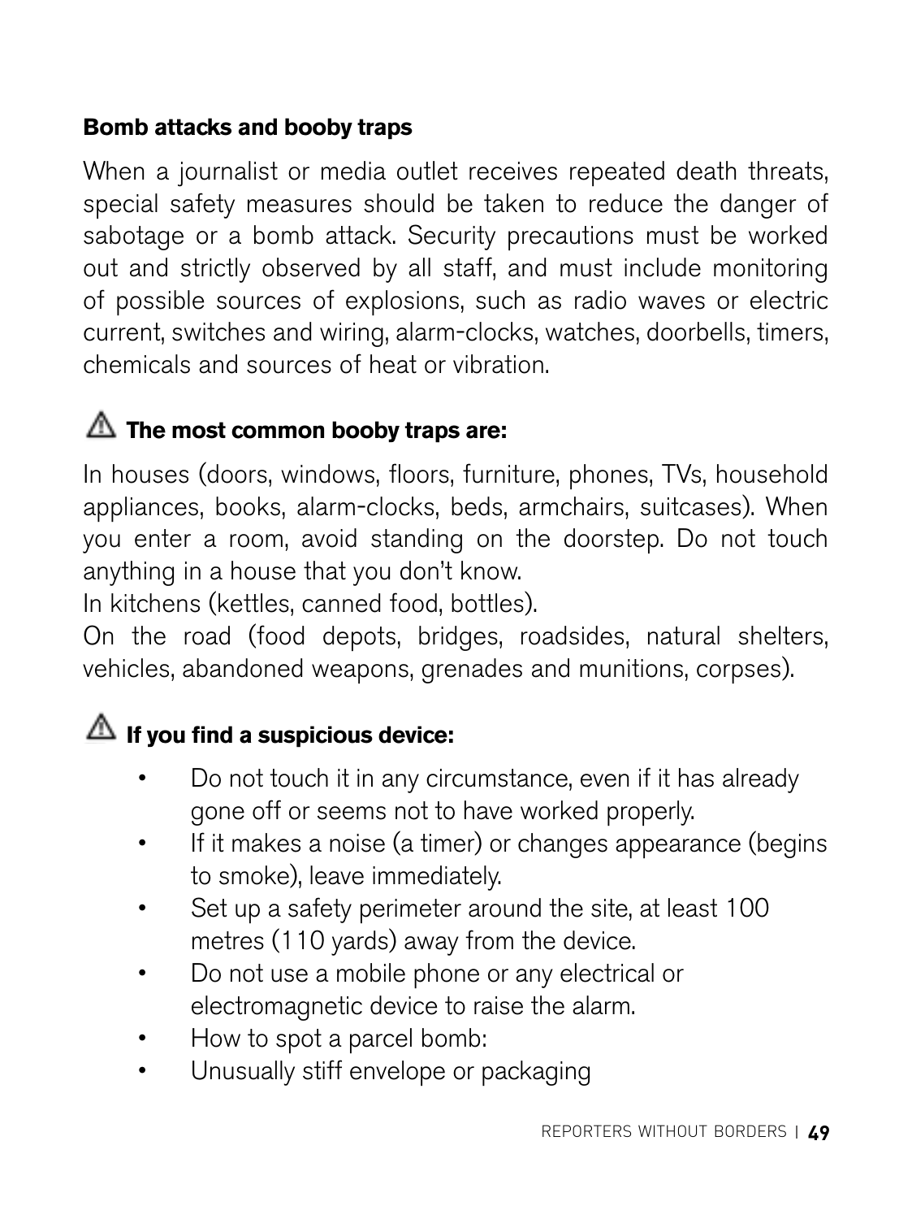**Bomb attacks and booby traps**

When a journalist or media outlet receives repeated death threats, special safety measures should be taken to reduce the danger of sabotage or a bomb attack. Security precautions must be worked out and strictly observed by all staff, and must include monitoring of possible sources of explosions, such as radio waves or electric current, switches and wiring, alarm-clocks, watches, doorbells, timers, chemicals and sources of heat or vibration.

⚠ **The most common booby traps are:**

In houses (doors, windows, floors, furniture, phones, TVs, household appliances, books, alarm-clocks, beds, armchairs, suitcases). When you enter a room, avoid standing on the doorstep. Do not touch anything in a house that you don't know.
In kitchens (kettles, canned food, bottles).
On the road (food depots, bridges, roadsides, natural shelters, vehicles, abandoned weapons, grenades and munitions, corpses).

⚠ **If you find a suspicious device:**

- Do not touch it in any circumstance, even if it has already gone off or seems not to have worked properly.
- If it makes a noise (a timer) or changes appearance (begins to smoke), leave immediately.
- Set up a safety perimeter around the site, at least 100 metres (110 yards) away from the device.
- Do not use a mobile phone or any electrical or electromagnetic device to raise the alarm.
- How to spot a parcel bomb:
- Unusually stiff envelope or packaging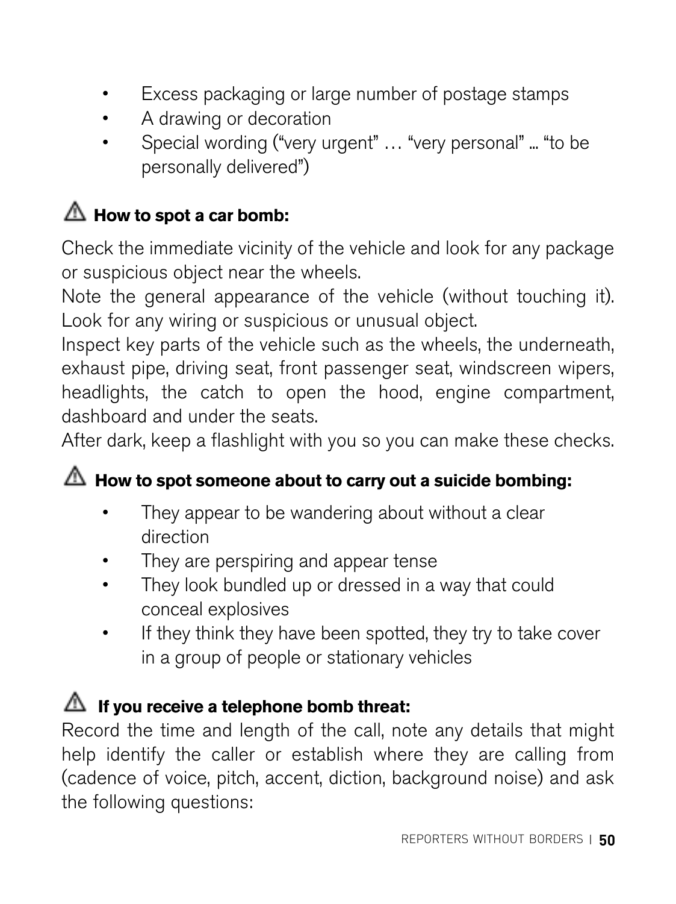- Excess packaging or large number of postage stamps
- A drawing or decoration
- Special wording ("very urgent" … "very personal" … "to be personally delivered")

### ⚠ How to spot a car bomb:

Check the immediate vicinity of the vehicle and look for any package or suspicious object near the wheels.
Note the general appearance of the vehicle (without touching it). Look for any wiring or suspicious or unusual object.
Inspect key parts of the vehicle such as the wheels, the underneath, exhaust pipe, driving seat, front passenger seat, windscreen wipers, headlights, the catch to open the hood, engine compartment, dashboard and under the seats.
After dark, keep a flashlight with you so you can make these checks.

### ⚠ How to spot someone about to carry out a suicide bombing:

- They appear to be wandering about without a clear direction
- They are perspiring and appear tense
- They look bundled up or dressed in a way that could conceal explosives
- If they think they have been spotted, they try to take cover in a group of people or stationary vehicles

### ⚠ If you receive a telephone bomb threat:

Record the time and length of the call, note any details that might help identify the caller or establish where they are calling from (cadence of voice, pitch, accent, diction, background noise) and ask the following questions: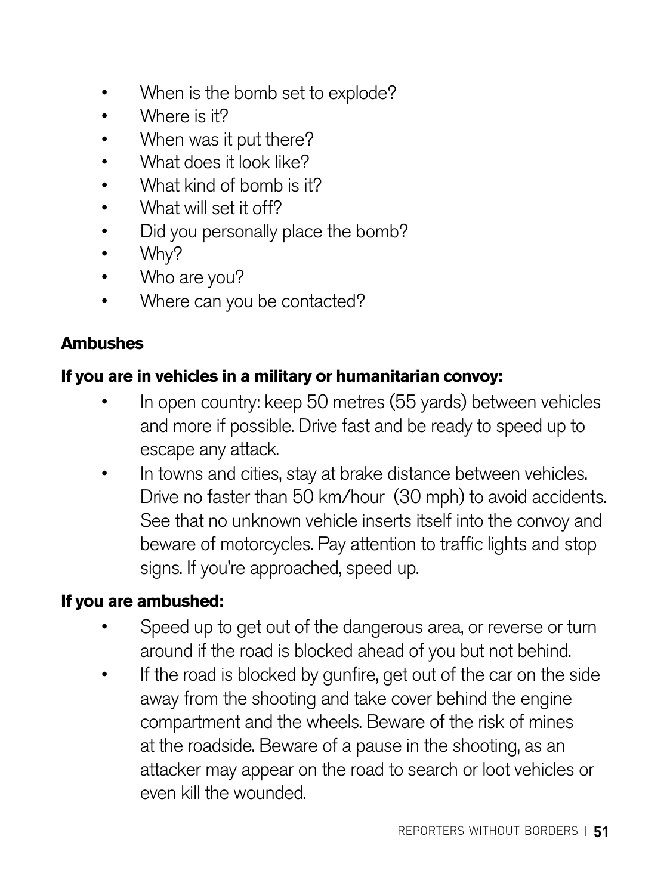- When is the bomb set to explode?
- Where is it?
- When was it put there?
- What does it look like?
- What kind of bomb is it?
- What will set it off?
- Did you personally place the bomb?
- Why?
- Who are you?
- Where can you be contacted?

### Ambushes

**If you are in vehicles in a military or humanitarian convoy:**

- In open country: keep 50 metres (55 yards) between vehicles and more if possible. Drive fast and be ready to speed up to escape any attack.
- In towns and cities, stay at brake distance between vehicles. Drive no faster than 50 km/hour (30 mph) to avoid accidents. See that no unknown vehicle inserts itself into the convoy and beware of motorcycles. Pay attention to traffic lights and stop signs. If you're approached, speed up.

**If you are ambushed:**

- Speed up to get out of the dangerous area, or reverse or turn around if the road is blocked ahead of you but not behind.
- If the road is blocked by gunfire, get out of the car on the side away from the shooting and take cover behind the engine compartment and the wheels. Beware of the risk of mines at the roadside. Beware of a pause in the shooting, as an attacker may appear on the road to search or loot vehicles or even kill the wounded.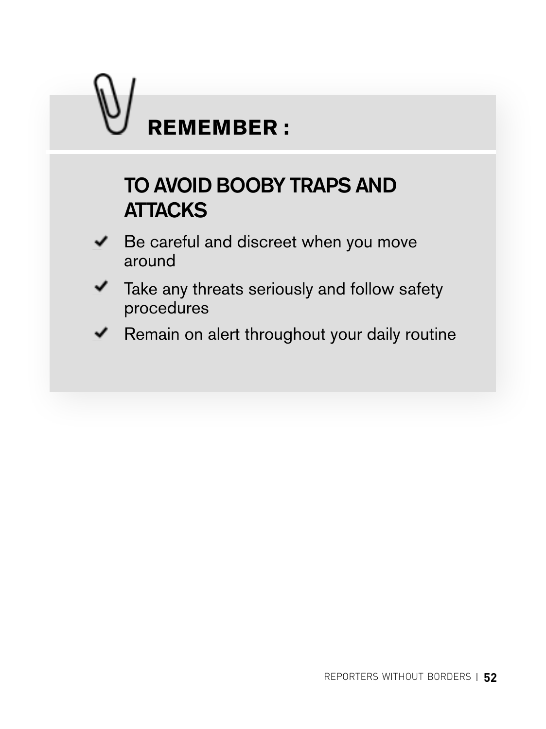**REMEMBER :**

### TO AVOID BOOBY TRAPS AND ATTACKS

- Be careful and discreet when you move around
- Take any threats seriously and follow safety procedures
- Remain on alert throughout your daily routine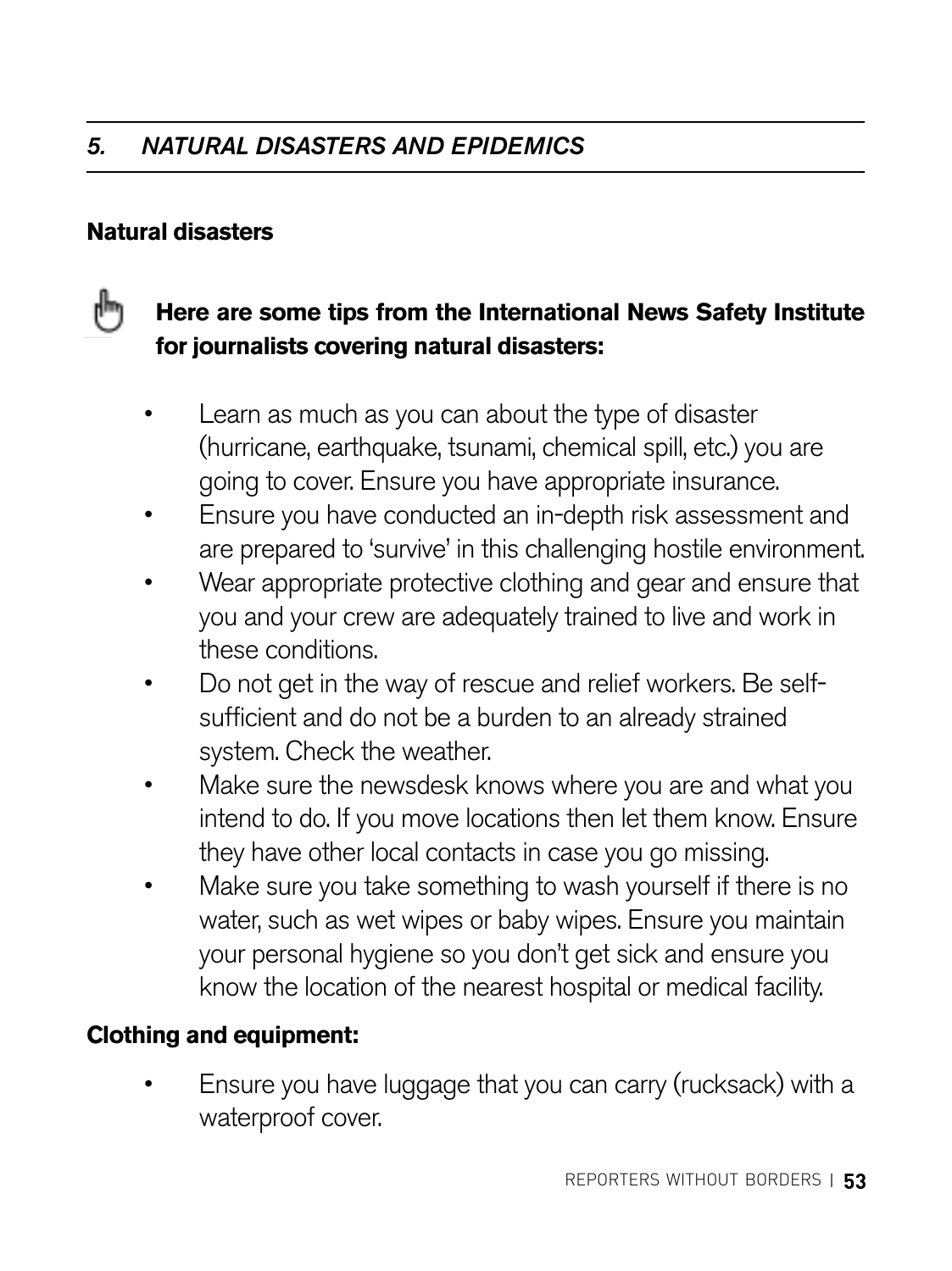## 5. *NATURAL DISASTERS AND EPIDEMICS*

### Natural disasters

**Here are some tips from the International News Safety Institute for journalists covering natural disasters:**

- Learn as much as you can about the type of disaster (hurricane, earthquake, tsunami, chemical spill, etc.) you are going to cover. Ensure you have appropriate insurance.
- Ensure you have conducted an in-depth risk assessment and are prepared to 'survive' in this challenging hostile environment.
- Wear appropriate protective clothing and gear and ensure that you and your crew are adequately trained to live and work in these conditions.
- Do not get in the way of rescue and relief workers. Be self-sufficient and do not be a burden to an already strained system. Check the weather.
- Make sure the newsdesk knows where you are and what you intend to do. If you move locations then let them know. Ensure they have other local contacts in case you go missing.
- Make sure you take something to wash yourself if there is no water, such as wet wipes or baby wipes. Ensure you maintain your personal hygiene so you don't get sick and ensure you know the location of the nearest hospital or medical facility.

**Clothing and equipment:**

- Ensure you have luggage that you can carry (rucksack) with a waterproof cover.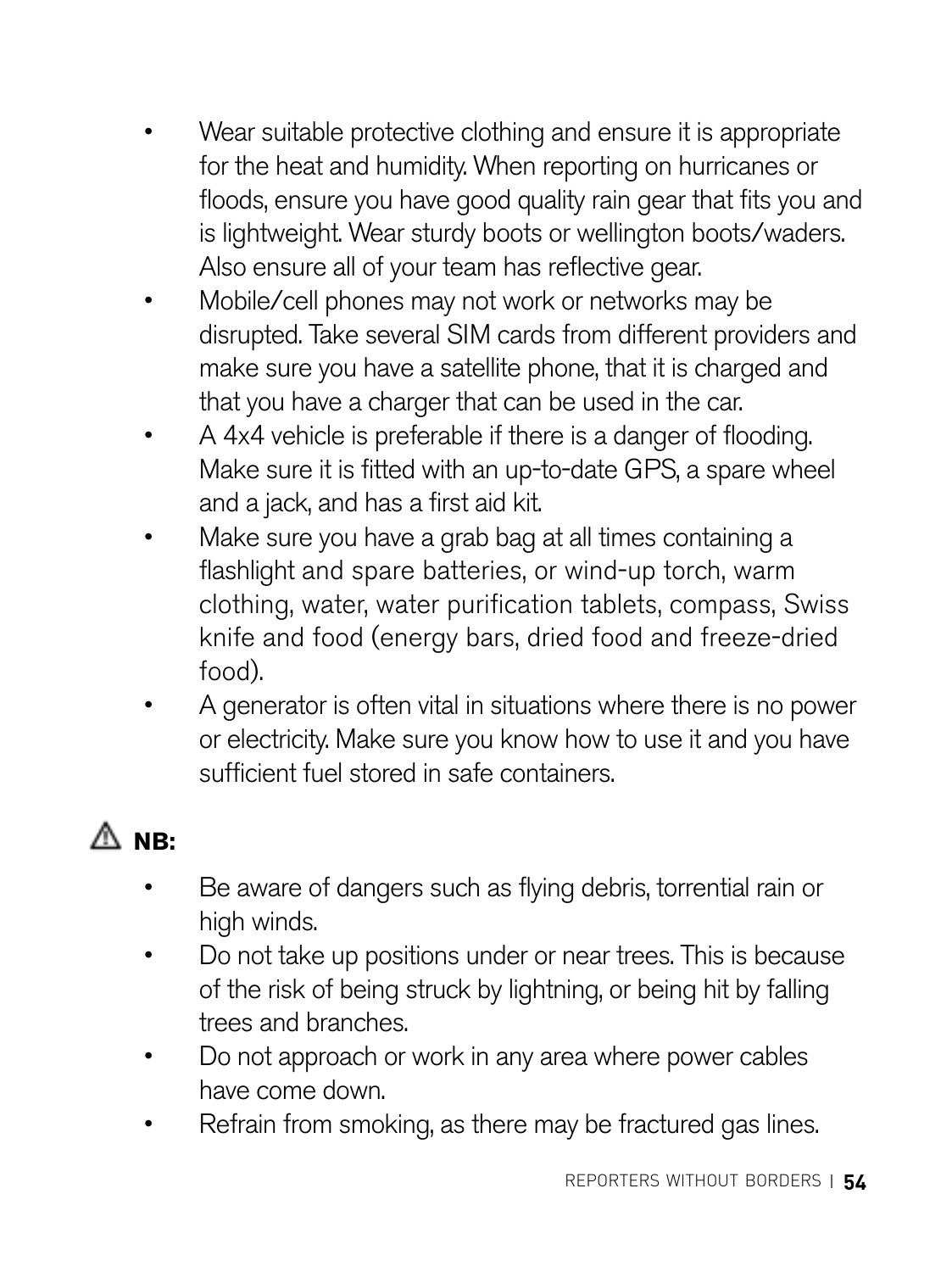- Wear suitable protective clothing and ensure it is appropriate for the heat and humidity. When reporting on hurricanes or floods, ensure you have good quality rain gear that fits you and is lightweight. Wear sturdy boots or wellington boots/waders. Also ensure all of your team has reflective gear.
- Mobile/cell phones may not work or networks may be disrupted. Take several SIM cards from different providers and make sure you have a satellite phone, that it is charged and that you have a charger that can be used in the car.
- A 4x4 vehicle is preferable if there is a danger of flooding. Make sure it is fitted with an up-to-date GPS, a spare wheel and a jack, and has a first aid kit.
- Make sure you have a grab bag at all times containing a flashlight and spare batteries, or wind-up torch, warm clothing, water, water purification tablets, compass, Swiss knife and food (energy bars, dried food and freeze-dried food).
- A generator is often vital in situations where there is no power or electricity. Make sure you know how to use it and you have sufficient fuel stored in safe containers.

⚠ **NB:**

- Be aware of dangers such as flying debris, torrential rain or high winds.
- Do not take up positions under or near trees. This is because of the risk of being struck by lightning, or being hit by falling trees and branches.
- Do not approach or work in any area where power cables have come down.
- Refrain from smoking, as there may be fractured gas lines.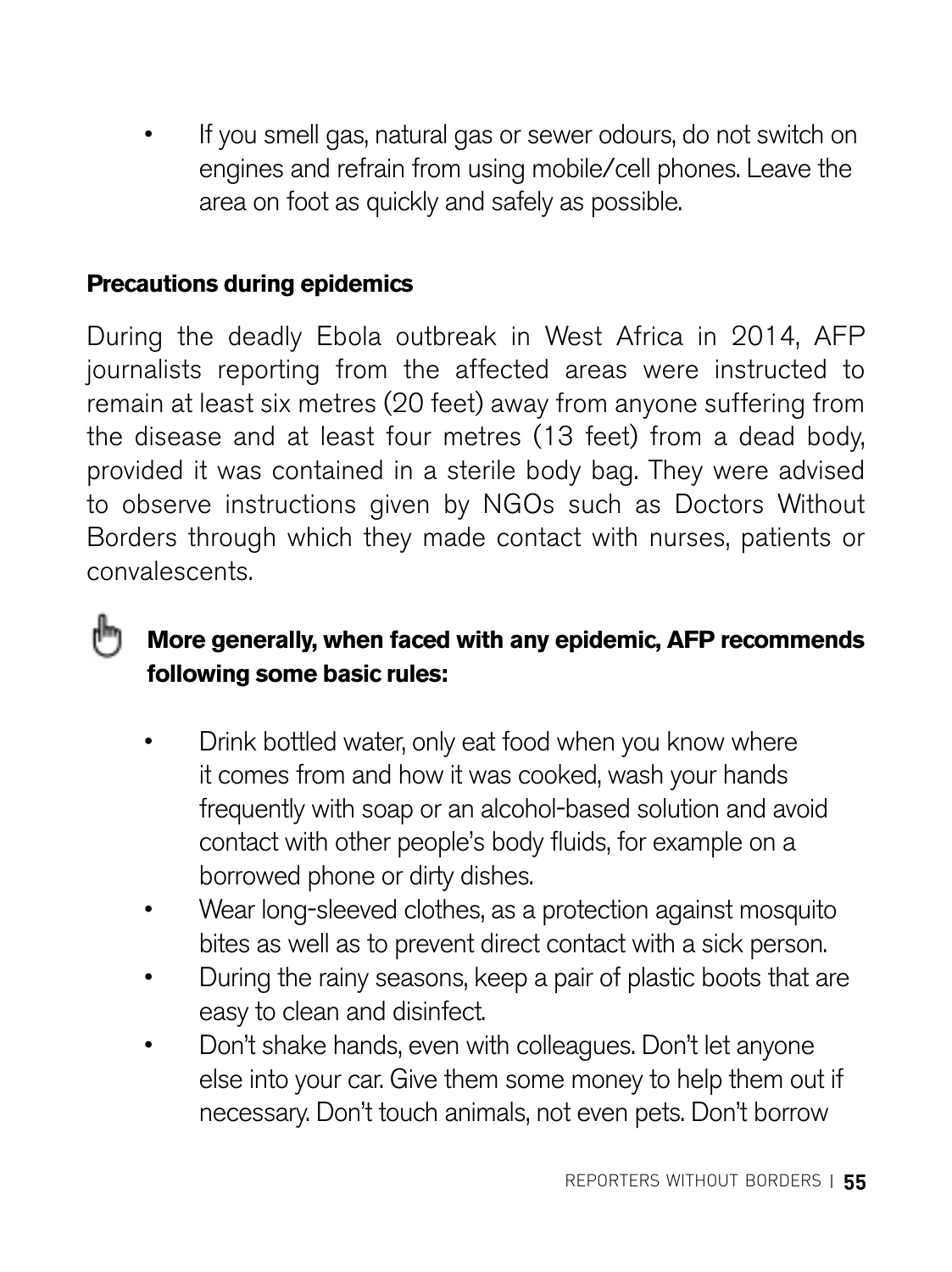- If you smell gas, natural gas or sewer odours, do not switch on engines and refrain from using mobile/cell phones. Leave the area on foot as quickly and safely as possible.

**Precautions during epidemics**

During the deadly Ebola outbreak in West Africa in 2014, AFP journalists reporting from the affected areas were instructed to remain at least six metres (20 feet) away from anyone suffering from the disease and at least four metres (13 feet) from a dead body, provided it was contained in a sterile body bag. They were advised to observe instructions given by NGOs such as Doctors Without Borders through which they made contact with nurses, patients or convalescents.

**More generally, when faced with any epidemic, AFP recommends following some basic rules:**

- Drink bottled water, only eat food when you know where it comes from and how it was cooked, wash your hands frequently with soap or an alcohol-based solution and avoid contact with other people's body fluids, for example on a borrowed phone or dirty dishes.
- Wear long-sleeved clothes, as a protection against mosquito bites as well as to prevent direct contact with a sick person.
- During the rainy seasons, keep a pair of plastic boots that are easy to clean and disinfect.
- Don't shake hands, even with colleagues. Don't let anyone else into your car. Give them some money to help them out if necessary. Don't touch animals, not even pets. Don't borrow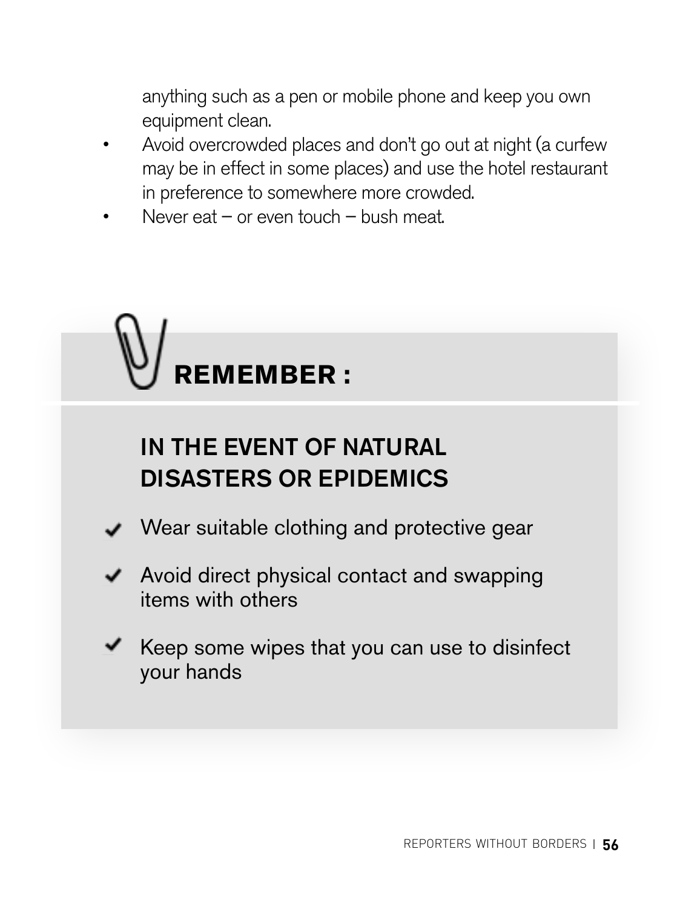anything such as a pen or mobile phone and keep you own equipment clean.

- Avoid overcrowded places and don't go out at night (a curfew may be in effect in some places) and use the hotel restaurant in preference to somewhere more crowded.
- Never eat – or even touch – bush meat.

**REMEMBER :**

## IN THE EVENT OF NATURAL DISASTERS OR EPIDEMICS

- ✔ Wear suitable clothing and protective gear
- ✔ Avoid direct physical contact and swapping items with others
- ✔ Keep some wipes that you can use to disinfect your hands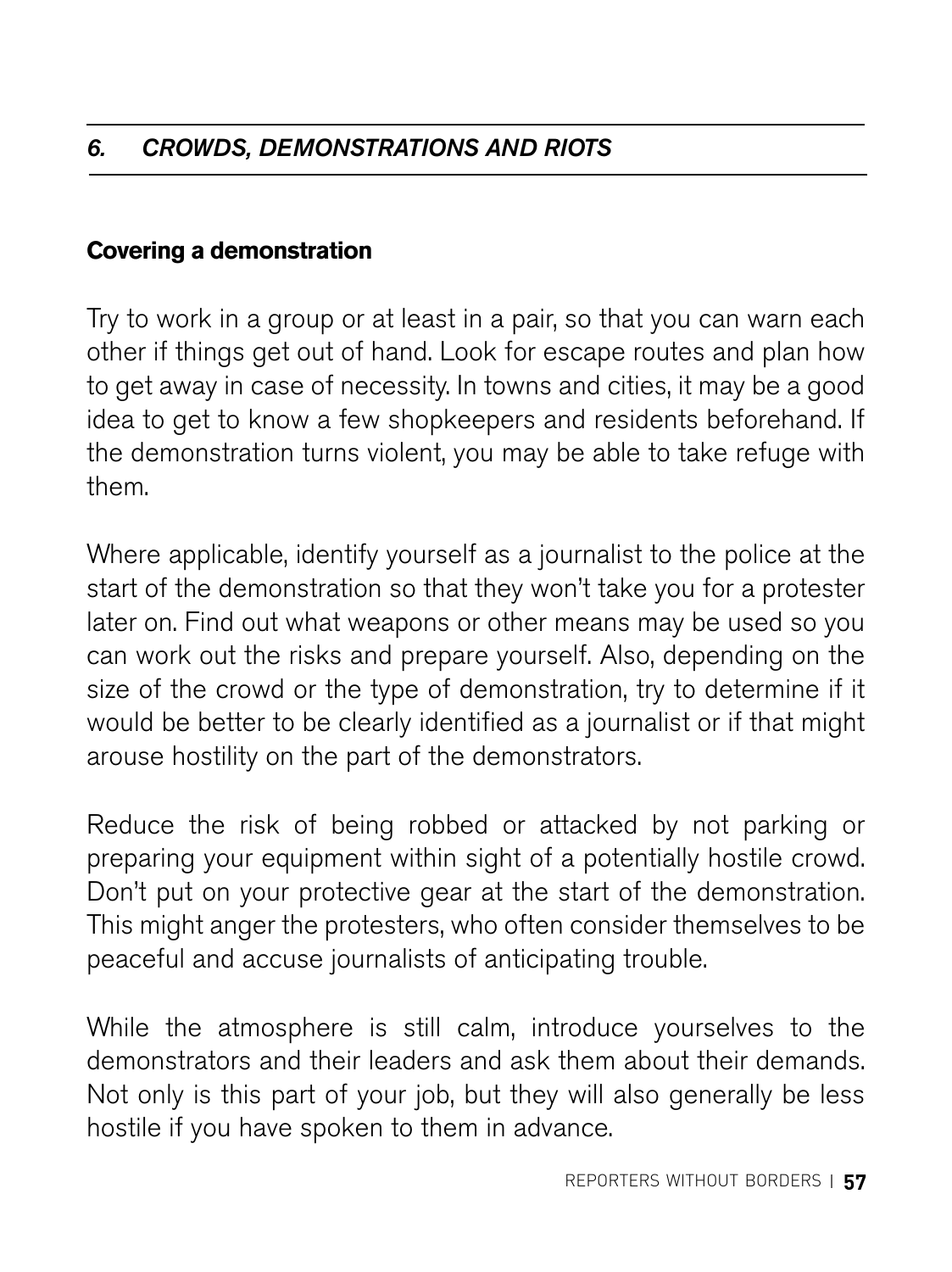## *6. CROWDS, DEMONSTRATIONS AND RIOTS*

### Covering a demonstration

Try to work in a group or at least in a pair, so that you can warn each other if things get out of hand. Look for escape routes and plan how to get away in case of necessity. In towns and cities, it may be a good idea to get to know a few shopkeepers and residents beforehand. If the demonstration turns violent, you may be able to take refuge with them.

Where applicable, identify yourself as a journalist to the police at the start of the demonstration so that they won't take you for a protester later on. Find out what weapons or other means may be used so you can work out the risks and prepare yourself. Also, depending on the size of the crowd or the type of demonstration, try to determine if it would be better to be clearly identified as a journalist or if that might arouse hostility on the part of the demonstrators.

Reduce the risk of being robbed or attacked by not parking or preparing your equipment within sight of a potentially hostile crowd. Don't put on your protective gear at the start of the demonstration. This might anger the protesters, who often consider themselves to be peaceful and accuse journalists of anticipating trouble.

While the atmosphere is still calm, introduce yourselves to the demonstrators and their leaders and ask them about their demands. Not only is this part of your job, but they will also generally be less hostile if you have spoken to them in advance.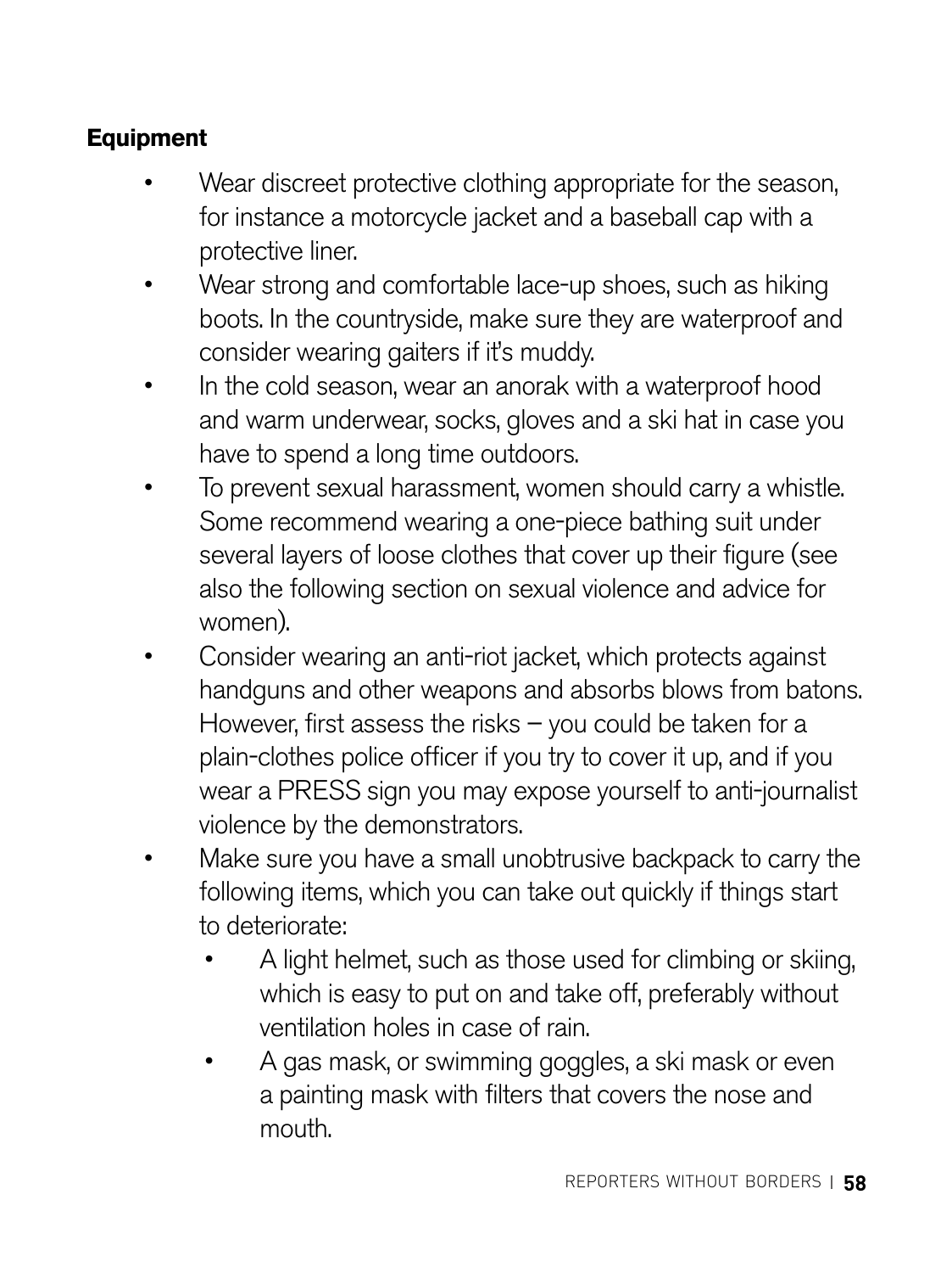**Equipment**

- Wear discreet protective clothing appropriate for the season, for instance a motorcycle jacket and a baseball cap with a protective liner.
- Wear strong and comfortable lace-up shoes, such as hiking boots. In the countryside, make sure they are waterproof and consider wearing gaiters if it's muddy.
- In the cold season, wear an anorak with a waterproof hood and warm underwear, socks, gloves and a ski hat in case you have to spend a long time outdoors.
- To prevent sexual harassment, women should carry a whistle. Some recommend wearing a one-piece bathing suit under several layers of loose clothes that cover up their figure (see also the following section on sexual violence and advice for women).
- Consider wearing an anti-riot jacket, which protects against handguns and other weapons and absorbs blows from batons. However, first assess the risks – you could be taken for a plain-clothes police officer if you try to cover it up, and if you wear a PRESS sign you may expose yourself to anti-journalist violence by the demonstrators.
- Make sure you have a small unobtrusive backpack to carry the following items, which you can take out quickly if things start to deteriorate:
    - A light helmet, such as those used for climbing or skiing, which is easy to put on and take off, preferably without ventilation holes in case of rain.
    - A gas mask, or swimming goggles, a ski mask or even a painting mask with filters that covers the nose and mouth.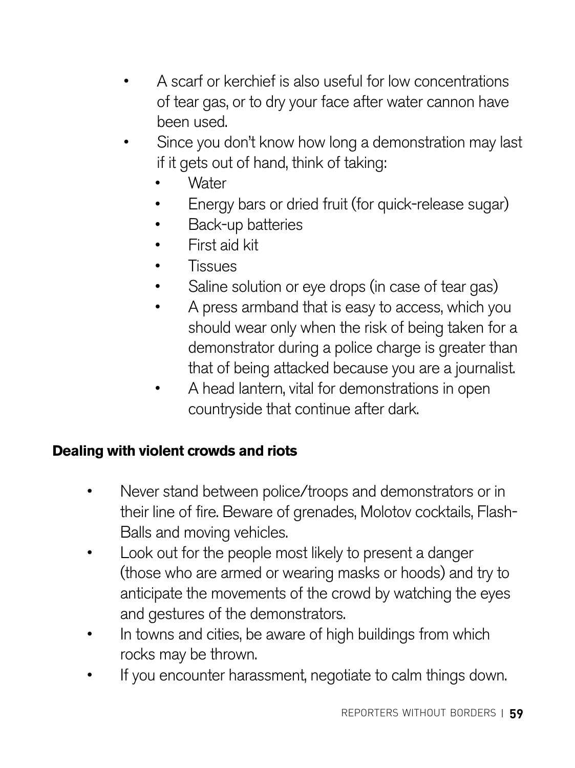- A scarf or kerchief is also useful for low concentrations of tear gas, or to dry your face after water cannon have been used.
- Since you don't know how long a demonstration may last if it gets out of hand, think of taking:
  - Water
  - Energy bars or dried fruit (for quick-release sugar)
  - Back-up batteries
  - First aid kit
  - Tissues
  - Saline solution or eye drops (in case of tear gas)
  - A press armband that is easy to access, which you should wear only when the risk of being taken for a demonstrator during a police charge is greater than that of being attacked because you are a journalist.
  - A head lantern, vital for demonstrations in open countryside that continue after dark.

**Dealing with violent crowds and riots**

- Never stand between police/troops and demonstrators or in their line of fire. Beware of grenades, Molotov cocktails, Flash-Balls and moving vehicles.
- Look out for the people most likely to present a danger (those who are armed or wearing masks or hoods) and try to anticipate the movements of the crowd by watching the eyes and gestures of the demonstrators.
- In towns and cities, be aware of high buildings from which rocks may be thrown.
- If you encounter harassment, negotiate to calm things down.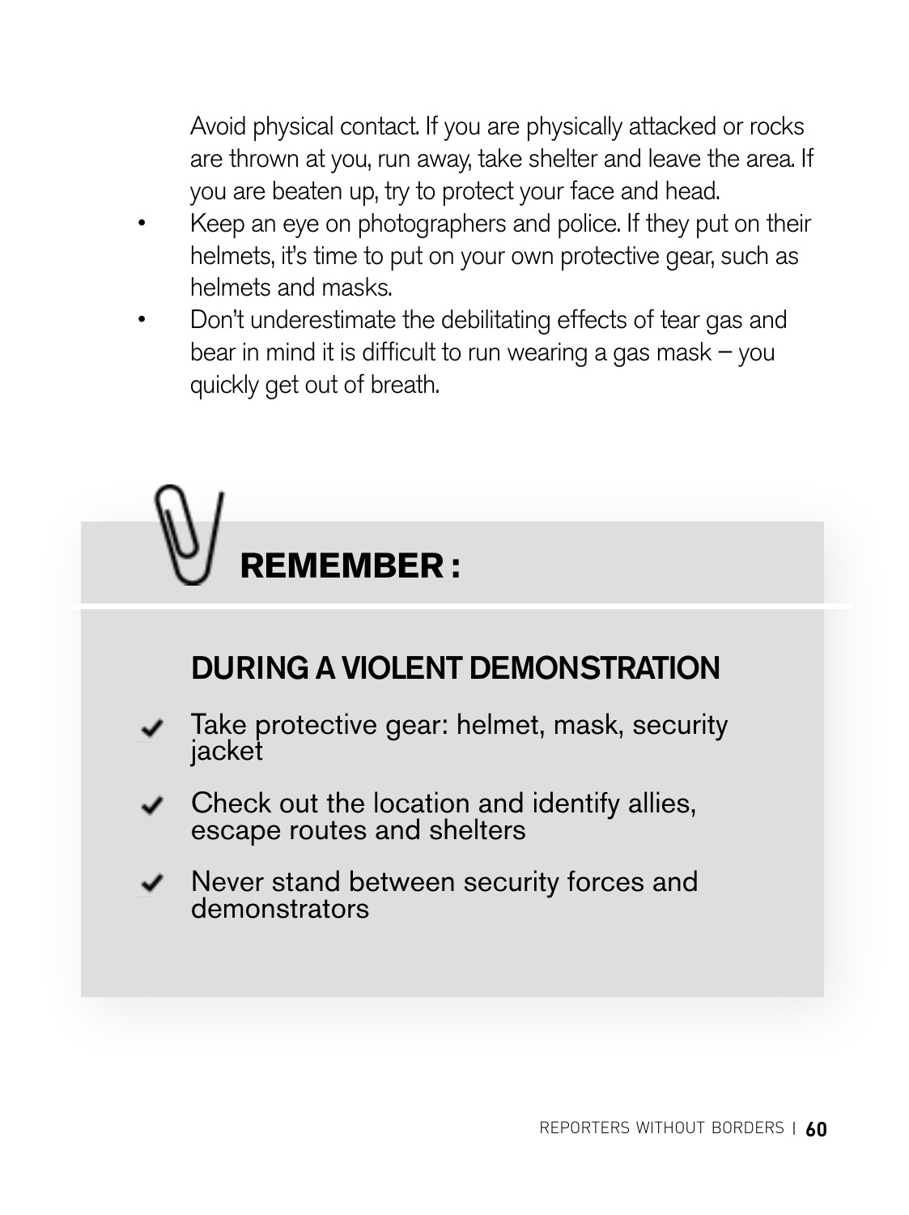Avoid physical contact. If you are physically attacked or rocks are thrown at you, run away, take shelter and leave the area. If you are beaten up, try to protect your face and head.

- Keep an eye on photographers and police. If they put on their helmets, it's time to put on your own protective gear, such as helmets and masks.
- Don't underestimate the debilitating effects of tear gas and bear in mind it is difficult to run wearing a gas mask – you quickly get out of breath.

## REMEMBER :

### DURING A VIOLENT DEMONSTRATION

- ✔ Take protective gear: helmet, mask, security jacket
- ✔ Check out the location and identify allies, escape routes and shelters
- ✔ Never stand between security forces and demonstrators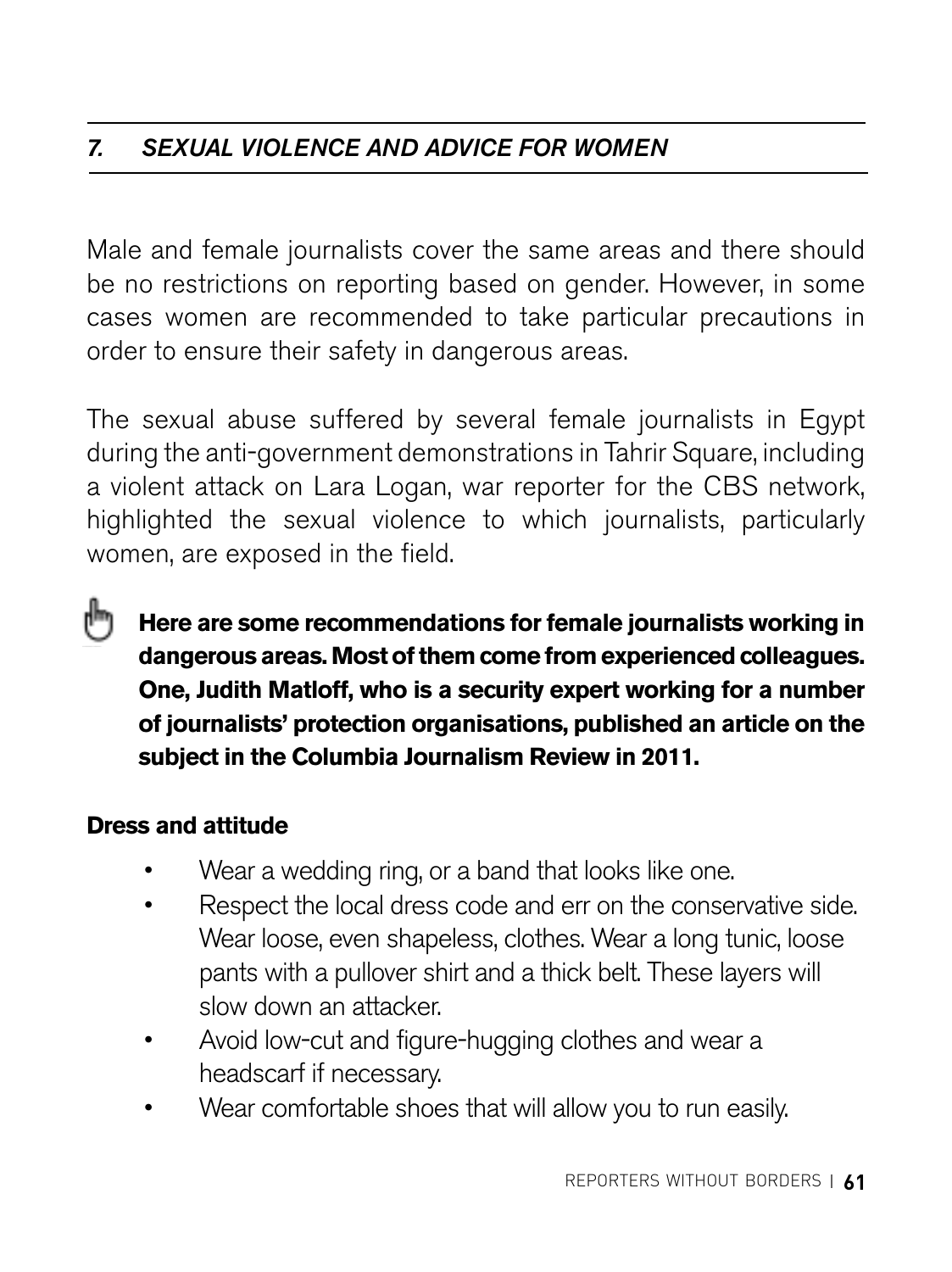## *7. SEXUAL VIOLENCE AND ADVICE FOR WOMEN*

Male and female journalists cover the same areas and there should be no restrictions on reporting based on gender. However, in some cases women are recommended to take particular precautions in order to ensure their safety in dangerous areas.

The sexual abuse suffered by several female journalists in Egypt during the anti-government demonstrations in Tahrir Square, including a violent attack on Lara Logan, war reporter for the CBS network, highlighted the sexual violence to which journalists, particularly women, are exposed in the field.

**Here are some recommendations for female journalists working in dangerous areas. Most of them come from experienced colleagues. One, Judith Matloff, who is a security expert working for a number of journalists' protection organisations, published an article on the subject in the Columbia Journalism Review in 2011.**

**Dress and attitude**

- Wear a wedding ring, or a band that looks like one.
- Respect the local dress code and err on the conservative side. Wear loose, even shapeless, clothes. Wear a long tunic, loose pants with a pullover shirt and a thick belt. These layers will slow down an attacker.
- Avoid low-cut and figure-hugging clothes and wear a headscarf if necessary.
- Wear comfortable shoes that will allow you to run easily.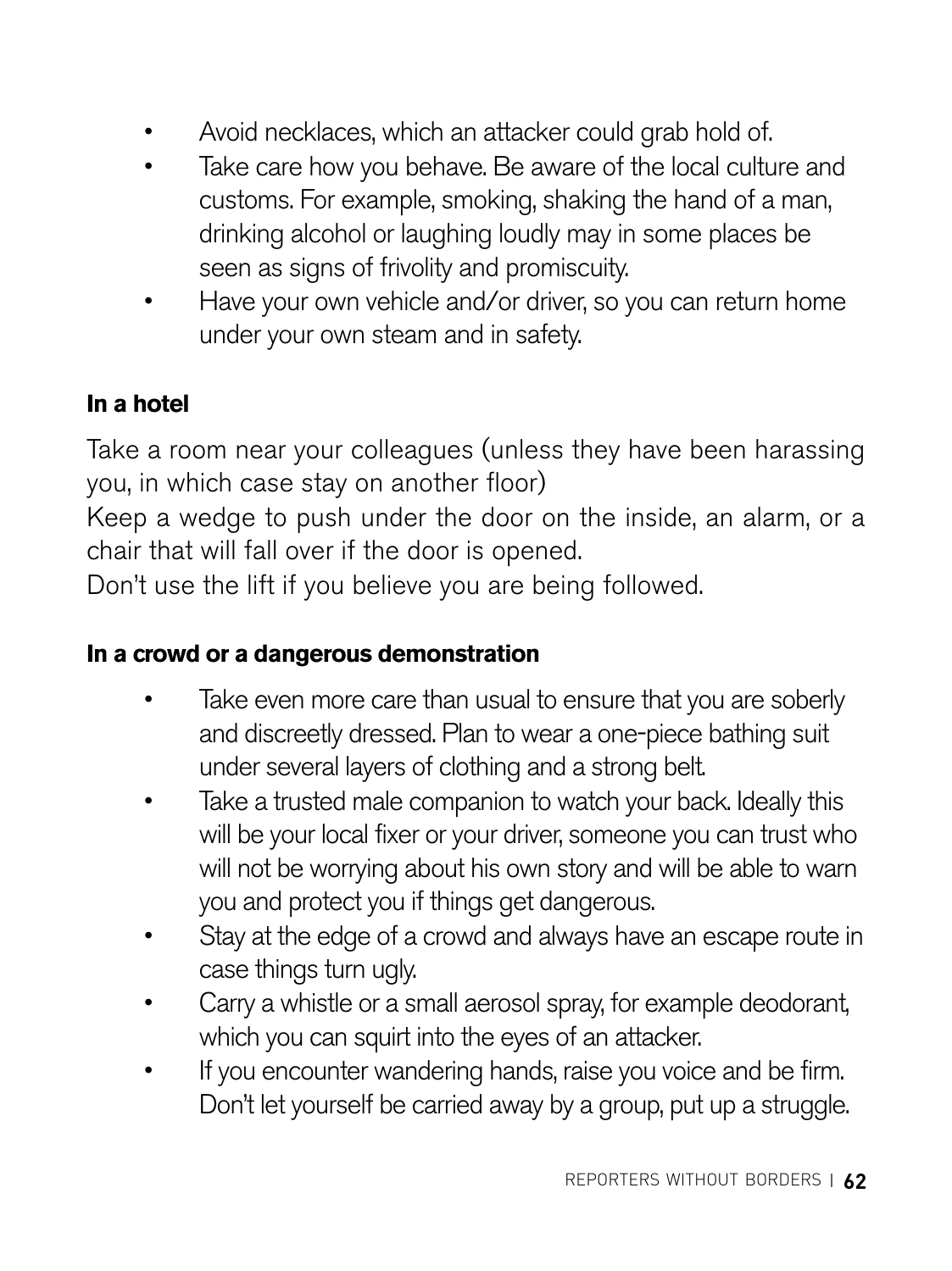- Avoid necklaces, which an attacker could grab hold of.
- Take care how you behave. Be aware of the local culture and customs. For example, smoking, shaking the hand of a man, drinking alcohol or laughing loudly may in some places be seen as signs of frivolity and promiscuity.
- Have your own vehicle and/or driver, so you can return home under your own steam and in safety.

**In a hotel**

Take a room near your colleagues (unless they have been harassing you, in which case stay on another floor)
Keep a wedge to push under the door on the inside, an alarm, or a chair that will fall over if the door is opened.
Don't use the lift if you believe you are being followed.

**In a crowd or a dangerous demonstration**

- Take even more care than usual to ensure that you are soberly and discreetly dressed. Plan to wear a one-piece bathing suit under several layers of clothing and a strong belt.
- Take a trusted male companion to watch your back. Ideally this will be your local fixer or your driver, someone you can trust who will not be worrying about his own story and will be able to warn you and protect you if things get dangerous.
- Stay at the edge of a crowd and always have an escape route in case things turn ugly.
- Carry a whistle or a small aerosol spray, for example deodorant, which you can squirt into the eyes of an attacker.
- If you encounter wandering hands, raise you voice and be firm. Don't let yourself be carried away by a group, put up a struggle.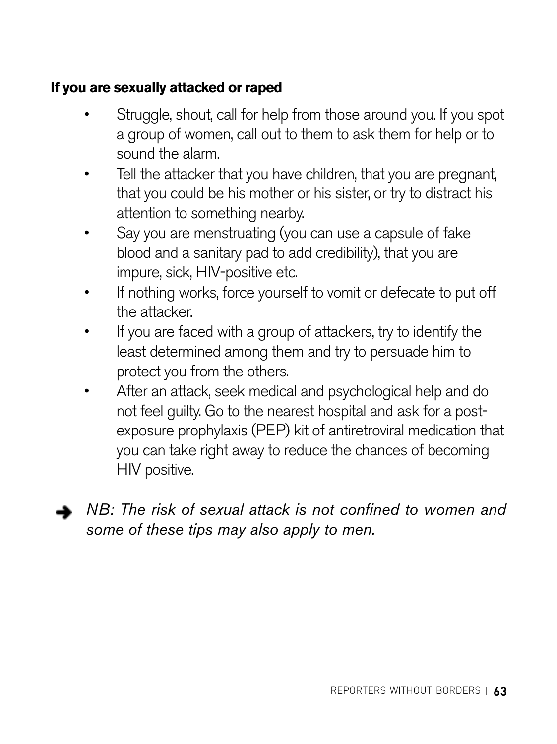**If you are sexually attacked or raped**

- Struggle, shout, call for help from those around you. If you spot a group of women, call out to them to ask them for help or to sound the alarm.
- Tell the attacker that you have children, that you are pregnant, that you could be his mother or his sister, or try to distract his attention to something nearby.
- Say you are menstruating (you can use a capsule of fake blood and a sanitary pad to add credibility), that you are impure, sick, HIV-positive etc.
- If nothing works, force yourself to vomit or defecate to put off the attacker.
- If you are faced with a group of attackers, try to identify the least determined among them and try to persuade him to protect you from the others.
- After an attack, seek medical and psychological help and do not feel guilty. Go to the nearest hospital and ask for a post-exposure prophylaxis (PEP) kit of antiretroviral medication that you can take right away to reduce the chances of becoming HIV positive.

➔ *NB: The risk of sexual attack is not confined to women and some of these tips may also apply to men.*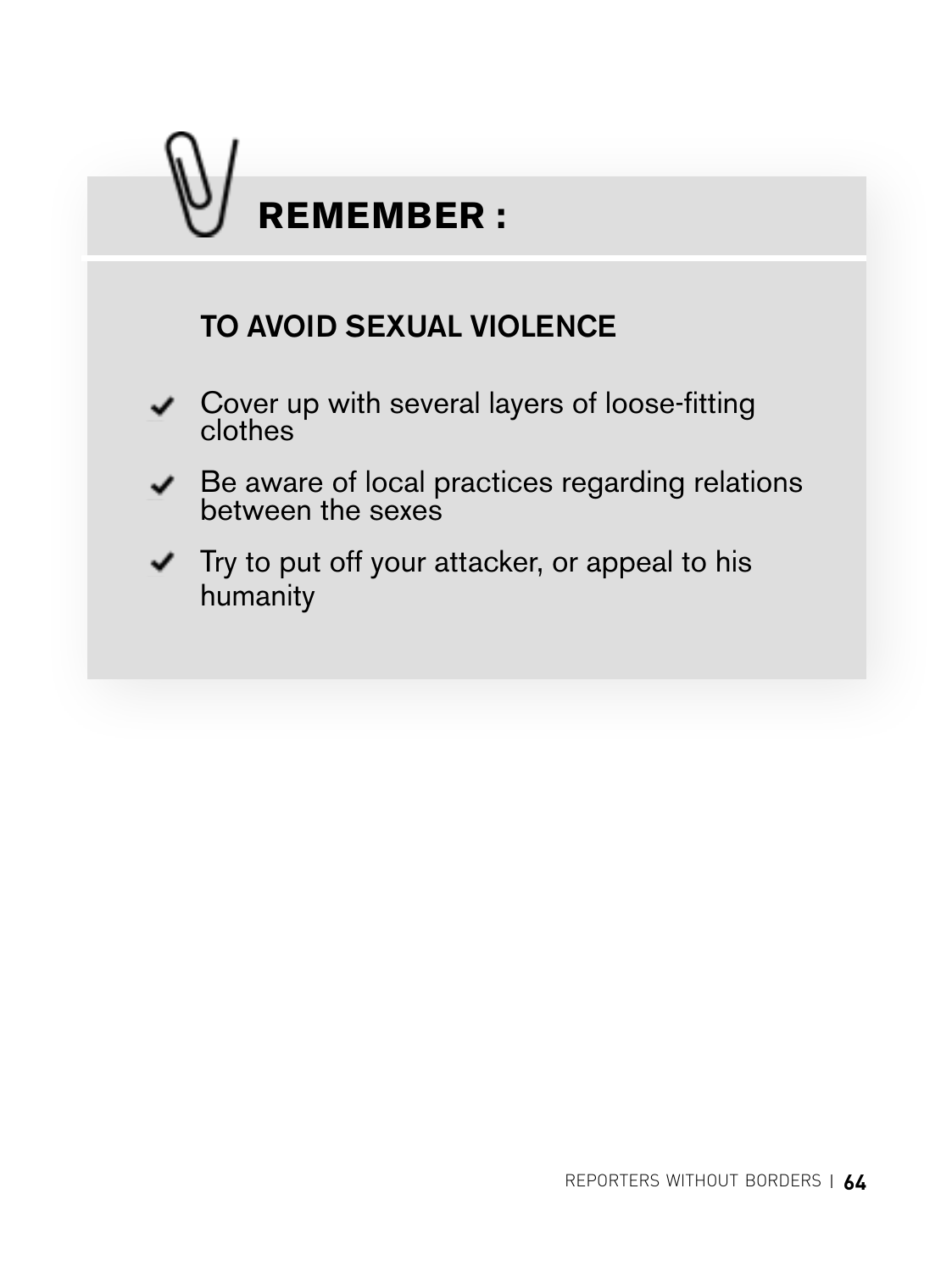## REMEMBER :

### TO AVOID SEXUAL VIOLENCE

- Cover up with several layers of loose-fitting clothes
- Be aware of local practices regarding relations between the sexes
- Try to put off your attacker, or appeal to his humanity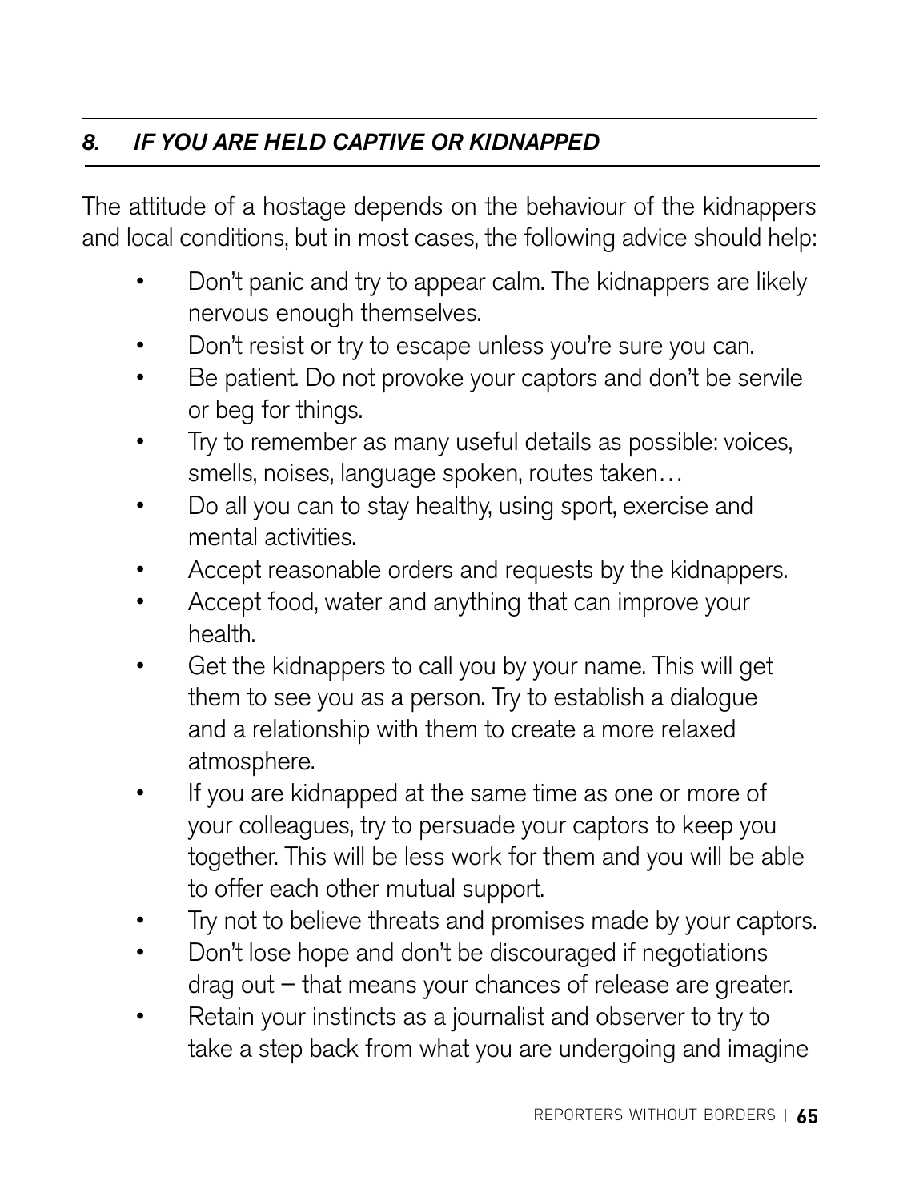## *8. IF YOU ARE HELD CAPTIVE OR KIDNAPPED*

The attitude of a hostage depends on the behaviour of the kidnappers and local conditions, but in most cases, the following advice should help:

- Don't panic and try to appear calm. The kidnappers are likely nervous enough themselves.
- Don't resist or try to escape unless you're sure you can.
- Be patient. Do not provoke your captors and don't be servile or beg for things.
- Try to remember as many useful details as possible: voices, smells, noises, language spoken, routes taken…
- Do all you can to stay healthy, using sport, exercise and mental activities.
- Accept reasonable orders and requests by the kidnappers.
- Accept food, water and anything that can improve your health.
- Get the kidnappers to call you by your name. This will get them to see you as a person. Try to establish a dialogue and a relationship with them to create a more relaxed atmosphere.
- If you are kidnapped at the same time as one or more of your colleagues, try to persuade your captors to keep you together. This will be less work for them and you will be able to offer each other mutual support.
- Try not to believe threats and promises made by your captors.
- Don't lose hope and don't be discouraged if negotiations drag out – that means your chances of release are greater.
- Retain your instincts as a journalist and observer to try to take a step back from what you are undergoing and imagine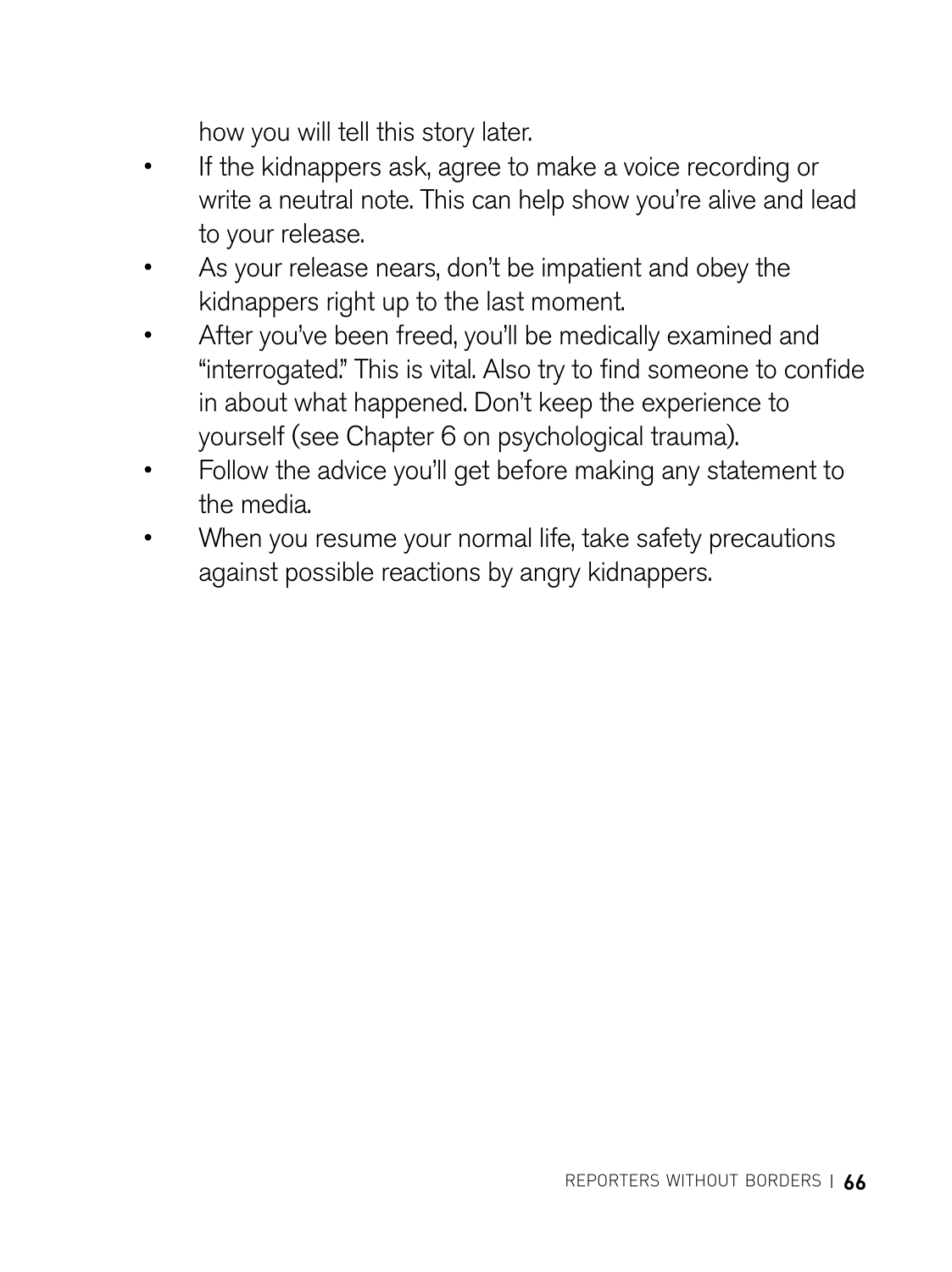how you will tell this story later.

- If the kidnappers ask, agree to make a voice recording or write a neutral note. This can help show you're alive and lead to your release.
- As your release nears, don't be impatient and obey the kidnappers right up to the last moment.
- After you've been freed, you'll be medically examined and "interrogated." This is vital. Also try to find someone to confide in about what happened. Don't keep the experience to yourself (see Chapter 6 on psychological trauma).
- Follow the advice you'll get before making any statement to the media.
- When you resume your normal life, take safety precautions against possible reactions by angry kidnappers.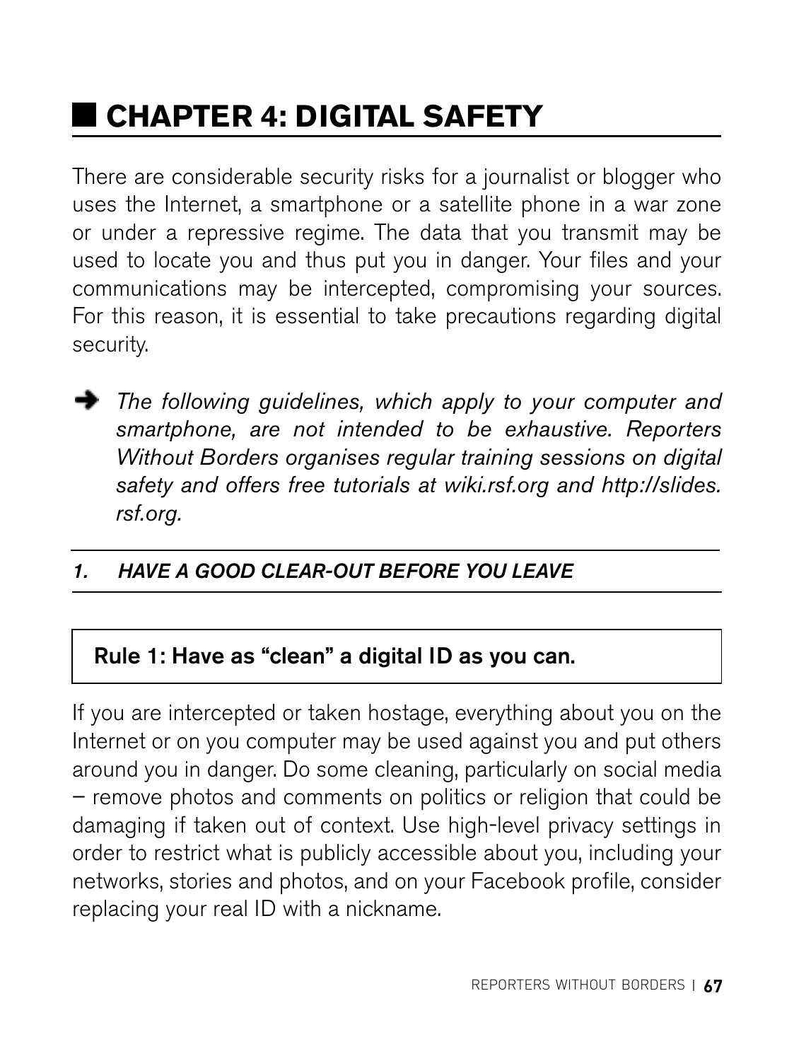# CHAPTER 4: DIGITAL SAFETY

There are considerable security risks for a journalist or blogger who uses the Internet, a smartphone or a satellite phone in a war zone or under a repressive regime. The data that you transmit may be used to locate you and thus put you in danger. Your files and your communications may be intercepted, compromising your sources. For this reason, it is essential to take precautions regarding digital security.

➜ *The following guidelines, which apply to your computer and smartphone, are not intended to be exhaustive. Reporters Without Borders organises regular training sessions on digital safety and offers free tutorials at wiki.rsf.org and http://slides.rsf.org.*

## *1. HAVE A GOOD CLEAR-OUT BEFORE YOU LEAVE*

**Rule 1: Have as "clean" a digital ID as you can.**

If you are intercepted or taken hostage, everything about you on the Internet or on you computer may be used against you and put others around you in danger. Do some cleaning, particularly on social media – remove photos and comments on politics or religion that could be damaging if taken out of context. Use high-level privacy settings in order to restrict what is publicly accessible about you, including your networks, stories and photos, and on your Facebook profile, consider replacing your real ID with a nickname.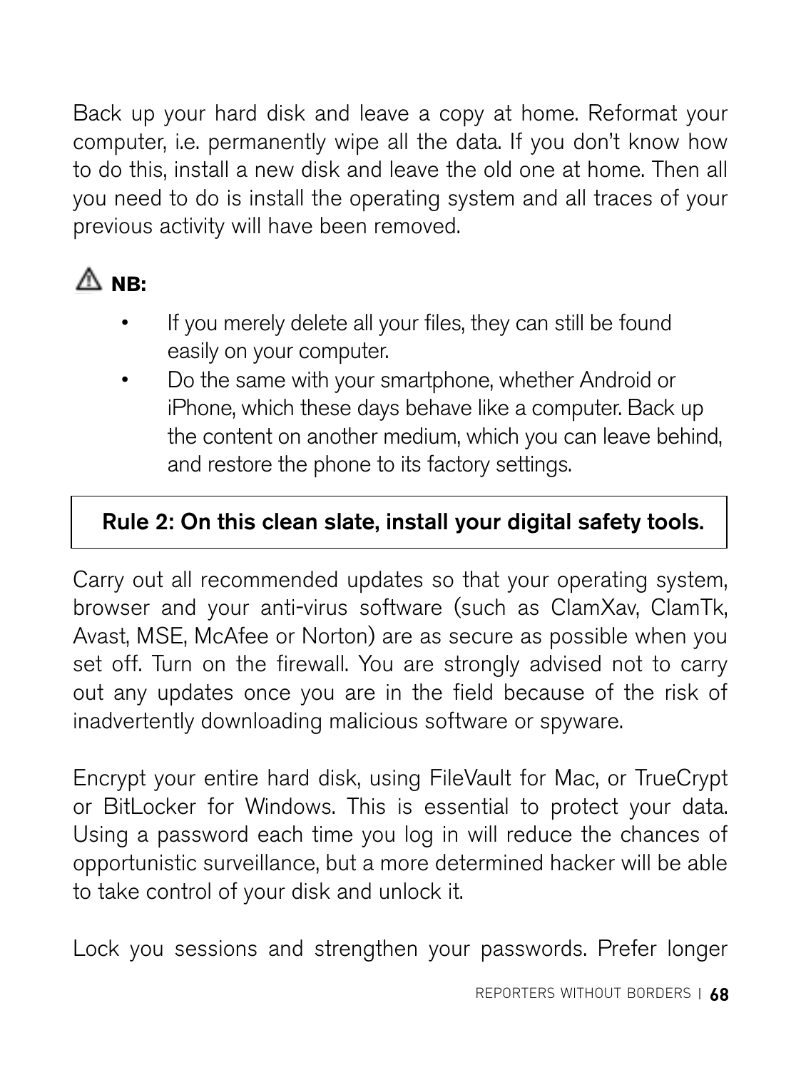Back up your hard disk and leave a copy at home. Reformat your computer, i.e. permanently wipe all the data. If you don't know how to do this, install a new disk and leave the old one at home. Then all you need to do is install the operating system and all traces of your previous activity will have been removed.

⚠ **NB:**

- If you merely delete all your files, they can still be found easily on your computer.
- Do the same with your smartphone, whether Android or iPhone, which these days behave like a computer. Back up the content on another medium, which you can leave behind, and restore the phone to its factory settings.

**Rule 2: On this clean slate, install your digital safety tools.**

Carry out all recommended updates so that your operating system, browser and your anti-virus software (such as ClamXav, ClamTk, Avast, MSE, McAfee or Norton) are as secure as possible when you set off. Turn on the firewall. You are strongly advised not to carry out any updates once you are in the field because of the risk of inadvertently downloading malicious software or spyware.

Encrypt your entire hard disk, using FileVault for Mac, or TrueCrypt or BitLocker for Windows. This is essential to protect your data. Using a password each time you log in will reduce the chances of opportunistic surveillance, but a more determined hacker will be able to take control of your disk and unlock it.

Lock you sessions and strengthen your passwords. Prefer longer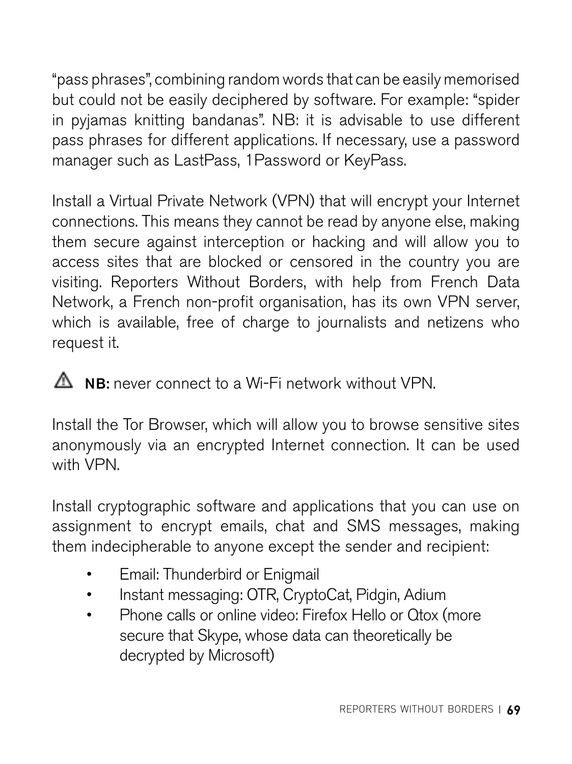"pass phrases", combining random words that can be easily memorised but could not be easily deciphered by software. For example: "spider in pyjamas knitting bandanas". NB: it is advisable to use different pass phrases for different applications. If necessary, use a password manager such as LastPass, 1Password or KeyPass.

Install a Virtual Private Network (VPN) that will encrypt your Internet connections. This means they cannot be read by anyone else, making them secure against interception or hacking and will allow you to access sites that are blocked or censored in the country you are visiting. Reporters Without Borders, with help from French Data Network, a French non-profit organisation, has its own VPN server, which is available, free of charge to journalists and netizens who request it.

⚠ **NB:** never connect to a Wi-Fi network without VPN.

Install the Tor Browser, which will allow you to browse sensitive sites anonymously via an encrypted Internet connection. It can be used with VPN.

Install cryptographic software and applications that you can use on assignment to encrypt emails, chat and SMS messages, making them indecipherable to anyone except the sender and recipient:

- Email: Thunderbird or Enigmail
- Instant messaging: OTR, CryptoCat, Pidgin, Adium
- Phone calls or online video: Firefox Hello or Qtox (more secure that Skype, whose data can theoretically be decrypted by Microsoft)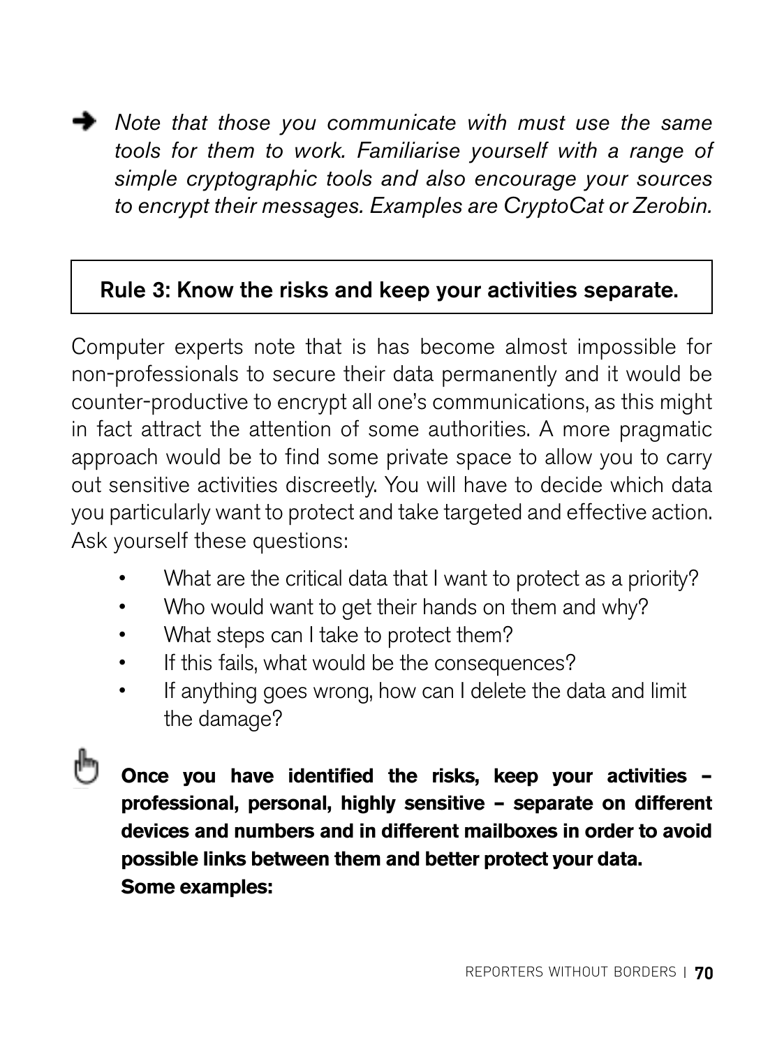→ *Note that those you communicate with must use the same tools for them to work. Familiarise yourself with a range of simple cryptographic tools and also encourage your sources to encrypt their messages. Examples are CryptoCat or Zerobin.*

**Rule 3: Know the risks and keep your activities separate.**

Computer experts note that is has become almost impossible for non-professionals to secure their data permanently and it would be counter-productive to encrypt all one's communications, as this might in fact attract the attention of some authorities. A more pragmatic approach would be to find some private space to allow you to carry out sensitive activities discreetly. You will have to decide which data you particularly want to protect and take targeted and effective action. Ask yourself these questions:

- What are the critical data that I want to protect as a priority?
- Who would want to get their hands on them and why?
- What steps can I take to protect them?
- If this fails, what would be the consequences?
- If anything goes wrong, how can I delete the data and limit the damage?

**Once you have identified the risks, keep your activities – professional, personal, highly sensitive – separate on different devices and numbers and in different mailboxes in order to avoid possible links between them and better protect your data.**
**Some examples:**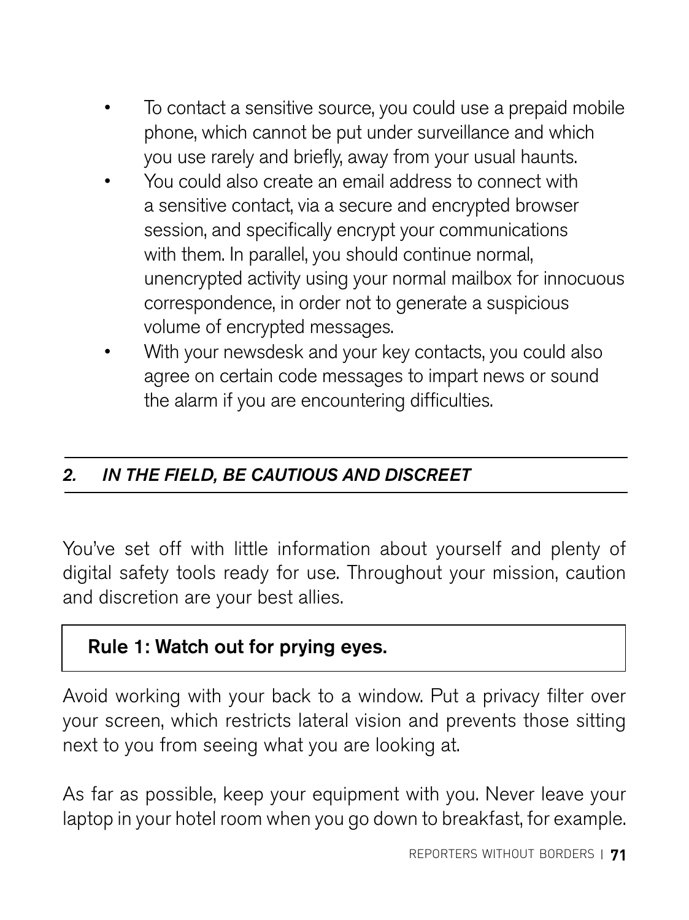- To contact a sensitive source, you could use a prepaid mobile phone, which cannot be put under surveillance and which you use rarely and briefly, away from your usual haunts.
- You could also create an email address to connect with a sensitive contact, via a secure and encrypted browser session, and specifically encrypt your communications with them. In parallel, you should continue normal, unencrypted activity using your normal mailbox for innocuous correspondence, in order not to generate a suspicious volume of encrypted messages.
- With your newsdesk and your key contacts, you could also agree on certain code messages to impart news or sound the alarm if you are encountering difficulties.

## *2. IN THE FIELD, BE CAUTIOUS AND DISCREET*

You've set off with little information about yourself and plenty of digital safety tools ready for use. Throughout your mission, caution and discretion are your best allies.

**Rule 1: Watch out for prying eyes.**

Avoid working with your back to a window. Put a privacy filter over your screen, which restricts lateral vision and prevents those sitting next to you from seeing what you are looking at.

As far as possible, keep your equipment with you. Never leave your laptop in your hotel room when you go down to breakfast, for example.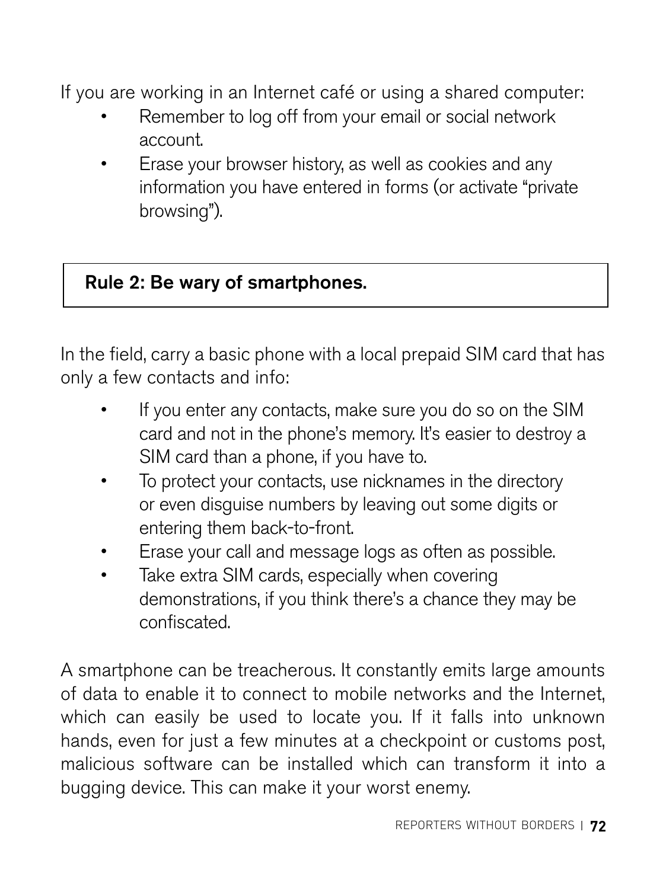If you are working in an Internet café or using a shared computer:

- Remember to log off from your email or social network account.
- Erase your browser history, as well as cookies and any information you have entered in forms (or activate “private browsing”).

**Rule 2: Be wary of smartphones.**

In the field, carry a basic phone with a local prepaid SIM card that has only a few contacts and info:

- If you enter any contacts, make sure you do so on the SIM card and not in the phone’s memory. It’s easier to destroy a SIM card than a phone, if you have to.
- To protect your contacts, use nicknames in the directory or even disguise numbers by leaving out some digits or entering them back-to-front.
- Erase your call and message logs as often as possible.
- Take extra SIM cards, especially when covering demonstrations, if you think there’s a chance they may be confiscated.

A smartphone can be treacherous. It constantly emits large amounts of data to enable it to connect to mobile networks and the Internet, which can easily be used to locate you. If it falls into unknown hands, even for just a few minutes at a checkpoint or customs post, malicious software can be installed which can transform it into a bugging device. This can make it your worst enemy.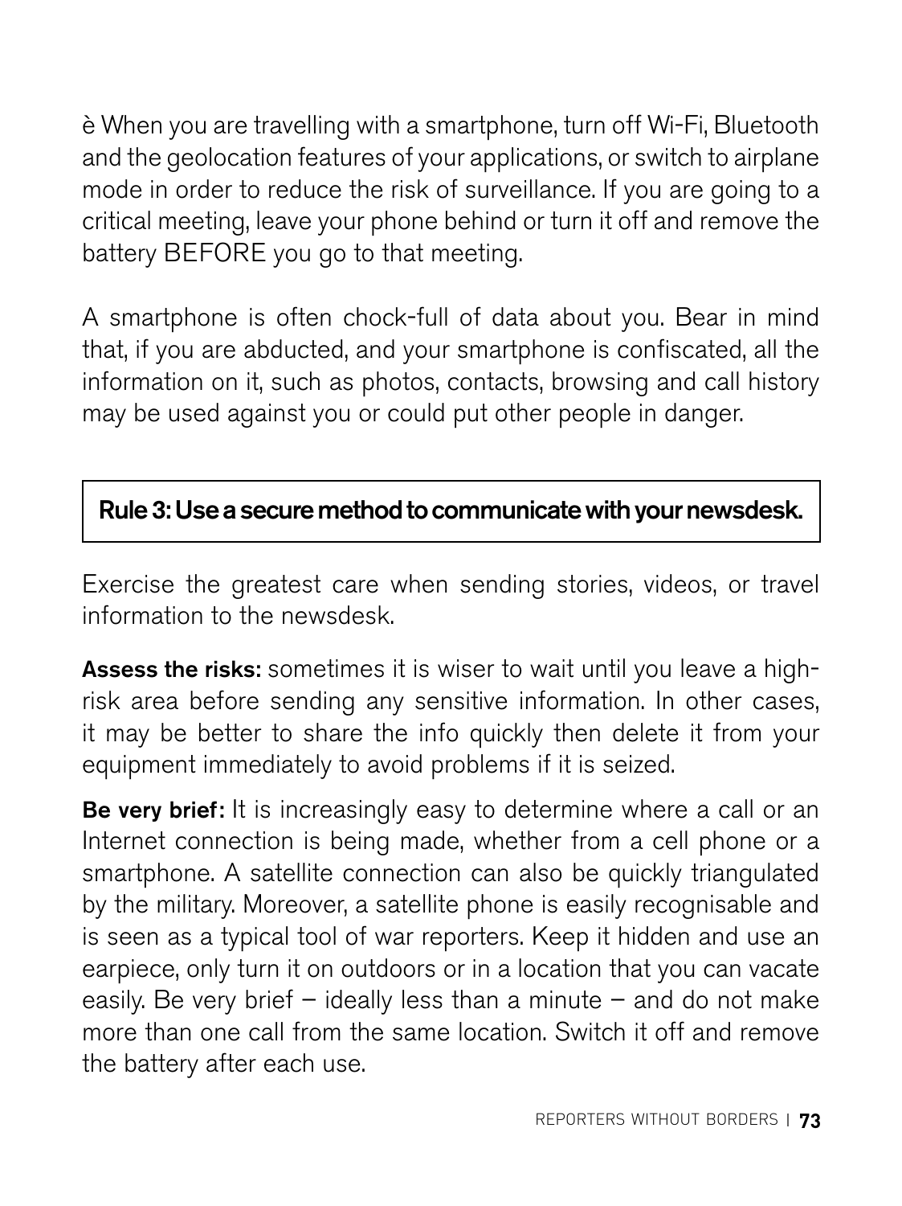è When you are travelling with a smartphone, turn off Wi-Fi, Bluetooth and the geolocation features of your applications, or switch to airplane mode in order to reduce the risk of surveillance. If you are going to a critical meeting, leave your phone behind or turn it off and remove the battery BEFORE you go to that meeting.

A smartphone is often chock-full of data about you. Bear in mind that, if you are abducted, and your smartphone is confiscated, all the information on it, such as photos, contacts, browsing and call history may be used against you or could put other people in danger.

**Rule 3: Use a secure method to communicate with your newsdesk.**

Exercise the greatest care when sending stories, videos, or travel information to the newsdesk.

**Assess the risks:** sometimes it is wiser to wait until you leave a high-risk area before sending any sensitive information. In other cases, it may be better to share the info quickly then delete it from your equipment immediately to avoid problems if it is seized.

**Be very brief:** It is increasingly easy to determine where a call or an Internet connection is being made, whether from a cell phone or a smartphone. A satellite connection can also be quickly triangulated by the military. Moreover, a satellite phone is easily recognisable and is seen as a typical tool of war reporters. Keep it hidden and use an earpiece, only turn it on outdoors or in a location that you can vacate easily. Be very brief – ideally less than a minute – and do not make more than one call from the same location. Switch it off and remove the battery after each use.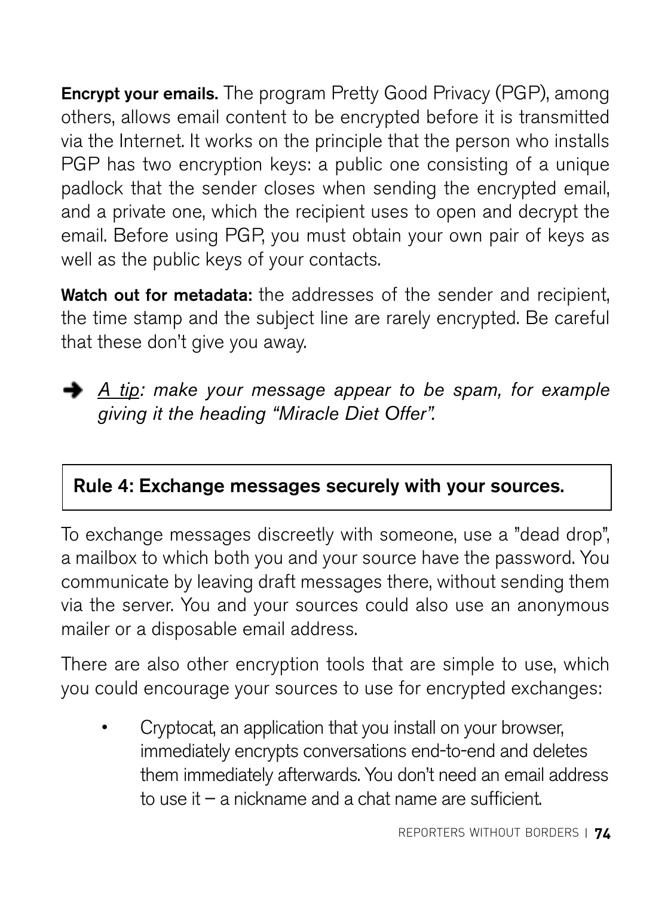**Encrypt your emails.** The program Pretty Good Privacy (PGP), among others, allows email content to be encrypted before it is transmitted via the Internet. It works on the principle that the person who installs PGP has two encryption keys: a public one consisting of a unique padlock that the sender closes when sending the encrypted email, and a private one, which the recipient uses to open and decrypt the email. Before using PGP, you must obtain your own pair of keys as well as the public keys of your contacts.

**Watch out for metadata:** the addresses of the sender and recipient, the time stamp and the subject line are rarely encrypted. Be careful that these don't give you away.

➔ *A tip: make your message appear to be spam, for example giving it the heading "Miracle Diet Offer".*

## Rule 4: Exchange messages securely with your sources.

To exchange messages discreetly with someone, use a "dead drop", a mailbox to which both you and your source have the password. You communicate by leaving draft messages there, without sending them via the server. You and your sources could also use an anonymous mailer or a disposable email address.

There are also other encryption tools that are simple to use, which you could encourage your sources to use for encrypted exchanges:

- Cryptocat, an application that you install on your browser, immediately encrypts conversations end-to-end and deletes them immediately afterwards. You don't need an email address to use it – a nickname and a chat name are sufficient.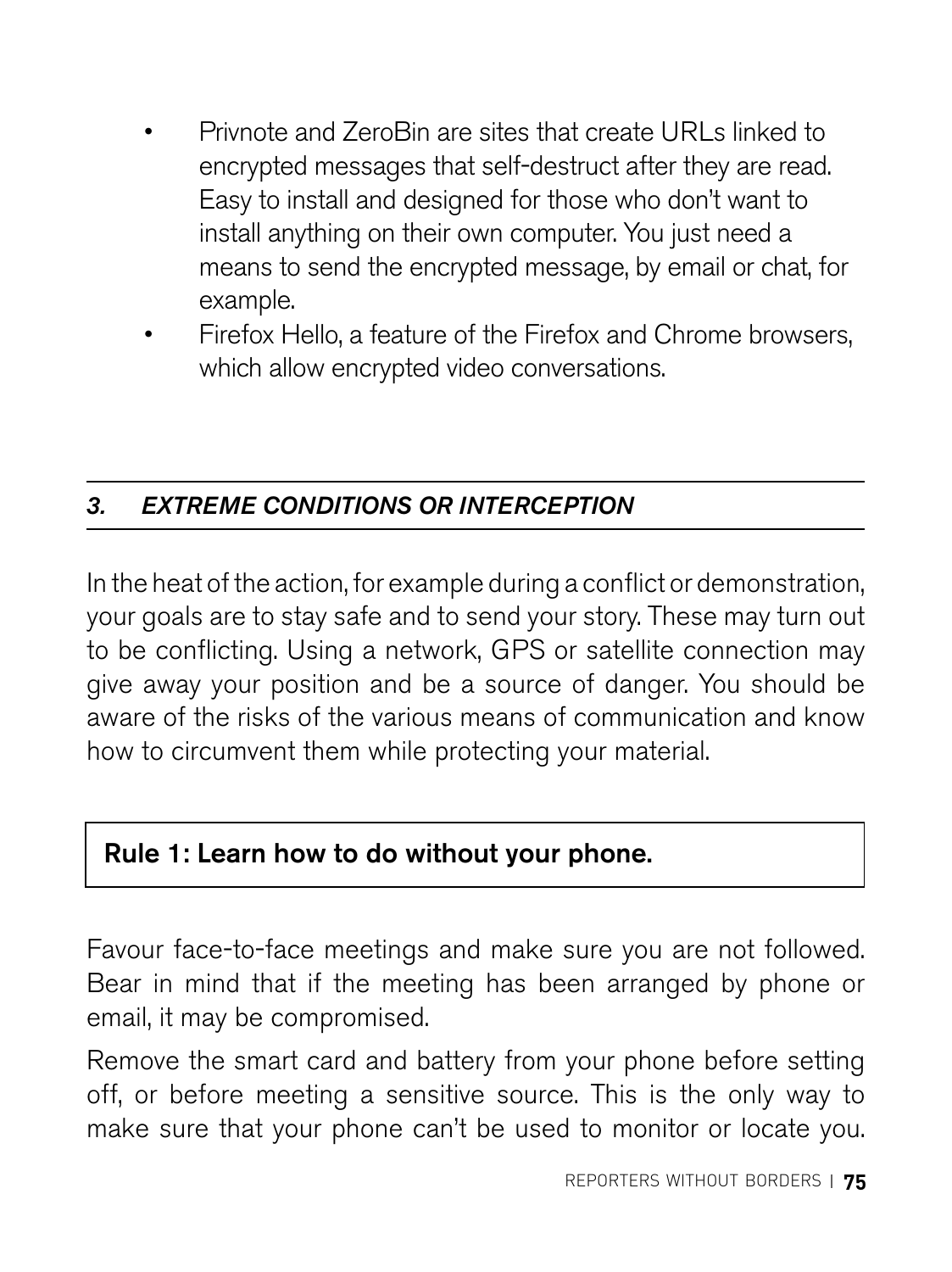- Privnote and ZeroBin are sites that create URLs linked to encrypted messages that self-destruct after they are read. Easy to install and designed for those who don't want to install anything on their own computer. You just need a means to send the encrypted message, by email or chat, for example.
- Firefox Hello, a feature of the Firefox and Chrome browsers, which allow encrypted video conversations.

## *3. EXTREME CONDITIONS OR INTERCEPTION*

In the heat of the action, for example during a conflict or demonstration, your goals are to stay safe and to send your story. These may turn out to be conflicting. Using a network, GPS or satellite connection may give away your position and be a source of danger. You should be aware of the risks of the various means of communication and know how to circumvent them while protecting your material.

**Rule 1: Learn how to do without your phone.**

Favour face-to-face meetings and make sure you are not followed. Bear in mind that if the meeting has been arranged by phone or email, it may be compromised.

Remove the smart card and battery from your phone before setting off, or before meeting a sensitive source. This is the only way to make sure that your phone can't be used to monitor or locate you.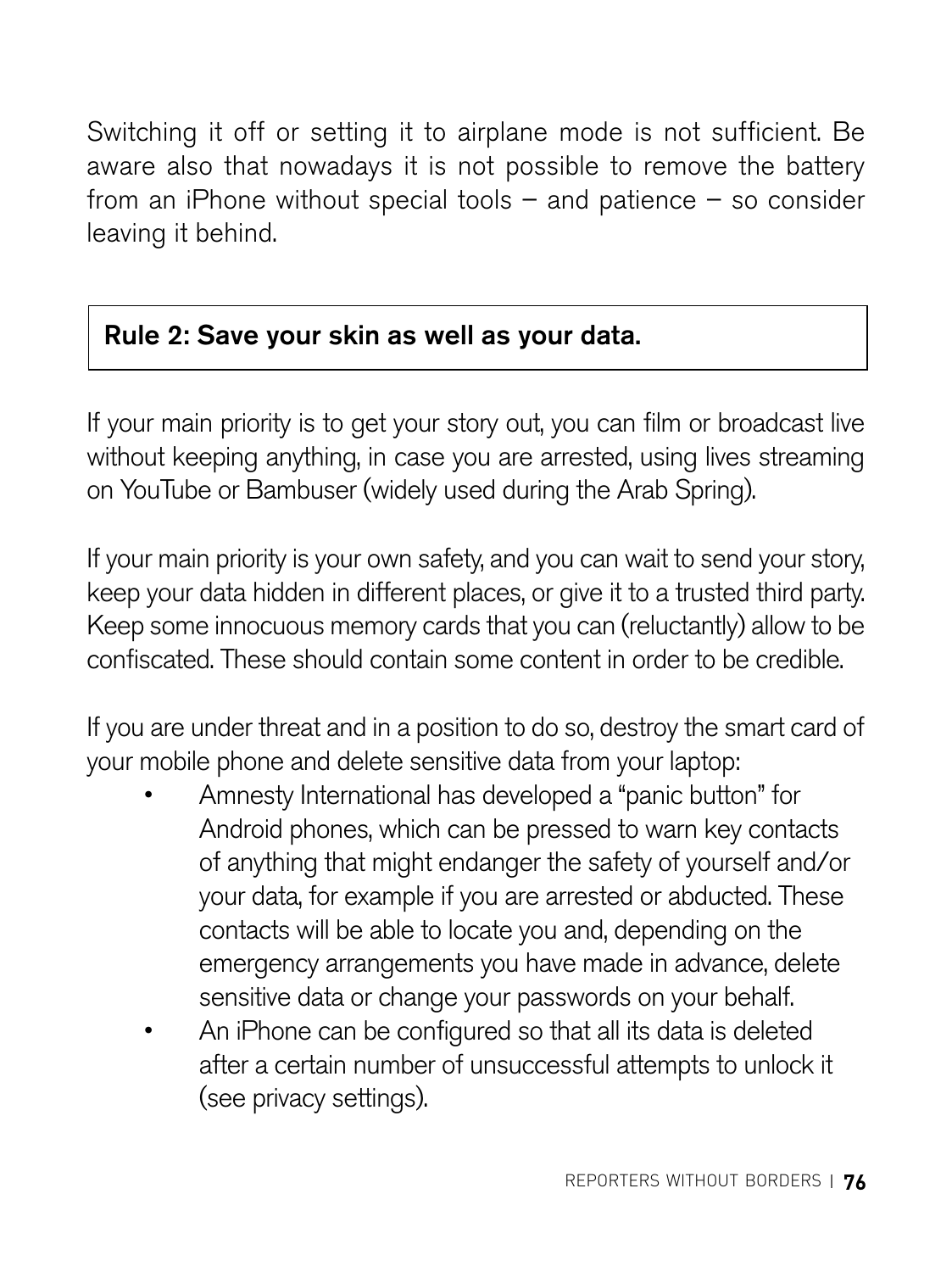Switching it off or setting it to airplane mode is not sufficient. Be aware also that nowadays it is not possible to remove the battery from an iPhone without special tools – and patience – so consider leaving it behind.

**Rule 2: Save your skin as well as your data.**

If your main priority is to get your story out, you can film or broadcast live without keeping anything, in case you are arrested, using lives streaming on YouTube or Bambuser (widely used during the Arab Spring).

If your main priority is your own safety, and you can wait to send your story, keep your data hidden in different places, or give it to a trusted third party. Keep some innocuous memory cards that you can (reluctantly) allow to be confiscated. These should contain some content in order to be credible.

If you are under threat and in a position to do so, destroy the smart card of your mobile phone and delete sensitive data from your laptop:

- Amnesty International has developed a "panic button" for Android phones, which can be pressed to warn key contacts of anything that might endanger the safety of yourself and/or your data, for example if you are arrested or abducted. These contacts will be able to locate you and, depending on the emergency arrangements you have made in advance, delete sensitive data or change your passwords on your behalf.
- An iPhone can be configured so that all its data is deleted after a certain number of unsuccessful attempts to unlock it (see privacy settings).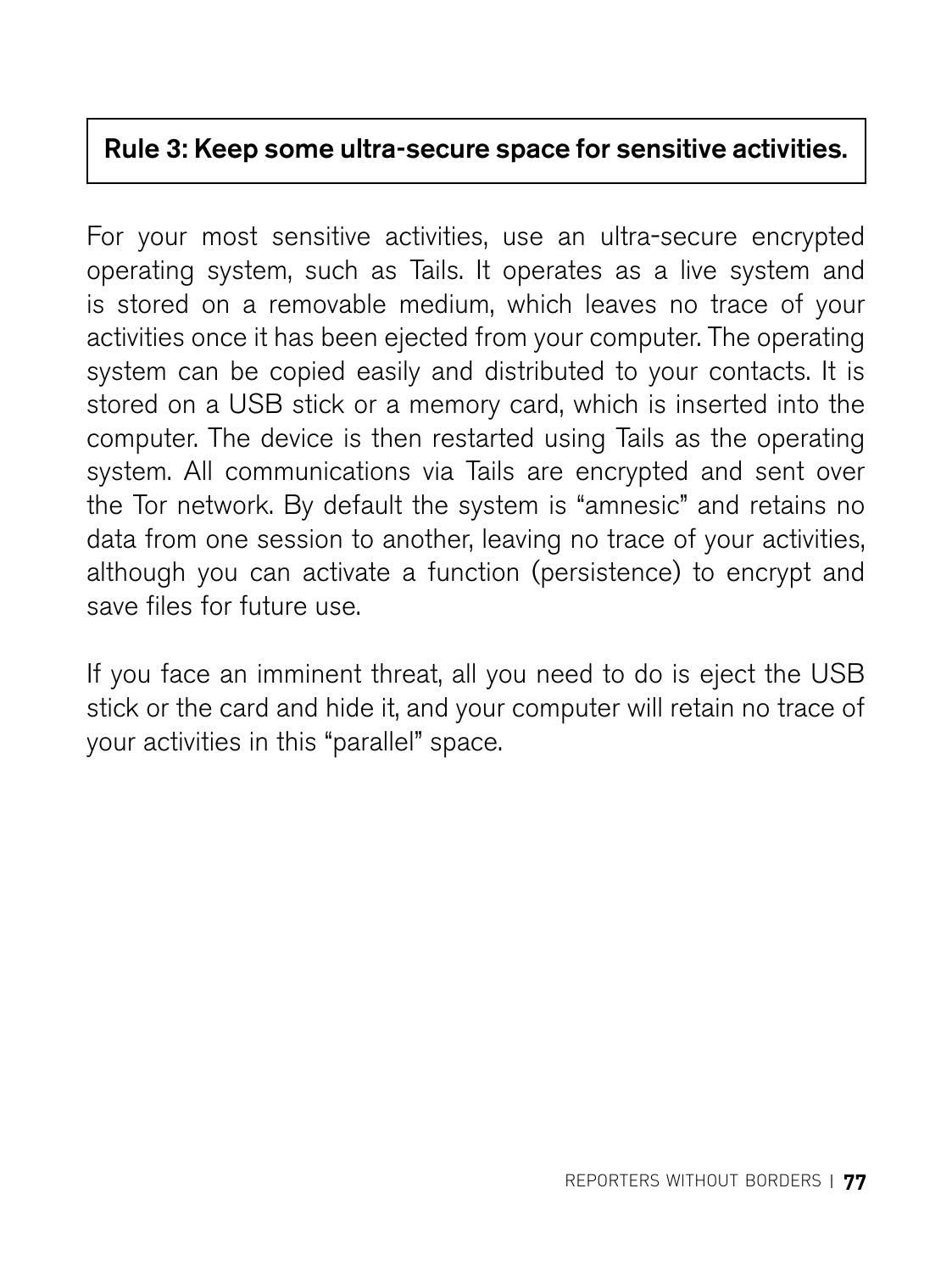**Rule 3: Keep some ultra-secure space for sensitive activities.**

For your most sensitive activities, use an ultra-secure encrypted operating system, such as Tails. It operates as a live system and is stored on a removable medium, which leaves no trace of your activities once it has been ejected from your computer. The operating system can be copied easily and distributed to your contacts. It is stored on a USB stick or a memory card, which is inserted into the computer. The device is then restarted using Tails as the operating system. All communications via Tails are encrypted and sent over the Tor network. By default the system is "amnesic" and retains no data from one session to another, leaving no trace of your activities, although you can activate a function (persistence) to encrypt and save files for future use.

If you face an imminent threat, all you need to do is eject the USB stick or the card and hide it, and your computer will retain no trace of your activities in this "parallel" space.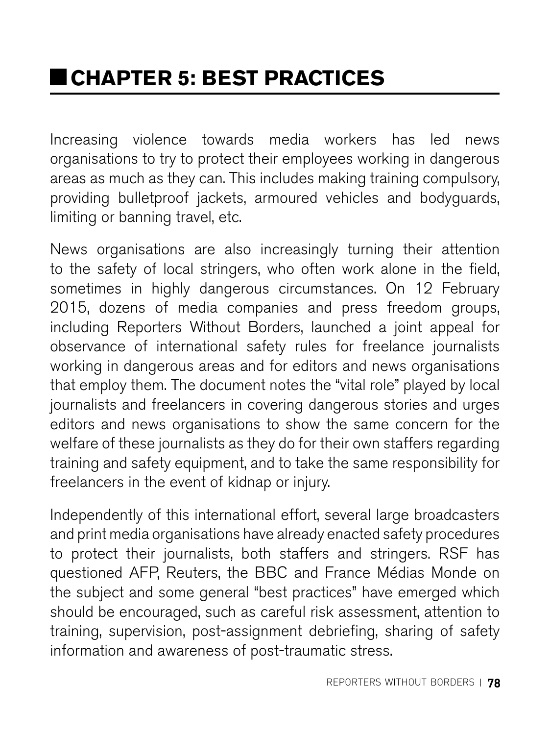# CHAPTER 5: BEST PRACTICES

Increasing violence towards media workers has led news organisations to try to protect their employees working in dangerous areas as much as they can. This includes making training compulsory, providing bulletproof jackets, armoured vehicles and bodyguards, limiting or banning travel, etc.

News organisations are also increasingly turning their attention to the safety of local stringers, who often work alone in the field, sometimes in highly dangerous circumstances. On 12 February 2015, dozens of media companies and press freedom groups, including Reporters Without Borders, launched a joint appeal for observance of international safety rules for freelance journalists working in dangerous areas and for editors and news organisations that employ them. The document notes the "vital role" played by local journalists and freelancers in covering dangerous stories and urges editors and news organisations to show the same concern for the welfare of these journalists as they do for their own staffers regarding training and safety equipment, and to take the same responsibility for freelancers in the event of kidnap or injury.

Independently of this international effort, several large broadcasters and print media organisations have already enacted safety procedures to protect their journalists, both staffers and stringers. RSF has questioned AFP, Reuters, the BBC and France Médias Monde on the subject and some general "best practices" have emerged which should be encouraged, such as careful risk assessment, attention to training, supervision, post-assignment debriefing, sharing of safety information and awareness of post-traumatic stress.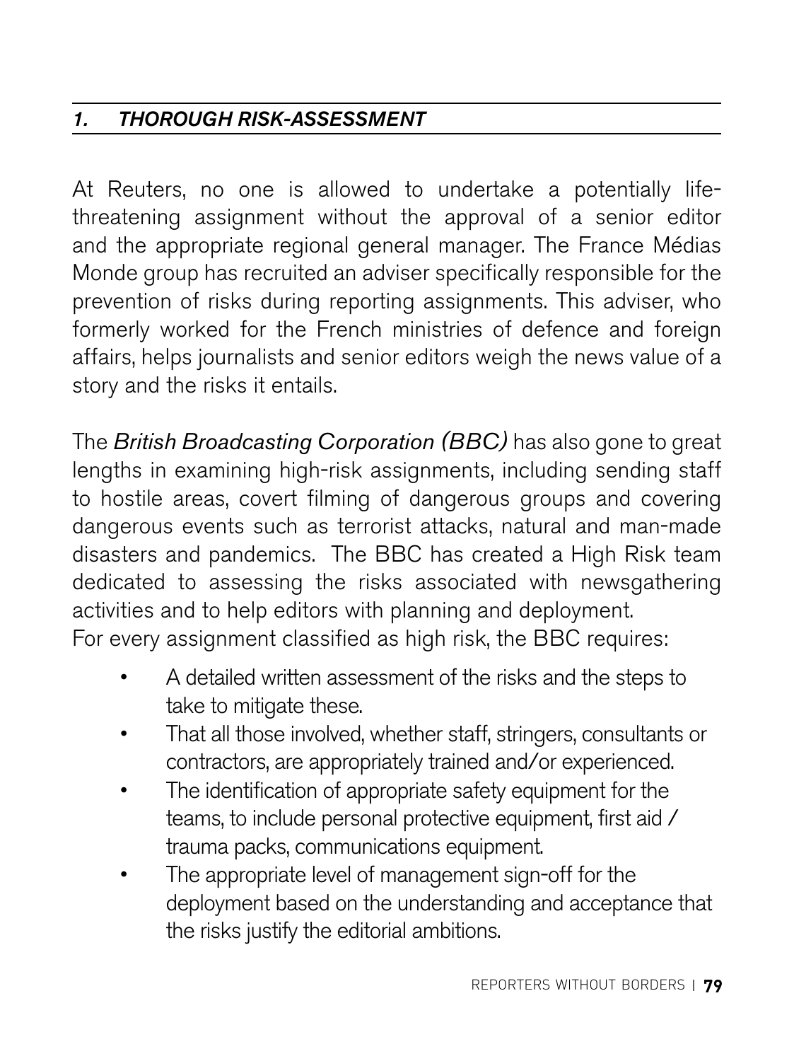## *1. THOROUGH RISK-ASSESSMENT*

At Reuters, no one is allowed to undertake a potentially life-threatening assignment without the approval of a senior editor and the appropriate regional general manager. The France Médias Monde group has recruited an adviser specifically responsible for the prevention of risks during reporting assignments. This adviser, who formerly worked for the French ministries of defence and foreign affairs, helps journalists and senior editors weigh the news value of a story and the risks it entails.

The *British Broadcasting Corporation (BBC)* has also gone to great lengths in examining high-risk assignments, including sending staff to hostile areas, covert filming of dangerous groups and covering dangerous events such as terrorist attacks, natural and man-made disasters and pandemics. The BBC has created a High Risk team dedicated to assessing the risks associated with newsgathering activities and to help editors with planning and deployment.
For every assignment classified as high risk, the BBC requires:

- A detailed written assessment of the risks and the steps to take to mitigate these.
- That all those involved, whether staff, stringers, consultants or contractors, are appropriately trained and/or experienced.
- The identification of appropriate safety equipment for the teams, to include personal protective equipment, first aid / trauma packs, communications equipment.
- The appropriate level of management sign-off for the deployment based on the understanding and acceptance that the risks justify the editorial ambitions.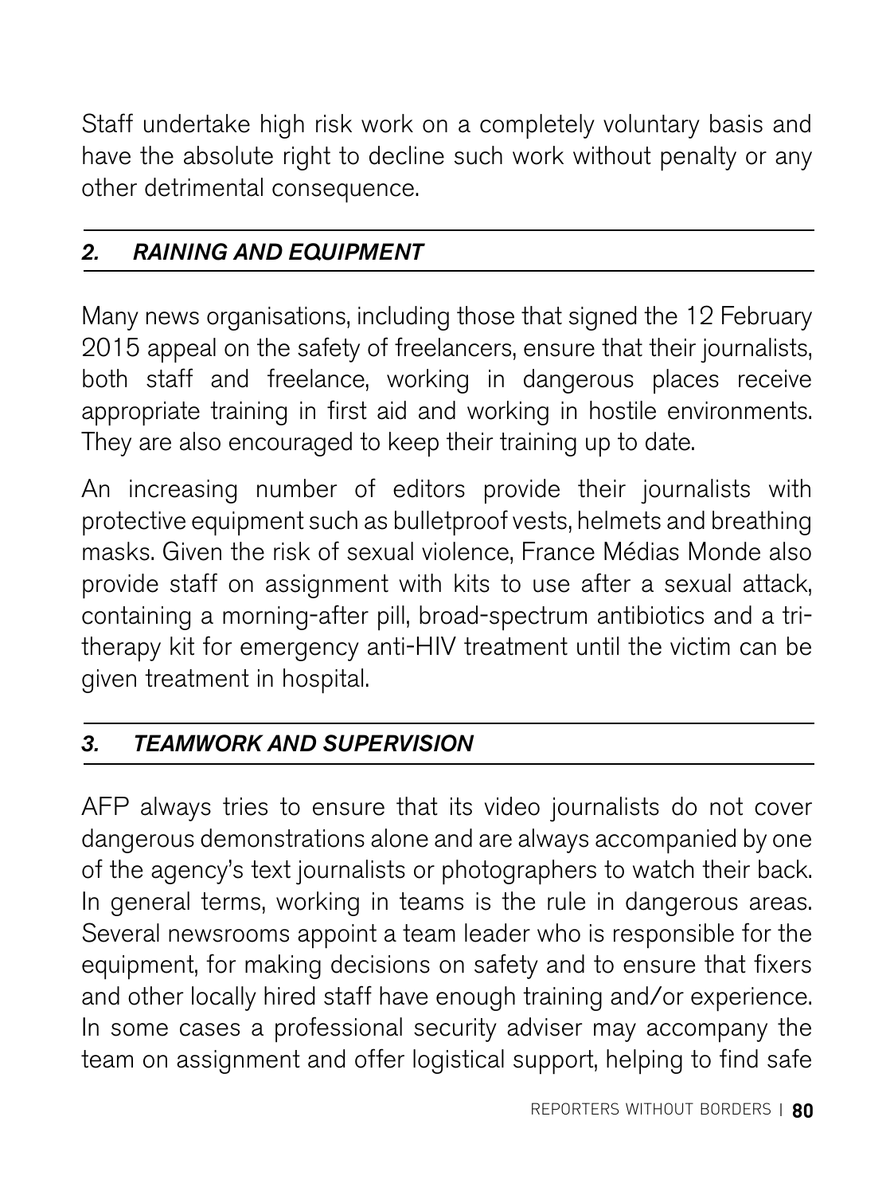Staff undertake high risk work on a completely voluntary basis and have the absolute right to decline such work without penalty or any other detrimental consequence.

### *2. RAINING AND EQUIPMENT*

Many news organisations, including those that signed the 12 February 2015 appeal on the safety of freelancers, ensure that their journalists, both staff and freelance, working in dangerous places receive appropriate training in first aid and working in hostile environments. They are also encouraged to keep their training up to date.

An increasing number of editors provide their journalists with protective equipment such as bulletproof vests, helmets and breathing masks. Given the risk of sexual violence, France Médias Monde also provide staff on assignment with kits to use after a sexual attack, containing a morning-after pill, broad-spectrum antibiotics and a tri-therapy kit for emergency anti-HIV treatment until the victim can be given treatment in hospital.

### *3. TEAMWORK AND SUPERVISION*

AFP always tries to ensure that its video journalists do not cover dangerous demonstrations alone and are always accompanied by one of the agency's text journalists or photographers to watch their back. In general terms, working in teams is the rule in dangerous areas. Several newsrooms appoint a team leader who is responsible for the equipment, for making decisions on safety and to ensure that fixers and other locally hired staff have enough training and/or experience. In some cases a professional security adviser may accompany the team on assignment and offer logistical support, helping to find safe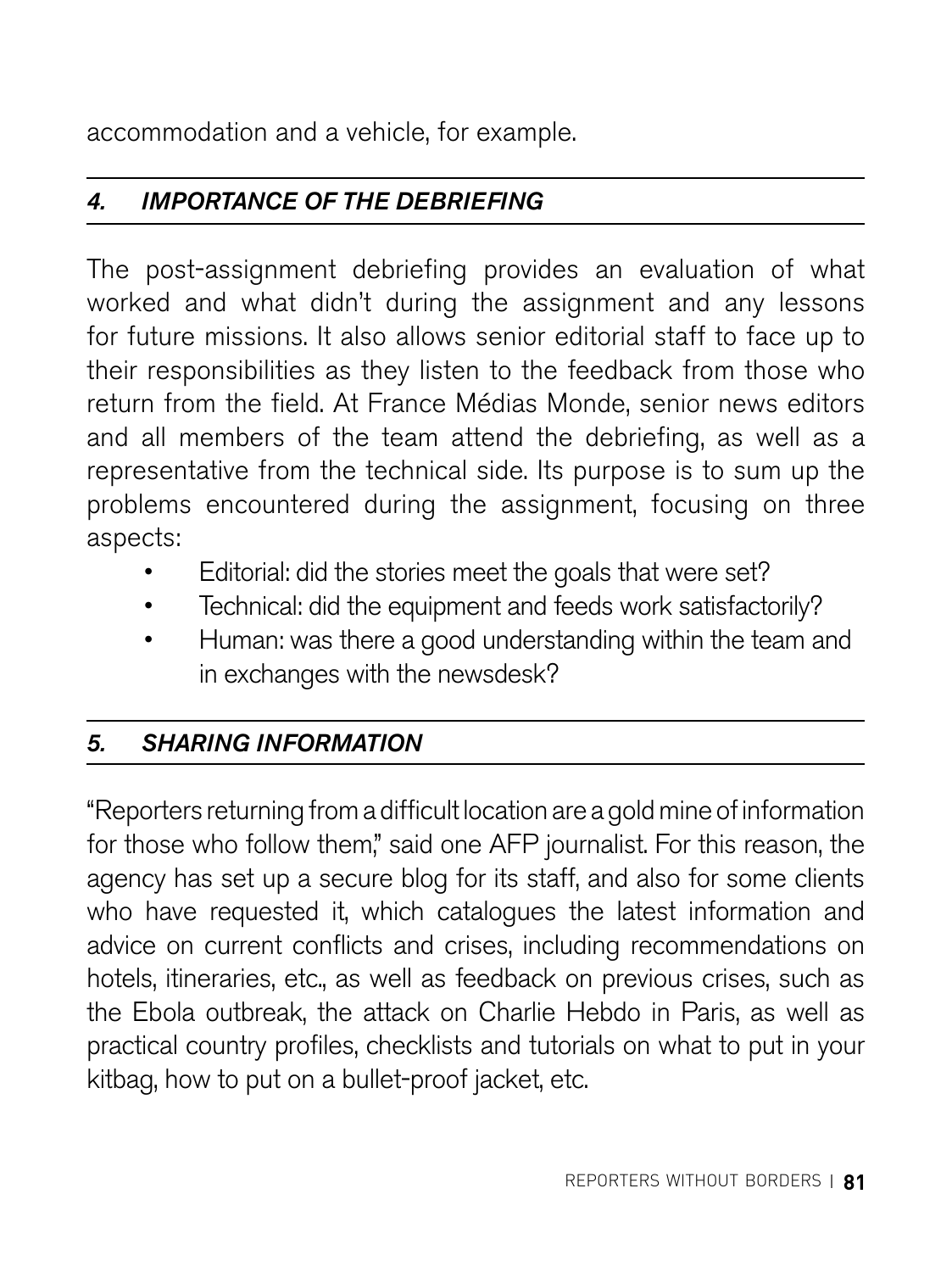accommodation and a vehicle, for example.

### *4. IMPORTANCE OF THE DEBRIEFING*

The post-assignment debriefing provides an evaluation of what worked and what didn't during the assignment and any lessons for future missions. It also allows senior editorial staff to face up to their responsibilities as they listen to the feedback from those who return from the field. At France Médias Monde, senior news editors and all members of the team attend the debriefing, as well as a representative from the technical side. Its purpose is to sum up the problems encountered during the assignment, focusing on three aspects:

- Editorial: did the stories meet the goals that were set?
- Technical: did the equipment and feeds work satisfactorily?
- Human: was there a good understanding within the team and in exchanges with the newsdesk?

### *5. SHARING INFORMATION*

"Reporters returning from a difficult location are a gold mine of information for those who follow them," said one AFP journalist. For this reason, the agency has set up a secure blog for its staff, and also for some clients who have requested it, which catalogues the latest information and advice on current conflicts and crises, including recommendations on hotels, itineraries, etc., as well as feedback on previous crises, such as the Ebola outbreak, the attack on Charlie Hebdo in Paris, as well as practical country profiles, checklists and tutorials on what to put in your kitbag, how to put on a bullet-proof jacket, etc.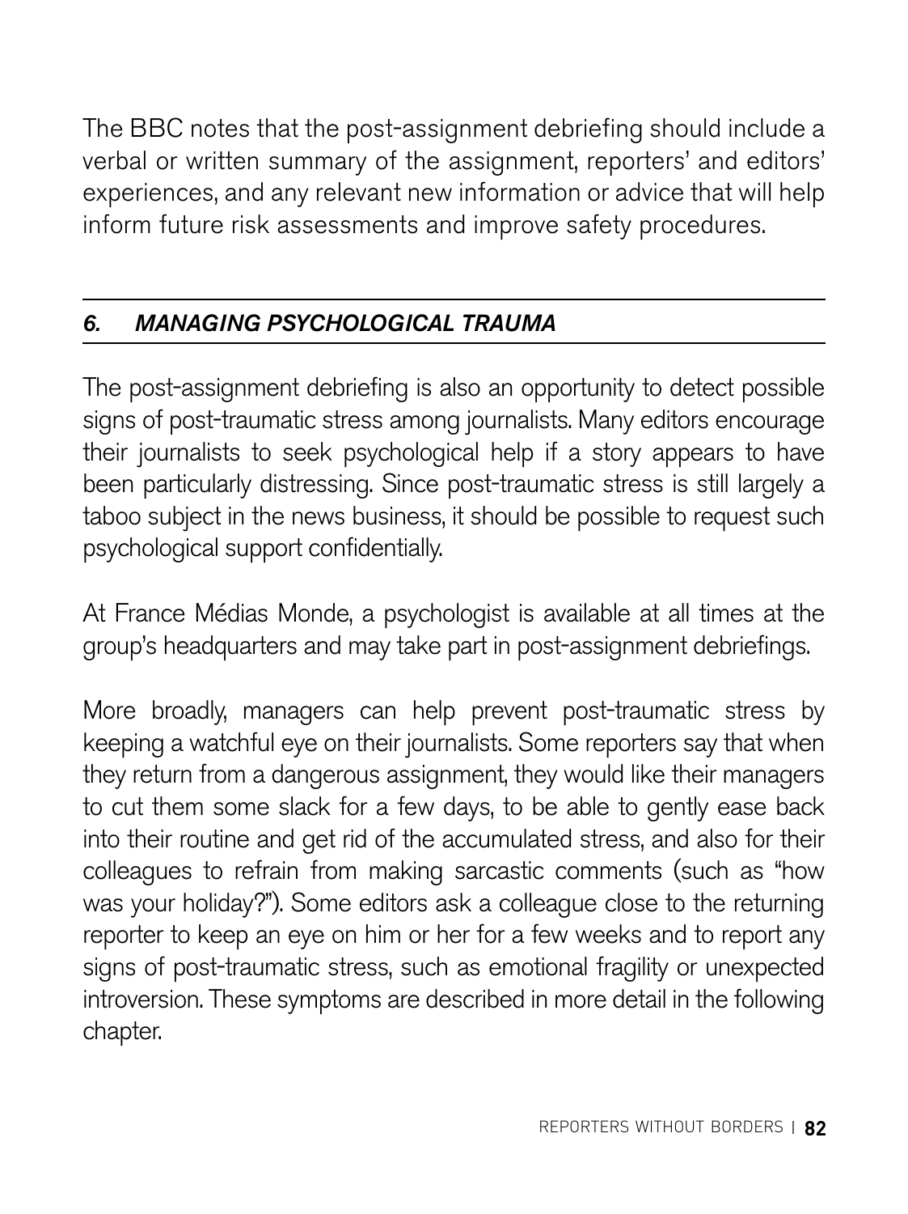The BBC notes that the post-assignment debriefing should include a verbal or written summary of the assignment, reporters' and editors' experiences, and any relevant new information or advice that will help inform future risk assessments and improve safety procedures.

## *6. MANAGING PSYCHOLOGICAL TRAUMA*

The post-assignment debriefing is also an opportunity to detect possible signs of post-traumatic stress among journalists. Many editors encourage their journalists to seek psychological help if a story appears to have been particularly distressing. Since post-traumatic stress is still largely a taboo subject in the news business, it should be possible to request such psychological support confidentially.

At France Médias Monde, a psychologist is available at all times at the group's headquarters and may take part in post-assignment debriefings.

More broadly, managers can help prevent post-traumatic stress by keeping a watchful eye on their journalists. Some reporters say that when they return from a dangerous assignment, they would like their managers to cut them some slack for a few days, to be able to gently ease back into their routine and get rid of the accumulated stress, and also for their colleagues to refrain from making sarcastic comments (such as "how was your holiday?"). Some editors ask a colleague close to the returning reporter to keep an eye on him or her for a few weeks and to report any signs of post-traumatic stress, such as emotional fragility or unexpected introversion. These symptoms are described in more detail in the following chapter.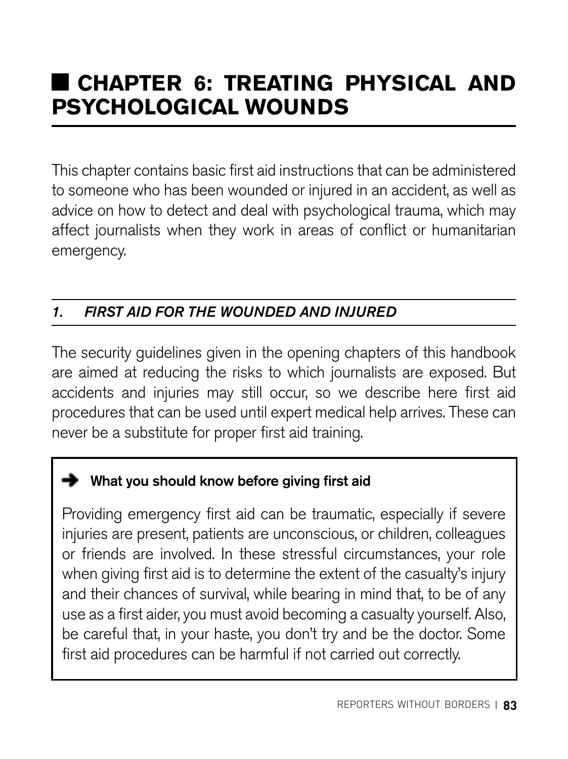# CHAPTER 6: TREATING PHYSICAL AND PSYCHOLOGICAL WOUNDS

This chapter contains basic first aid instructions that can be administered to someone who has been wounded or injured in an accident, as well as advice on how to detect and deal with psychological trauma, which may affect journalists when they work in areas of conflict or humanitarian emergency.

## *1. FIRST AID FOR THE WOUNDED AND INJURED*

The security guidelines given in the opening chapters of this handbook are aimed at reducing the risks to which journalists are exposed. But accidents and injuries may still occur, so we describe here first aid procedures that can be used until expert medical help arrives. These can never be a substitute for proper first aid training.

**➔ What you should know before giving first aid**

Providing emergency first aid can be traumatic, especially if severe injuries are present, patients are unconscious, or children, colleagues or friends are involved. In these stressful circumstances, your role when giving first aid is to determine the extent of the casualty's injury and their chances of survival, while bearing in mind that, to be of any use as a first aider, you must avoid becoming a casualty yourself. Also, be careful that, in your haste, you don't try and be the doctor. Some first aid procedures can be harmful if not carried out correctly.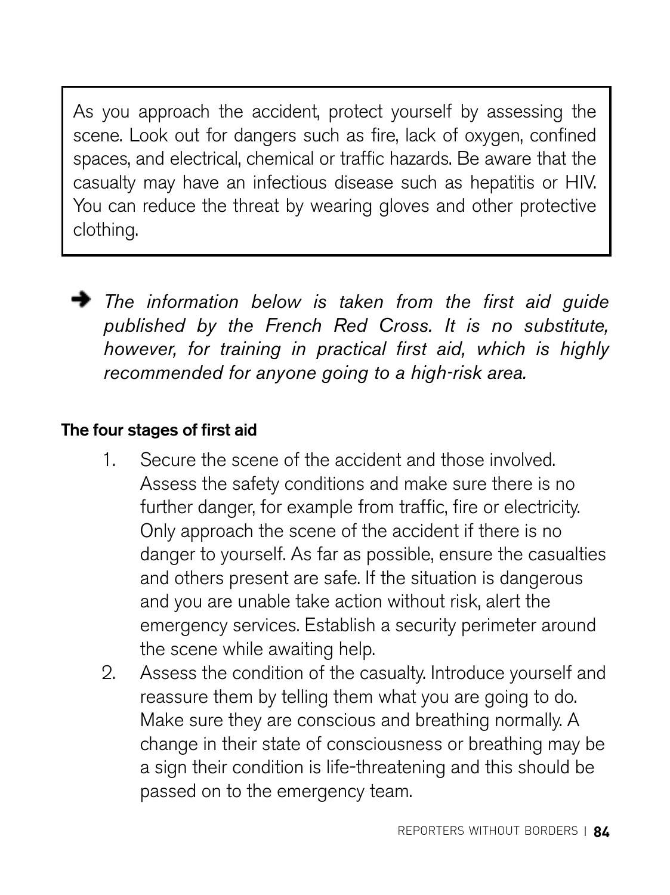> As you approach the accident, protect yourself by assessing the scene. Look out for dangers such as fire, lack of oxygen, confined spaces, and electrical, chemical or traffic hazards. Be aware that the casualty may have an infectious disease such as hepatitis or HIV. You can reduce the threat by wearing gloves and other protective clothing.

➔ *The information below is taken from the first aid guide published by the French Red Cross. It is no substitute, however, for training in practical first aid, which is highly recommended for anyone going to a high-risk area.*

**The four stages of first aid**

1. Secure the scene of the accident and those involved. Assess the safety conditions and make sure there is no further danger, for example from traffic, fire or electricity. Only approach the scene of the accident if there is no danger to yourself. As far as possible, ensure the casualties and others present are safe. If the situation is dangerous and you are unable take action without risk, alert the emergency services. Establish a security perimeter around the scene while awaiting help.
2. Assess the condition of the casualty. Introduce yourself and reassure them by telling them what you are going to do. Make sure they are conscious and breathing normally. A change in their state of consciousness or breathing may be a sign their condition is life-threatening and this should be passed on to the emergency team.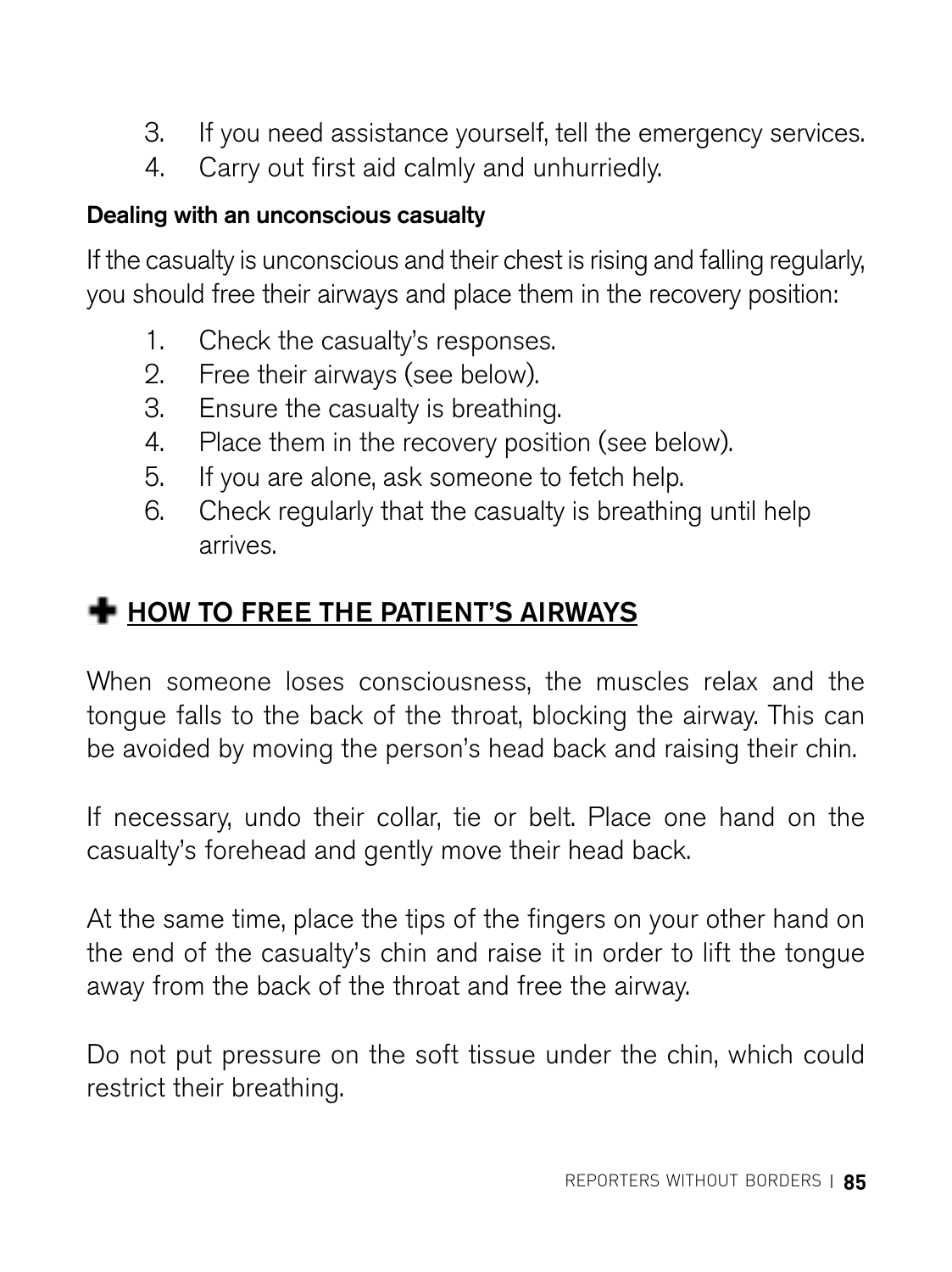3. If you need assistance yourself, tell the emergency services.
4. Carry out first aid calmly and unhurriedly.

**Dealing with an unconscious casualty**

If the casualty is unconscious and their chest is rising and falling regularly, you should free their airways and place them in the recovery position:

1. Check the casualty's responses.
2. Free their airways (see below).
3. Ensure the casualty is breathing.
4. Place them in the recovery position (see below).
5. If you are alone, ask someone to fetch help.
6. Check regularly that the casualty is breathing until help arrives.

## ✚ HOW TO FREE THE PATIENT'S AIRWAYS

When someone loses consciousness, the muscles relax and the tongue falls to the back of the throat, blocking the airway. This can be avoided by moving the person's head back and raising their chin.

If necessary, undo their collar, tie or belt. Place one hand on the casualty's forehead and gently move their head back.

At the same time, place the tips of the fingers on your other hand on the end of the casualty's chin and raise it in order to lift the tongue away from the back of the throat and free the airway.

Do not put pressure on the soft tissue under the chin, which could restrict their breathing.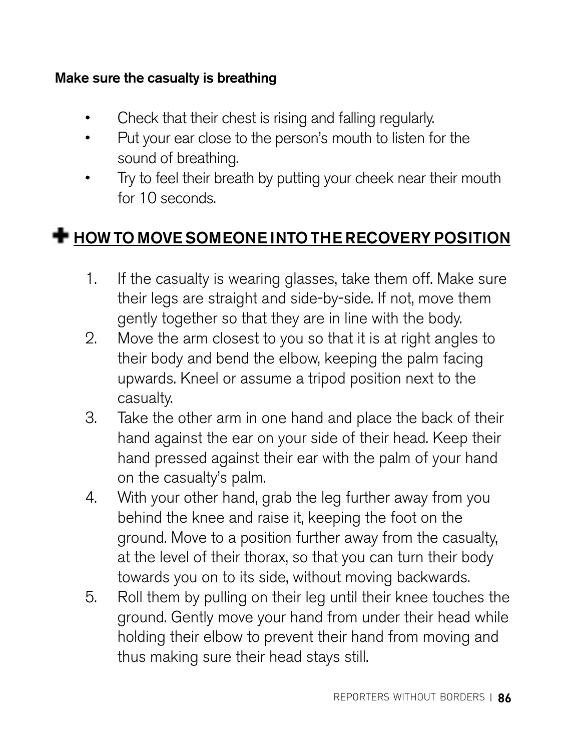**Make sure the casualty is breathing**

- Check that their chest is rising and falling regularly.
- Put your ear close to the person's mouth to listen for the sound of breathing.
- Try to feel their breath by putting your cheek near their mouth for 10 seconds.

## ✚ HOW TO MOVE SOMEONE INTO THE RECOVERY POSITION

1. If the casualty is wearing glasses, take them off. Make sure their legs are straight and side-by-side. If not, move them gently together so that they are in line with the body.
2. Move the arm closest to you so that it is at right angles to their body and bend the elbow, keeping the palm facing upwards. Kneel or assume a tripod position next to the casualty.
3. Take the other arm in one hand and place the back of their hand against the ear on your side of their head. Keep their hand pressed against their ear with the palm of your hand on the casualty's palm.
4. With your other hand, grab the leg further away from you behind the knee and raise it, keeping the foot on the ground. Move to a position further away from the casualty, at the level of their thorax, so that you can turn their body towards you on to its side, without moving backwards.
5. Roll them by pulling on their leg until their knee touches the ground. Gently move your hand from under their head while holding their elbow to prevent their hand from moving and thus making sure their head stays still.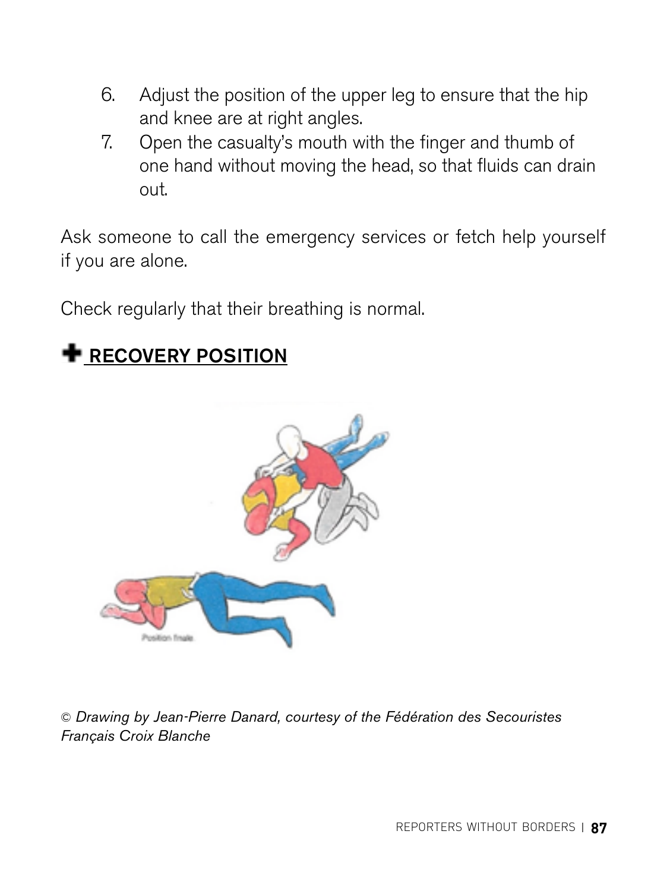6. Adjust the position of the upper leg to ensure that the hip and knee are at right angles.
7. Open the casualty's mouth with the finger and thumb of one hand without moving the head, so that fluids can drain out.

Ask someone to call the emergency services or fetch help yourself if you are alone.

Check regularly that their breathing is normal.

## ✚ RECOVERY POSITION

*© Drawing by Jean-Pierre Danard, courtesy of the Fédération des Secouristes Français Croix Blanche*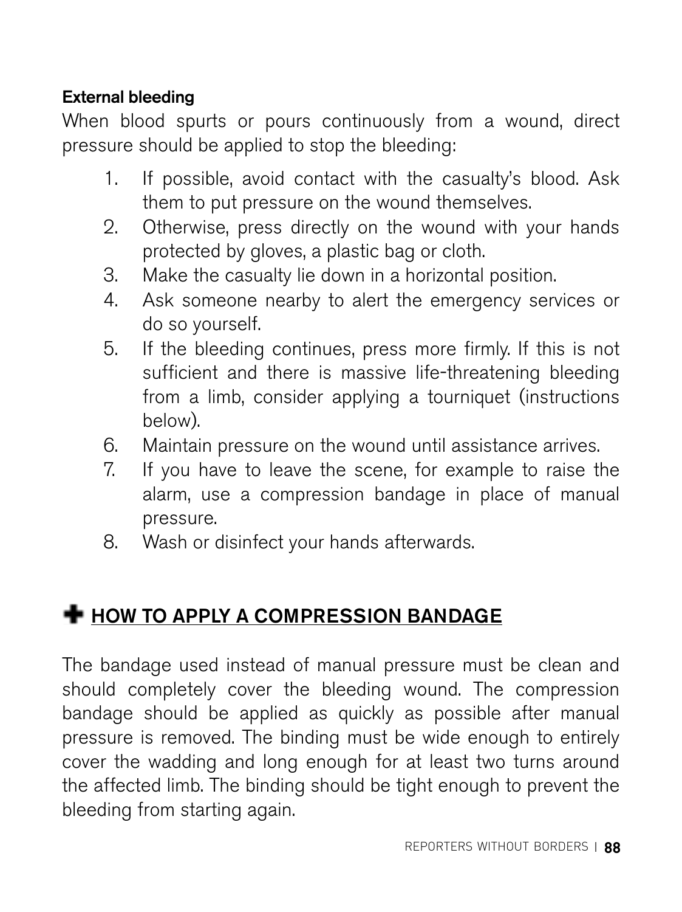**External bleeding**

When blood spurts or pours continuously from a wound, direct pressure should be applied to stop the bleeding:

1. If possible, avoid contact with the casualty's blood. Ask them to put pressure on the wound themselves.
2. Otherwise, press directly on the wound with your hands protected by gloves, a plastic bag or cloth.
3. Make the casualty lie down in a horizontal position.
4. Ask someone nearby to alert the emergency services or do so yourself.
5. If the bleeding continues, press more firmly. If this is not sufficient and there is massive life-threatening bleeding from a limb, consider applying a tourniquet (instructions below).
6. Maintain pressure on the wound until assistance arrives.
7. If you have to leave the scene, for example to raise the alarm, use a compression bandage in place of manual pressure.
8. Wash or disinfect your hands afterwards.

## ✚ HOW TO APPLY A COMPRESSION BANDAGE

The bandage used instead of manual pressure must be clean and should completely cover the bleeding wound. The compression bandage should be applied as quickly as possible after manual pressure is removed. The binding must be wide enough to entirely cover the wadding and long enough for at least two turns around the affected limb. The binding should be tight enough to prevent the bleeding from starting again.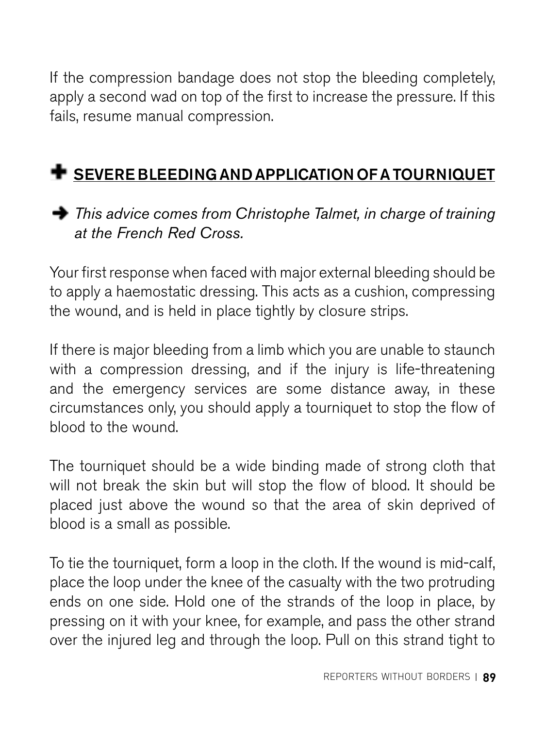If the compression bandage does not stop the bleeding completely, apply a second wad on top of the first to increase the pressure. If this fails, resume manual compression.

## ✚ SEVERE BLEEDING AND APPLICATION OF A TOURNIQUET

➜ *This advice comes from Christophe Talmet, in charge of training at the French Red Cross.*

Your first response when faced with major external bleeding should be to apply a haemostatic dressing. This acts as a cushion, compressing the wound, and is held in place tightly by closure strips.

If there is major bleeding from a limb which you are unable to staunch with a compression dressing, and if the injury is life-threatening and the emergency services are some distance away, in these circumstances only, you should apply a tourniquet to stop the flow of blood to the wound.

The tourniquet should be a wide binding made of strong cloth that will not break the skin but will stop the flow of blood. It should be placed just above the wound so that the area of skin deprived of blood is a small as possible.

To tie the tourniquet, form a loop in the cloth. If the wound is mid-calf, place the loop under the knee of the casualty with the two protruding ends on one side. Hold one of the strands of the loop in place, by pressing on it with your knee, for example, and pass the other strand over the injured leg and through the loop. Pull on this strand tight to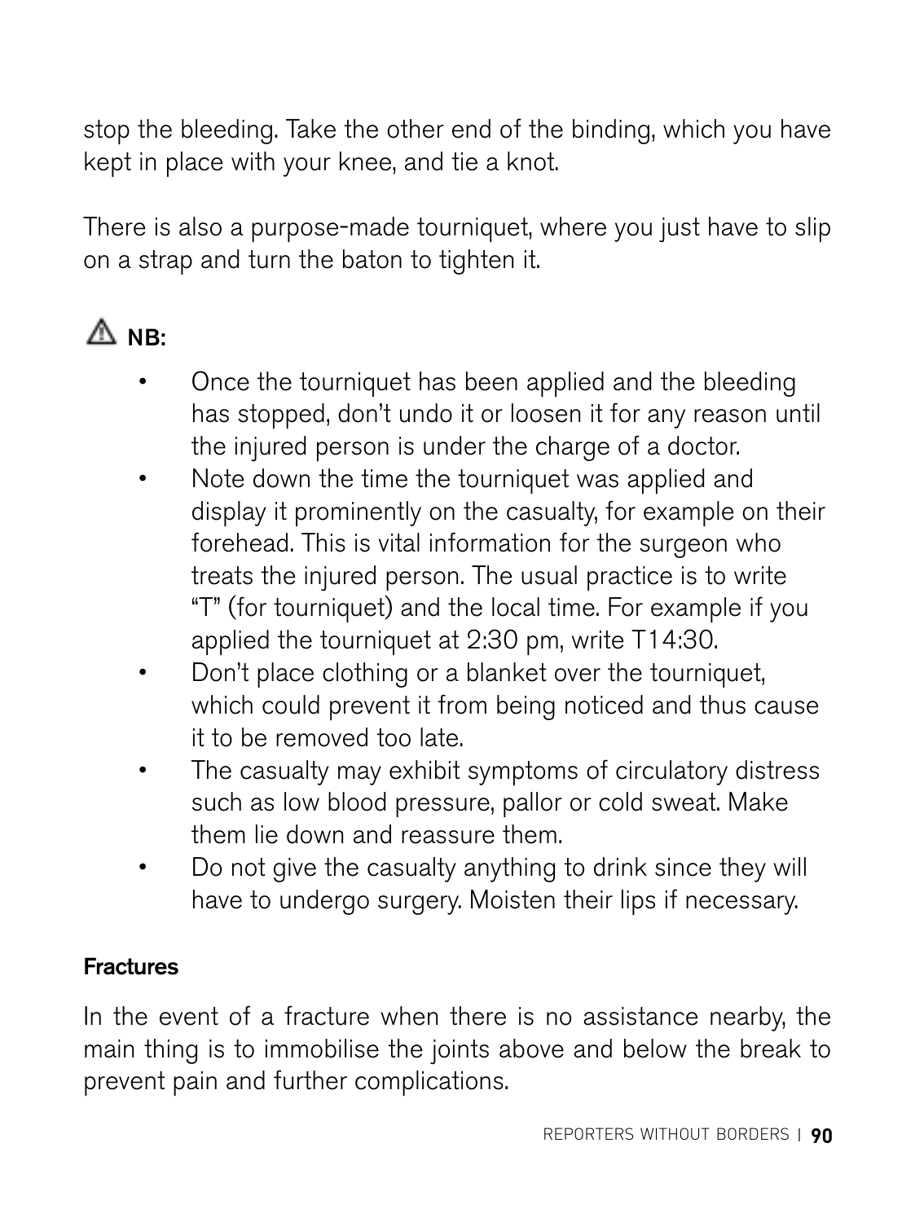stop the bleeding. Take the other end of the binding, which you have kept in place with your knee, and tie a knot.

There is also a purpose-made tourniquet, where you just have to slip on a strap and turn the baton to tighten it.

⚠ **NB:**

- Once the tourniquet has been applied and the bleeding has stopped, don't undo it or loosen it for any reason until the injured person is under the charge of a doctor.
- Note down the time the tourniquet was applied and display it prominently on the casualty, for example on their forehead. This is vital information for the surgeon who treats the injured person. The usual practice is to write "T" (for tourniquet) and the local time. For example if you applied the tourniquet at 2:30 pm, write T14:30.
- Don't place clothing or a blanket over the tourniquet, which could prevent it from being noticed and thus cause it to be removed too late.
- The casualty may exhibit symptoms of circulatory distress such as low blood pressure, pallor or cold sweat. Make them lie down and reassure them.
- Do not give the casualty anything to drink since they will have to undergo surgery. Moisten their lips if necessary.

### Fractures

In the event of a fracture when there is no assistance nearby, the main thing is to immobilise the joints above and below the break to prevent pain and further complications.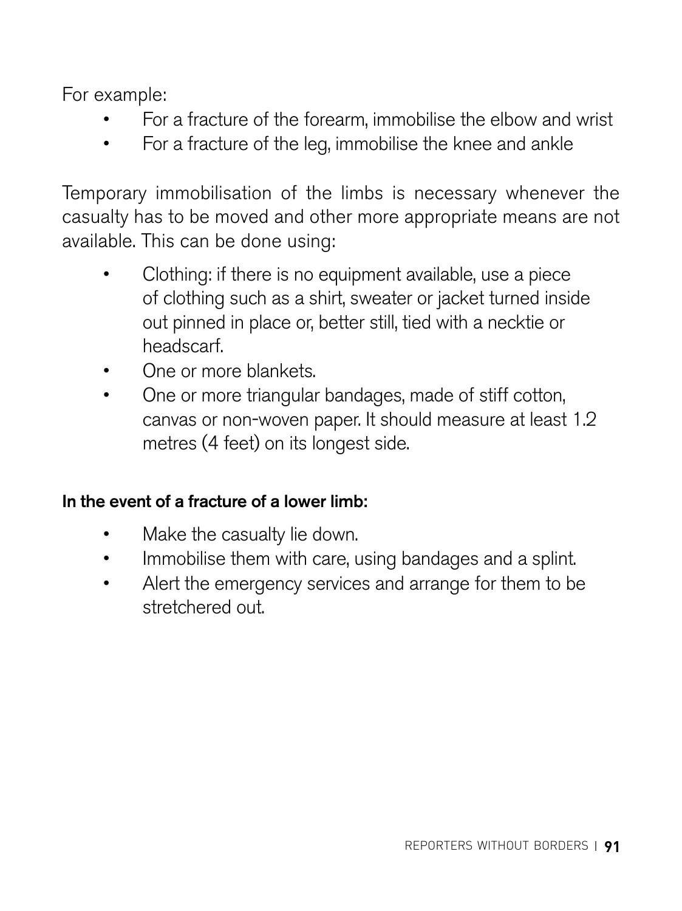For example:

- For a fracture of the forearm, immobilise the elbow and wrist
- For a fracture of the leg, immobilise the knee and ankle

Temporary immobilisation of the limbs is necessary whenever the casualty has to be moved and other more appropriate means are not available. This can be done using:

- Clothing: if there is no equipment available, use a piece of clothing such as a shirt, sweater or jacket turned inside out pinned in place or, better still, tied with a necktie or headscarf.
- One or more blankets.
- One or more triangular bandages, made of stiff cotton, canvas or non-woven paper. It should measure at least 1.2 metres (4 feet) on its longest side.

**In the event of a fracture of a lower limb:**

- Make the casualty lie down.
- Immobilise them with care, using bandages and a splint.
- Alert the emergency services and arrange for them to be stretchered out.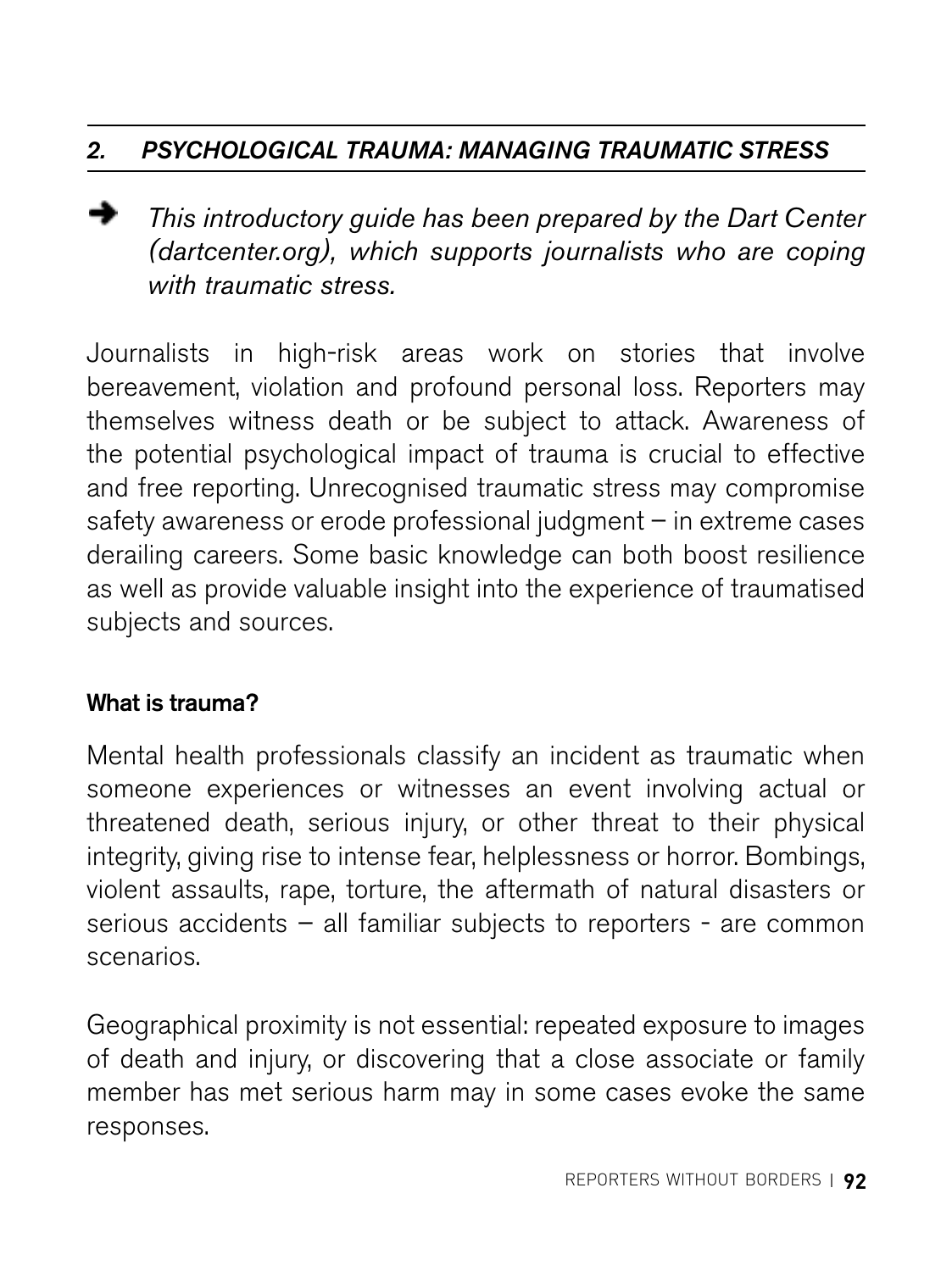## *2. PSYCHOLOGICAL TRAUMA: MANAGING TRAUMATIC STRESS*

➔ *This introductory guide has been prepared by the Dart Center (dartcenter.org), which supports journalists who are coping with traumatic stress.*

Journalists in high-risk areas work on stories that involve bereavement, violation and profound personal loss. Reporters may themselves witness death or be subject to attack. Awareness of the potential psychological impact of trauma is crucial to effective and free reporting. Unrecognised traumatic stress may compromise safety awareness or erode professional judgment – in extreme cases derailing careers. Some basic knowledge can both boost resilience as well as provide valuable insight into the experience of traumatised subjects and sources.

**What is trauma?**

Mental health professionals classify an incident as traumatic when someone experiences or witnesses an event involving actual or threatened death, serious injury, or other threat to their physical integrity, giving rise to intense fear, helplessness or horror. Bombings, violent assaults, rape, torture, the aftermath of natural disasters or serious accidents – all familiar subjects to reporters - are common scenarios.

Geographical proximity is not essential: repeated exposure to images of death and injury, or discovering that a close associate or family member has met serious harm may in some cases evoke the same responses.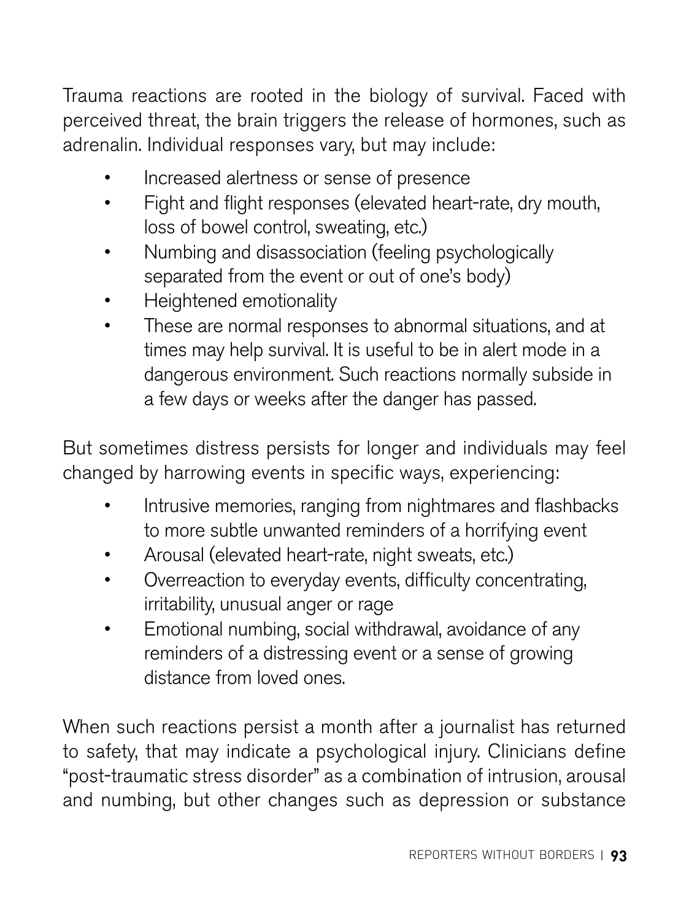Trauma reactions are rooted in the biology of survival. Faced with perceived threat, the brain triggers the release of hormones, such as adrenalin. Individual responses vary, but may include:

- Increased alertness or sense of presence
- Fight and flight responses (elevated heart-rate, dry mouth, loss of bowel control, sweating, etc.)
- Numbing and disassociation (feeling psychologically separated from the event or out of one's body)
- Heightened emotionality
- These are normal responses to abnormal situations, and at times may help survival. It is useful to be in alert mode in a dangerous environment. Such reactions normally subside in a few days or weeks after the danger has passed.

But sometimes distress persists for longer and individuals may feel changed by harrowing events in specific ways, experiencing:

- Intrusive memories, ranging from nightmares and flashbacks to more subtle unwanted reminders of a horrifying event
- Arousal (elevated heart-rate, night sweats, etc.)
- Overreaction to everyday events, difficulty concentrating, irritability, unusual anger or rage
- Emotional numbing, social withdrawal, avoidance of any reminders of a distressing event or a sense of growing distance from loved ones.

When such reactions persist a month after a journalist has returned to safety, that may indicate a psychological injury. Clinicians define "post-traumatic stress disorder" as a combination of intrusion, arousal and numbing, but other changes such as depression or substance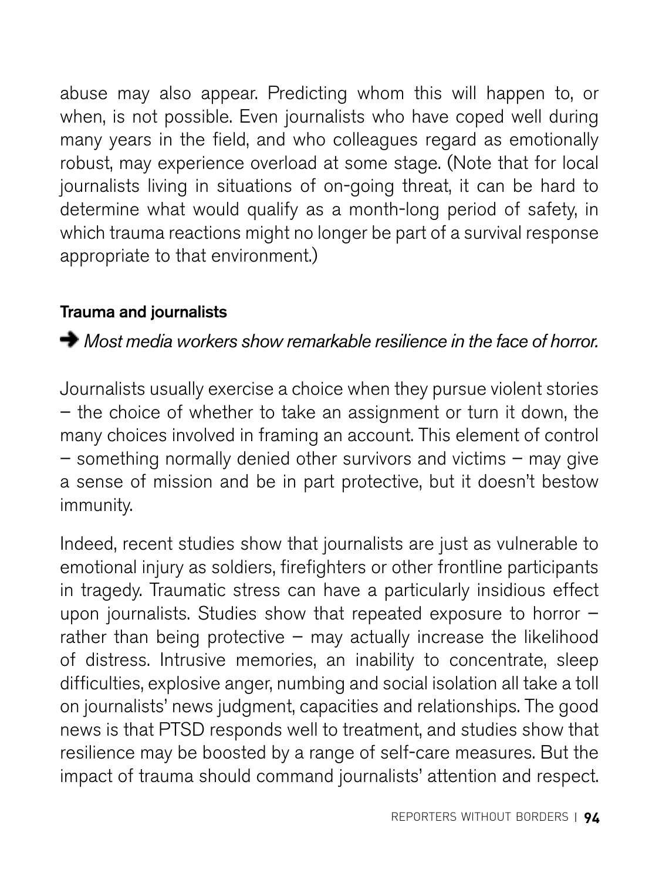abuse may also appear. Predicting whom this will happen to, or when, is not possible. Even journalists who have coped well during many years in the field, and who colleagues regard as emotionally robust, may experience overload at some stage. (Note that for local journalists living in situations of on-going threat, it can be hard to determine what would qualify as a month-long period of safety, in which trauma reactions might no longer be part of a survival response appropriate to that environment.)

### Trauma and journalists

➔ *Most media workers show remarkable resilience in the face of horror.*

Journalists usually exercise a choice when they pursue violent stories – the choice of whether to take an assignment or turn it down, the many choices involved in framing an account. This element of control – something normally denied other survivors and victims – may give a sense of mission and be in part protective, but it doesn't bestow immunity.

Indeed, recent studies show that journalists are just as vulnerable to emotional injury as soldiers, firefighters or other frontline participants in tragedy. Traumatic stress can have a particularly insidious effect upon journalists. Studies show that repeated exposure to horror – rather than being protective – may actually increase the likelihood of distress. Intrusive memories, an inability to concentrate, sleep difficulties, explosive anger, numbing and social isolation all take a toll on journalists' news judgment, capacities and relationships. The good news is that PTSD responds well to treatment, and studies show that resilience may be boosted by a range of self-care measures. But the impact of trauma should command journalists' attention and respect.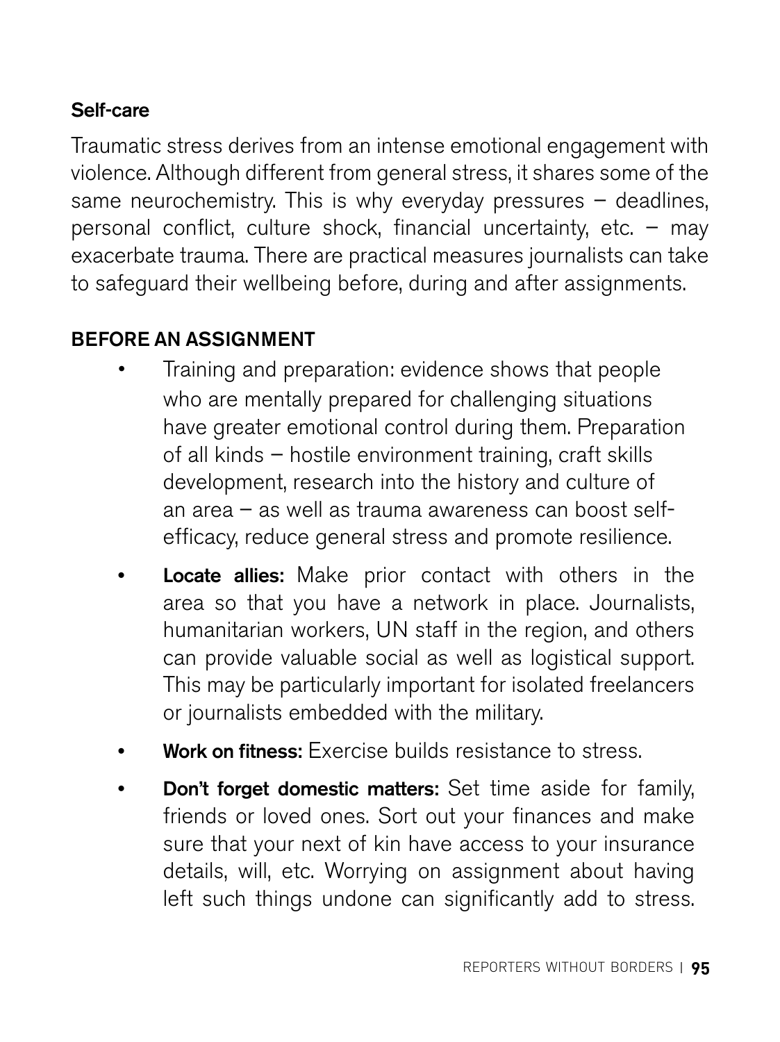### Self-care

Traumatic stress derives from an intense emotional engagement with violence. Although different from general stress, it shares some of the same neurochemistry. This is why everyday pressures – deadlines, personal conflict, culture shock, financial uncertainty, etc. – may exacerbate trauma. There are practical measures journalists can take to safeguard their wellbeing before, during and after assignments.

#### BEFORE AN ASSIGNMENT

- Training and preparation: evidence shows that people who are mentally prepared for challenging situations have greater emotional control during them. Preparation of all kinds – hostile environment training, craft skills development, research into the history and culture of an area – as well as trauma awareness can boost self-efficacy, reduce general stress and promote resilience.
- **Locate allies:** Make prior contact with others in the area so that you have a network in place. Journalists, humanitarian workers, UN staff in the region, and others can provide valuable social as well as logistical support. This may be particularly important for isolated freelancers or journalists embedded with the military.
- **Work on fitness:** Exercise builds resistance to stress.
- **Don't forget domestic matters:** Set time aside for family, friends or loved ones. Sort out your finances and make sure that your next of kin have access to your insurance details, will, etc. Worrying on assignment about having left such things undone can significantly add to stress.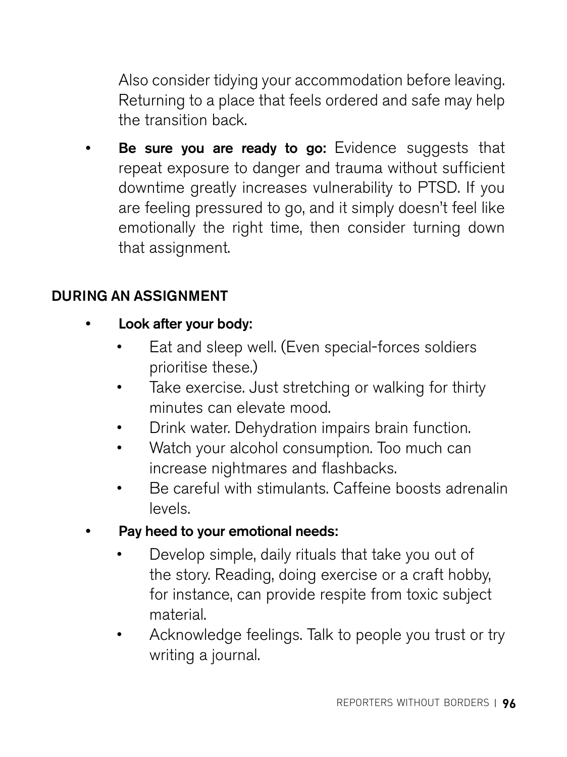Also consider tidying your accommodation before leaving. Returning to a place that feels ordered and safe may help the transition back.

- **Be sure you are ready to go:** Evidence suggests that repeat exposure to danger and trauma without sufficient downtime greatly increases vulnerability to PTSD. If you are feeling pressured to go, and it simply doesn't feel like emotionally the right time, then consider turning down that assignment.

## DURING AN ASSIGNMENT

- **Look after your body:**
  - Eat and sleep well. (Even special-forces soldiers prioritise these.)
  - Take exercise. Just stretching or walking for thirty minutes can elevate mood.
  - Drink water. Dehydration impairs brain function.
  - Watch your alcohol consumption. Too much can increase nightmares and flashbacks.
  - Be careful with stimulants. Caffeine boosts adrenalin levels.
- **Pay heed to your emotional needs:**
  - Develop simple, daily rituals that take you out of the story. Reading, doing exercise or a craft hobby, for instance, can provide respite from toxic subject material.
  - Acknowledge feelings. Talk to people you trust or try writing a journal.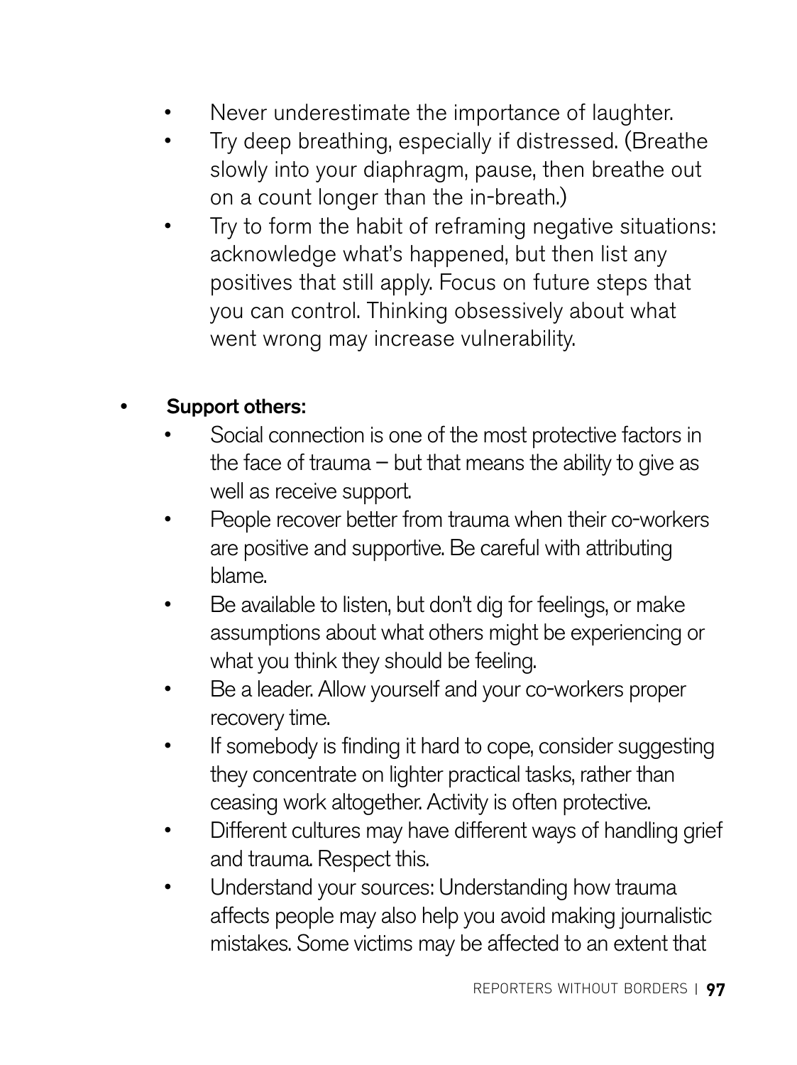- Never underestimate the importance of laughter.
    - Try deep breathing, especially if distressed. (Breathe slowly into your diaphragm, pause, then breathe out on a count longer than the in-breath.)
    - Try to form the habit of reframing negative situations: acknowledge what's happened, but then list any positives that still apply. Focus on future steps that you can control. Thinking obsessively about what went wrong may increase vulnerability.

- **Support others:**
    - Social connection is one of the most protective factors in the face of trauma – but that means the ability to give as well as receive support.
    - People recover better from trauma when their co-workers are positive and supportive. Be careful with attributing blame.
    - Be available to listen, but don't dig for feelings, or make assumptions about what others might be experiencing or what you think they should be feeling.
    - Be a leader. Allow yourself and your co-workers proper recovery time.
    - If somebody is finding it hard to cope, consider suggesting they concentrate on lighter practical tasks, rather than ceasing work altogether. Activity is often protective.
    - Different cultures may have different ways of handling grief and trauma. Respect this.
    - Understand your sources: Understanding how trauma affects people may also help you avoid making journalistic mistakes. Some victims may be affected to an extent that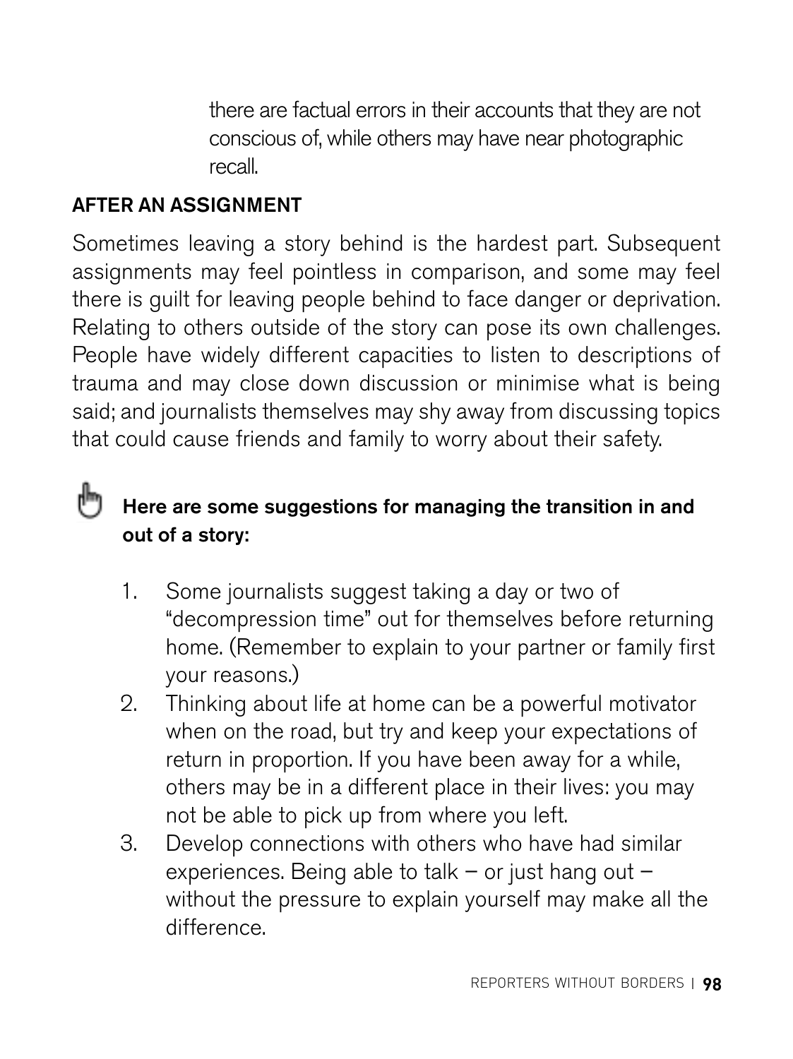there are factual errors in their accounts that they are not conscious of, while others may have near photographic recall.

## AFTER AN ASSIGNMENT

Sometimes leaving a story behind is the hardest part. Subsequent assignments may feel pointless in comparison, and some may feel there is guilt for leaving people behind to face danger or deprivation. Relating to others outside of the story can pose its own challenges. People have widely different capacities to listen to descriptions of trauma and may close down discussion or minimise what is being said; and journalists themselves may shy away from discussing topics that could cause friends and family to worry about their safety.

**Here are some suggestions for managing the transition in and out of a story:**

1. Some journalists suggest taking a day or two of "decompression time" out for themselves before returning home. (Remember to explain to your partner or family first your reasons.)
2. Thinking about life at home can be a powerful motivator when on the road, but try and keep your expectations of return in proportion. If you have been away for a while, others may be in a different place in their lives: you may not be able to pick up from where you left.
3. Develop connections with others who have had similar experiences. Being able to talk – or just hang out – without the pressure to explain yourself may make all the difference.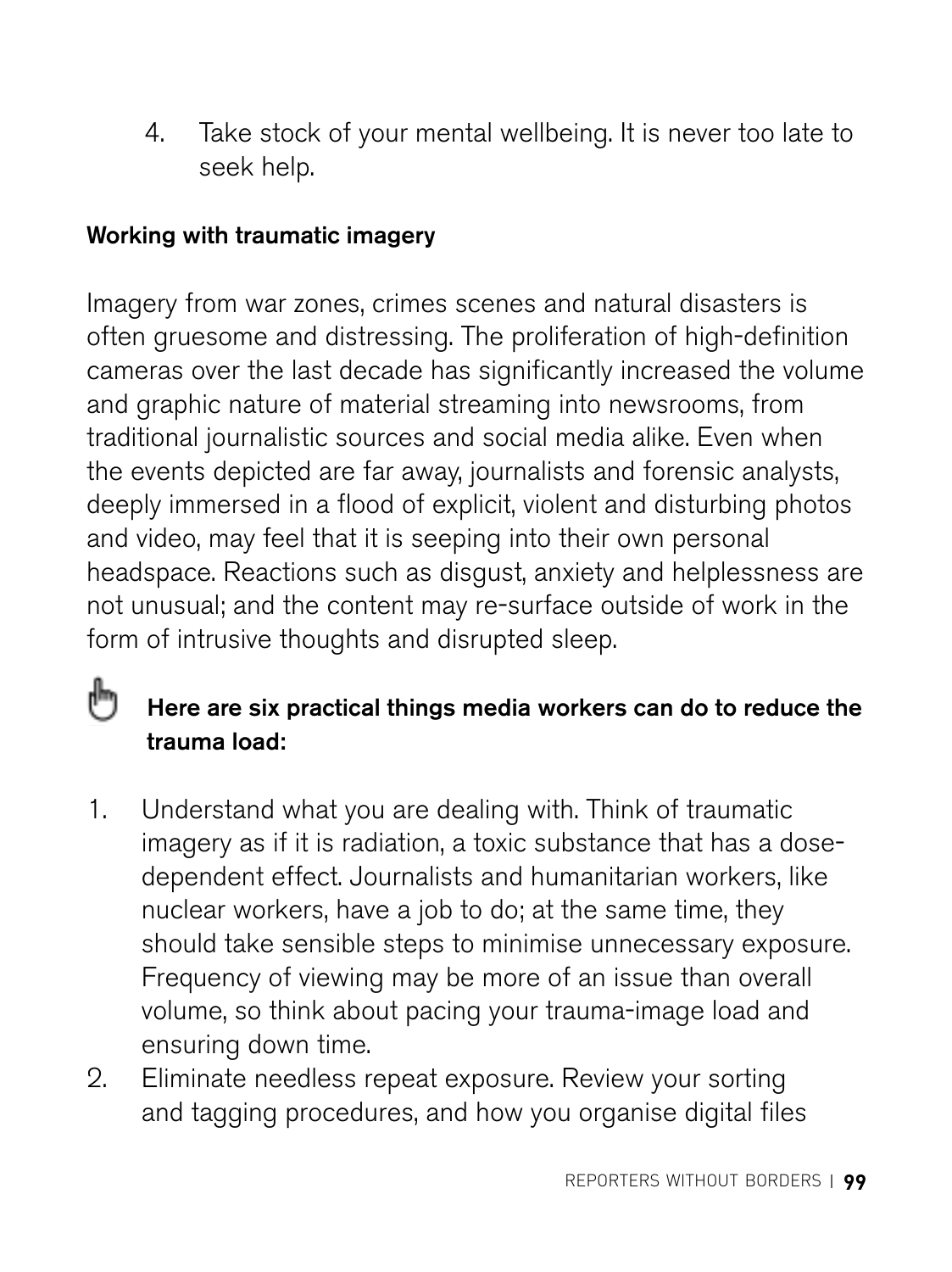4. Take stock of your mental wellbeing. It is never too late to seek help.

**Working with traumatic imagery**

Imagery from war zones, crimes scenes and natural disasters is often gruesome and distressing. The proliferation of high-definition cameras over the last decade has significantly increased the volume and graphic nature of material streaming into newsrooms, from traditional journalistic sources and social media alike. Even when the events depicted are far away, journalists and forensic analysts, deeply immersed in a flood of explicit, violent and disturbing photos and video, may feel that it is seeping into their own personal headspace. Reactions such as disgust, anxiety and helplessness are not unusual; and the content may re-surface outside of work in the form of intrusive thoughts and disrupted sleep.

**Here are six practical things media workers can do to reduce the trauma load:**

1. Understand what you are dealing with. Think of traumatic imagery as if it is radiation, a toxic substance that has a dose-dependent effect. Journalists and humanitarian workers, like nuclear workers, have a job to do; at the same time, they should take sensible steps to minimise unnecessary exposure. Frequency of viewing may be more of an issue than overall volume, so think about pacing your trauma-image load and ensuring down time.
2. Eliminate needless repeat exposure. Review your sorting and tagging procedures, and how you organise digital files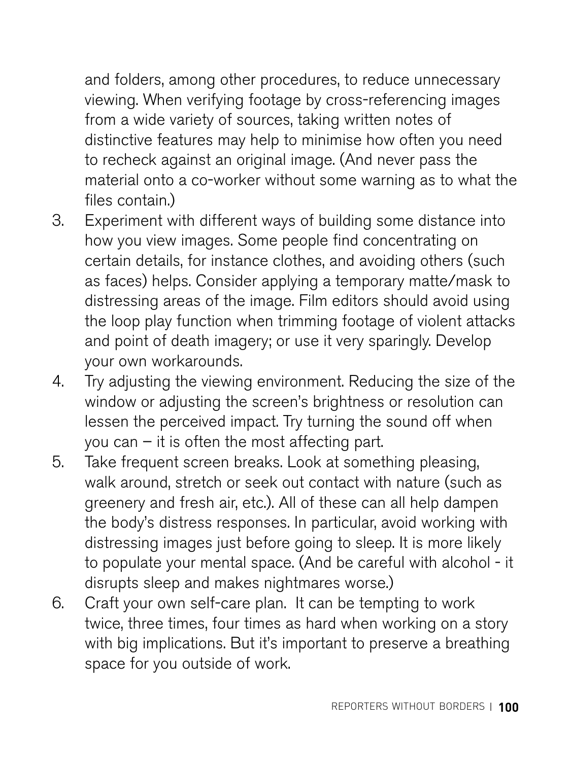and folders, among other procedures, to reduce unnecessary viewing. When verifying footage by cross-referencing images from a wide variety of sources, taking written notes of distinctive features may help to minimise how often you need to recheck against an original image. (And never pass the material onto a co-worker without some warning as to what the files contain.)

3. Experiment with different ways of building some distance into how you view images. Some people find concentrating on certain details, for instance clothes, and avoiding others (such as faces) helps. Consider applying a temporary matte/mask to distressing areas of the image. Film editors should avoid using the loop play function when trimming footage of violent attacks and point of death imagery; or use it very sparingly. Develop your own workarounds.
4. Try adjusting the viewing environment. Reducing the size of the window or adjusting the screen's brightness or resolution can lessen the perceived impact. Try turning the sound off when you can – it is often the most affecting part.
5. Take frequent screen breaks. Look at something pleasing, walk around, stretch or seek out contact with nature (such as greenery and fresh air, etc.). All of these can all help dampen the body's distress responses. In particular, avoid working with distressing images just before going to sleep. It is more likely to populate your mental space. (And be careful with alcohol - it disrupts sleep and makes nightmares worse.)
6. Craft your own self-care plan. It can be tempting to work twice, three times, four times as hard when working on a story with big implications. But it's important to preserve a breathing space for you outside of work.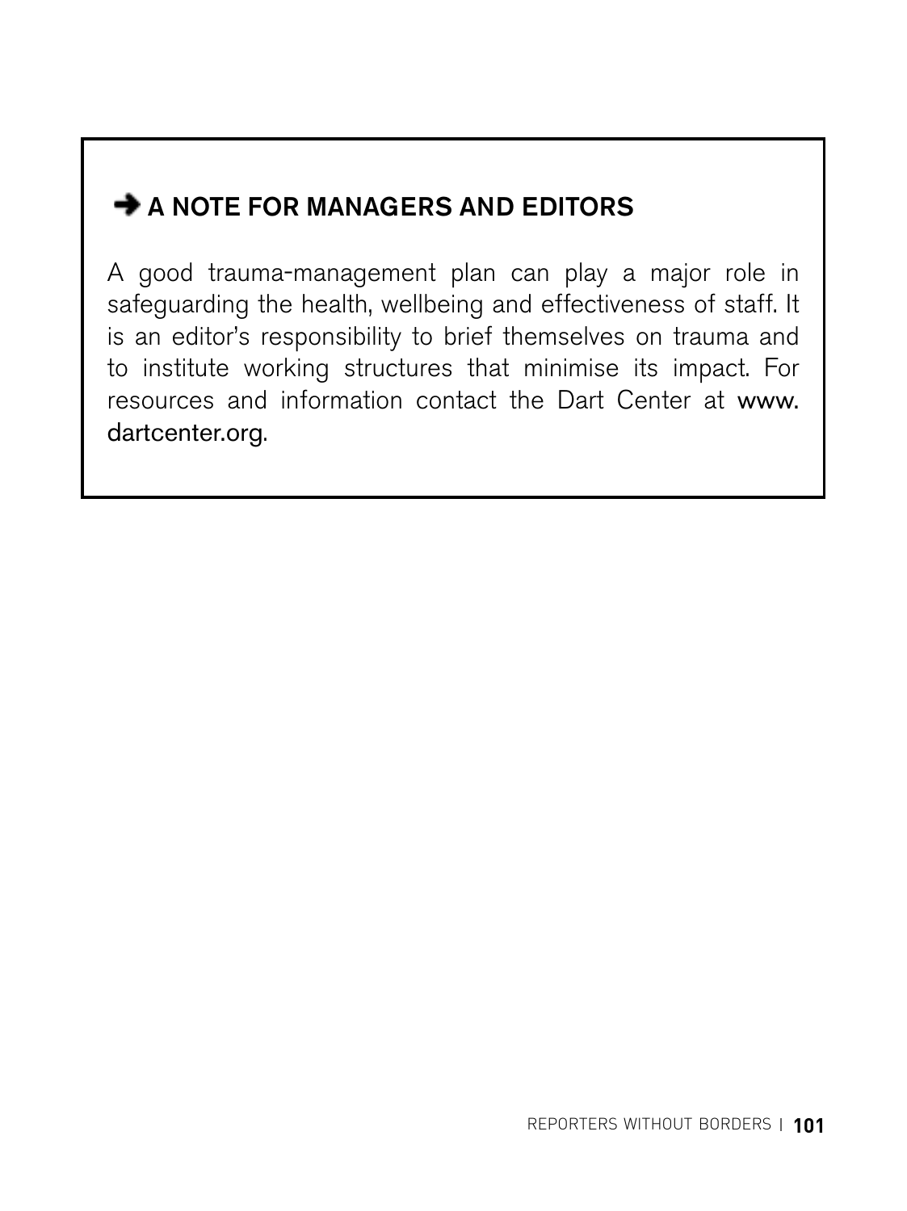### ➔ A NOTE FOR MANAGERS AND EDITORS

A good trauma-management plan can play a major role in safeguarding the health, wellbeing and effectiveness of staff. It is an editor's responsibility to brief themselves on trauma and to institute working structures that minimise its impact. For resources and information contact the Dart Center at www.dartcenter.org.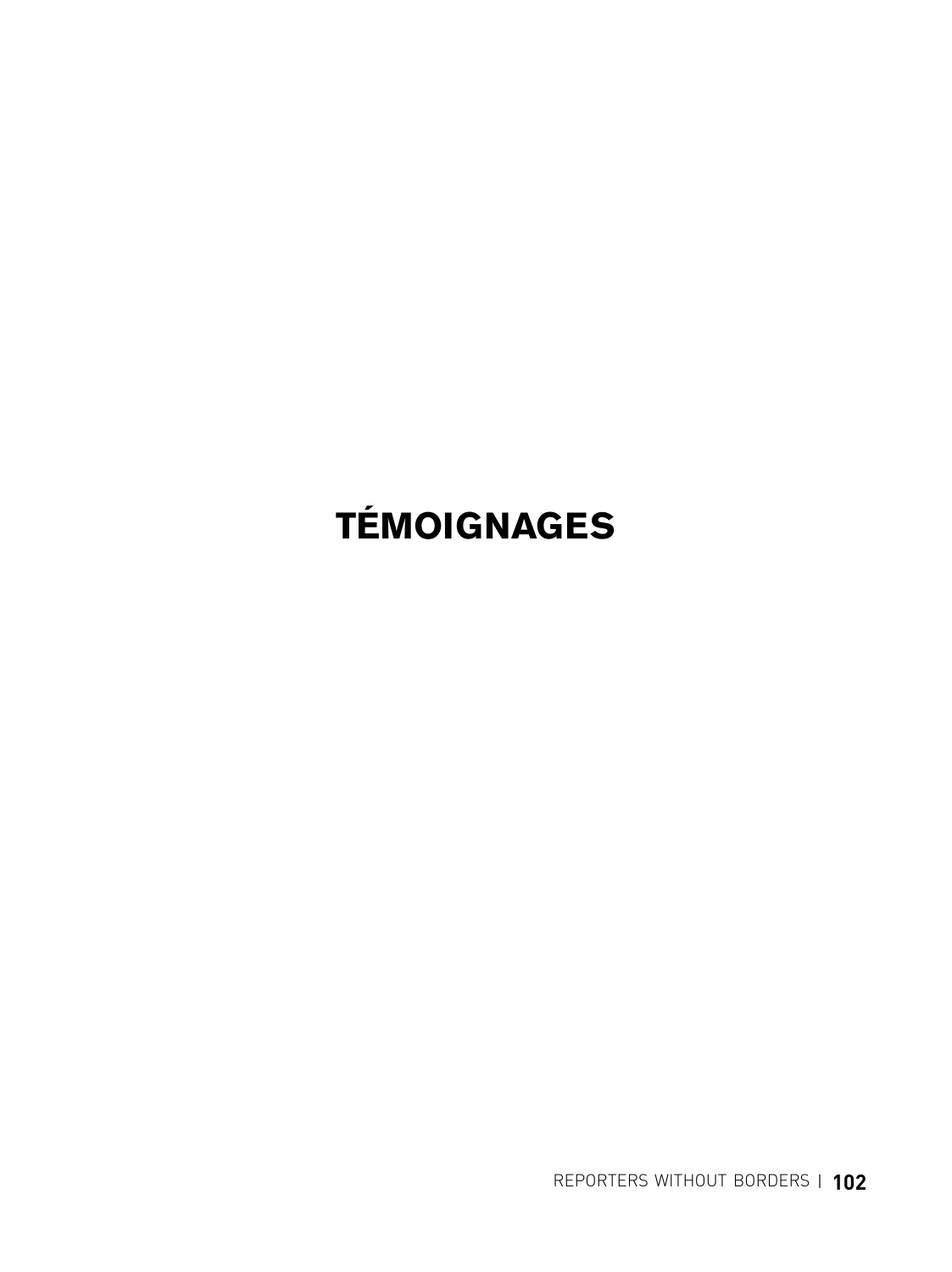# TÉMOIGNAGES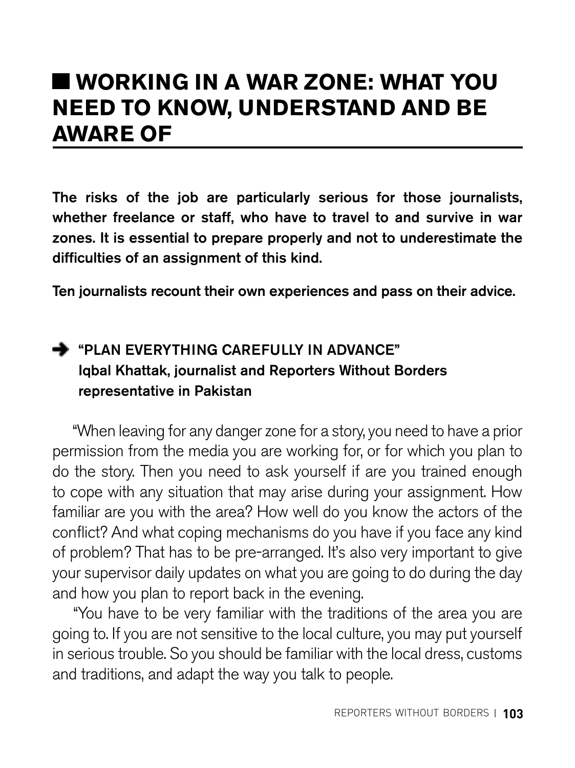# WORKING IN A WAR ZONE: WHAT YOU NEED TO KNOW, UNDERSTAND AND BE AWARE OF

**The risks of the job are particularly serious for those journalists, whether freelance or staff, who have to travel to and survive in war zones. It is essential to prepare properly and not to underestimate the difficulties of an assignment of this kind.**

**Ten journalists recount their own experiences and pass on their advice.**

### "PLAN EVERYTHING CAREFULLY IN ADVANCE"
**Iqbal Khattak, journalist and Reporters Without Borders representative in Pakistan**

"When leaving for any danger zone for a story, you need to have a prior permission from the media you are working for, or for which you plan to do the story. Then you need to ask yourself if are you trained enough to cope with any situation that may arise during your assignment. How familiar are you with the area? How well do you know the actors of the conflict? And what coping mechanisms do you have if you face any kind of problem? That has to be pre-arranged. It's also very important to give your supervisor daily updates on what you are going to do during the day and how you plan to report back in the evening.

"You have to be very familiar with the traditions of the area you are going to. If you are not sensitive to the local culture, you may put yourself in serious trouble. So you should be familiar with the local dress, customs and traditions, and adapt the way you talk to people.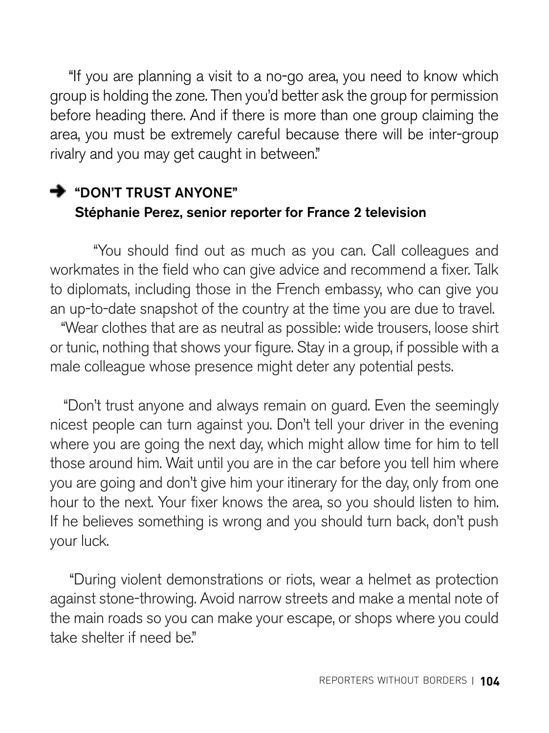"If you are planning a visit to a no-go area, you need to know which group is holding the zone. Then you'd better ask the group for permission before heading there. And if there is more than one group claiming the area, you must be extremely careful because there will be inter-group rivalry and you may get caught in between."

## ➜ "DON'T TRUST ANYONE"

**Stéphanie Perez, senior reporter for France 2 television**

"You should find out as much as you can. Call colleagues and workmates in the field who can give advice and recommend a fixer. Talk to diplomats, including those in the French embassy, who can give you an up-to-date snapshot of the country at the time you are due to travel.

"Wear clothes that are as neutral as possible: wide trousers, loose shirt or tunic, nothing that shows your figure. Stay in a group, if possible with a male colleague whose presence might deter any potential pests.

"Don't trust anyone and always remain on guard. Even the seemingly nicest people can turn against you. Don't tell your driver in the evening where you are going the next day, which might allow time for him to tell those around him. Wait until you are in the car before you tell him where you are going and don't give him your itinerary for the day, only from one hour to the next. Your fixer knows the area, so you should listen to him. If he believes something is wrong and you should turn back, don't push your luck.

"During violent demonstrations or riots, wear a helmet as protection against stone-throwing. Avoid narrow streets and make a mental note of the main roads so you can make your escape, or shops where you could take shelter if need be."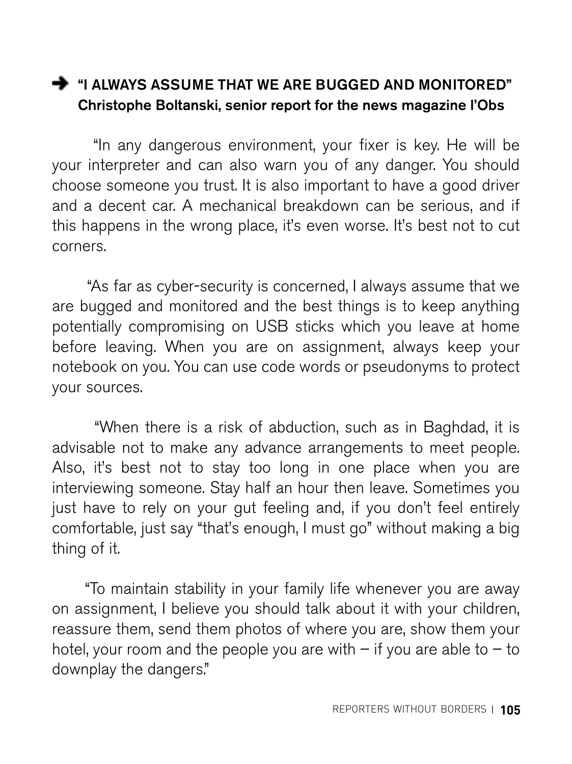### ➔ "I ALWAYS ASSUME THAT WE ARE BUGGED AND MONITORED"

**Christophe Boltanski, senior report for the news magazine l'Obs**

"In any dangerous environment, your fixer is key. He will be your interpreter and can also warn you of any danger. You should choose someone you trust. It is also important to have a good driver and a decent car. A mechanical breakdown can be serious, and if this happens in the wrong place, it's even worse. It's best not to cut corners.

"As far as cyber-security is concerned, I always assume that we are bugged and monitored and the best things is to keep anything potentially compromising on USB sticks which you leave at home before leaving. When you are on assignment, always keep your notebook on you. You can use code words or pseudonyms to protect your sources.

"When there is a risk of abduction, such as in Baghdad, it is advisable not to make any advance arrangements to meet people. Also, it's best not to stay too long in one place when you are interviewing someone. Stay half an hour then leave. Sometimes you just have to rely on your gut feeling and, if you don't feel entirely comfortable, just say "that's enough, I must go" without making a big thing of it.

"To maintain stability in your family life whenever you are away on assignment, I believe you should talk about it with your children, reassure them, send them photos of where you are, show them your hotel, your room and the people you are with – if you are able to – to downplay the dangers."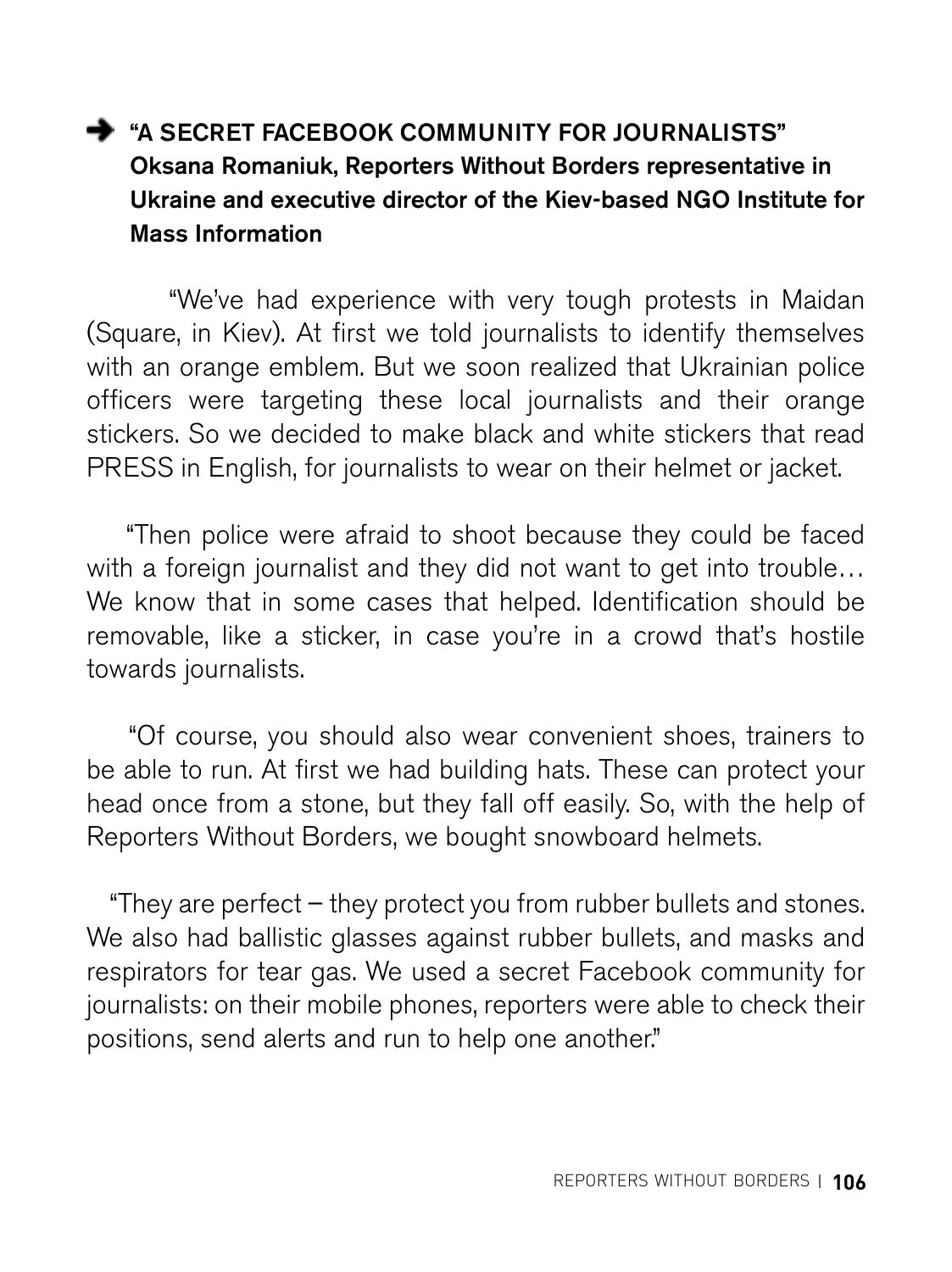### ➔ "A SECRET FACEBOOK COMMUNITY FOR JOURNALISTS"

**Oksana Romaniuk, Reporters Without Borders representative in Ukraine and executive director of the Kiev-based NGO Institute for Mass Information**

"We've had experience with very tough protests in Maidan (Square, in Kiev). At first we told journalists to identify themselves with an orange emblem. But we soon realized that Ukrainian police officers were targeting these local journalists and their orange stickers. So we decided to make black and white stickers that read PRESS in English, for journalists to wear on their helmet or jacket.

"Then police were afraid to shoot because they could be faced with a foreign journalist and they did not want to get into trouble… We know that in some cases that helped. Identification should be removable, like a sticker, in case you're in a crowd that's hostile towards journalists.

"Of course, you should also wear convenient shoes, trainers to be able to run. At first we had building hats. These can protect your head once from a stone, but they fall off easily. So, with the help of Reporters Without Borders, we bought snowboard helmets.

"They are perfect – they protect you from rubber bullets and stones. We also had ballistic glasses against rubber bullets, and masks and respirators for tear gas. We used a secret Facebook community for journalists: on their mobile phones, reporters were able to check their positions, send alerts and run to help one another."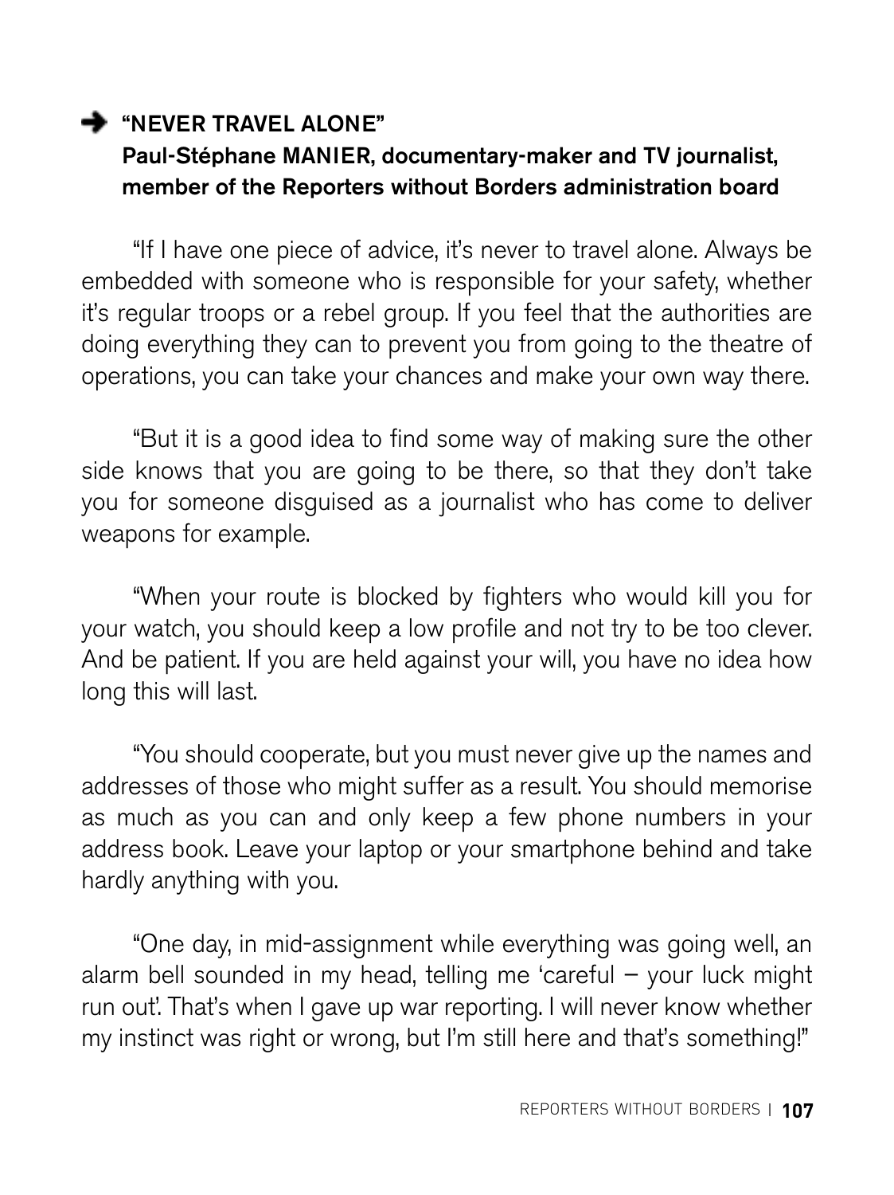### ➔ "NEVER TRAVEL ALONE"

**Paul-Stéphane MANIER, documentary-maker and TV journalist, member of the Reporters without Borders administration board**

"If I have one piece of advice, it's never to travel alone. Always be embedded with someone who is responsible for your safety, whether it's regular troops or a rebel group. If you feel that the authorities are doing everything they can to prevent you from going to the theatre of operations, you can take your chances and make your own way there.

"But it is a good idea to find some way of making sure the other side knows that you are going to be there, so that they don't take you for someone disguised as a journalist who has come to deliver weapons for example.

"When your route is blocked by fighters who would kill you for your watch, you should keep a low profile and not try to be too clever. And be patient. If you are held against your will, you have no idea how long this will last.

"You should cooperate, but you must never give up the names and addresses of those who might suffer as a result. You should memorise as much as you can and only keep a few phone numbers in your address book. Leave your laptop or your smartphone behind and take hardly anything with you.

"One day, in mid-assignment while everything was going well, an alarm bell sounded in my head, telling me 'careful – your luck might run out'. That's when I gave up war reporting. I will never know whether my instinct was right or wrong, but I'm still here and that's something!"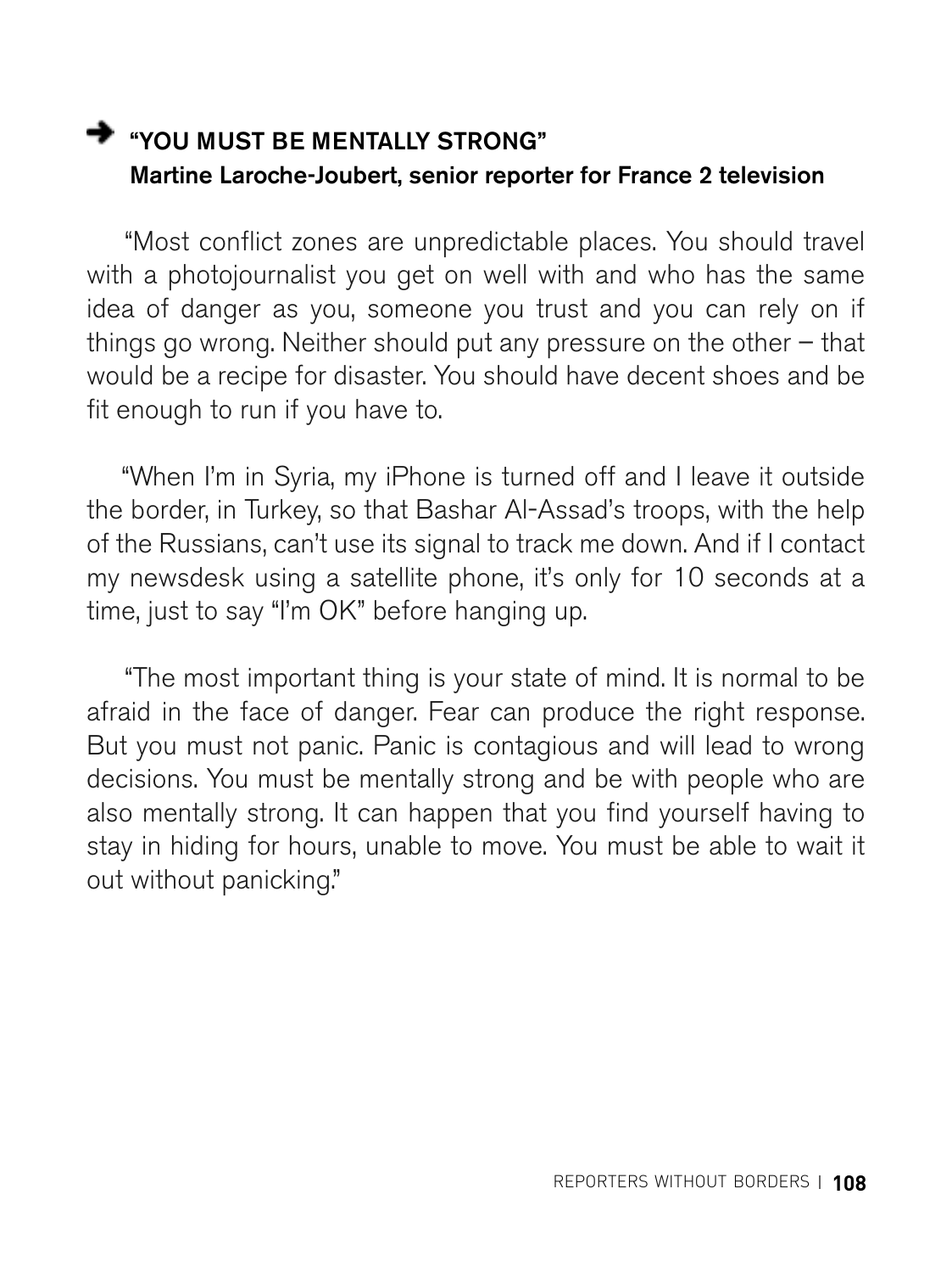### ➜ "YOU MUST BE MENTALLY STRONG"

**Martine Laroche-Joubert, senior reporter for France 2 television**

"Most conflict zones are unpredictable places. You should travel with a photojournalist you get on well with and who has the same idea of danger as you, someone you trust and you can rely on if things go wrong. Neither should put any pressure on the other – that would be a recipe for disaster. You should have decent shoes and be fit enough to run if you have to.

"When I'm in Syria, my iPhone is turned off and I leave it outside the border, in Turkey, so that Bashar Al-Assad's troops, with the help of the Russians, can't use its signal to track me down. And if I contact my newsdesk using a satellite phone, it's only for 10 seconds at a time, just to say "I'm OK" before hanging up.

"The most important thing is your state of mind. It is normal to be afraid in the face of danger. Fear can produce the right response. But you must not panic. Panic is contagious and will lead to wrong decisions. You must be mentally strong and be with people who are also mentally strong. It can happen that you find yourself having to stay in hiding for hours, unable to move. You must be able to wait it out without panicking."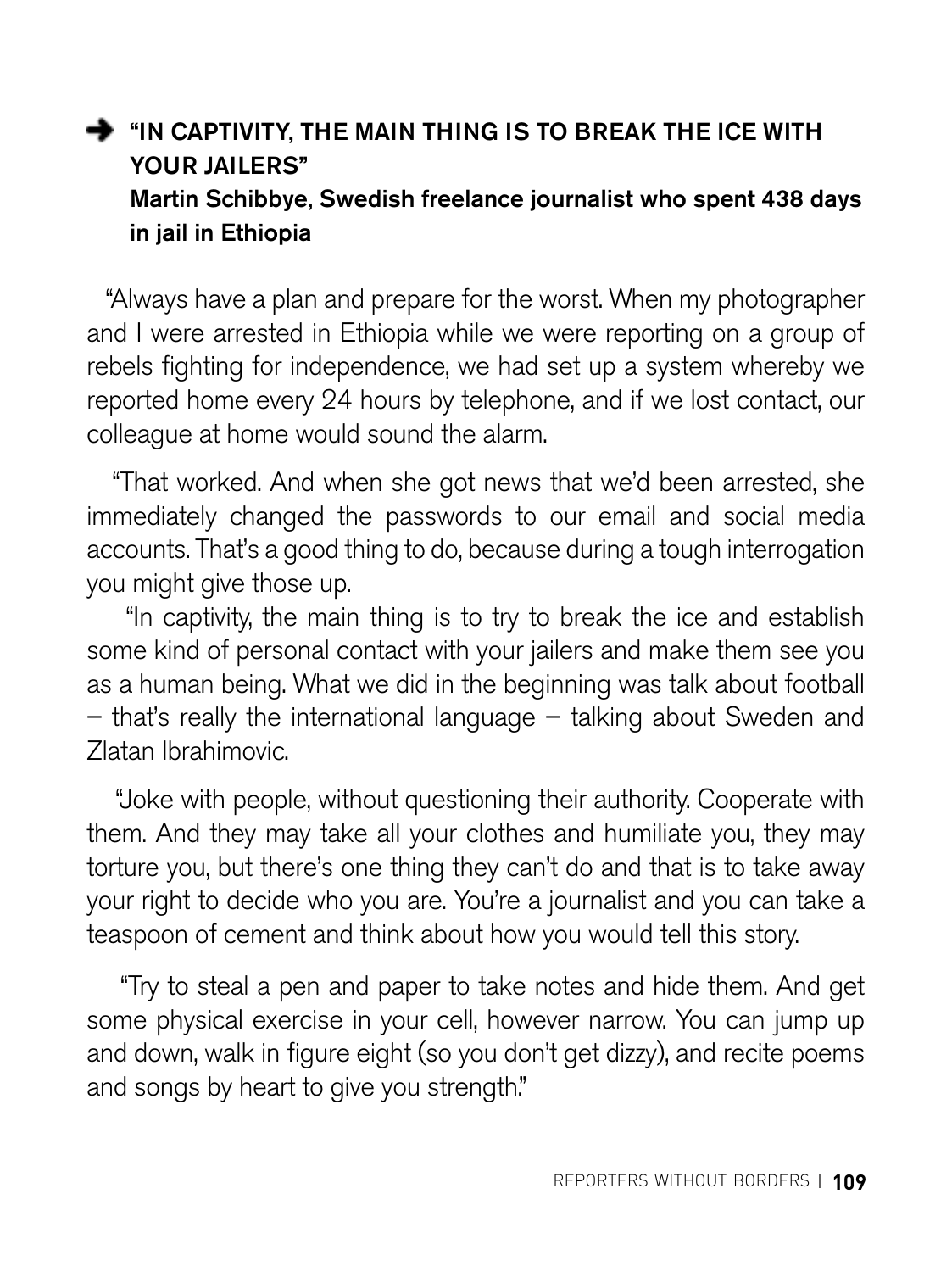### ➜ "IN CAPTIVITY, THE MAIN THING IS TO BREAK THE ICE WITH YOUR JAILERS"

**Martin Schibbye, Swedish freelance journalist who spent 438 days in jail in Ethiopia**

"Always have a plan and prepare for the worst. When my photographer and I were arrested in Ethiopia while we were reporting on a group of rebels fighting for independence, we had set up a system whereby we reported home every 24 hours by telephone, and if we lost contact, our colleague at home would sound the alarm.

"That worked. And when she got news that we'd been arrested, she immediately changed the passwords to our email and social media accounts. That's a good thing to do, because during a tough interrogation you might give those up.

"In captivity, the main thing is to try to break the ice and establish some kind of personal contact with your jailers and make them see you as a human being. What we did in the beginning was talk about football – that's really the international language – talking about Sweden and Zlatan Ibrahimovic.

"Joke with people, without questioning their authority. Cooperate with them. And they may take all your clothes and humiliate you, they may torture you, but there's one thing they can't do and that is to take away your right to decide who you are. You're a journalist and you can take a teaspoon of cement and think about how you would tell this story.

"Try to steal a pen and paper to take notes and hide them. And get some physical exercise in your cell, however narrow. You can jump up and down, walk in figure eight (so you don't get dizzy), and recite poems and songs by heart to give you strength."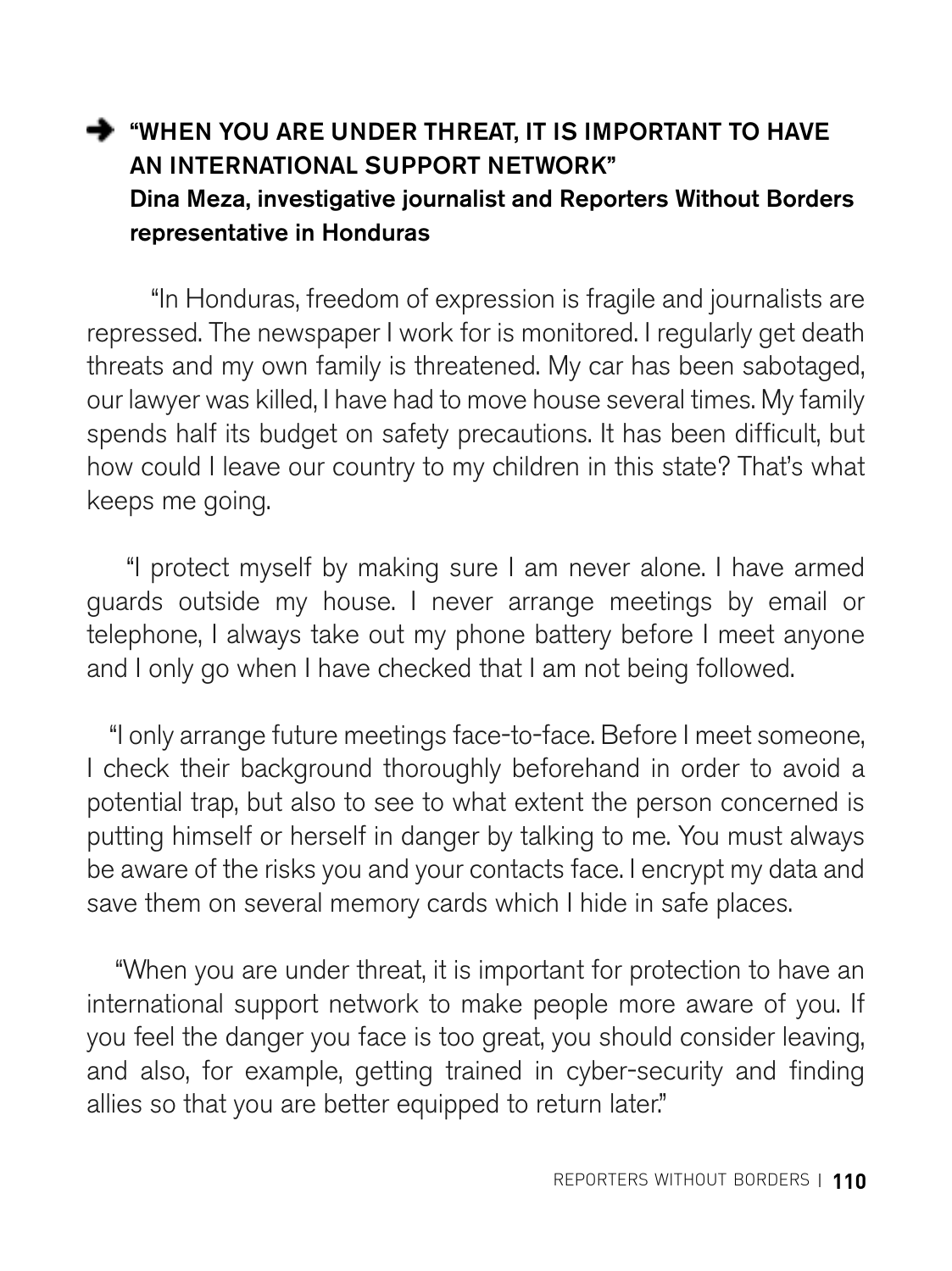### ➔ "WHEN YOU ARE UNDER THREAT, IT IS IMPORTANT TO HAVE AN INTERNATIONAL SUPPORT NETWORK"

**Dina Meza, investigative journalist and Reporters Without Borders representative in Honduras**

"In Honduras, freedom of expression is fragile and journalists are repressed. The newspaper I work for is monitored. I regularly get death threats and my own family is threatened. My car has been sabotaged, our lawyer was killed, I have had to move house several times. My family spends half its budget on safety precautions. It has been difficult, but how could I leave our country to my children in this state? That's what keeps me going.

"I protect myself by making sure I am never alone. I have armed guards outside my house. I never arrange meetings by email or telephone, I always take out my phone battery before I meet anyone and I only go when I have checked that I am not being followed.

"I only arrange future meetings face-to-face. Before I meet someone, I check their background thoroughly beforehand in order to avoid a potential trap, but also to see to what extent the person concerned is putting himself or herself in danger by talking to me. You must always be aware of the risks you and your contacts face. I encrypt my data and save them on several memory cards which I hide in safe places.

"When you are under threat, it is important for protection to have an international support network to make people more aware of you. If you feel the danger you face is too great, you should consider leaving, and also, for example, getting trained in cyber-security and finding allies so that you are better equipped to return later."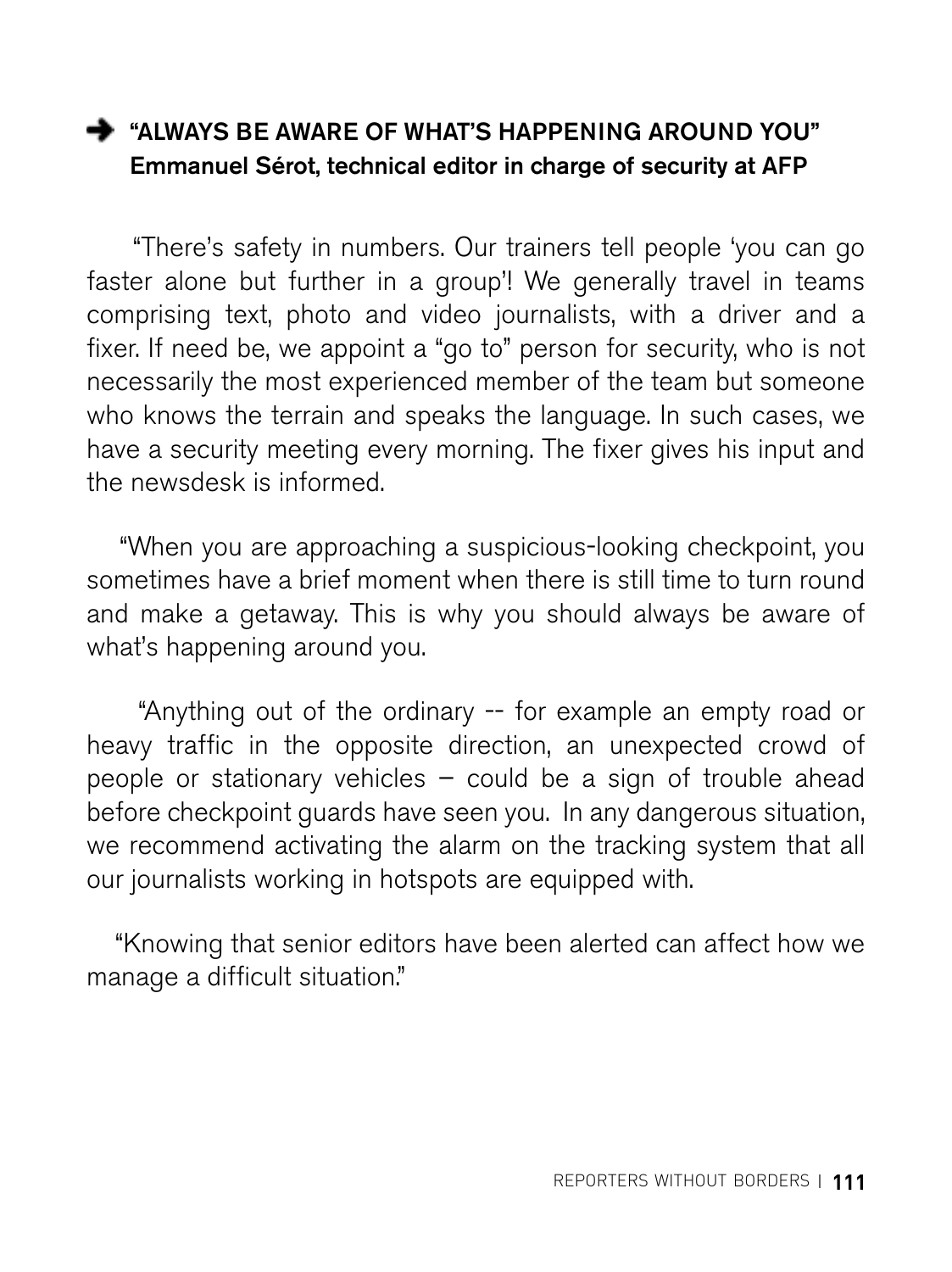### ➔ "ALWAYS BE AWARE OF WHAT'S HAPPENING AROUND YOU"
**Emmanuel Sérot, technical editor in charge of security at AFP**

"There's safety in numbers. Our trainers tell people 'you can go faster alone but further in a group'! We generally travel in teams comprising text, photo and video journalists, with a driver and a fixer. If need be, we appoint a "go to" person for security, who is not necessarily the most experienced member of the team but someone who knows the terrain and speaks the language. In such cases, we have a security meeting every morning. The fixer gives his input and the newsdesk is informed.

"When you are approaching a suspicious-looking checkpoint, you sometimes have a brief moment when there is still time to turn round and make a getaway. This is why you should always be aware of what's happening around you.

"Anything out of the ordinary -- for example an empty road or heavy traffic in the opposite direction, an unexpected crowd of people or stationary vehicles – could be a sign of trouble ahead before checkpoint guards have seen you. In any dangerous situation, we recommend activating the alarm on the tracking system that all our journalists working in hotspots are equipped with.

"Knowing that senior editors have been alerted can affect how we manage a difficult situation."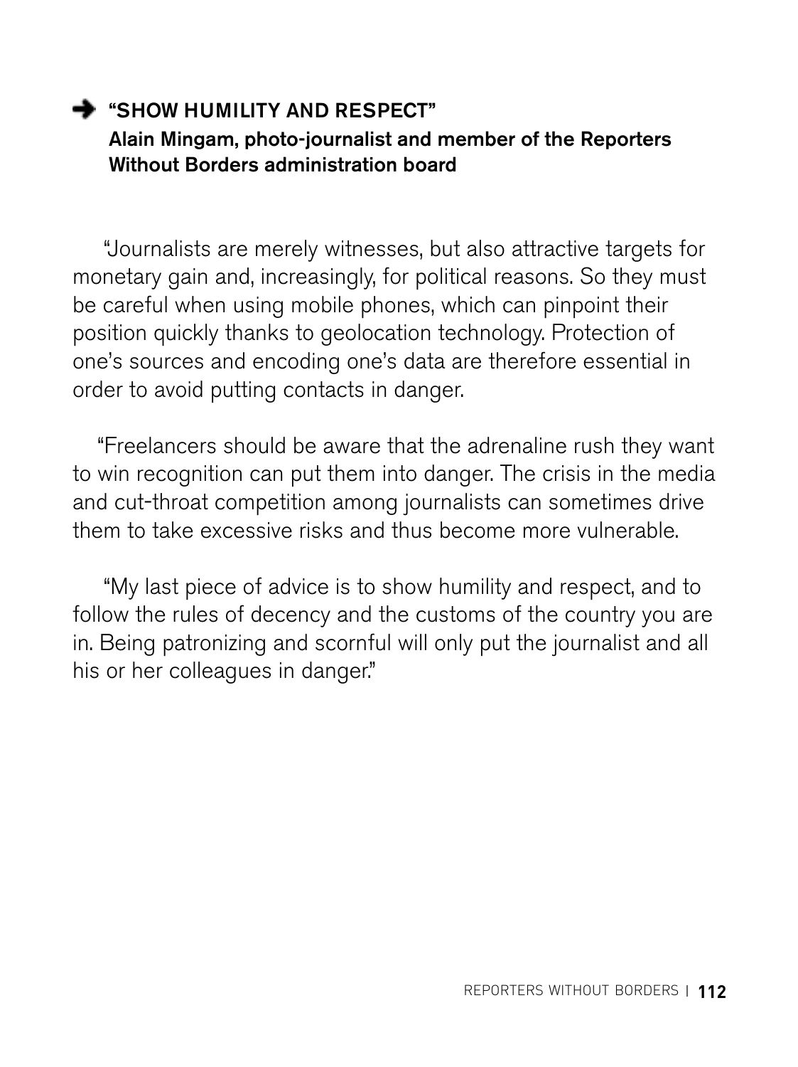### ➔ "SHOW HUMILITY AND RESPECT"

**Alain Mingam, photo-journalist and member of the Reporters Without Borders administration board**

"Journalists are merely witnesses, but also attractive targets for monetary gain and, increasingly, for political reasons. So they must be careful when using mobile phones, which can pinpoint their position quickly thanks to geolocation technology. Protection of one's sources and encoding one's data are therefore essential in order to avoid putting contacts in danger.

"Freelancers should be aware that the adrenaline rush they want to win recognition can put them into danger. The crisis in the media and cut-throat competition among journalists can sometimes drive them to take excessive risks and thus become more vulnerable.

"My last piece of advice is to show humility and respect, and to follow the rules of decency and the customs of the country you are in. Being patronizing and scornful will only put the journalist and all his or her colleagues in danger."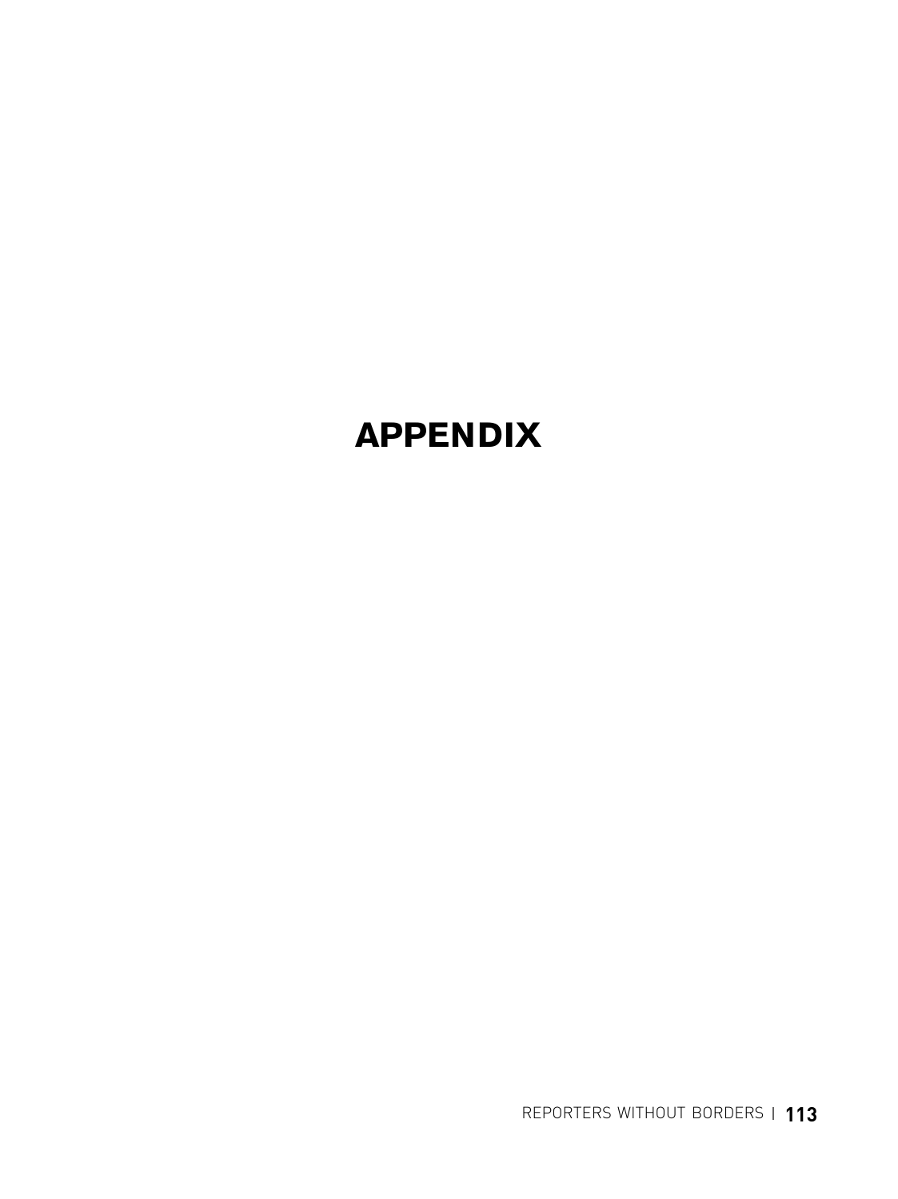# APPENDIX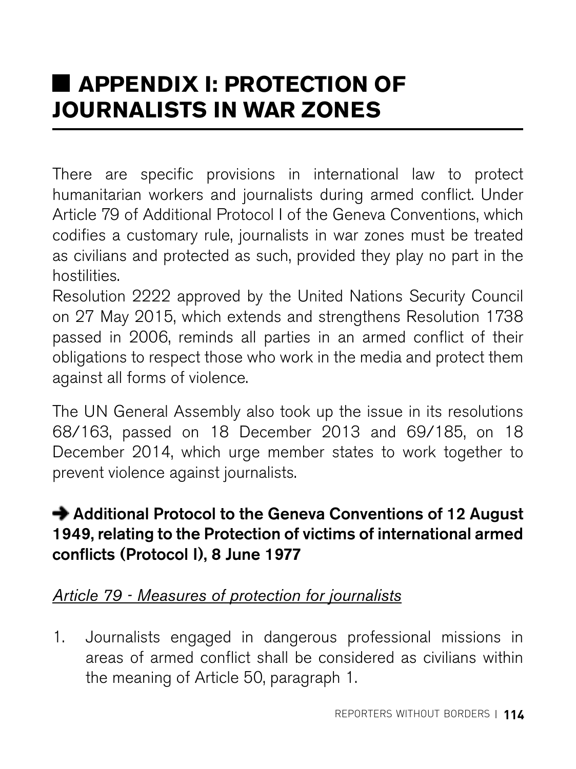# APPENDIX I: PROTECTION OF JOURNALISTS IN WAR ZONES

There are specific provisions in international law to protect humanitarian workers and journalists during armed conflict. Under Article 79 of Additional Protocol I of the Geneva Conventions, which codifies a customary rule, journalists in war zones must be treated as civilians and protected as such, provided they play no part in the hostilities.
Resolution 2222 approved by the United Nations Security Council on 27 May 2015, which extends and strengthens Resolution 1738 passed in 2006, reminds all parties in an armed conflict of their obligations to respect those who work in the media and protect them against all forms of violence.

The UN General Assembly also took up the issue in its resolutions 68/163, passed on 18 December 2013 and 69/185, on 18 December 2014, which urge member states to work together to prevent violence against journalists.

### ➜ Additional Protocol to the Geneva Conventions of 12 August 1949, relating to the Protection of victims of international armed conflicts (Protocol I), 8 June 1977

*Article 79 - Measures of protection for journalists*

1. Journalists engaged in dangerous professional missions in areas of armed conflict shall be considered as civilians within the meaning of Article 50, paragraph 1.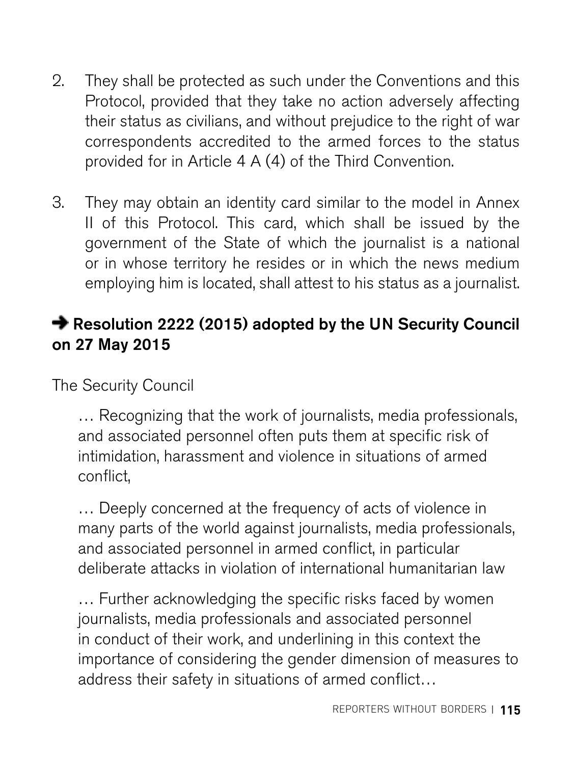2. They shall be protected as such under the Conventions and this Protocol, provided that they take no action adversely affecting their status as civilians, and without prejudice to the right of war correspondents accredited to the armed forces to the status provided for in Article 4 A (4) of the Third Convention.

3. They may obtain an identity card similar to the model in Annex II of this Protocol. This card, which shall be issued by the government of the State of which the journalist is a national or in whose territory he resides or in which the news medium employing him is located, shall attest to his status as a journalist.

### ➔ Resolution 2222 (2015) adopted by the UN Security Council on 27 May 2015

The Security Council

> … Recognizing that the work of journalists, media professionals, and associated personnel often puts them at specific risk of intimidation, harassment and violence in situations of armed conflict,
>
> … Deeply concerned at the frequency of acts of violence in many parts of the world against journalists, media professionals, and associated personnel in armed conflict, in particular deliberate attacks in violation of international humanitarian law
>
> … Further acknowledging the specific risks faced by women journalists, media professionals and associated personnel in conduct of their work, and underlining in this context the importance of considering the gender dimension of measures to address their safety in situations of armed conflict…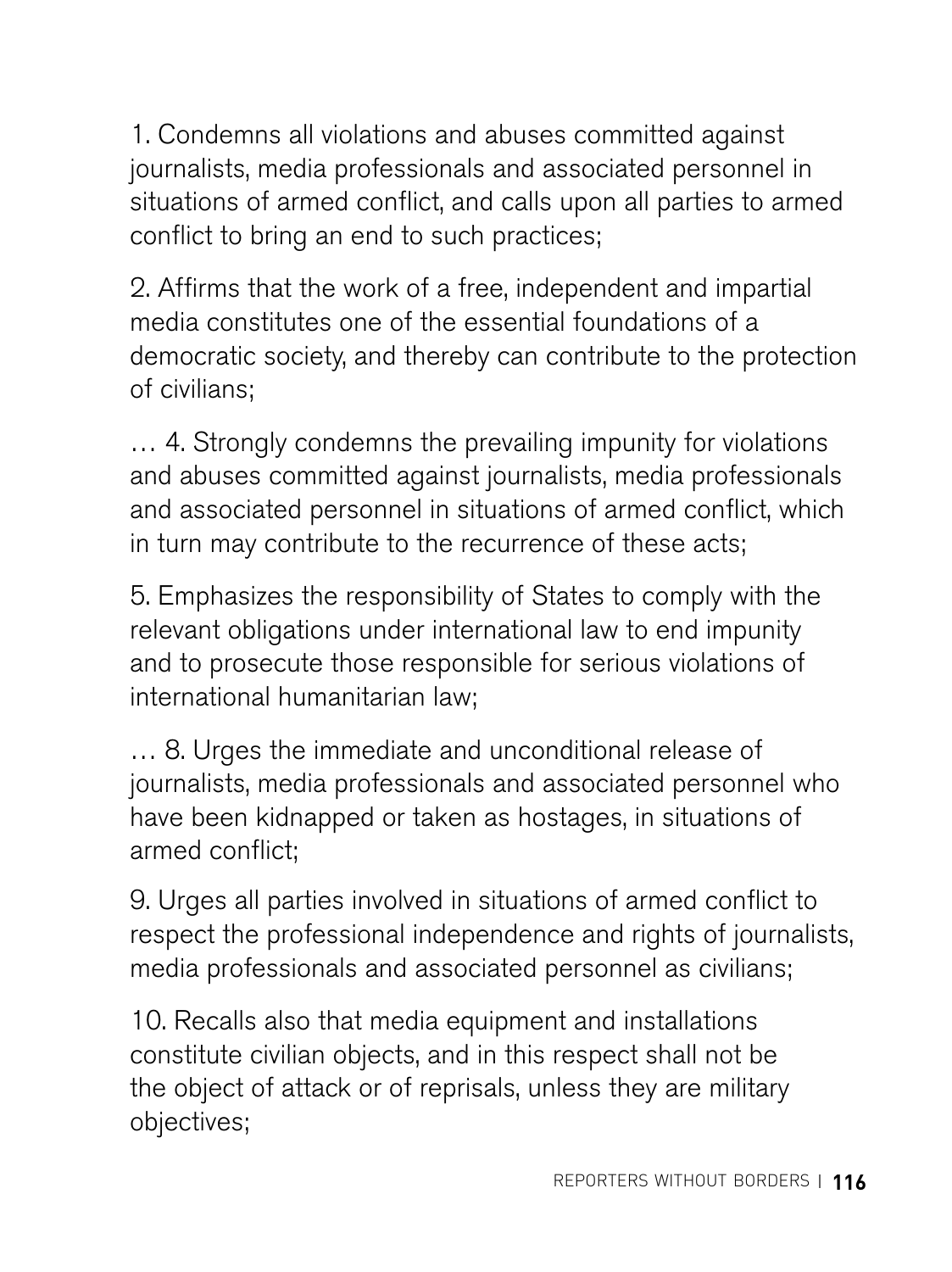1. Condemns all violations and abuses committed against journalists, media professionals and associated personnel in situations of armed conflict, and calls upon all parties to armed conflict to bring an end to such practices;

2. Affirms that the work of a free, independent and impartial media constitutes one of the essential foundations of a democratic society, and thereby can contribute to the protection of civilians;

… 4. Strongly condemns the prevailing impunity for violations and abuses committed against journalists, media professionals and associated personnel in situations of armed conflict, which in turn may contribute to the recurrence of these acts;

5. Emphasizes the responsibility of States to comply with the relevant obligations under international law to end impunity and to prosecute those responsible for serious violations of international humanitarian law;

… 8. Urges the immediate and unconditional release of journalists, media professionals and associated personnel who have been kidnapped or taken as hostages, in situations of armed conflict;

9. Urges all parties involved in situations of armed conflict to respect the professional independence and rights of journalists, media professionals and associated personnel as civilians;

10. Recalls also that media equipment and installations constitute civilian objects, and in this respect shall not be the object of attack or of reprisals, unless they are military objectives;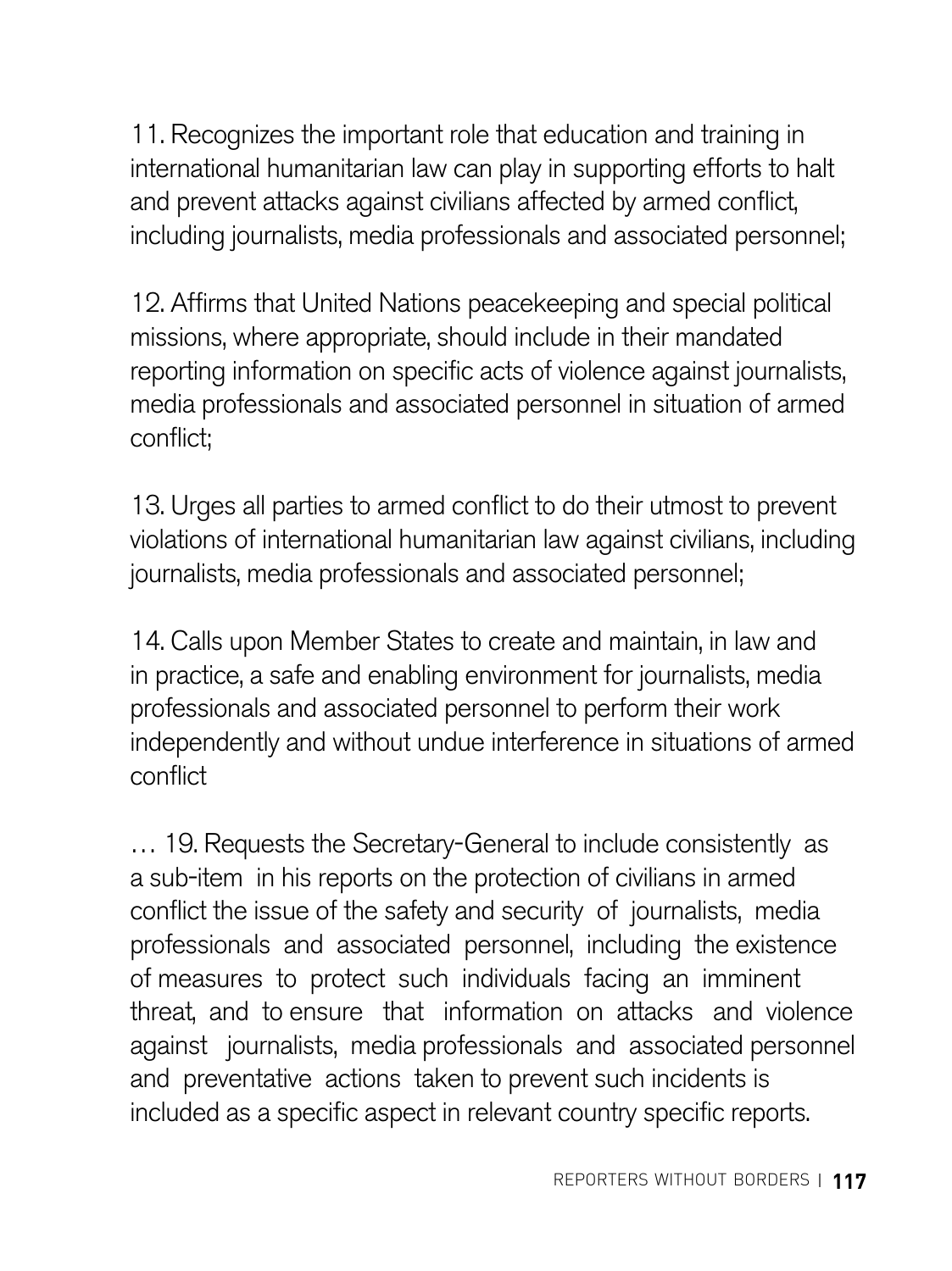11. Recognizes the important role that education and training in international humanitarian law can play in supporting efforts to halt and prevent attacks against civilians affected by armed conflict, including journalists, media professionals and associated personnel;

12. Affirms that United Nations peacekeeping and special political missions, where appropriate, should include in their mandated reporting information on specific acts of violence against journalists, media professionals and associated personnel in situation of armed conflict;

13. Urges all parties to armed conflict to do their utmost to prevent violations of international humanitarian law against civilians, including journalists, media professionals and associated personnel;

14. Calls upon Member States to create and maintain, in law and in practice, a safe and enabling environment for journalists, media professionals and associated personnel to perform their work independently and without undue interference in situations of armed conflict

… 19. Requests the Secretary-General to include consistently as a sub-item in his reports on the protection of civilians in armed conflict the issue of the safety and security of journalists, media professionals and associated personnel, including the existence of measures to protect such individuals facing an imminent threat, and to ensure that information on attacks and violence against journalists, media professionals and associated personnel and preventative actions taken to prevent such incidents is included as a specific aspect in relevant country specific reports.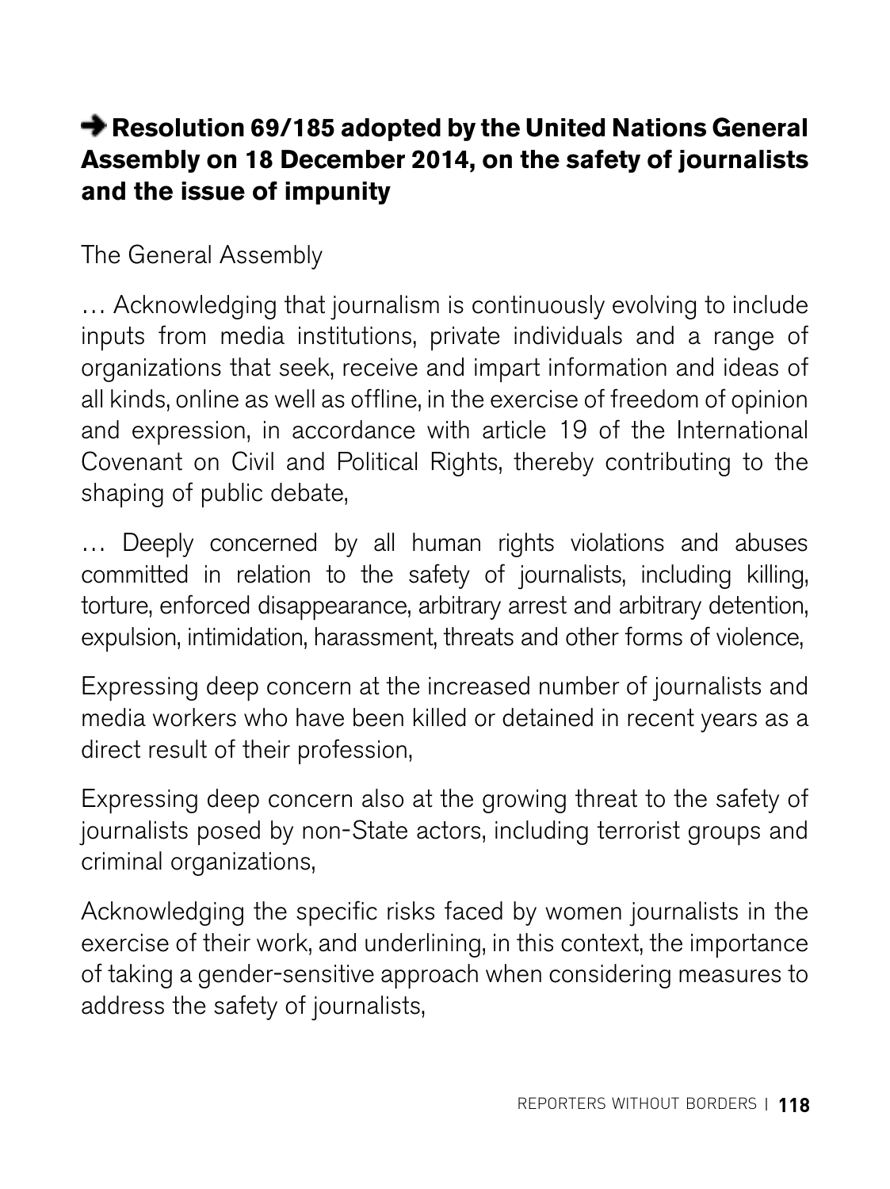### ➜ Resolution 69/185 adopted by the United Nations General Assembly on 18 December 2014, on the safety of journalists and the issue of impunity

The General Assembly

… Acknowledging that journalism is continuously evolving to include inputs from media institutions, private individuals and a range of organizations that seek, receive and impart information and ideas of all kinds, online as well as offline, in the exercise of freedom of opinion and expression, in accordance with article 19 of the International Covenant on Civil and Political Rights, thereby contributing to the shaping of public debate,

… Deeply concerned by all human rights violations and abuses committed in relation to the safety of journalists, including killing, torture, enforced disappearance, arbitrary arrest and arbitrary detention, expulsion, intimidation, harassment, threats and other forms of violence,

Expressing deep concern at the increased number of journalists and media workers who have been killed or detained in recent years as a direct result of their profession,

Expressing deep concern also at the growing threat to the safety of journalists posed by non-State actors, including terrorist groups and criminal organizations,

Acknowledging the specific risks faced by women journalists in the exercise of their work, and underlining, in this context, the importance of taking a gender-sensitive approach when considering measures to address the safety of journalists,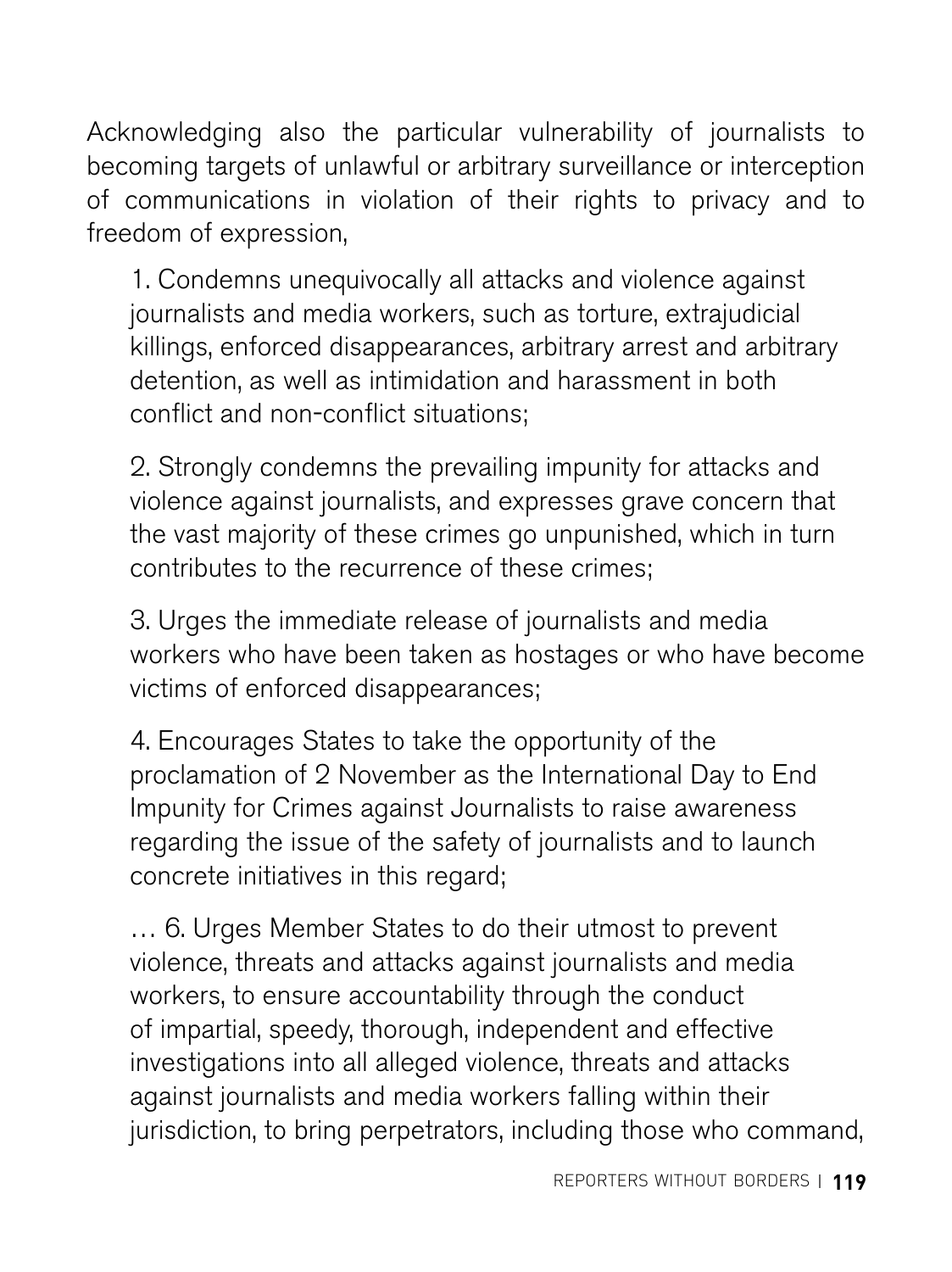Acknowledging also the particular vulnerability of journalists to becoming targets of unlawful or arbitrary surveillance or interception of communications in violation of their rights to privacy and to freedom of expression,

1. Condemns unequivocally all attacks and violence against journalists and media workers, such as torture, extrajudicial killings, enforced disappearances, arbitrary arrest and arbitrary detention, as well as intimidation and harassment in both conflict and non-conflict situations;

2. Strongly condemns the prevailing impunity for attacks and violence against journalists, and expresses grave concern that the vast majority of these crimes go unpunished, which in turn contributes to the recurrence of these crimes;

3. Urges the immediate release of journalists and media workers who have been taken as hostages or who have become victims of enforced disappearances;

4. Encourages States to take the opportunity of the proclamation of 2 November as the International Day to End Impunity for Crimes against Journalists to raise awareness regarding the issue of the safety of journalists and to launch concrete initiatives in this regard;

… 6. Urges Member States to do their utmost to prevent violence, threats and attacks against journalists and media workers, to ensure accountability through the conduct of impartial, speedy, thorough, independent and effective investigations into all alleged violence, threats and attacks against journalists and media workers falling within their jurisdiction, to bring perpetrators, including those who command,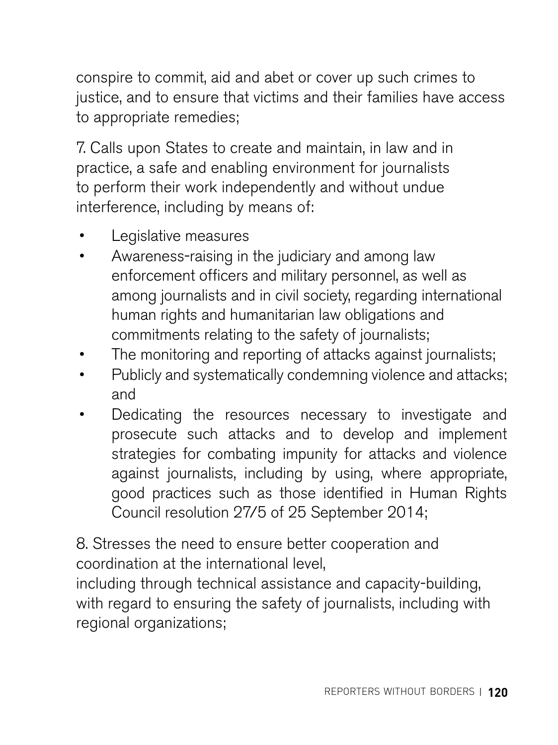conspire to commit, aid and abet or cover up such crimes to justice, and to ensure that victims and their families have access to appropriate remedies;

7. Calls upon States to create and maintain, in law and in practice, a safe and enabling environment for journalists to perform their work independently and without undue interference, including by means of:

- Legislative measures
- Awareness-raising in the judiciary and among law enforcement officers and military personnel, as well as among journalists and in civil society, regarding international human rights and humanitarian law obligations and commitments relating to the safety of journalists;
- The monitoring and reporting of attacks against journalists;
- Publicly and systematically condemning violence and attacks; and
- Dedicating the resources necessary to investigate and prosecute such attacks and to develop and implement strategies for combating impunity for attacks and violence against journalists, including by using, where appropriate, good practices such as those identified in Human Rights Council resolution 27/5 of 25 September 2014;

8. Stresses the need to ensure better cooperation and coordination at the international level,
including through technical assistance and capacity-building, with regard to ensuring the safety of journalists, including with regional organizations;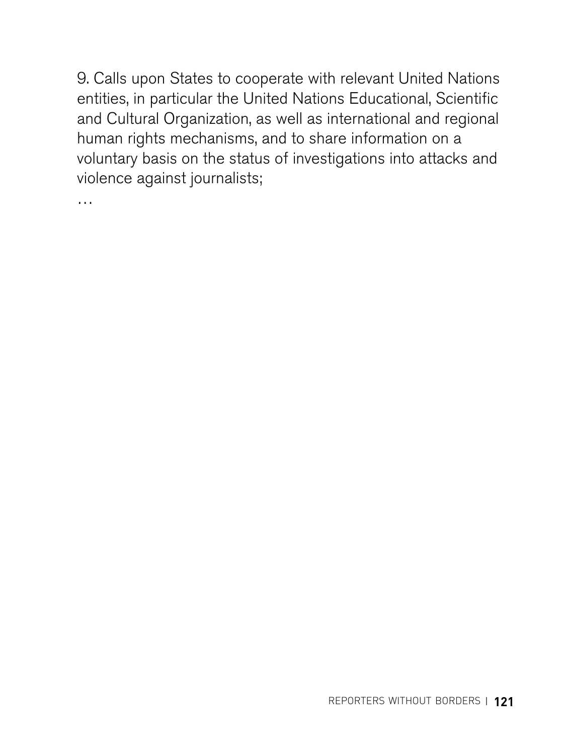9. Calls upon States to cooperate with relevant United Nations entities, in particular the United Nations Educational, Scientific and Cultural Organization, as well as international and regional human rights mechanisms, and to share information on a voluntary basis on the status of investigations into attacks and violence against journalists;

…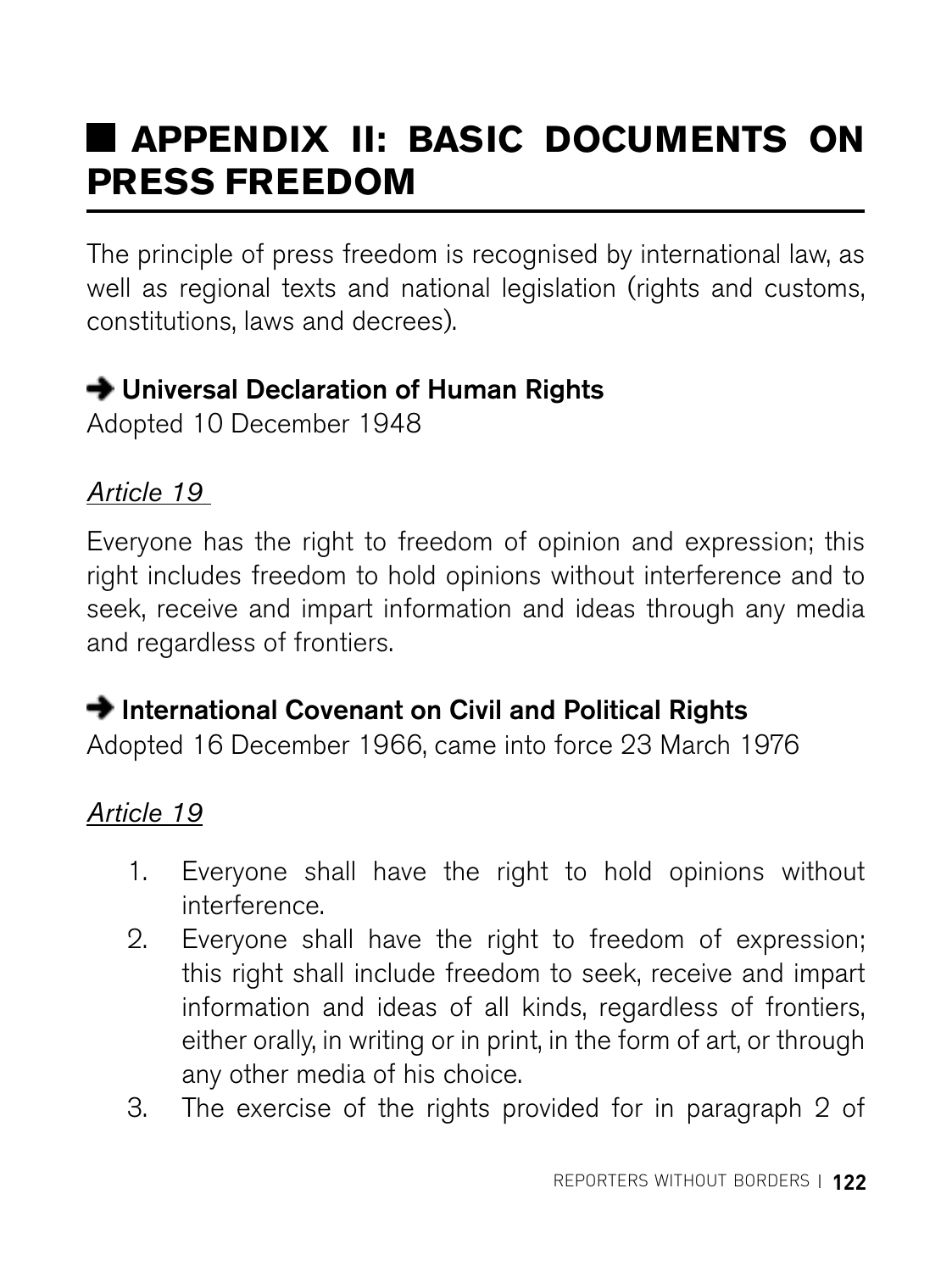# APPENDIX II: BASIC DOCUMENTS ON PRESS FREEDOM

The principle of press freedom is recognised by international law, as well as regional texts and national legislation (rights and customs, constitutions, laws and decrees).

### ➜ Universal Declaration of Human Rights

Adopted 10 December 1948

*Article 19*

Everyone has the right to freedom of opinion and expression; this right includes freedom to hold opinions without interference and to seek, receive and impart information and ideas through any media and regardless of frontiers.

### ➜ International Covenant on Civil and Political Rights

Adopted 16 December 1966, came into force 23 March 1976

*Article 19*

1. Everyone shall have the right to hold opinions without interference.
2. Everyone shall have the right to freedom of expression; this right shall include freedom to seek, receive and impart information and ideas of all kinds, regardless of frontiers, either orally, in writing or in print, in the form of art, or through any other media of his choice.
3. The exercise of the rights provided for in paragraph 2 of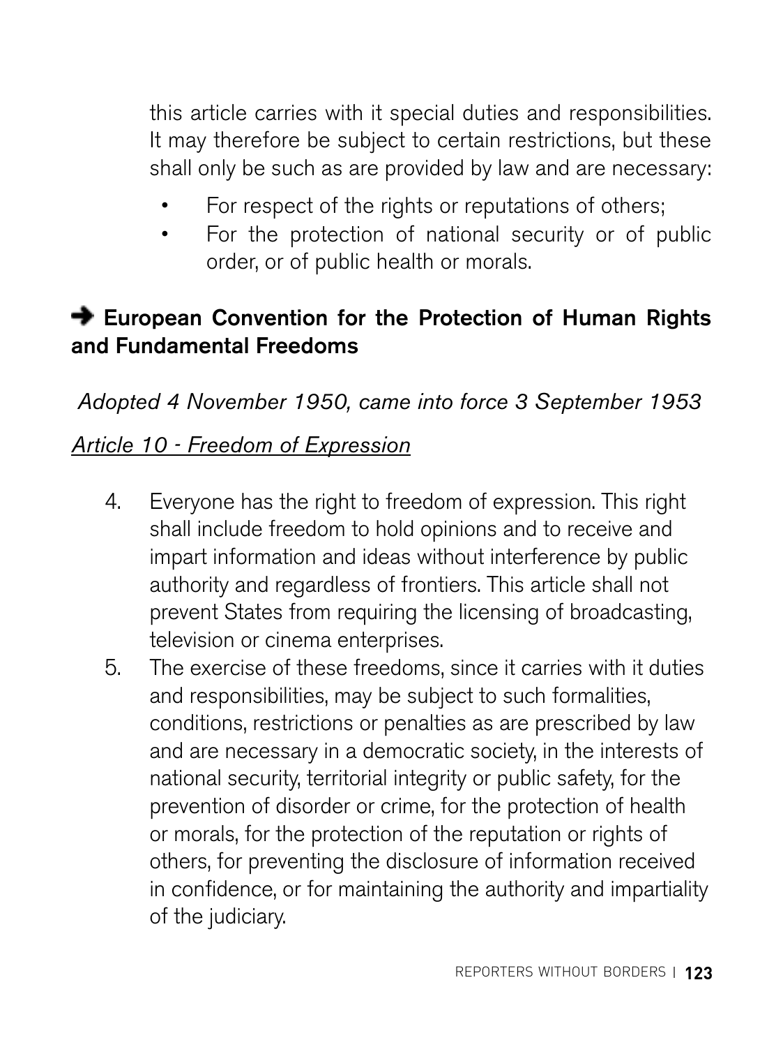this article carries with it special duties and responsibilities. It may therefore be subject to certain restrictions, but these shall only be such as are provided by law and are necessary:

- For respect of the rights or reputations of others;
- For the protection of national security or of public order, or of public health or morals.

## ➔ European Convention for the Protection of Human Rights and Fundamental Freedoms

*Adopted 4 November 1950, came into force 3 September 1953*

*Article 10 - Freedom of Expression*

4. Everyone has the right to freedom of expression. This right shall include freedom to hold opinions and to receive and impart information and ideas without interference by public authority and regardless of frontiers. This article shall not prevent States from requiring the licensing of broadcasting, television or cinema enterprises.
5. The exercise of these freedoms, since it carries with it duties and responsibilities, may be subject to such formalities, conditions, restrictions or penalties as are prescribed by law and are necessary in a democratic society, in the interests of national security, territorial integrity or public safety, for the prevention of disorder or crime, for the protection of health or morals, for the protection of the reputation or rights of others, for preventing the disclosure of information received in confidence, or for maintaining the authority and impartiality of the judiciary.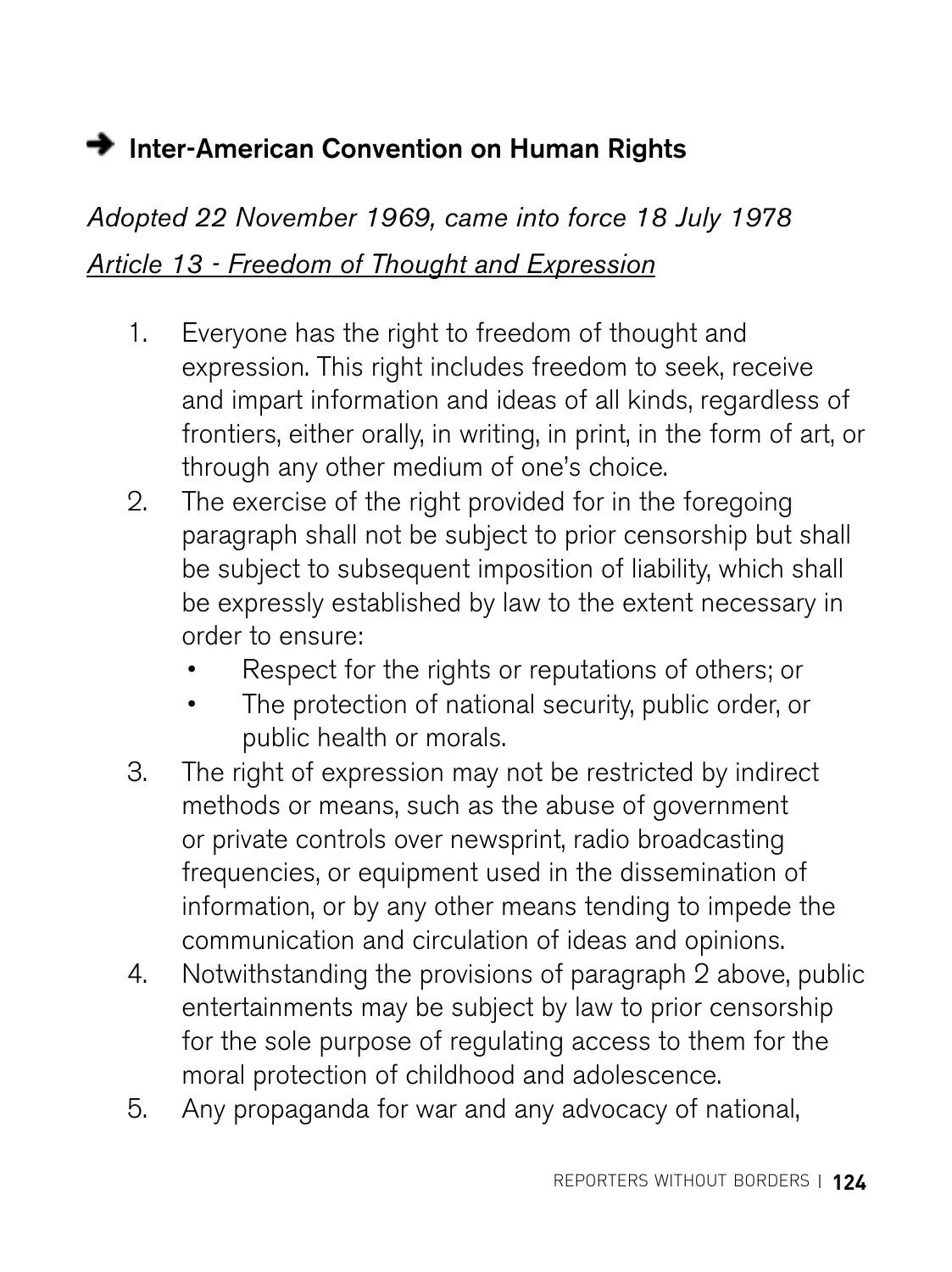## ➔ Inter-American Convention on Human Rights

*Adopted 22 November 1969, came into force 18 July 1978*

*Article 13 - Freedom of Thought and Expression*

1. Everyone has the right to freedom of thought and expression. This right includes freedom to seek, receive and impart information and ideas of all kinds, regardless of frontiers, either orally, in writing, in print, in the form of art, or through any other medium of one's choice.
2. The exercise of the right provided for in the foregoing paragraph shall not be subject to prior censorship but shall be subject to subsequent imposition of liability, which shall be expressly established by law to the extent necessary in order to ensure:
   - Respect for the rights or reputations of others; or
   - The protection of national security, public order, or public health or morals.
3. The right of expression may not be restricted by indirect methods or means, such as the abuse of government or private controls over newsprint, radio broadcasting frequencies, or equipment used in the dissemination of information, or by any other means tending to impede the communication and circulation of ideas and opinions.
4. Notwithstanding the provisions of paragraph 2 above, public entertainments may be subject by law to prior censorship for the sole purpose of regulating access to them for the moral protection of childhood and adolescence.
5. Any propaganda for war and any advocacy of national,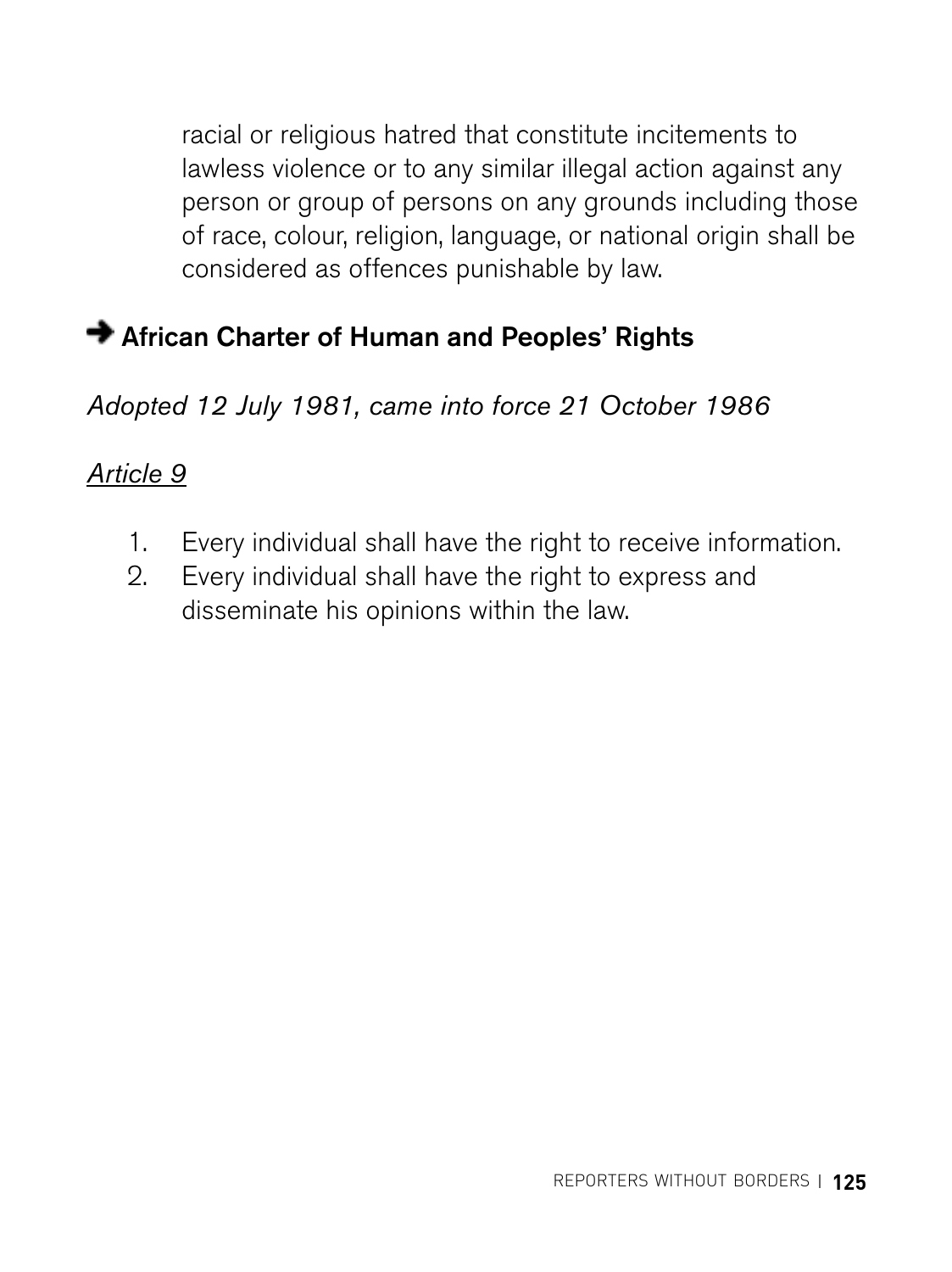racial or religious hatred that constitute incitements to lawless violence or to any similar illegal action against any person or group of persons on any grounds including those of race, colour, religion, language, or national origin shall be considered as offences punishable by law.

## ➔ African Charter of Human and Peoples' Rights

*Adopted 12 July 1981, came into force 21 October 1986*

*Article 9*

1. Every individual shall have the right to receive information.
2. Every individual shall have the right to express and disseminate his opinions within the law.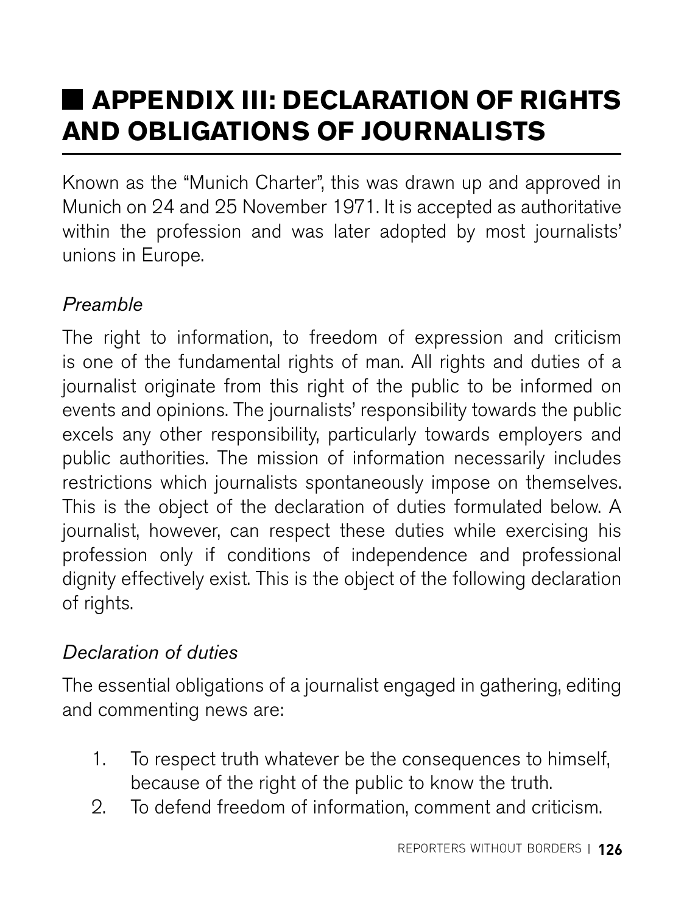## APPENDIX III: DECLARATION OF RIGHTS AND OBLIGATIONS OF JOURNALISTS

Known as the "Munich Charter", this was drawn up and approved in Munich on 24 and 25 November 1971. It is accepted as authoritative within the profession and was later adopted by most journalists' unions in Europe.

*Preamble*

The right to information, to freedom of expression and criticism is one of the fundamental rights of man. All rights and duties of a journalist originate from this right of the public to be informed on events and opinions. The journalists' responsibility towards the public excels any other responsibility, particularly towards employers and public authorities. The mission of information necessarily includes restrictions which journalists spontaneously impose on themselves. This is the object of the declaration of duties formulated below. A journalist, however, can respect these duties while exercising his profession only if conditions of independence and professional dignity effectively exist. This is the object of the following declaration of rights.

*Declaration of duties*

The essential obligations of a journalist engaged in gathering, editing and commenting news are:

1. To respect truth whatever be the consequences to himself, because of the right of the public to know the truth.
2. To defend freedom of information, comment and criticism.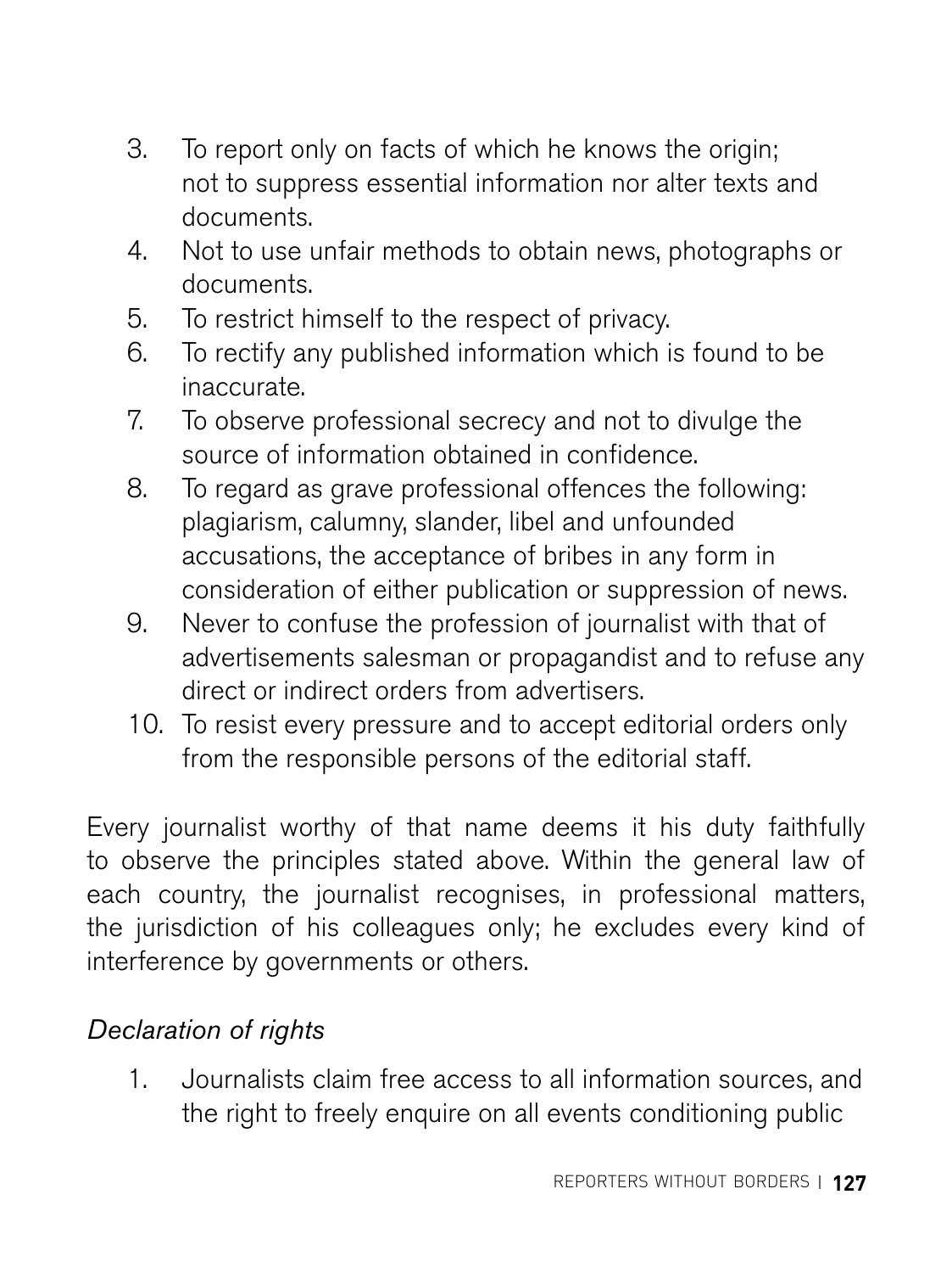3. To report only on facts of which he knows the origin; not to suppress essential information nor alter texts and documents.
4. Not to use unfair methods to obtain news, photographs or documents.
5. To restrict himself to the respect of privacy.
6. To rectify any published information which is found to be inaccurate.
7. To observe professional secrecy and not to divulge the source of information obtained in confidence.
8. To regard as grave professional offences the following: plagiarism, calumny, slander, libel and unfounded accusations, the acceptance of bribes in any form in consideration of either publication or suppression of news.
9. Never to confuse the profession of journalist with that of advertisements salesman or propagandist and to refuse any direct or indirect orders from advertisers.
10. To resist every pressure and to accept editorial orders only from the responsible persons of the editorial staff.

Every journalist worthy of that name deems it his duty faithfully to observe the principles stated above. Within the general law of each country, the journalist recognises, in professional matters, the jurisdiction of his colleagues only; he excludes every kind of interference by governments or others.

*Declaration of rights*

1. Journalists claim free access to all information sources, and the right to freely enquire on all events conditioning public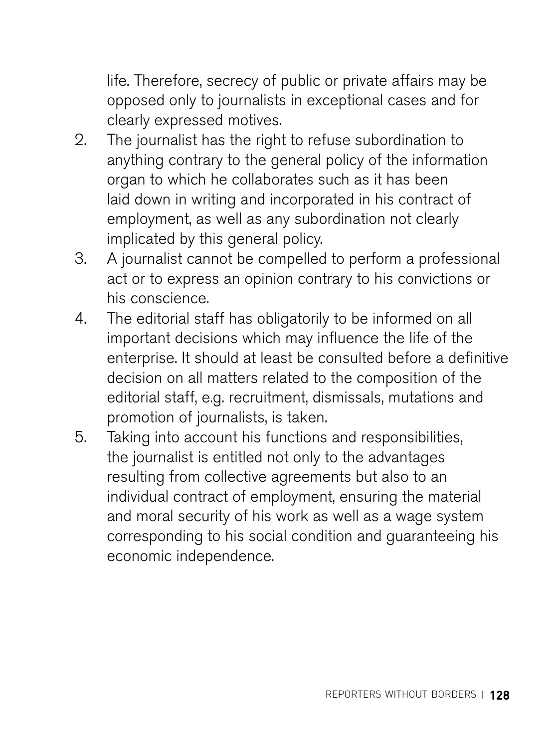life. Therefore, secrecy of public or private affairs may be opposed only to journalists in exceptional cases and for clearly expressed motives.

2. The journalist has the right to refuse subordination to anything contrary to the general policy of the information organ to which he collaborates such as it has been laid down in writing and incorporated in his contract of employment, as well as any subordination not clearly implicated by this general policy.
3. A journalist cannot be compelled to perform a professional act or to express an opinion contrary to his convictions or his conscience.
4. The editorial staff has obligatorily to be informed on all important decisions which may influence the life of the enterprise. It should at least be consulted before a definitive decision on all matters related to the composition of the editorial staff, e.g. recruitment, dismissals, mutations and promotion of journalists, is taken.
5. Taking into account his functions and responsibilities, the journalist is entitled not only to the advantages resulting from collective agreements but also to an individual contract of employment, ensuring the material and moral security of his work as well as a wage system corresponding to his social condition and guaranteeing his economic independence.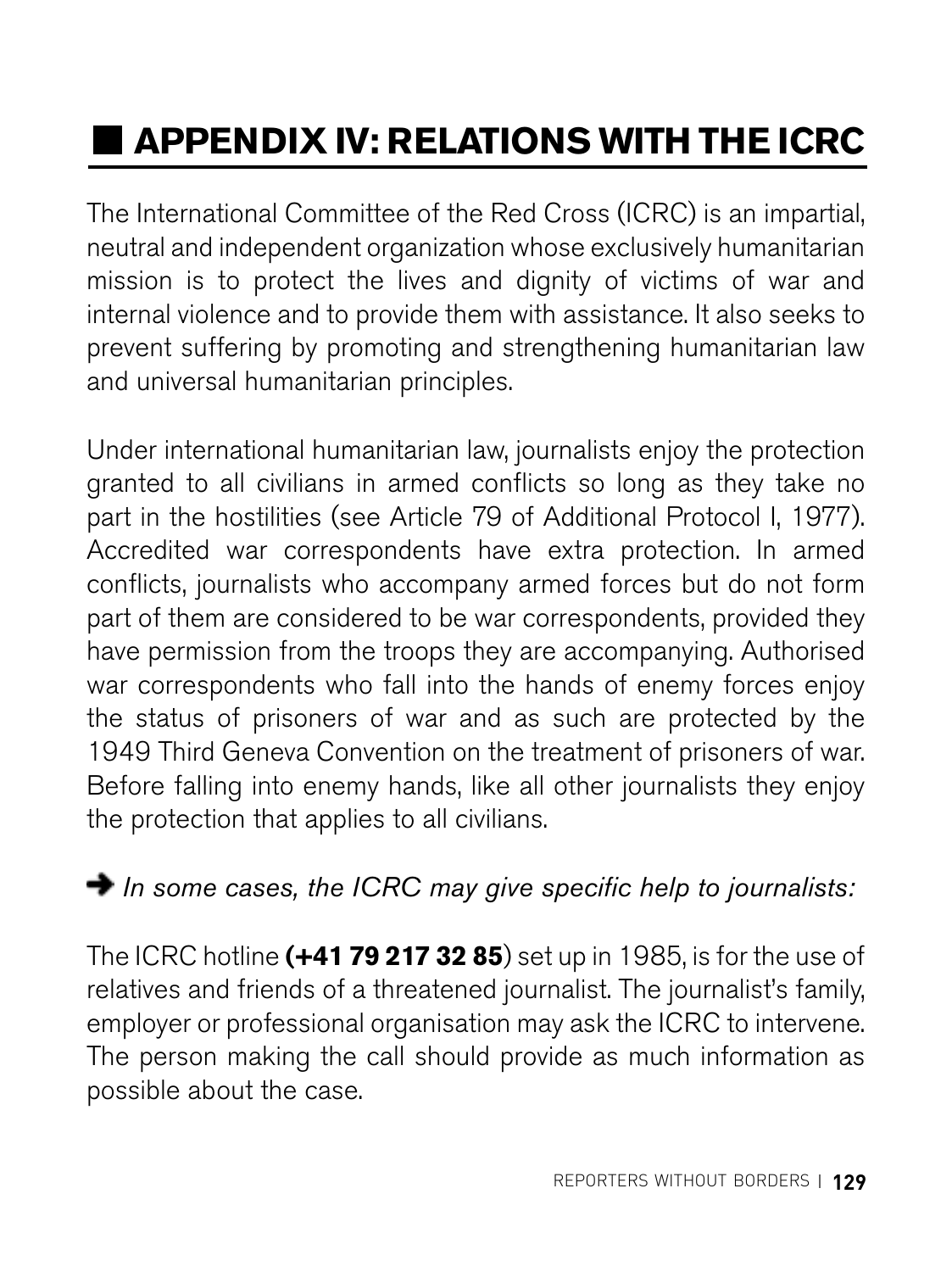# APPENDIX IV: RELATIONS WITH THE ICRC

The International Committee of the Red Cross (ICRC) is an impartial, neutral and independent organization whose exclusively humanitarian mission is to protect the lives and dignity of victims of war and internal violence and to provide them with assistance. It also seeks to prevent suffering by promoting and strengthening humanitarian law and universal humanitarian principles.

Under international humanitarian law, journalists enjoy the protection granted to all civilians in armed conflicts so long as they take no part in the hostilities (see Article 79 of Additional Protocol I, 1977). Accredited war correspondents have extra protection. In armed conflicts, journalists who accompany armed forces but do not form part of them are considered to be war correspondents, provided they have permission from the troops they are accompanying. Authorised war correspondents who fall into the hands of enemy forces enjoy the status of prisoners of war and as such are protected by the 1949 Third Geneva Convention on the treatment of prisoners of war. Before falling into enemy hands, like all other journalists they enjoy the protection that applies to all civilians.

➜ *In some cases, the ICRC may give specific help to journalists:*

The ICRC hotline **(+41 79 217 32 85**) set up in 1985, is for the use of relatives and friends of a threatened journalist. The journalist's family, employer or professional organisation may ask the ICRC to intervene. The person making the call should provide as much information as possible about the case.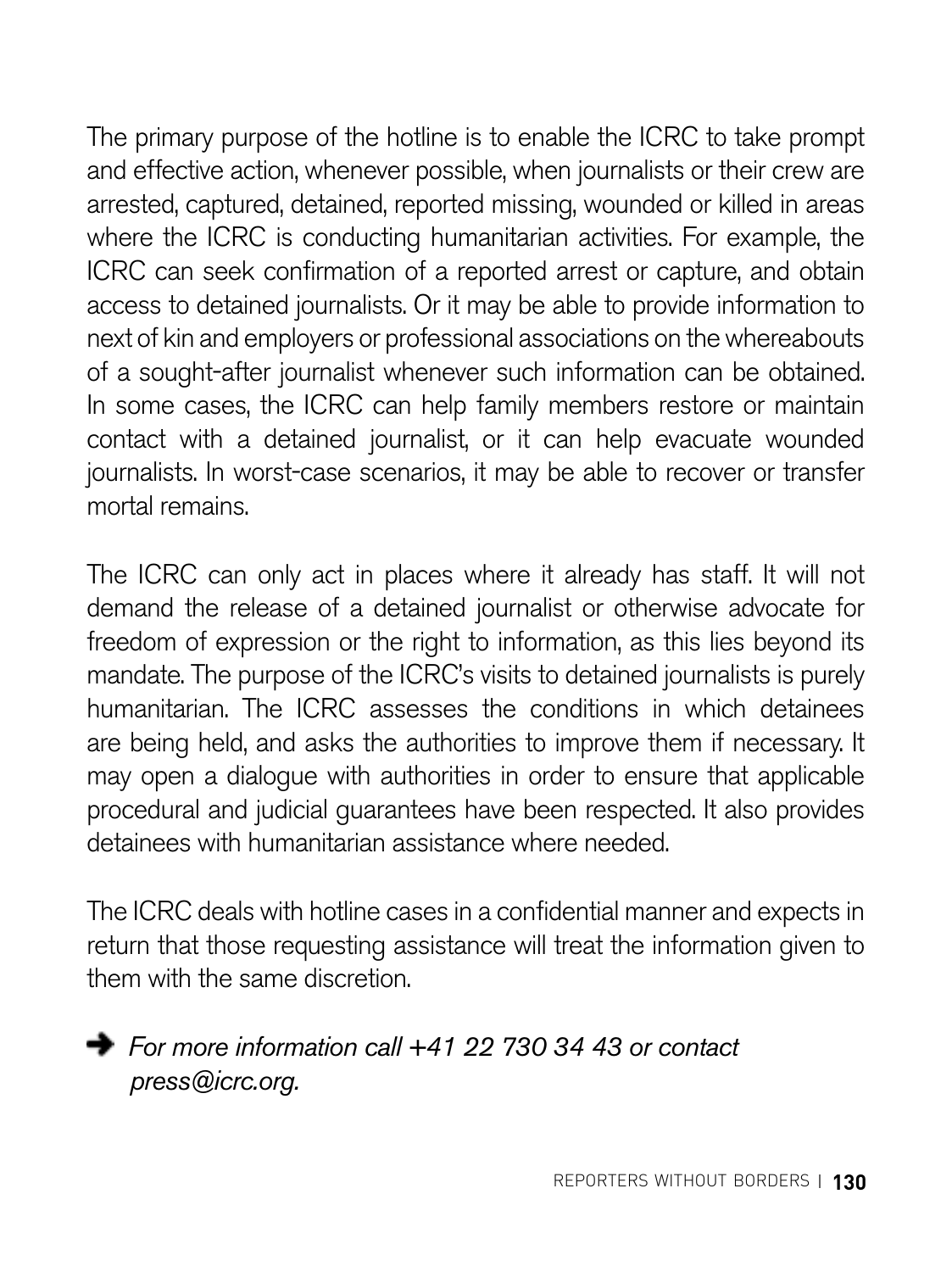The primary purpose of the hotline is to enable the ICRC to take prompt and effective action, whenever possible, when journalists or their crew are arrested, captured, detained, reported missing, wounded or killed in areas where the ICRC is conducting humanitarian activities. For example, the ICRC can seek confirmation of a reported arrest or capture, and obtain access to detained journalists. Or it may be able to provide information to next of kin and employers or professional associations on the whereabouts of a sought-after journalist whenever such information can be obtained. In some cases, the ICRC can help family members restore or maintain contact with a detained journalist, or it can help evacuate wounded journalists. In worst-case scenarios, it may be able to recover or transfer mortal remains.

The ICRC can only act in places where it already has staff. It will not demand the release of a detained journalist or otherwise advocate for freedom of expression or the right to information, as this lies beyond its mandate. The purpose of the ICRC's visits to detained journalists is purely humanitarian. The ICRC assesses the conditions in which detainees are being held, and asks the authorities to improve them if necessary. It may open a dialogue with authorities in order to ensure that applicable procedural and judicial guarantees have been respected. It also provides detainees with humanitarian assistance where needed.

The ICRC deals with hotline cases in a confidential manner and expects in return that those requesting assistance will treat the information given to them with the same discretion.

➔ *For more information call +41 22 730 34 43 or contact press@icrc.org.*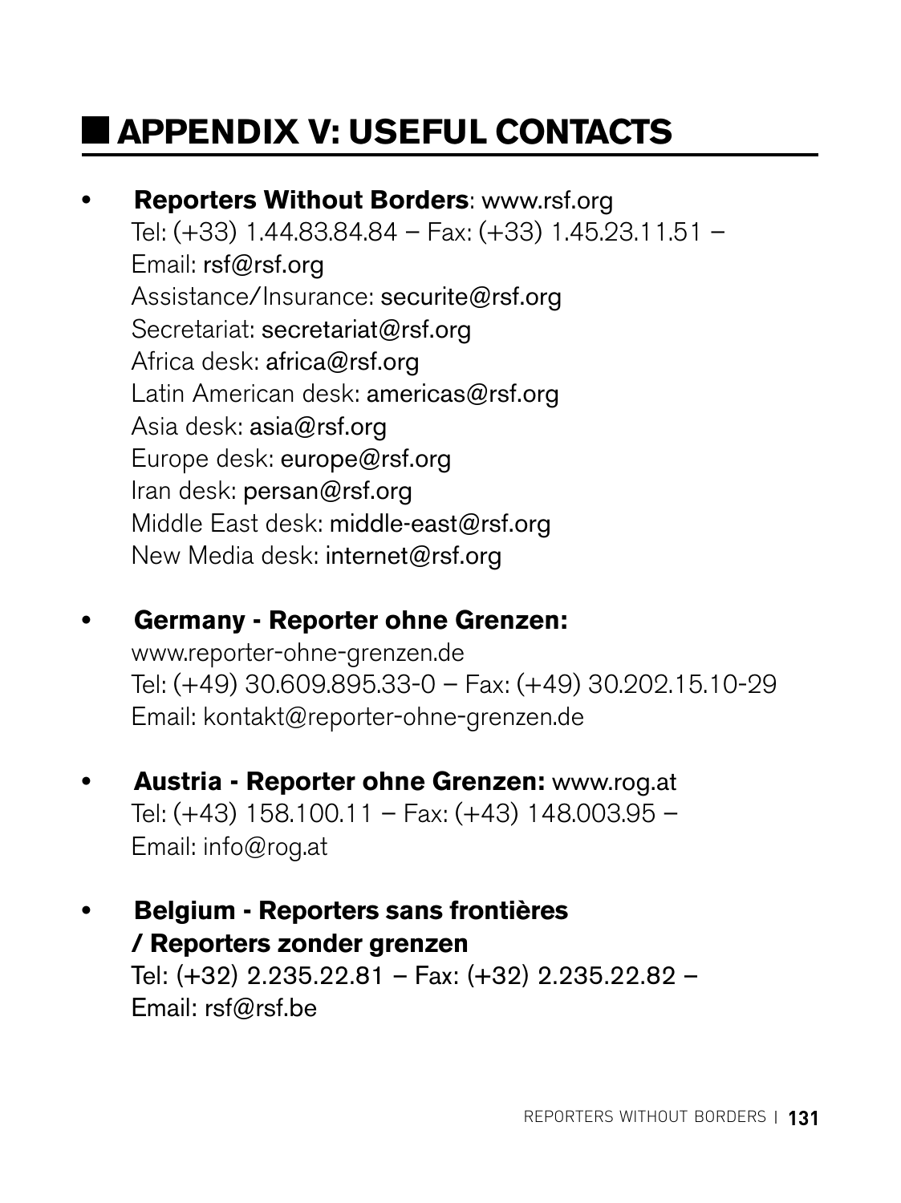# APPENDIX V: USEFUL CONTACTS

- **Reporters Without Borders**: www.rsf.org
  Tel: (+33) 1.44.83.84.84 – Fax: (+33) 1.45.23.11.51 –
  Email: rsf@rsf.org
  Assistance/Insurance: securite@rsf.org
  Secretariat: secretariat@rsf.org
  Africa desk: africa@rsf.org
  Latin American desk: americas@rsf.org
  Asia desk: asia@rsf.org
  Europe desk: europe@rsf.org
  Iran desk: persan@rsf.org
  Middle East desk: middle-east@rsf.org
  New Media desk: internet@rsf.org

- **Germany - Reporter ohne Grenzen:**
  www.reporter-ohne-grenzen.de
  Tel: (+49) 30.609.895.33-0 – Fax: (+49) 30.202.15.10-29
  Email: kontakt@reporter-ohne-grenzen.de

- **Austria - Reporter ohne Grenzen:** www.rog.at
  Tel: (+43) 158.100.11 – Fax: (+43) 148.003.95 –
  Email: info@rog.at

- **Belgium - Reporters sans frontières / Reporters zonder grenzen**
  Tel: (+32) 2.235.22.81 – Fax: (+32) 2.235.22.82 –
  Email: rsf@rsf.be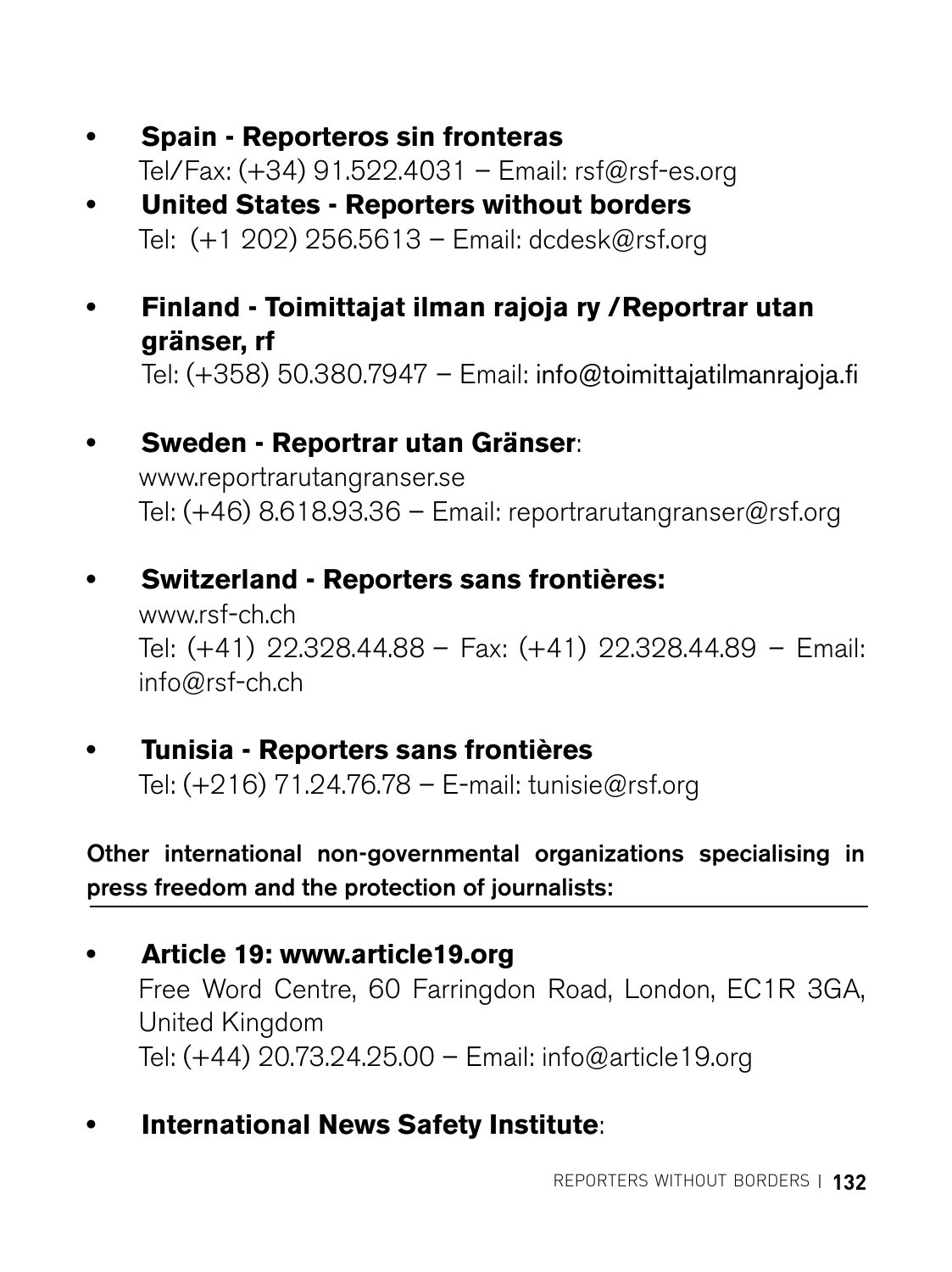- **Spain - Reporteros sin fronteras**
  Tel/Fax: (+34) 91.522.4031 – Email: rsf@rsf-es.org
- **United States - Reporters without borders**
  Tel: (+1 202) 256.5613 – Email: dcdesk@rsf.org

- **Finland - Toimittajat ilman rajoja ry /Reportrar utan gränser, rf**
  Tel: (+358) 50.380.7947 – Email: info@toimittajatilmanrajoja.fi

- **Sweden - Reportrar utan Gränser**:
  www.reportrarutangranser.se
  Tel: (+46) 8.618.93.36 – Email: reportrarutangranser@rsf.org

- **Switzerland - Reporters sans frontières:**
  www.rsf-ch.ch
  Tel: (+41) 22.328.44.88 – Fax: (+41) 22.328.44.89 – Email: info@rsf-ch.ch

- **Tunisia - Reporters sans frontières**
  Tel: (+216) 71.24.76.78 – E-mail: tunisie@rsf.org

**Other international non-governmental organizations specialising in press freedom and the protection of journalists:**

- **Article 19: www.article19.org**
  Free Word Centre, 60 Farringdon Road, London, EC1R 3GA, United Kingdom
  Tel: (+44) 20.73.24.25.00 – Email: info@article19.org

- **International News Safety Institute**: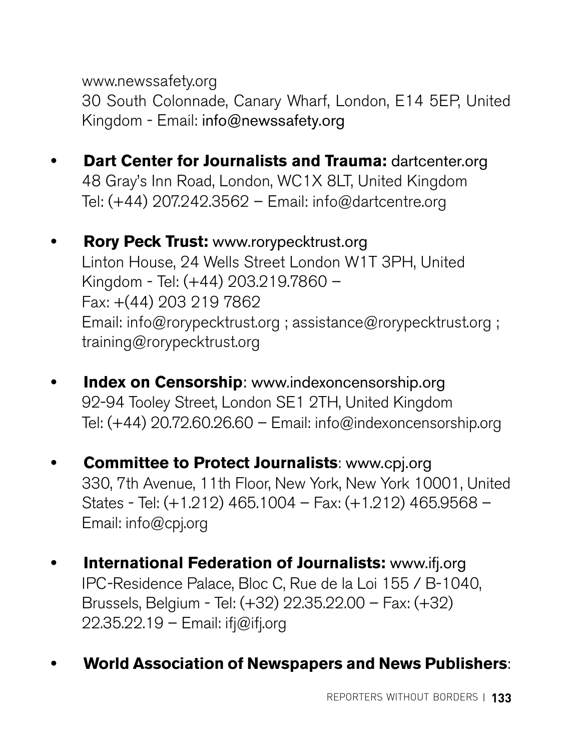www.newssafety.org
30 South Colonnade, Canary Wharf, London, E14 5EP, United Kingdom - Email: info@newssafety.org

- **Dart Center for Journalists and Trauma:** dartcenter.org
  48 Gray's Inn Road, London, WC1X 8LT, United Kingdom
  Tel: (+44) 207.242.3562 – Email: info@dartcentre.org

- **Rory Peck Trust:** www.rorypecktrust.org
  Linton House, 24 Wells Street London W1T 3PH, United Kingdom - Tel: (+44) 203.219.7860 –
  Fax: +(44) 203 219 7862
  Email: info@rorypecktrust.org ; assistance@rorypecktrust.org ; training@rorypecktrust.org

- **Index on Censorship**: www.indexoncensorship.org
  92-94 Tooley Street, London SE1 2TH, United Kingdom
  Tel: (+44) 20.72.60.26.60 – Email: info@indexoncensorship.org

- **Committee to Protect Journalists**: www.cpj.org
  330, 7th Avenue, 11th Floor, New York, New York 10001, United States - Tel: (+1.212) 465.1004 – Fax: (+1.212) 465.9568 – Email: info@cpj.org

- **International Federation of Journalists:** www.ifj.org
  IPC-Residence Palace, Bloc C, Rue de la Loi 155 / B-1040, Brussels, Belgium - Tel: (+32) 22.35.22.00 – Fax: (+32) 22.35.22.19 – Email: ifj@ifj.org

- **World Association of Newspapers and News Publishers**: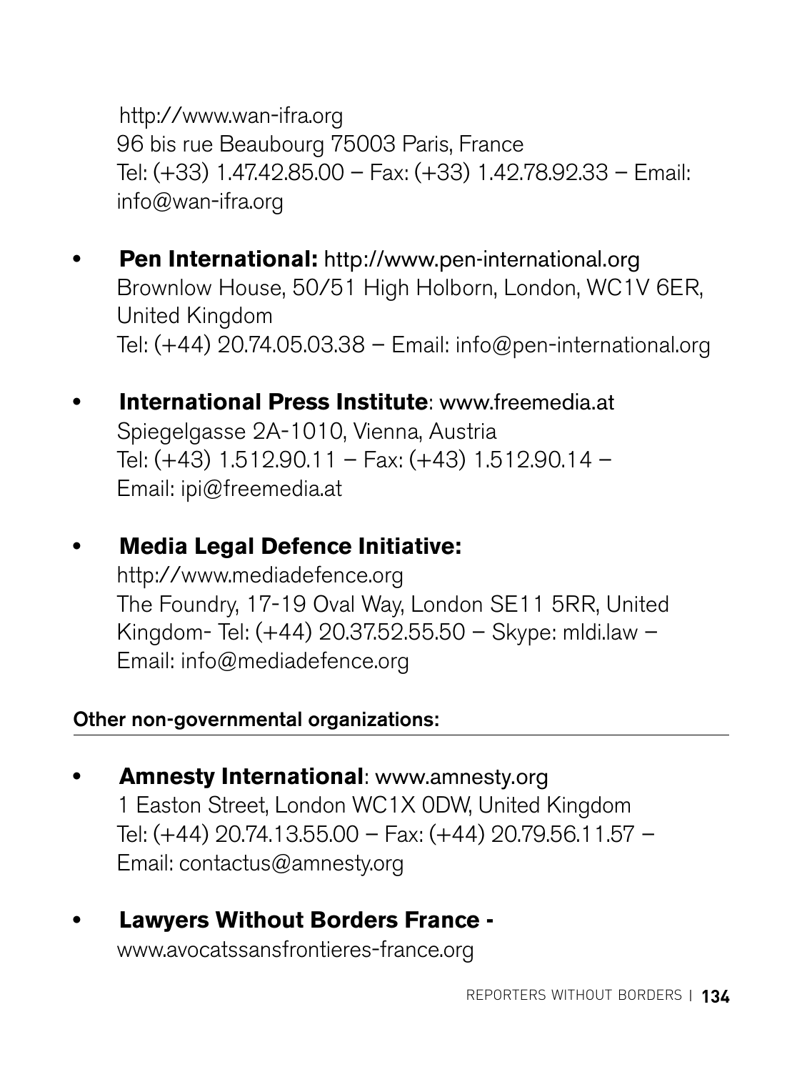http://www.wan-ifra.org
96 bis rue Beaubourg 75003 Paris, France
Tel: (+33) 1.47.42.85.00 – Fax: (+33) 1.42.78.92.33 – Email: info@wan-ifra.org

- **Pen International:** http://www.pen-international.org
  Brownlow House, 50/51 High Holborn, London, WC1V 6ER, United Kingdom
  Tel: (+44) 20.74.05.03.38 – Email: info@pen-international.org

- **International Press Institute**: www.freemedia.at
  Spiegelgasse 2A-1010, Vienna, Austria
  Tel: (+43) 1.512.90.11 – Fax: (+43) 1.512.90.14 – Email: ipi@freemedia.at

- **Media Legal Defence Initiative:**
  http://www.mediadefence.org
  The Foundry, 17-19 Oval Way, London SE11 5RR, United Kingdom- Tel: (+44) 20.37.52.55.50 – Skype: mldi.law – Email: info@mediadefence.org

**Other non-governmental organizations:**

- **Amnesty International**: www.amnesty.org
  1 Easton Street, London WC1X 0DW, United Kingdom
  Tel: (+44) 20.74.13.55.00 – Fax: (+44) 20.79.56.11.57 – Email: contactus@amnesty.org

- **Lawyers Without Borders France -**
  www.avocatssansfrontieres-france.org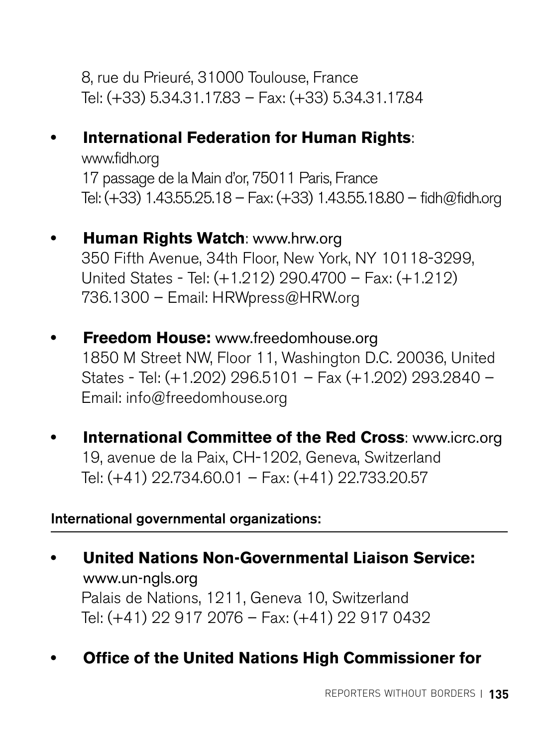8, rue du Prieuré, 31000 Toulouse, France
Tel: (+33) 5.34.31.17.83 – Fax: (+33) 5.34.31.17.84

- **International Federation for Human Rights**:
  www.fidh.org
  17 passage de la Main d'or, 75011 Paris, France
  Tel: (+33) 1.43.55.25.18 – Fax: (+33) 1.43.55.18.80 – fidh@fidh.org

- **Human Rights Watch**: www.hrw.org
  350 Fifth Avenue, 34th Floor, New York, NY 10118-3299, United States - Tel: (+1.212) 290.4700 – Fax: (+1.212) 736.1300 – Email: HRWpress@HRW.org

- **Freedom House:** www.freedomhouse.org
  1850 M Street NW, Floor 11, Washington D.C. 20036, United States - Tel: (+1.202) 296.5101 – Fax (+1.202) 293.2840 – Email: info@freedomhouse.org

- **International Committee of the Red Cross**: www.icrc.org
  19, avenue de la Paix, CH-1202, Geneva, Switzerland
  Tel: (+41) 22.734.60.01 – Fax: (+41) 22.733.20.57

**International governmental organizations:**

- **United Nations Non-Governmental Liaison Service:**
  www.un-ngls.org
  Palais de Nations, 1211, Geneva 10, Switzerland
  Tel: (+41) 22 917 2076 – Fax: (+41) 22 917 0432

- **Office of the United Nations High Commissioner for**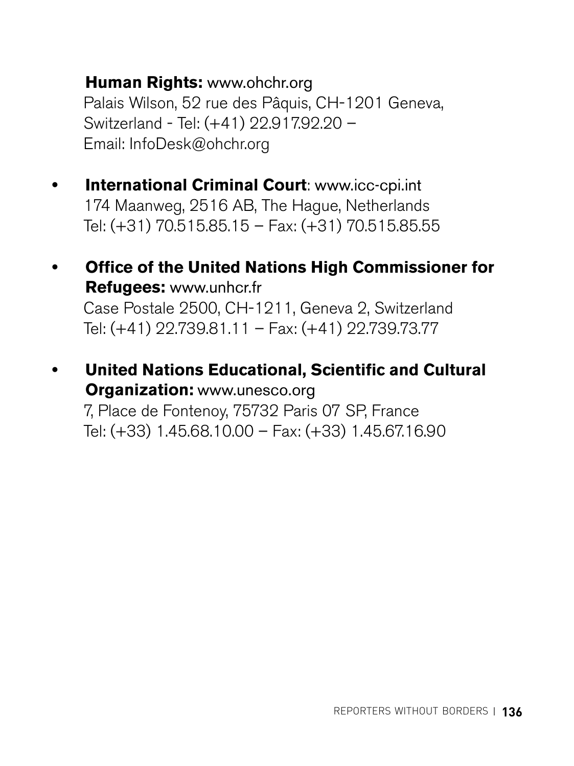**Human Rights:** www.ohchr.org
Palais Wilson, 52 rue des Pâquis, CH-1201 Geneva, Switzerland - Tel: (+41) 22.917.92.20 – Email: InfoDesk@ohchr.org

- **International Criminal Court**: www.icc-cpi.int
  174 Maanweg, 2516 AB, The Hague, Netherlands
  Tel: (+31) 70.515.85.15 – Fax: (+31) 70.515.85.55

- **Office of the United Nations High Commissioner for Refugees:** www.unhcr.fr
  Case Postale 2500, CH-1211, Geneva 2, Switzerland
  Tel: (+41) 22.739.81.11 – Fax: (+41) 22.739.73.77

- **United Nations Educational, Scientific and Cultural Organization:** www.unesco.org
  7, Place de Fontenoy, 75732 Paris 07 SP, France
  Tel: (+33) 1.45.68.10.00 – Fax: (+33) 1.45.67.16.90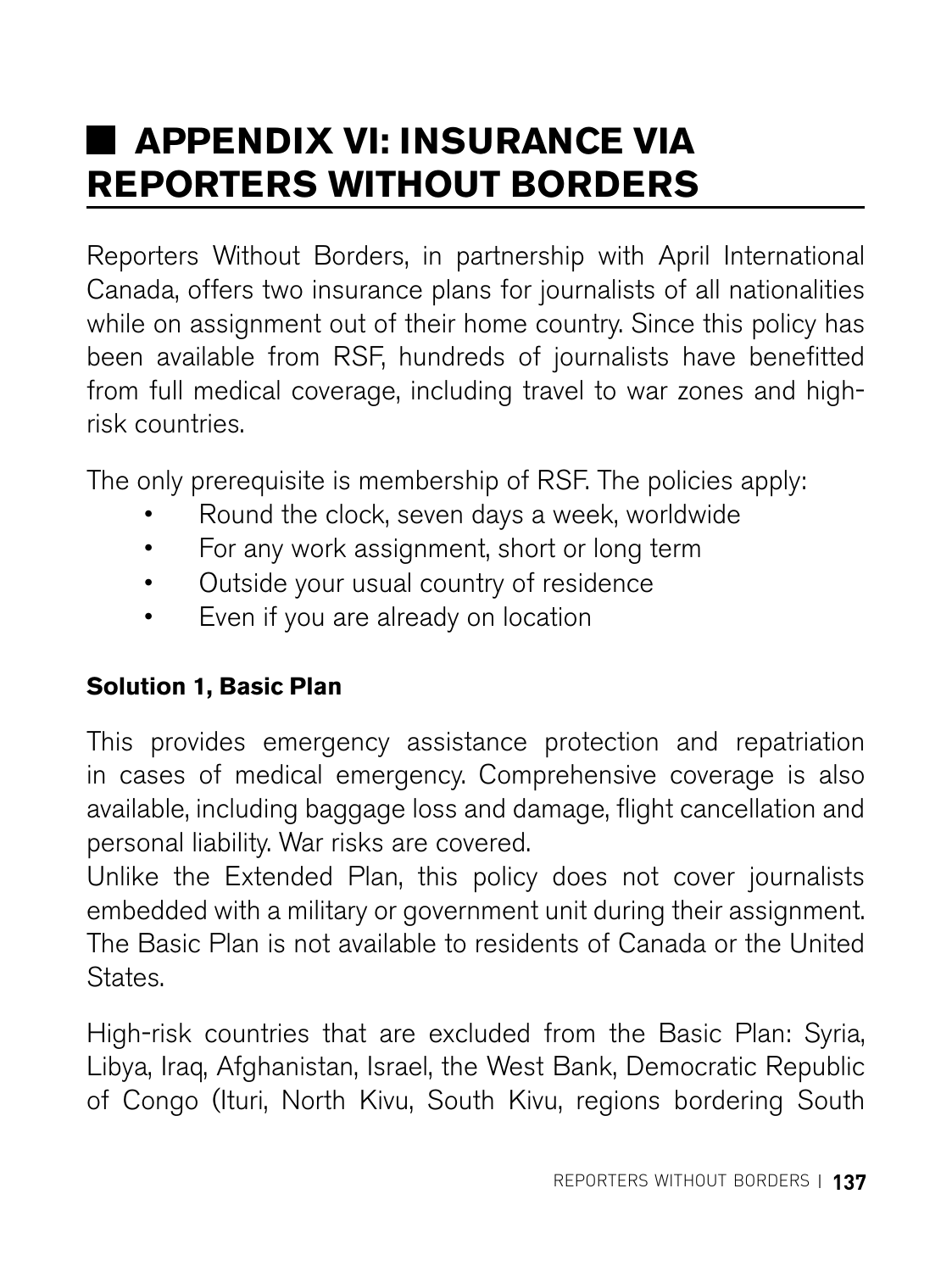# APPENDIX VI: INSURANCE VIA REPORTERS WITHOUT BORDERS

Reporters Without Borders, in partnership with April International Canada, offers two insurance plans for journalists of all nationalities while on assignment out of their home country. Since this policy has been available from RSF, hundreds of journalists have benefitted from full medical coverage, including travel to war zones and high-risk countries.

The only prerequisite is membership of RSF. The policies apply:

- Round the clock, seven days a week, worldwide
- For any work assignment, short or long term
- Outside your usual country of residence
- Even if you are already on location

**Solution 1, Basic Plan**

This provides emergency assistance protection and repatriation in cases of medical emergency. Comprehensive coverage is also available, including baggage loss and damage, flight cancellation and personal liability. War risks are covered.
Unlike the Extended Plan, this policy does not cover journalists embedded with a military or government unit during their assignment. The Basic Plan is not available to residents of Canada or the United States.

High-risk countries that are excluded from the Basic Plan: Syria, Libya, Iraq, Afghanistan, Israel, the West Bank, Democratic Republic of Congo (Ituri, North Kivu, South Kivu, regions bordering South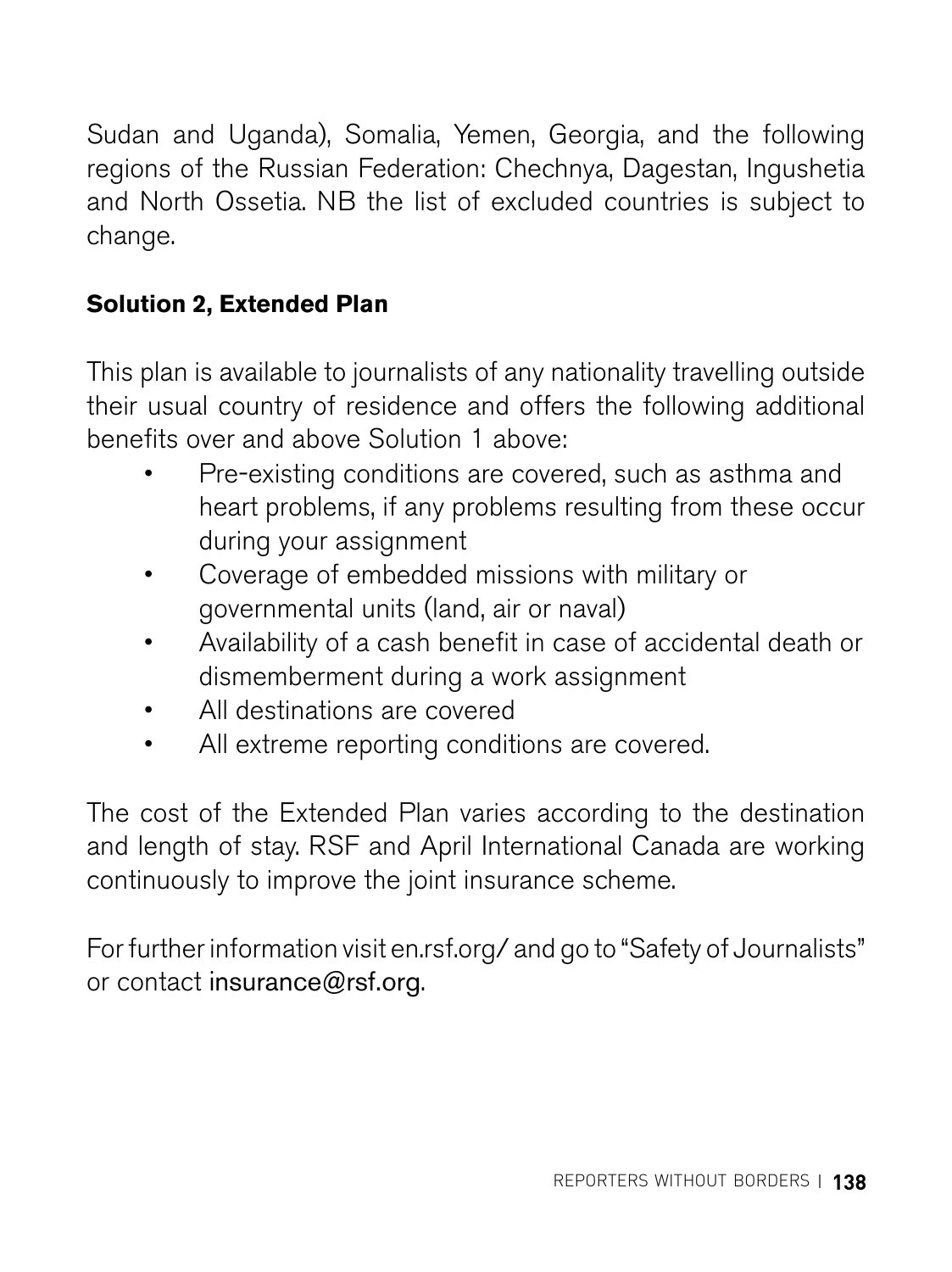Sudan and Uganda), Somalia, Yemen, Georgia, and the following regions of the Russian Federation: Chechnya, Dagestan, Ingushetia and North Ossetia. NB the list of excluded countries is subject to change.

**Solution 2, Extended Plan**

This plan is available to journalists of any nationality travelling outside their usual country of residence and offers the following additional benefits over and above Solution 1 above:

- Pre-existing conditions are covered, such as asthma and heart problems, if any problems resulting from these occur during your assignment
- Coverage of embedded missions with military or governmental units (land, air or naval)
- Availability of a cash benefit in case of accidental death or dismemberment during a work assignment
- All destinations are covered
- All extreme reporting conditions are covered.

The cost of the Extended Plan varies according to the destination and length of stay. RSF and April International Canada are working continuously to improve the joint insurance scheme.

For further information visit en.rsf.org/ and go to "Safety of Journalists" or contact insurance@rsf.org.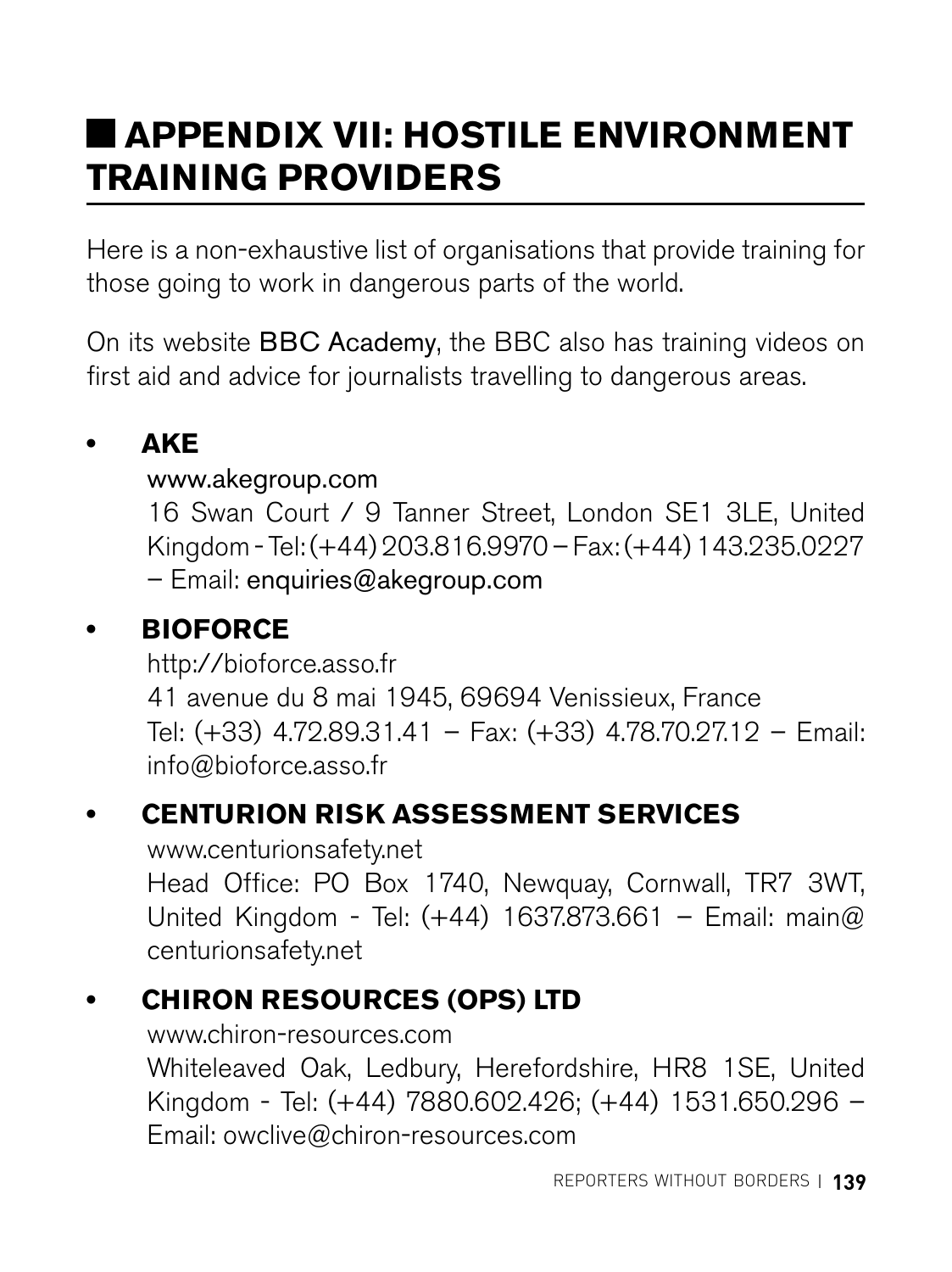# APPENDIX VII: HOSTILE ENVIRONMENT TRAINING PROVIDERS

Here is a non-exhaustive list of organisations that provide training for those going to work in dangerous parts of the world.

On its website BBC Academy, the BBC also has training videos on first aid and advice for journalists travelling to dangerous areas.

- **AKE**
  www.akegroup.com
  16 Swan Court / 9 Tanner Street, London SE1 3LE, United Kingdom - Tel: (+44) 203.816.9970 – Fax: (+44) 143.235.0227 – Email: enquiries@akegroup.com

- **BIOFORCE**
  http://bioforce.asso.fr
  41 avenue du 8 mai 1945, 69694 Venissieux, France
  Tel: (+33) 4.72.89.31.41 – Fax: (+33) 4.78.70.27.12 – Email: info@bioforce.asso.fr

- **CENTURION RISK ASSESSMENT SERVICES**
  www.centurionsafety.net
  Head Office: PO Box 1740, Newquay, Cornwall, TR7 3WT, United Kingdom - Tel: (+44) 1637.873.661 – Email: main@centurionsafety.net

- **CHIRON RESOURCES (OPS) LTD**
  www.chiron-resources.com
  Whiteleaved Oak, Ledbury, Herefordshire, HR8 1SE, United Kingdom - Tel: (+44) 7880.602.426; (+44) 1531.650.296 – Email: owclive@chiron-resources.com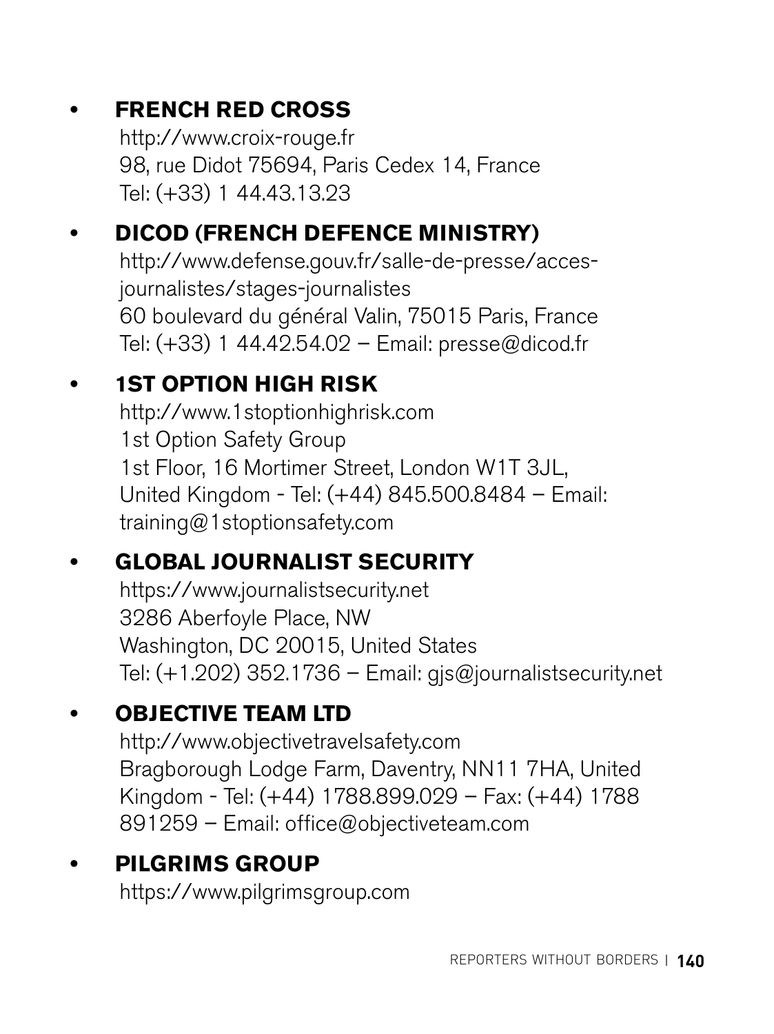- **FRENCH RED CROSS**
  http://www.croix-rouge.fr
  98, rue Didot 75694, Paris Cedex 14, France
  Tel: (+33) 1 44.43.13.23

- **DICOD (FRENCH DEFENCE MINISTRY)**
  http://www.defense.gouv.fr/salle-de-presse/acces-journalistes/stages-journalistes
  60 boulevard du général Valin, 75015 Paris, France
  Tel: (+33) 1 44.42.54.02 – Email: presse@dicod.fr

- **1ST OPTION HIGH RISK**
  http://www.1stoptionhighrisk.com
  1st Option Safety Group
  1st Floor, 16 Mortimer Street, London W1T 3JL, United Kingdom - Tel: (+44) 845.500.8484 – Email: training@1stoptionsafety.com

- **GLOBAL JOURNALIST SECURITY**
  https://www.journalistsecurity.net
  3286 Aberfoyle Place, NW
  Washington, DC 20015, United States
  Tel: (+1.202) 352.1736 – Email: gjs@journalistsecurity.net

- **OBJECTIVE TEAM LTD**
  http://www.objectivetravelsafety.com
  Bragborough Lodge Farm, Daventry, NN11 7HA, United Kingdom - Tel: (+44) 1788.899.029 – Fax: (+44) 1788 891259 – Email: office@objectiveteam.com

- **PILGRIMS GROUP**
  https://www.pilgrimsgroup.com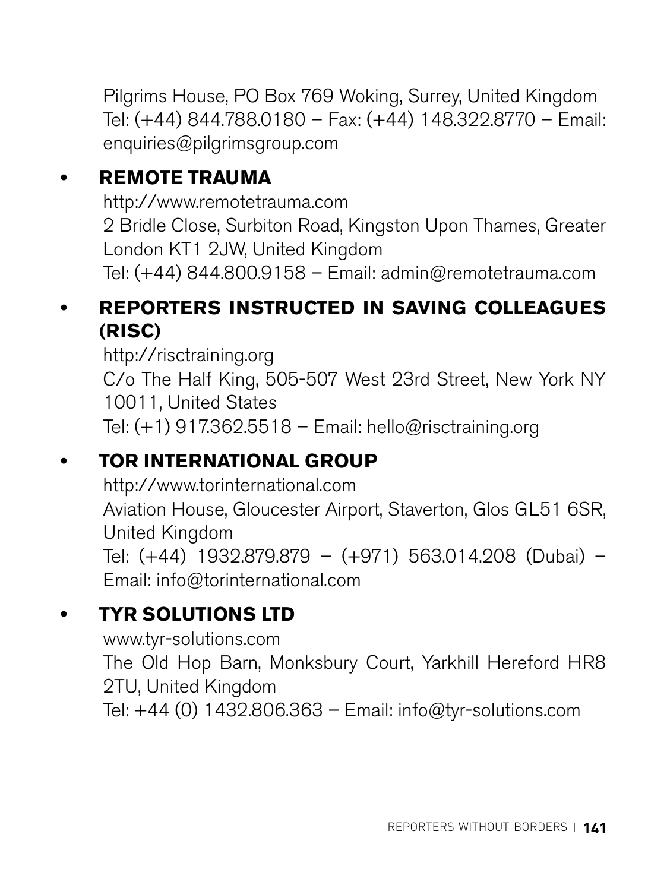Pilgrims House, PO Box 769 Woking, Surrey, United Kingdom
Tel: (+44) 844.788.0180 – Fax: (+44) 148.322.8770 – Email: enquiries@pilgrimsgroup.com

- **REMOTE TRAUMA**
  http://www.remotetrauma.com
  2 Bridle Close, Surbiton Road, Kingston Upon Thames, Greater London KT1 2JW, United Kingdom
  Tel: (+44) 844.800.9158 – Email: admin@remotetrauma.com

- **REPORTERS INSTRUCTED IN SAVING COLLEAGUES (RISC)**
  http://risctraining.org
  C/o The Half King, 505-507 West 23rd Street, New York NY 10011, United States
  Tel: (+1) 917.362.5518 – Email: hello@risctraining.org

- **TOR INTERNATIONAL GROUP**
  http://www.torinternational.com
  Aviation House, Gloucester Airport, Staverton, Glos GL51 6SR, United Kingdom
  Tel: (+44) 1932.879.879 – (+971) 563.014.208 (Dubai) – Email: info@torinternational.com

- **TYR SOLUTIONS LTD**
  www.tyr-solutions.com
  The Old Hop Barn, Monksbury Court, Yarkhill Hereford HR8 2TU, United Kingdom
  Tel: +44 (0) 1432.806.363 – Email: info@tyr-solutions.com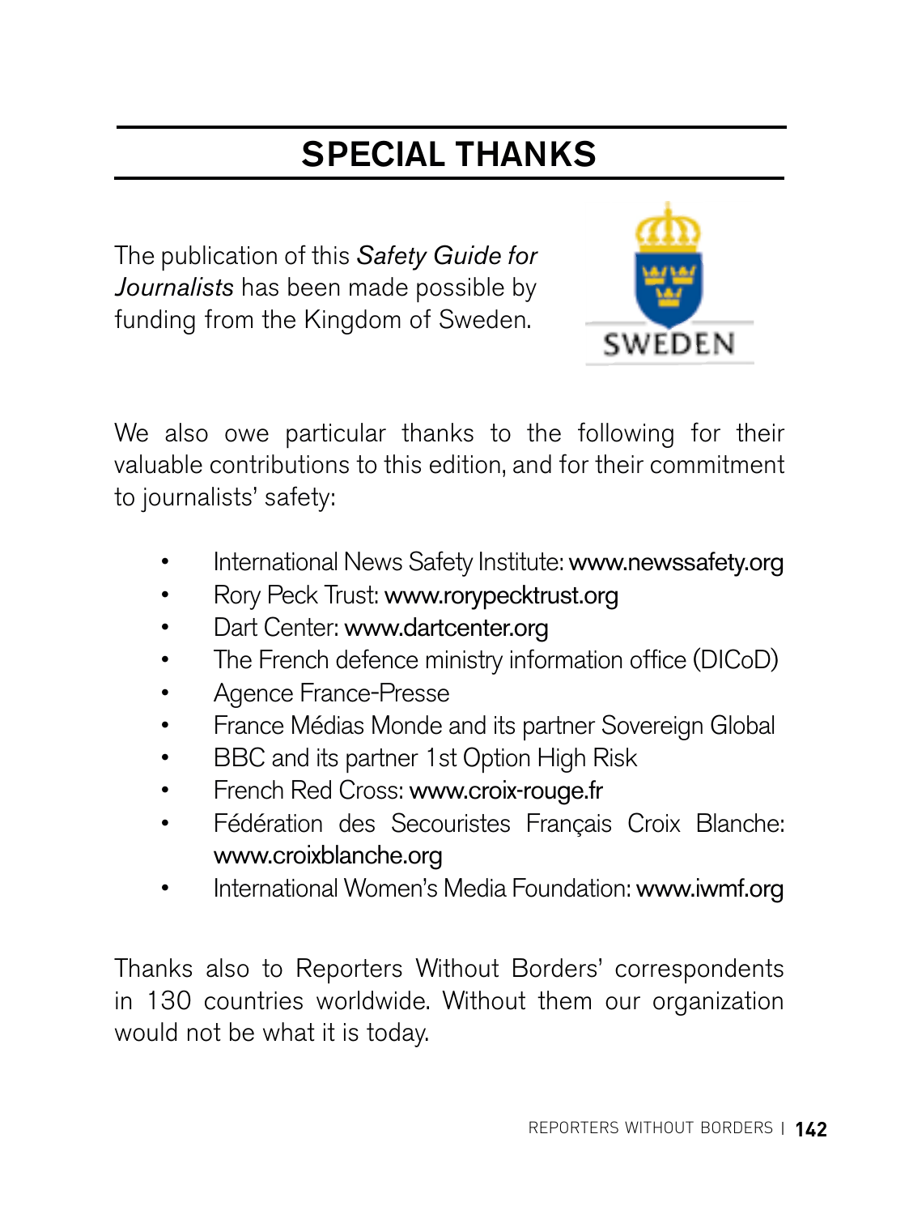# SPECIAL THANKS

The publication of this *Safety Guide for Journalists* has been made possible by funding from the Kingdom of Sweden.

We also owe particular thanks to the following for their valuable contributions to this edition, and for their commitment to journalists' safety:

- International News Safety Institute: www.newssafety.org
- Rory Peck Trust: www.rorypecktrust.org
- Dart Center: www.dartcenter.org
- The French defence ministry information office (DICoD)
- Agence France-Presse
- France Médias Monde and its partner Sovereign Global
- BBC and its partner 1st Option High Risk
- French Red Cross: www.croix-rouge.fr
- Fédération des Secouristes Français Croix Blanche: www.croixblanche.org
- International Women's Media Foundation: www.iwmf.org

Thanks also to Reporters Without Borders' correspondents in 130 countries worldwide. Without them our organization would not be what it is today.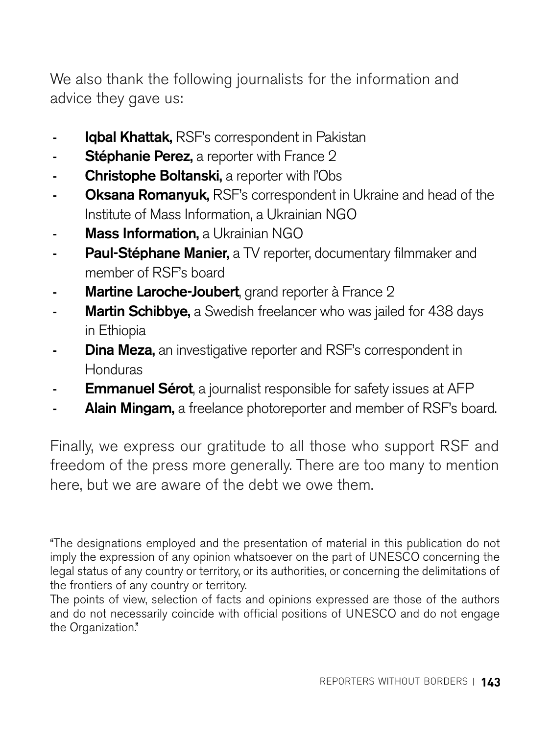We also thank the following journalists for the information and advice they gave us:

- **Iqbal Khattak,** RSF's correspondent in Pakistan
- **Stéphanie Perez,** a reporter with France 2
- **Christophe Boltanski,** a reporter with l'Obs
- **Oksana Romanyuk,** RSF's correspondent in Ukraine and head of the Institute of Mass Information, a Ukrainian NGO
- **Mass Information,** a Ukrainian NGO
- **Paul-Stéphane Manier,** a TV reporter, documentary filmmaker and member of RSF's board
- **Martine Laroche-Joubert**, grand reporter à France 2
- **Martin Schibbye,** a Swedish freelancer who was jailed for 438 days in Ethiopia
- **Dina Meza,** an investigative reporter and RSF's correspondent in Honduras
- **Emmanuel Sérot**, a journalist responsible for safety issues at AFP
- **Alain Mingam,** a freelance photoreporter and member of RSF's board.

Finally, we express our gratitude to all those who support RSF and freedom of the press more generally. There are too many to mention here, but we are aware of the debt we owe them.

"The designations employed and the presentation of material in this publication do not imply the expression of any opinion whatsoever on the part of UNESCO concerning the legal status of any country or territory, or its authorities, or concerning the delimitations of the frontiers of any country or territory.
The points of view, selection of facts and opinions expressed are those of the authors and do not necessarily coincide with official positions of UNESCO and do not engage the Organization."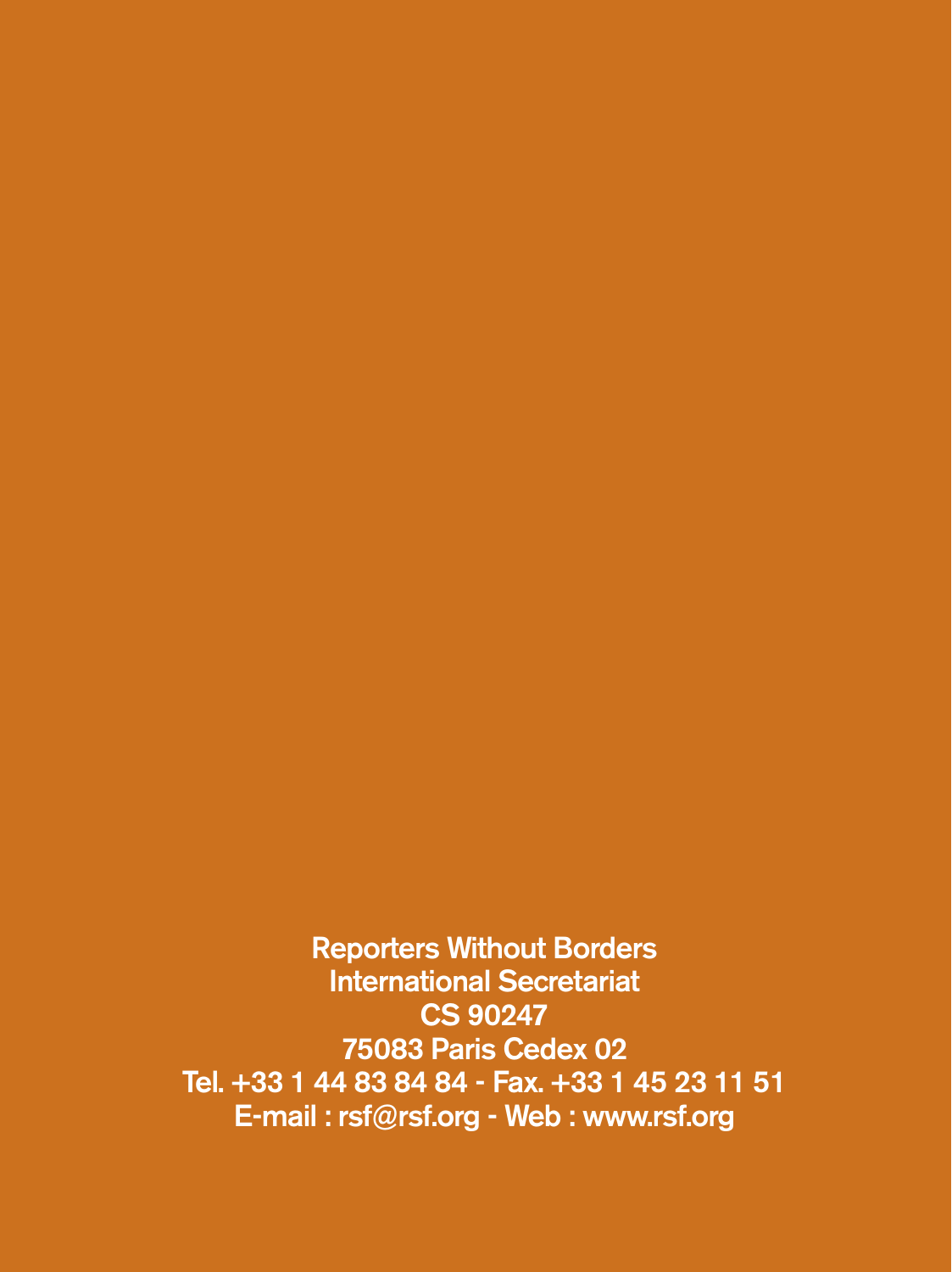**Reporters Without Borders**
**International Secretariat**
**CS 90247**
**75083 Paris Cedex 02**
**Tel. +33 1 44 83 84 84 - Fax. +33 1 45 23 11 51**
**E-mail : rsf@rsf.org - Web : www.rsf.org**